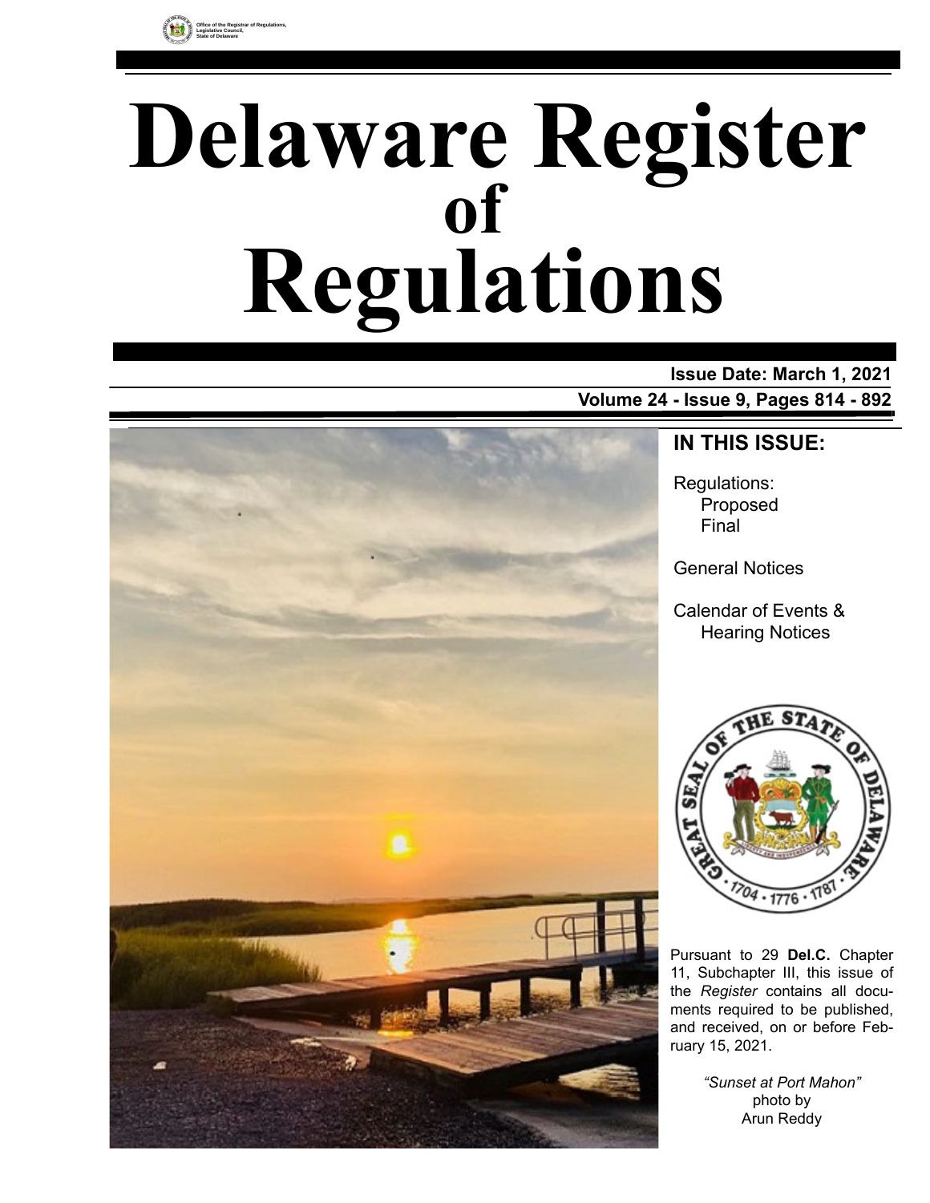Office of the Registrar of Regulations, Legislative Council, State of Delaware

# Delaware Register of Regulations

**Issue Date: March 1, 2021**

**Volume 24 - Issue 9, Pages 814 - 892**

## IN THIS ISSUE:

Regulations:
- Proposed
- Final

General Notices

Calendar of Events & Hearing Notices

Pursuant to 29 **Del.C.** Chapter 11, Subchapter III, this issue of the *Register* contains all documents required to be published, and received, on or before February 15, 2021.

*"Sunset at Port Mahon"*
photo by
Arun Reddy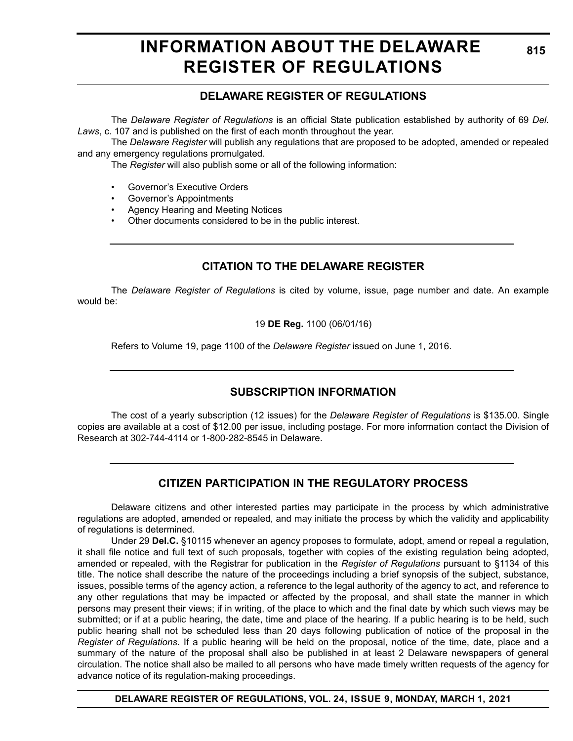# INFORMATION ABOUT THE DELAWARE REGISTER OF REGULATIONS

## DELAWARE REGISTER OF REGULATIONS

The *Delaware Register of Regulations* is an official State publication established by authority of 69 *Del. Laws*, c. 107 and is published on the first of each month throughout the year.

The *Delaware Register* will publish any regulations that are proposed to be adopted, amended or repealed and any emergency regulations promulgated.

The *Register* will also publish some or all of the following information:

- Governor's Executive Orders
- Governor's Appointments
- Agency Hearing and Meeting Notices
- Other documents considered to be in the public interest.

## CITATION TO THE DELAWARE REGISTER

The *Delaware Register of Regulations* is cited by volume, issue, page number and date. An example would be:

19 **DE Reg.** 1100 (06/01/16)

Refers to Volume 19, page 1100 of the *Delaware Register* issued on June 1, 2016.

## SUBSCRIPTION INFORMATION

The cost of a yearly subscription (12 issues) for the *Delaware Register of Regulations* is $135.00. Single copies are available at a cost of $12.00 per issue, including postage. For more information contact the Division of Research at 302-744-4114 or 1-800-282-8545 in Delaware.

## CITIZEN PARTICIPATION IN THE REGULATORY PROCESS

Delaware citizens and other interested parties may participate in the process by which administrative regulations are adopted, amended or repealed, and may initiate the process by which the validity and applicability of regulations is determined.

Under 29 **Del.C.** §10115 whenever an agency proposes to formulate, adopt, amend or repeal a regulation, it shall file notice and full text of such proposals, together with copies of the existing regulation being adopted, amended or repealed, with the Registrar for publication in the *Register of Regulations* pursuant to §1134 of this title. The notice shall describe the nature of the proceedings including a brief synopsis of the subject, substance, issues, possible terms of the agency action, a reference to the legal authority of the agency to act, and reference to any other regulations that may be impacted or affected by the proposal, and shall state the manner in which persons may present their views; if in writing, of the place to which and the final date by which such views may be submitted; or if at a public hearing, the date, time and place of the hearing. If a public hearing is to be held, such public hearing shall not be scheduled less than 20 days following publication of notice of the proposal in the *Register of Regulations*. If a public hearing will be held on the proposal, notice of the time, date, place and a summary of the nature of the proposal shall also be published in at least 2 Delaware newspapers of general circulation. The notice shall also be mailed to all persons who have made timely written requests of the agency for advance notice of its regulation-making proceedings.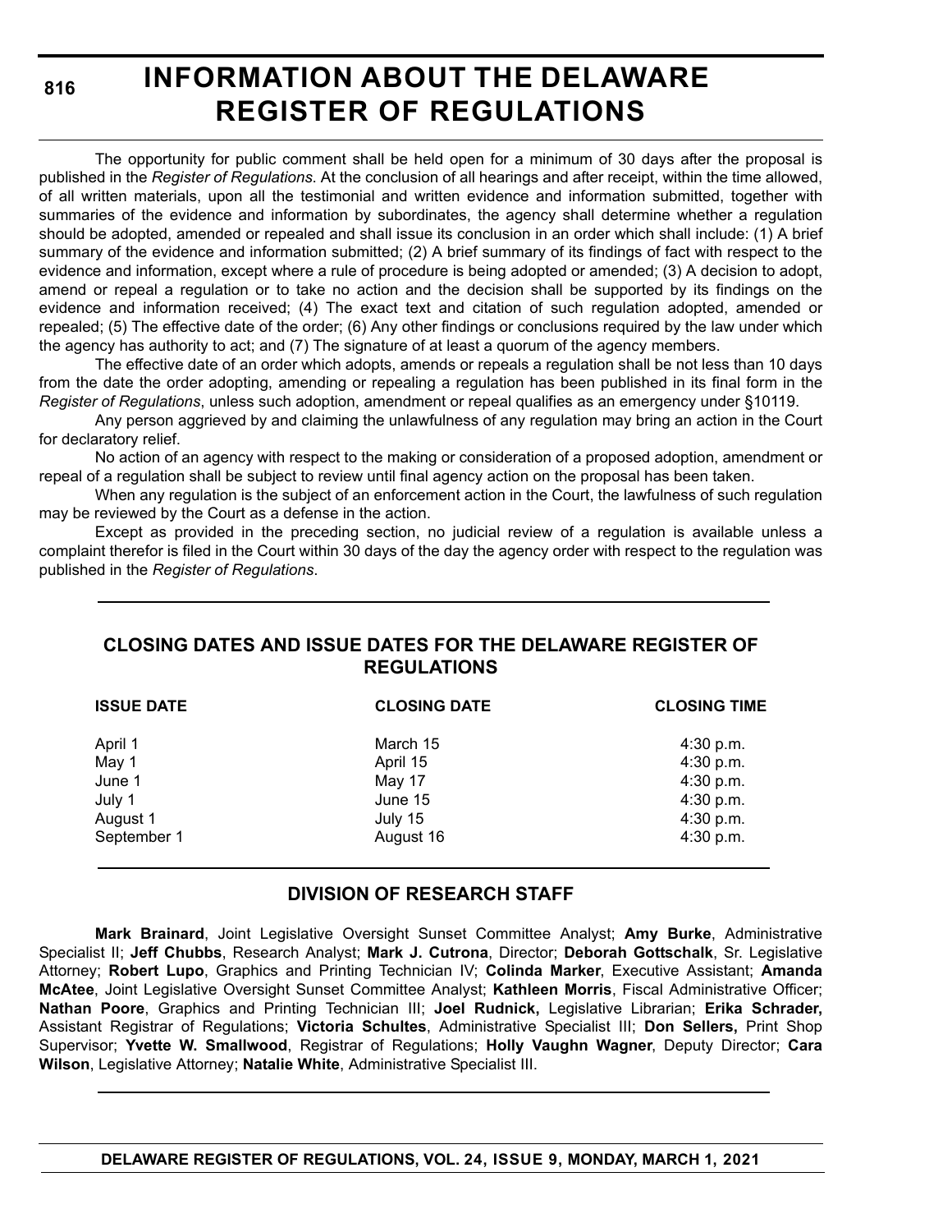# INFORMATION ABOUT THE DELAWARE REGISTER OF REGULATIONS

The opportunity for public comment shall be held open for a minimum of 30 days after the proposal is published in the *Register of Regulations*. At the conclusion of all hearings and after receipt, within the time allowed, of all written materials, upon all the testimonial and written evidence and information submitted, together with summaries of the evidence and information by subordinates, the agency shall determine whether a regulation should be adopted, amended or repealed and shall issue its conclusion in an order which shall include: (1) A brief summary of the evidence and information submitted; (2) A brief summary of its findings of fact with respect to the evidence and information, except where a rule of procedure is being adopted or amended; (3) A decision to adopt, amend or repeal a regulation or to take no action and the decision shall be supported by its findings on the evidence and information received; (4) The exact text and citation of such regulation adopted, amended or repealed; (5) The effective date of the order; (6) Any other findings or conclusions required by the law under which the agency has authority to act; and (7) The signature of at least a quorum of the agency members.

The effective date of an order which adopts, amends or repeals a regulation shall be not less than 10 days from the date the order adopting, amending or repealing a regulation has been published in its final form in the *Register of Regulations*, unless such adoption, amendment or repeal qualifies as an emergency under §10119.

Any person aggrieved by and claiming the unlawfulness of any regulation may bring an action in the Court for declaratory relief.

No action of an agency with respect to the making or consideration of a proposed adoption, amendment or repeal of a regulation shall be subject to review until final agency action on the proposal has been taken.

When any regulation is the subject of an enforcement action in the Court, the lawfulness of such regulation may be reviewed by the Court as a defense in the action.

Except as provided in the preceding section, no judicial review of a regulation is available unless a complaint therefor is filed in the Court within 30 days of the day the agency order with respect to the regulation was published in the *Register of Regulations*.

## CLOSING DATES AND ISSUE DATES FOR THE DELAWARE REGISTER OF REGULATIONS

| ISSUE DATE | CLOSING DATE | CLOSING TIME |
|---|---|---|
| April 1 | March 15 | 4:30 p.m. |
| May 1 | April 15 | 4:30 p.m. |
| June 1 | May 17 | 4:30 p.m. |
| July 1 | June 15 | 4:30 p.m. |
| August 1 | July 15 | 4:30 p.m. |
| September 1 | August 16 | 4:30 p.m. |

## DIVISION OF RESEARCH STAFF

**Mark Brainard**, Joint Legislative Oversight Sunset Committee Analyst; **Amy Burke**, Administrative Specialist II; **Jeff Chubbs**, Research Analyst; **Mark J. Cutrona**, Director; **Deborah Gottschalk**, Sr. Legislative Attorney; **Robert Lupo**, Graphics and Printing Technician IV; **Colinda Marker**, Executive Assistant; **Amanda McAtee**, Joint Legislative Oversight Sunset Committee Analyst; **Kathleen Morris**, Fiscal Administrative Officer; **Nathan Poore**, Graphics and Printing Technician III; **Joel Rudnick,** Legislative Librarian; **Erika Schrader,** Assistant Registrar of Regulations; **Victoria Schultes**, Administrative Specialist III; **Don Sellers,** Print Shop Supervisor; **Yvette W. Smallwood**, Registrar of Regulations; **Holly Vaughn Wagner**, Deputy Director; **Cara Wilson**, Legislative Attorney; **Natalie White**, Administrative Specialist III.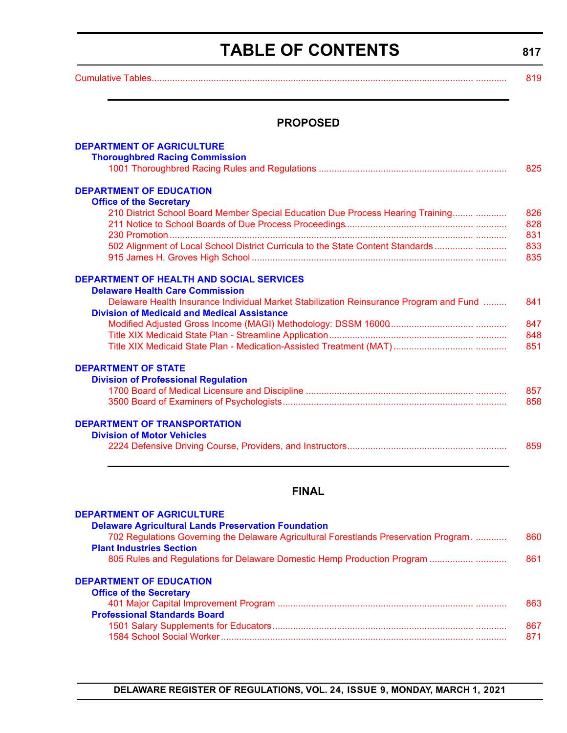# TABLE OF CONTENTS

Cumulative Tables .................................................... 819

## PROPOSED

**DEPARTMENT OF AGRICULTURE**

**Thoroughbred Racing Commission**

1001 Thoroughbred Racing Rules and Regulations .................................................... 825

**DEPARTMENT OF EDUCATION**

**Office of the Secretary**

210 District School Board Member Special Education Due Process Hearing Training .................................................... 826

211 Notice to School Boards of Due Process Proceedings .................................................... 828

230 Promotion .................................................... 831

502 Alignment of Local School District Curricula to the State Content Standards .................................................... 833

915 James H. Groves High School .................................................... 835

**DEPARTMENT OF HEALTH AND SOCIAL SERVICES**

**Delaware Health Care Commission**

Delaware Health Insurance Individual Market Stabilization Reinsurance Program and Fund .................................................... 841

**Division of Medicaid and Medical Assistance**

Modified Adjusted Gross Income (MAGI) Methodology: DSSM 16000 .................................................... 847

Title XIX Medicaid State Plan - Streamline Application .................................................... 848

Title XIX Medicaid State Plan - Medication-Assisted Treatment (MAT) .................................................... 851

**DEPARTMENT OF STATE**

**Division of Professional Regulation**

1700 Board of Medical Licensure and Discipline .................................................... 857

3500 Board of Examiners of Psychologists .................................................... 858

**DEPARTMENT OF TRANSPORTATION**

**Division of Motor Vehicles**

2224 Defensive Driving Course, Providers, and Instructors .................................................... 859

## FINAL

**DEPARTMENT OF AGRICULTURE**

**Delaware Agricultural Lands Preservation Foundation**

702 Regulations Governing the Delaware Agricultural Forestlands Preservation Program .................................................... 860

**Plant Industries Section**

805 Rules and Regulations for Delaware Domestic Hemp Production Program .................................................... 861

**DEPARTMENT OF EDUCATION**

**Office of the Secretary**

401 Major Capital Improvement Program .................................................... 863

**Professional Standards Board**

1501 Salary Supplements for Educators .................................................... 867

1584 School Social Worker .................................................... 871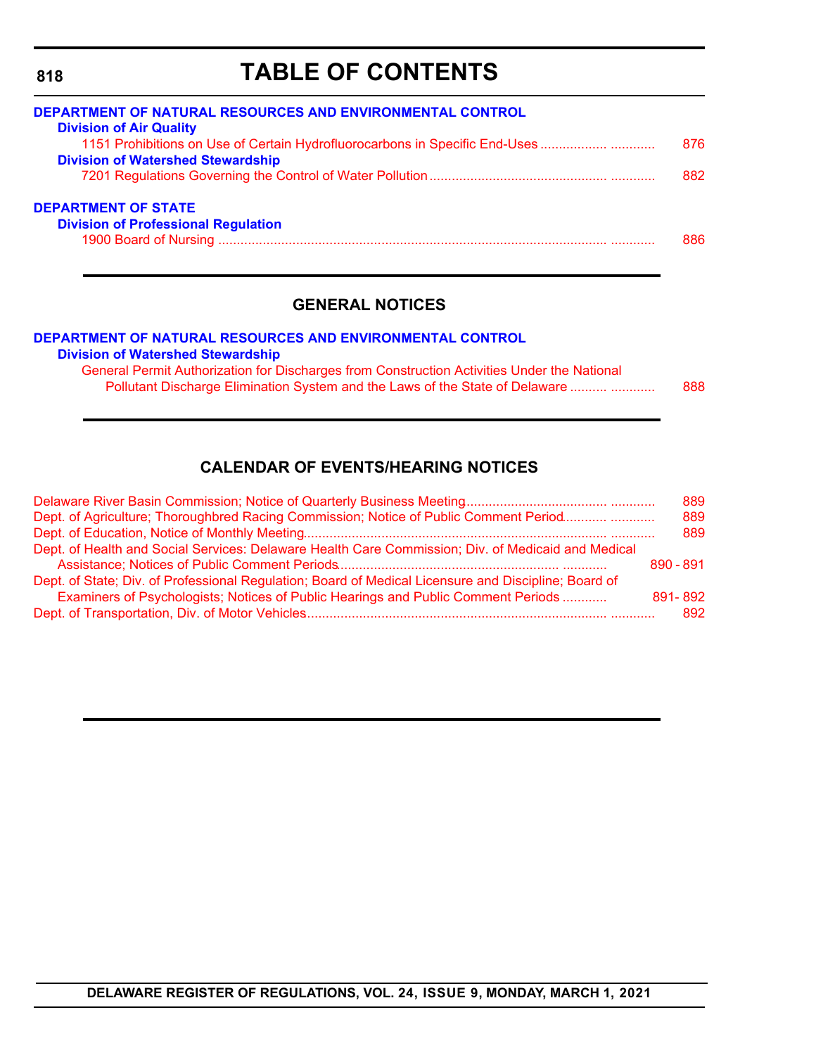# TABLE OF CONTENTS

**DEPARTMENT OF NATURAL RESOURCES AND ENVIRONMENTAL CONTROL**

**Division of Air Quality**

1151 Prohibitions on Use of Certain Hydrofluorocarbons in Specific End-Uses ..... 876

**Division of Watershed Stewardship**

7201 Regulations Governing the Control of Water Pollution ..... 882

**DEPARTMENT OF STATE**

**Division of Professional Regulation**

1900 Board of Nursing ..... 886

## GENERAL NOTICES

**DEPARTMENT OF NATURAL RESOURCES AND ENVIRONMENTAL CONTROL**

**Division of Watershed Stewardship**

General Permit Authorization for Discharges from Construction Activities Under the National Pollutant Discharge Elimination System and the Laws of the State of Delaware ..... 888

## CALENDAR OF EVENTS/HEARING NOTICES

Delaware River Basin Commission; Notice of Quarterly Business Meeting ..... 889

Dept. of Agriculture; Thoroughbred Racing Commission; Notice of Public Comment Period ..... 889

Dept. of Education, Notice of Monthly Meeting ..... 889

Dept. of Health and Social Services: Delaware Health Care Commission; Div. of Medicaid and Medical Assistance; Notices of Public Comment Periods ..... 890 - 891

Dept. of State; Div. of Professional Regulation; Board of Medical Licensure and Discipline; Board of Examiners of Psychologists; Notices of Public Hearings and Public Comment Periods ..... 891- 892

Dept. of Transportation, Div. of Motor Vehicles ..... 892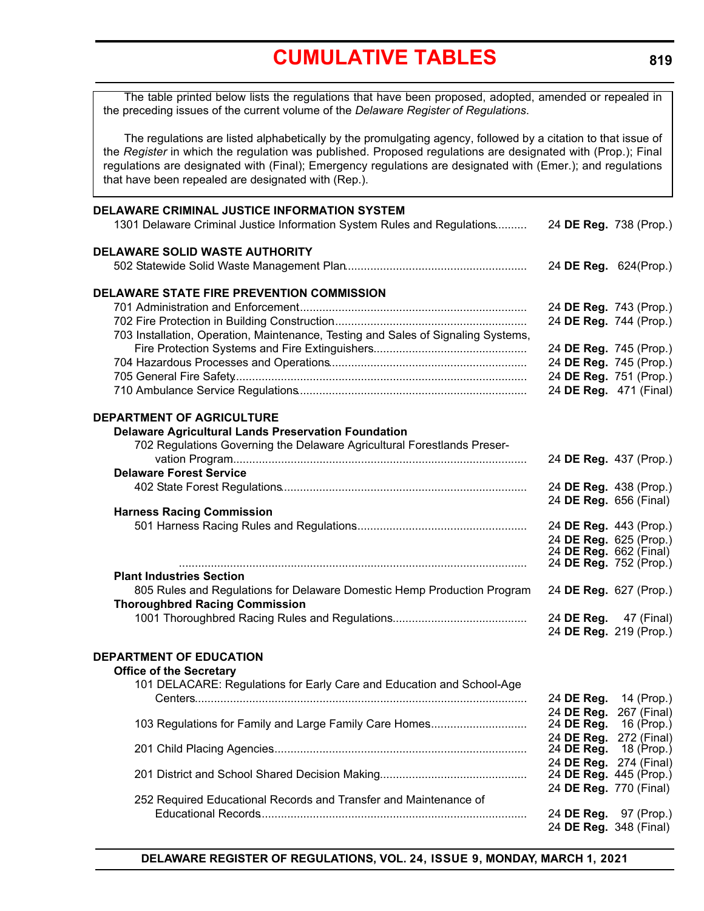# CUMULATIVE TABLES

The table printed below lists the regulations that have been proposed, adopted, amended or repealed in the preceding issues of the current volume of the *Delaware Register of Regulations*.

The regulations are listed alphabetically by the promulgating agency, followed by a citation to that issue of the *Register* in which the regulation was published. Proposed regulations are designated with (Prop.); Final regulations are designated with (Final); Emergency regulations are designated with (Emer.); and regulations that have been repealed are designated with (Rep.).

**DELAWARE CRIMINAL JUSTICE INFORMATION SYSTEM**

1301 Delaware Criminal Justice Information System Rules and Regulations .......... 24 **DE Reg.** 738 (Prop.)

**DELAWARE SOLID WASTE AUTHORITY**

502 Statewide Solid Waste Management Plan .......... 24 **DE Reg.** 624(Prop.)

**DELAWARE STATE FIRE PREVENTION COMMISSION**

701 Administration and Enforcement .......... 24 **DE Reg.** 743 (Prop.)
702 Fire Protection in Building Construction .......... 24 **DE Reg.** 744 (Prop.)
703 Installation, Operation, Maintenance, Testing and Sales of Signaling Systems, Fire Protection Systems and Fire Extinguishers .......... 24 **DE Reg.** 745 (Prop.)
704 Hazardous Processes and Operations .......... 24 **DE Reg.** 745 (Prop.)
705 General Fire Safety .......... 24 **DE Reg.** 751 (Prop.)
710 Ambulance Service Regulations .......... 24 **DE Reg.** 471 (Final)

**DEPARTMENT OF AGRICULTURE**

**Delaware Agricultural Lands Preservation Foundation**

702 Regulations Governing the Delaware Agricultural Forestlands Preservation Program .......... 24 **DE Reg.** 437 (Prop.)

**Delaware Forest Service**

402 State Forest Regulations .......... 24 **DE Reg.** 438 (Prop.)
24 **DE Reg.** 656 (Final)

**Harness Racing Commission**

501 Harness Racing Rules and Regulations .......... 24 **DE Reg.** 443 (Prop.)
24 **DE Reg.** 625 (Prop.)
24 **DE Reg.** 662 (Final)
.......... 24 **DE Reg.** 752 (Prop.)

**Plant Industries Section**

805 Rules and Regulations for Delaware Domestic Hemp Production Program 24 **DE Reg.** 627 (Prop.)

**Thoroughbred Racing Commission**

1001 Thoroughbred Racing Rules and Regulations .......... 24 **DE Reg.** 47 (Final)
24 **DE Reg.** 219 (Prop.)

**DEPARTMENT OF EDUCATION**

**Office of the Secretary**

101 DELACARE: Regulations for Early Care and Education and School-Age Centers .......... 24 **DE Reg.** 14 (Prop.)
24 **DE Reg.** 267 (Final)
103 Regulations for Family and Large Family Care Homes .......... 24 **DE Reg.** 16 (Prop.)
24 **DE Reg.** 272 (Final)
201 Child Placing Agencies .......... 24 **DE Reg.** 18 (Prop.)
24 **DE Reg.** 274 (Final)
201 District and School Shared Decision Making .......... 24 **DE Reg.** 445 (Prop.)
24 **DE Reg.** 770 (Final)
252 Required Educational Records and Transfer and Maintenance of Educational Records .......... 24 **DE Reg.** 97 (Prop.)
24 **DE Reg.** 348 (Final)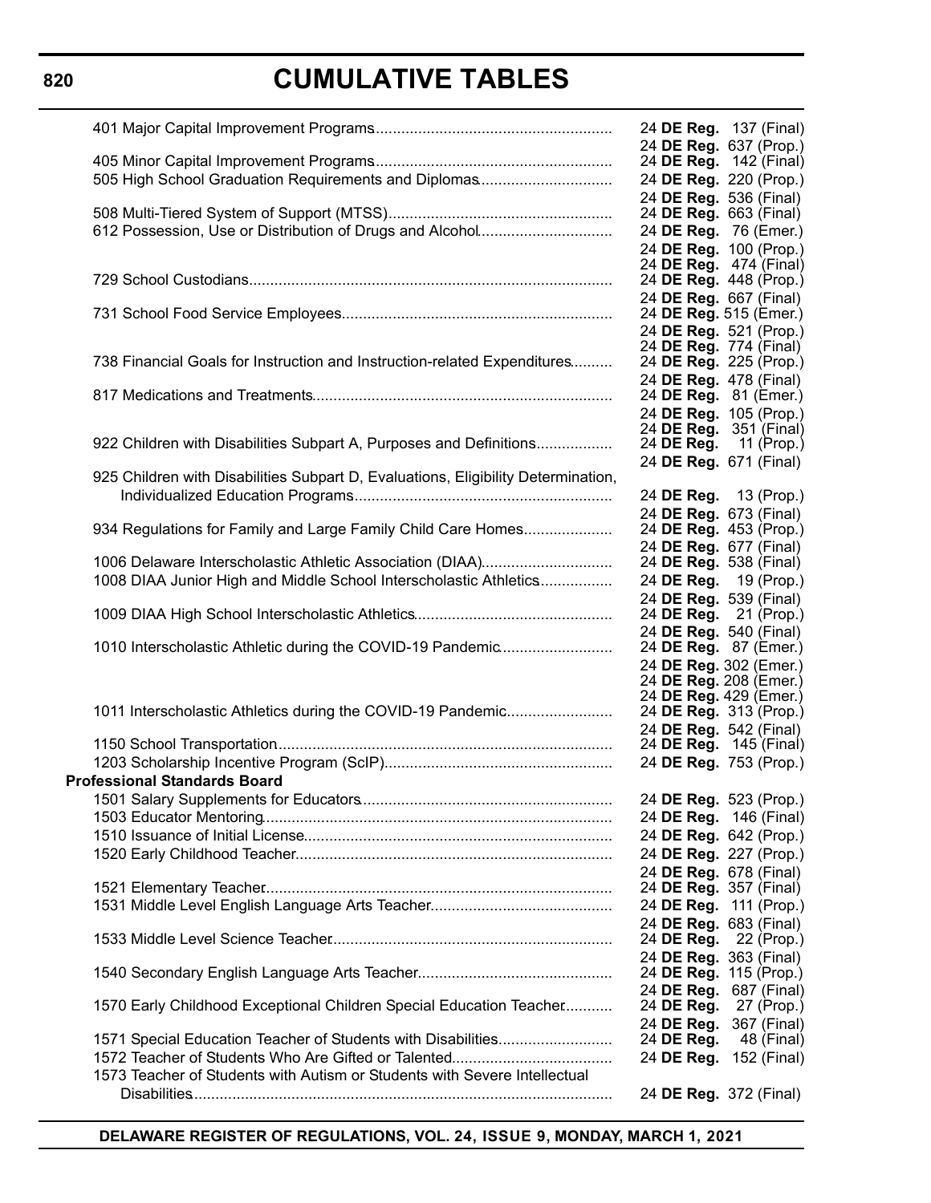# CUMULATIVE TABLES

| Regulation | Citation |
|---|---|
| 401 Major Capital Improvement Programs | 24 **DE Reg.** 137 (Final) |
| | 24 **DE Reg.** 637 (Prop.) |
| 405 Minor Capital Improvement Programs | 24 **DE Reg.** 142 (Final) |
| 505 High School Graduation Requirements and Diplomas | 24 **DE Reg.** 220 (Prop.) |
| | 24 **DE Reg.** 536 (Final) |
| 508 Multi-Tiered System of Support (MTSS) | 24 **DE Reg.** 663 (Final) |
| 612 Possession, Use or Distribution of Drugs and Alcohol | 24 **DE Reg.** 76 (Emer.) |
| | 24 **DE Reg.** 100 (Prop.) |
| | 24 **DE Reg.** 474 (Final) |
| 729 School Custodians | 24 **DE Reg.** 448 (Prop.) |
| | 24 **DE Reg.** 667 (Final) |
| 731 School Food Service Employees | 24 **DE Reg.** 515 (Emer.) |
| | 24 **DE Reg.** 521 (Prop.) |
| | 24 **DE Reg.** 774 (Final) |
| 738 Financial Goals for Instruction and Instruction-related Expenditures | 24 **DE Reg.** 225 (Prop.) |
| | 24 **DE Reg.** 478 (Final) |
| 817 Medications and Treatments | 24 **DE Reg.** 81 (Emer.) |
| | 24 **DE Reg.** 105 (Prop.) |
| | 24 **DE Reg.** 351 (Final) |
| 922 Children with Disabilities Subpart A, Purposes and Definitions | 24 **DE Reg.** 11 (Prop.) |
| | 24 **DE Reg.** 671 (Final) |
| 925 Children with Disabilities Subpart D, Evaluations, Eligibility Determination, Individualized Education Programs | 24 **DE Reg.** 13 (Prop.) |
| | 24 **DE Reg.** 673 (Final) |
| 934 Regulations for Family and Large Family Child Care Homes | 24 **DE Reg.** 453 (Prop.) |
| | 24 **DE Reg.** 677 (Final) |
| 1006 Delaware Interscholastic Athletic Association (DIAA) | 24 **DE Reg.** 538 (Final) |
| 1008 DIAA Junior High and Middle School Interscholastic Athletics | 24 **DE Reg.** 19 (Prop.) |
| | 24 **DE Reg.** 539 (Final) |
| 1009 DIAA High School Interscholastic Athletics | 24 **DE Reg.** 21 (Prop.) |
| | 24 **DE Reg.** 540 (Final) |
| 1010 Interscholastic Athletic during the COVID-19 Pandemic | 24 **DE Reg.** 87 (Emer.) |
| | 24 **DE Reg.** 302 (Emer.) |
| | 24 **DE Reg.** 208 (Emer.) |
| | 24 **DE Reg.** 429 (Emer.) |
| 1011 Interscholastic Athletics during the COVID-19 Pandemic | 24 **DE Reg.** 313 (Prop.) |
| | 24 **DE Reg.** 542 (Final) |
| 1150 School Transportation | 24 **DE Reg.** 145 (Final) |
| 1203 Scholarship Incentive Program (ScIP) | 24 **DE Reg.** 753 (Prop.) |
| **Professional Standards Board** | |
| 1501 Salary Supplements for Educators | 24 **DE Reg.** 523 (Prop.) |
| 1503 Educator Mentoring | 24 **DE Reg.** 146 (Final) |
| 1510 Issuance of Initial License | 24 **DE Reg.** 642 (Prop.) |
| 1520 Early Childhood Teacher | 24 **DE Reg.** 227 (Prop.) |
| | 24 **DE Reg.** 678 (Final) |
| 1521 Elementary Teacher | 24 **DE Reg.** 357 (Final) |
| 1531 Middle Level English Language Arts Teacher | 24 **DE Reg.** 111 (Prop.) |
| | 24 **DE Reg.** 683 (Final) |
| 1533 Middle Level Science Teacher | 24 **DE Reg.** 22 (Prop.) |
| | 24 **DE Reg.** 363 (Final) |
| 1540 Secondary English Language Arts Teacher | 24 **DE Reg.** 115 (Prop.) |
| | 24 **DE Reg.** 687 (Final) |
| 1570 Early Childhood Exceptional Children Special Education Teacher | 24 **DE Reg.** 27 (Prop.) |
| | 24 **DE Reg.** 367 (Final) |
| 1571 Special Education Teacher of Students with Disabilities | 24 **DE Reg.** 48 (Final) |
| 1572 Teacher of Students Who Are Gifted or Talented | 24 **DE Reg.** 152 (Final) |
| 1573 Teacher of Students with Autism or Students with Severe Intellectual Disabilities | 24 **DE Reg.** 372 (Final) |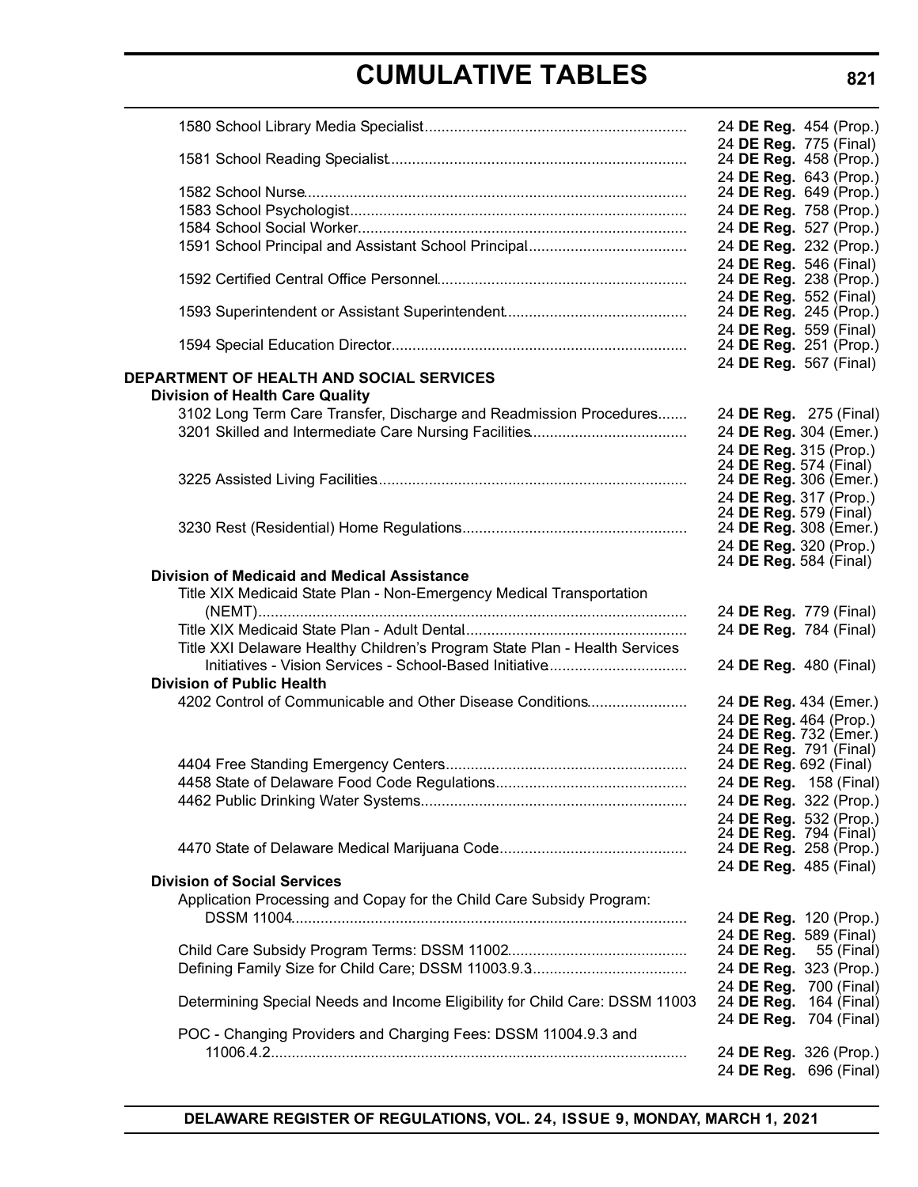# CUMULATIVE TABLES

| Regulation | Citation |
|---|---|
| 1580 School Library Media Specialist | 24 **DE Reg.** 454 (Prop.) |
| | 24 **DE Reg.** 775 (Final) |
| 1581 School Reading Specialist | 24 **DE Reg.** 458 (Prop.) |
| | 24 **DE Reg.** 643 (Prop.) |
| 1582 School Nurse | 24 **DE Reg.** 649 (Prop.) |
| 1583 School Psychologist | 24 **DE Reg.** 758 (Prop.) |
| 1584 School Social Worker | 24 **DE Reg.** 527 (Prop.) |
| 1591 School Principal and Assistant School Principal | 24 **DE Reg.** 232 (Prop.) |
| | 24 **DE Reg.** 546 (Final) |
| 1592 Certified Central Office Personnel | 24 **DE Reg.** 238 (Prop.) |
| | 24 **DE Reg.** 552 (Final) |
| 1593 Superintendent or Assistant Superintendent | 24 **DE Reg.** 245 (Prop.) |
| | 24 **DE Reg.** 559 (Final) |
| 1594 Special Education Director | 24 **DE Reg.** 251 (Prop.) |
| | 24 **DE Reg.** 567 (Final) |

**DEPARTMENT OF HEALTH AND SOCIAL SERVICES**

**Division of Health Care Quality**

| Regulation | Citation |
|---|---|
| 3102 Long Term Care Transfer, Discharge and Readmission Procedures | 24 **DE Reg.** 275 (Final) |
| 3201 Skilled and Intermediate Care Nursing Facilities | 24 **DE Reg.** 304 (Emer.) |
| | 24 **DE Reg.** 315 (Prop.) |
| | 24 **DE Reg.** 574 (Final) |
| 3225 Assisted Living Facilities | 24 **DE Reg.** 306 (Emer.) |
| | 24 **DE Reg.** 317 (Prop.) |
| | 24 **DE Reg.** 579 (Final) |
| 3230 Rest (Residential) Home Regulations | 24 **DE Reg.** 308 (Emer.) |
| | 24 **DE Reg.** 320 (Prop.) |
| | 24 **DE Reg.** 584 (Final) |

**Division of Medicaid and Medical Assistance**

| Regulation | Citation |
|---|---|
| Title XIX Medicaid State Plan - Non-Emergency Medical Transportation (NEMT) | 24 **DE Reg.** 779 (Final) |
| Title XIX Medicaid State Plan - Adult Dental | 24 **DE Reg.** 784 (Final) |
| Title XXI Delaware Healthy Children's Program State Plan - Health Services Initiatives - Vision Services - School-Based Initiative | 24 **DE Reg.** 480 (Final) |

**Division of Public Health**

| Regulation | Citation |
|---|---|
| 4202 Control of Communicable and Other Disease Conditions | 24 **DE Reg.** 434 (Emer.) |
| | 24 **DE Reg.** 464 (Prop.) |
| | 24 **DE Reg.** 732 (Emer.) |
| | 24 **DE Reg.** 791 (Final) |
| 4404 Free Standing Emergency Centers | 24 **DE Reg.** 692 (Final) |
| 4458 State of Delaware Food Code Regulations | 24 **DE Reg.** 158 (Final) |
| 4462 Public Drinking Water Systems | 24 **DE Reg.** 322 (Prop.) |
| | 24 **DE Reg.** 532 (Prop.) |
| | 24 **DE Reg.** 794 (Final) |
| 4470 State of Delaware Medical Marijuana Code | 24 **DE Reg.** 258 (Prop.) |
| | 24 **DE Reg.** 485 (Final) |

**Division of Social Services**

| Regulation | Citation |
|---|---|
| Application Processing and Copay for the Child Care Subsidy Program: DSSM 11004 | 24 **DE Reg.** 120 (Prop.) |
| | 24 **DE Reg.** 589 (Final) |
| Child Care Subsidy Program Terms: DSSM 11002 | 24 **DE Reg.** 55 (Final) |
| Defining Family Size for Child Care; DSSM 11003.9.3 | 24 **DE Reg.** 323 (Prop.) |
| | 24 **DE Reg.** 700 (Final) |
| Determining Special Needs and Income Eligibility for Child Care: DSSM 11003 | 24 **DE Reg.** 164 (Final) |
| | 24 **DE Reg.** 704 (Final) |
| POC - Changing Providers and Charging Fees: DSSM 11004.9.3 and 11006.4.2 | 24 **DE Reg.** 326 (Prop.) |
| | 24 **DE Reg.** 696 (Final) |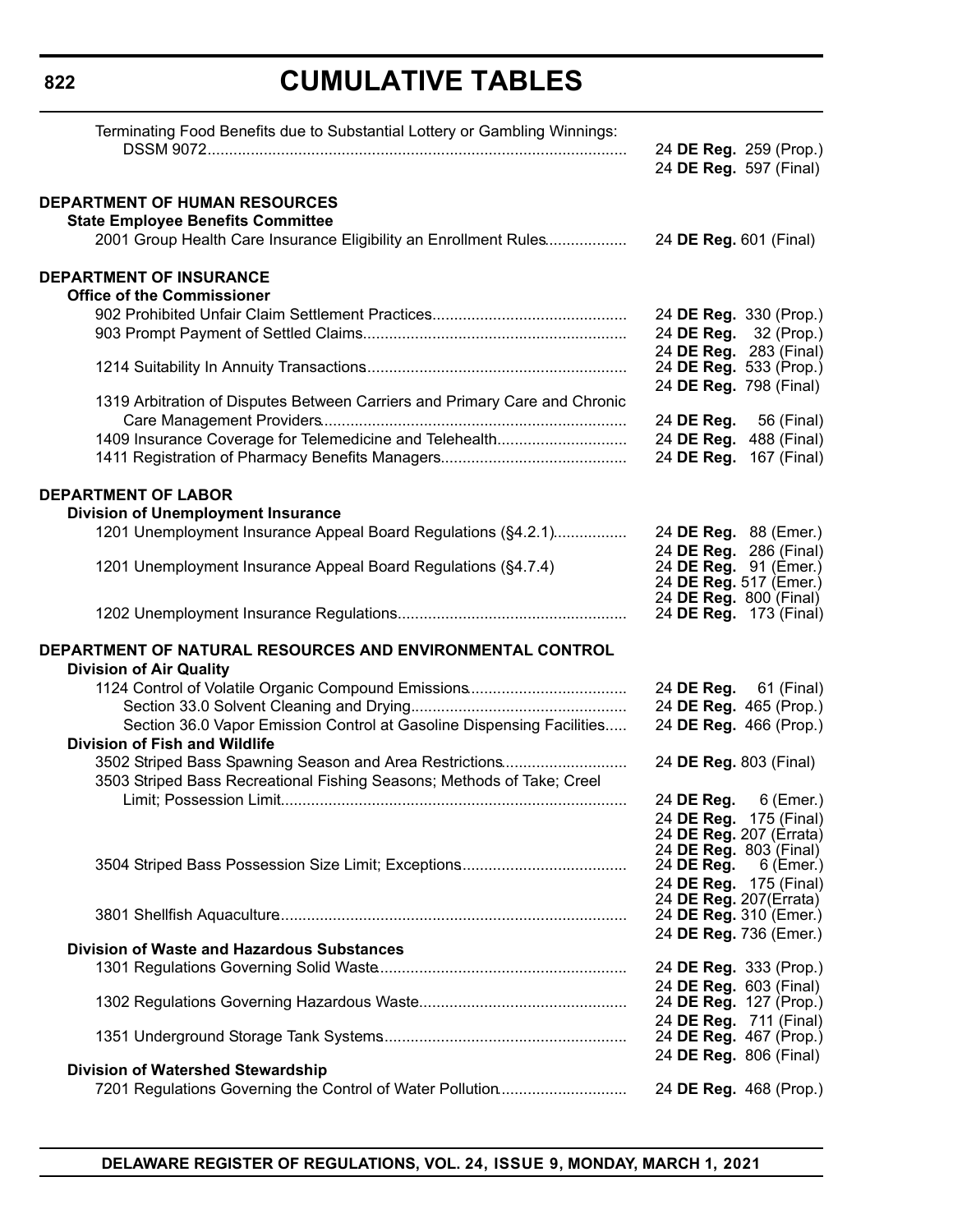# CUMULATIVE TABLES

| | |
|---|---|
| Terminating Food Benefits due to Substantial Lottery or Gambling Winnings: DSSM 9072 | 24 **DE Reg.** 259 (Prop.)<br>24 **DE Reg.** 597 (Final) |
| **DEPARTMENT OF HUMAN RESOURCES** | |
| **State Employee Benefits Committee** | |
| 2001 Group Health Care Insurance Eligibility an Enrollment Rules | 24 **DE Reg.** 601 (Final) |
| **DEPARTMENT OF INSURANCE** | |
| **Office of the Commissioner** | |
| 902 Prohibited Unfair Claim Settlement Practices | 24 **DE Reg.** 330 (Prop.) |
| 903 Prompt Payment of Settled Claims | 24 **DE Reg.** 32 (Prop.)<br>24 **DE Reg.** 283 (Final) |
| 1214 Suitability In Annuity Transactions | 24 **DE Reg.** 533 (Prop.)<br>24 **DE Reg.** 798 (Final) |
| 1319 Arbitration of Disputes Between Carriers and Primary Care and Chronic Care Management Providers | 24 **DE Reg.** 56 (Final) |
| 1409 Insurance Coverage for Telemedicine and Telehealth | 24 **DE Reg.** 488 (Final) |
| 1411 Registration of Pharmacy Benefits Managers | 24 **DE Reg.** 167 (Final) |
| **DEPARTMENT OF LABOR** | |
| **Division of Unemployment Insurance** | |
| 1201 Unemployment Insurance Appeal Board Regulations (§4.2.1) | 24 **DE Reg.** 88 (Emer.)<br>24 **DE Reg.** 286 (Final) |
| 1201 Unemployment Insurance Appeal Board Regulations (§4.7.4) | 24 **DE Reg.** 91 (Emer.)<br>24 **DE Reg.** 517 (Emer.)<br>24 **DE Reg.** 800 (Final) |
| 1202 Unemployment Insurance Regulations | 24 **DE Reg.** 173 (Final) |
| **DEPARTMENT OF NATURAL RESOURCES AND ENVIRONMENTAL CONTROL** | |
| **Division of Air Quality** | |
| 1124 Control of Volatile Organic Compound Emissions | 24 **DE Reg.** 61 (Final) |
| Section 33.0 Solvent Cleaning and Drying | 24 **DE Reg.** 465 (Prop.) |
| Section 36.0 Vapor Emission Control at Gasoline Dispensing Facilities | 24 **DE Reg.** 466 (Prop.) |
| **Division of Fish and Wildlife** | |
| 3502 Striped Bass Spawning Season and Area Restrictions | 24 **DE Reg.** 803 (Final) |
| 3503 Striped Bass Recreational Fishing Seasons; Methods of Take; Creel Limit; Possession Limit | 24 **DE Reg.** 6 (Emer.)<br>24 **DE Reg.** 175 (Final)<br>24 **DE Reg.** 207 (Errata)<br>24 **DE Reg.** 803 (Final) |
| 3504 Striped Bass Possession Size Limit; Exceptions | 24 **DE Reg.** 6 (Emer.)<br>24 **DE Reg.** 175 (Final)<br>24 **DE Reg.** 207(Errata) |
| 3801 Shellfish Aquaculture | 24 **DE Reg.** 310 (Emer.)<br>24 **DE Reg.** 736 (Emer.) |
| **Division of Waste and Hazardous Substances** | |
| 1301 Regulations Governing Solid Waste | 24 **DE Reg.** 333 (Prop.)<br>24 **DE Reg.** 603 (Final) |
| 1302 Regulations Governing Hazardous Waste | 24 **DE Reg.** 127 (Prop.)<br>24 **DE Reg.** 711 (Final) |
| 1351 Underground Storage Tank Systems | 24 **DE Reg.** 467 (Prop.)<br>24 **DE Reg.** 806 (Final) |
| **Division of Watershed Stewardship** | |
| 7201 Regulations Governing the Control of Water Pollution | 24 **DE Reg.** 468 (Prop.) |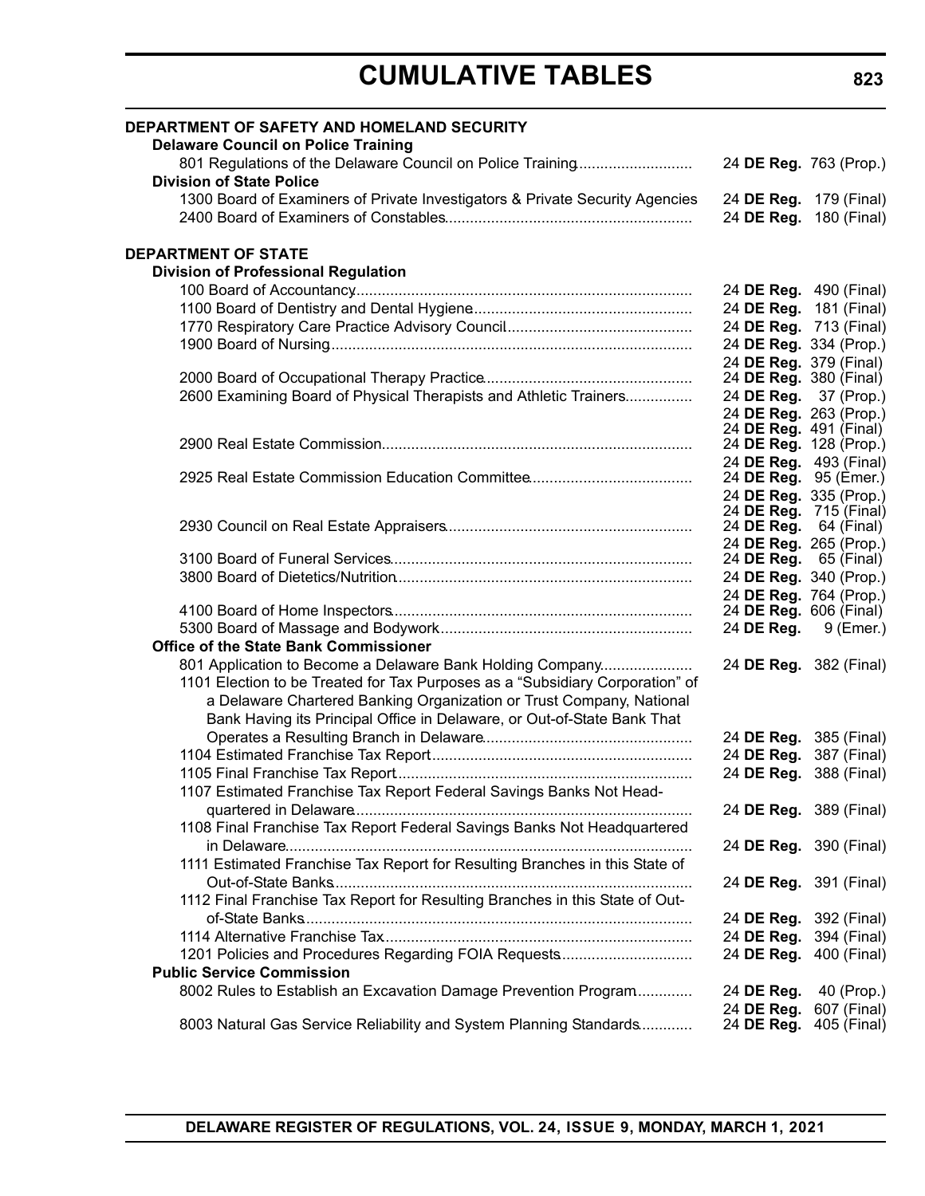# CUMULATIVE TABLES

**DEPARTMENT OF SAFETY AND HOMELAND SECURITY**

**Delaware Council on Police Training**

| | |
|---|---|
| 801 Regulations of the Delaware Council on Police Training | 24 **DE Reg.** 763 (Prop.) |

**Division of State Police**

| | |
|---|---|
| 1300 Board of Examiners of Private Investigators & Private Security Agencies | 24 **DE Reg.** 179 (Final) |
| 2400 Board of Examiners of Constables | 24 **DE Reg.** 180 (Final) |

**DEPARTMENT OF STATE**

**Division of Professional Regulation**

| | |
|---|---|
| 100 Board of Accountancy | 24 **DE Reg.** 490 (Final) |
| 1100 Board of Dentistry and Dental Hygiene | 24 **DE Reg.** 181 (Final) |
| 1770 Respiratory Care Practice Advisory Council | 24 **DE Reg.** 713 (Final) |
| 1900 Board of Nursing | 24 **DE Reg.** 334 (Prop.) |
| | 24 **DE Reg.** 379 (Final) |
| 2000 Board of Occupational Therapy Practice | 24 **DE Reg.** 380 (Final) |
| 2600 Examining Board of Physical Therapists and Athletic Trainers | 24 **DE Reg.** 37 (Prop.) |
| | 24 **DE Reg.** 263 (Prop.) |
| | 24 **DE Reg.** 491 (Final) |
| 2900 Real Estate Commission | 24 **DE Reg.** 128 (Prop.) |
| | 24 **DE Reg.** 493 (Final) |
| 2925 Real Estate Commission Education Committee | 24 **DE Reg.** 95 (Emer.) |
| | 24 **DE Reg.** 335 (Prop.) |
| | 24 **DE Reg.** 715 (Final) |
| 2930 Council on Real Estate Appraisers | 24 **DE Reg.** 64 (Final) |
| | 24 **DE Reg.** 265 (Prop.) |
| 3100 Board of Funeral Services | 24 **DE Reg.** 65 (Final) |
| 3800 Board of Dietetics/Nutrition | 24 **DE Reg.** 340 (Prop.) |
| | 24 **DE Reg.** 764 (Prop.) |
| 4100 Board of Home Inspectors | 24 **DE Reg.** 606 (Final) |
| 5300 Board of Massage and Bodywork | 24 **DE Reg.** 9 (Emer.) |

**Office of the State Bank Commissioner**

| | |
|---|---|
| 801 Application to Become a Delaware Bank Holding Company | 24 **DE Reg.** 382 (Final) |
| 1101 Election to be Treated for Tax Purposes as a "Subsidiary Corporation" of a Delaware Chartered Banking Organization or Trust Company, National Bank Having its Principal Office in Delaware, or Out-of-State Bank That Operates a Resulting Branch in Delaware | 24 **DE Reg.** 385 (Final) |
| 1104 Estimated Franchise Tax Report | 24 **DE Reg.** 387 (Final) |
| 1105 Final Franchise Tax Report | 24 **DE Reg.** 388 (Final) |
| 1107 Estimated Franchise Tax Report Federal Savings Banks Not Headquartered in Delaware | 24 **DE Reg.** 389 (Final) |
| 1108 Final Franchise Tax Report Federal Savings Banks Not Headquartered in Delaware | 24 **DE Reg.** 390 (Final) |
| 1111 Estimated Franchise Tax Report for Resulting Branches in this State of Out-of-State Banks | 24 **DE Reg.** 391 (Final) |
| 1112 Final Franchise Tax Report for Resulting Branches in this State of Out-of-State Banks | 24 **DE Reg.** 392 (Final) |
| 1114 Alternative Franchise Tax | 24 **DE Reg.** 394 (Final) |
| 1201 Policies and Procedures Regarding FOIA Requests | 24 **DE Reg.** 400 (Final) |

**Public Service Commission**

| | |
|---|---|
| 8002 Rules to Establish an Excavation Damage Prevention Program | 24 **DE Reg.** 40 (Prop.) |
| | 24 **DE Reg.** 607 (Final) |
| 8003 Natural Gas Service Reliability and System Planning Standards | 24 **DE Reg.** 405 (Final) |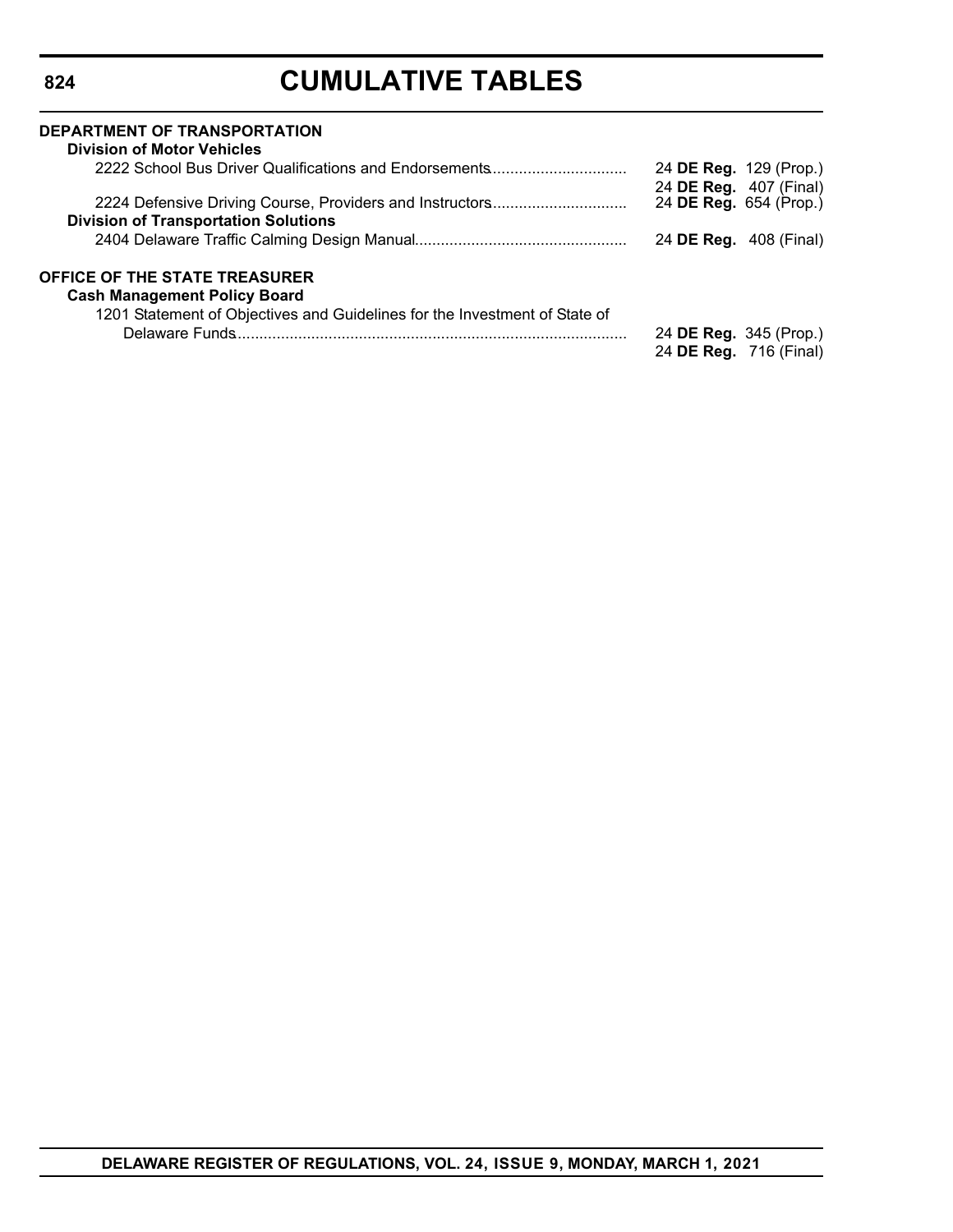## DEPARTMENT OF TRANSPORTATION

### Division of Motor Vehicles

2222 School Bus Driver Qualifications and Endorsements ............................... 24 **DE Reg.** 129 (Prop.)
24 **DE Reg.** 407 (Final)

2224 Defensive Driving Course, Providers and Instructors ............................... 24 **DE Reg.** 654 (Prop.)

### Division of Transportation Solutions

2404 Delaware Traffic Calming Design Manual ................................................ 24 **DE Reg.** 408 (Final)

## OFFICE OF THE STATE TREASURER

### Cash Management Policy Board

1201 Statement of Objectives and Guidelines for the Investment of State of Delaware Funds ......................................................................................... 24 **DE Reg.** 345 (Prop.)
24 **DE Reg.** 716 (Final)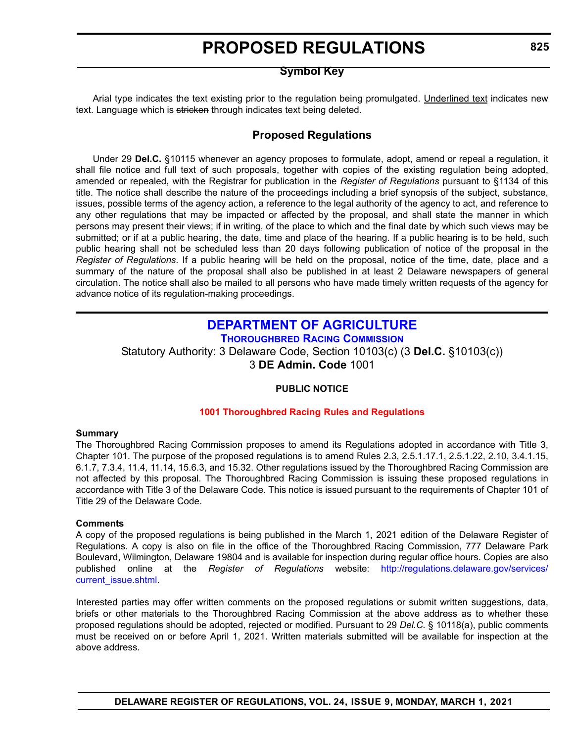# PROPOSED REGULATIONS

### Symbol Key

Arial type indicates the text existing prior to the regulation being promulgated. Underlined text indicates new text. Language which is ~~stricken~~ through indicates text being deleted.

### Proposed Regulations

Under 29 **Del.C.** §10115 whenever an agency proposes to formulate, adopt, amend or repeal a regulation, it shall file notice and full text of such proposals, together with copies of the existing regulation being adopted, amended or repealed, with the Registrar for publication in the *Register of Regulations* pursuant to §1134 of this title. The notice shall describe the nature of the proceedings including a brief synopsis of the subject, substance, issues, possible terms of the agency action, a reference to the legal authority of the agency to act, and reference to any other regulations that may be impacted or affected by the proposal, and shall state the manner in which persons may present their views; if in writing, of the place to which and the final date by which such views may be submitted; or if at a public hearing, the date, time and place of the hearing. If a public hearing is to be held, such public hearing shall not be scheduled less than 20 days following publication of notice of the proposal in the *Register of Regulations*. If a public hearing will be held on the proposal, notice of the time, date, place and a summary of the nature of the proposal shall also be published in at least 2 Delaware newspapers of general circulation. The notice shall also be mailed to all persons who have made timely written requests of the agency for advance notice of its regulation-making proceedings.

## DEPARTMENT OF AGRICULTURE

### Thoroughbred Racing Commission

Statutory Authority: 3 Delaware Code, Section 10103(c) (3 **Del.C.** §10103(c))
3 **DE Admin. Code** 1001

**PUBLIC NOTICE**

**1001 Thoroughbred Racing Rules and Regulations**

**Summary**
The Thoroughbred Racing Commission proposes to amend its Regulations adopted in accordance with Title 3, Chapter 101. The purpose of the proposed regulations is to amend Rules 2.3, 2.5.1.17.1, 2.5.1.22, 2.10, 3.4.1.15, 6.1.7, 7.3.4, 11.4, 11.14, 15.6.3, and 15.32. Other regulations issued by the Thoroughbred Racing Commission are not affected by this proposal. The Thoroughbred Racing Commission is issuing these proposed regulations in accordance with Title 3 of the Delaware Code. This notice is issued pursuant to the requirements of Chapter 101 of Title 29 of the Delaware Code.

**Comments**
A copy of the proposed regulations is being published in the March 1, 2021 edition of the Delaware Register of Regulations. A copy is also on file in the office of the Thoroughbred Racing Commission, 777 Delaware Park Boulevard, Wilmington, Delaware 19804 and is available for inspection during regular office hours. Copies are also published online at the *Register of Regulations* website: http://regulations.delaware.gov/services/current_issue.shtml.

Interested parties may offer written comments on the proposed regulations or submit written suggestions, data, briefs or other materials to the Thoroughbred Racing Commission at the above address as to whether these proposed regulations should be adopted, rejected or modified. Pursuant to 29 *Del.C.* § 10118(a), public comments must be received on or before April 1, 2021. Written materials submitted will be available for inspection at the above address.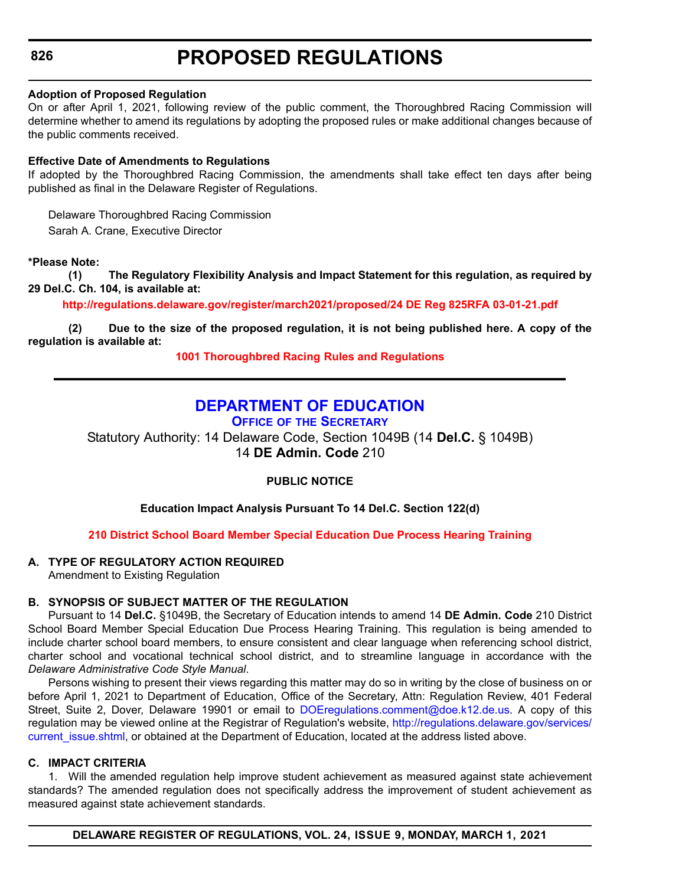**Adoption of Proposed Regulation**

On or after April 1, 2021, following review of the public comment, the Thoroughbred Racing Commission will determine whether to amend its regulations by adopting the proposed rules or make additional changes because of the public comments received.

**Effective Date of Amendments to Regulations**

If adopted by the Thoroughbred Racing Commission, the amendments shall take effect ten days after being published as final in the Delaware Register of Regulations.

Delaware Thoroughbred Racing Commission
Sarah A. Crane, Executive Director

**\*Please Note:**

**(1) The Regulatory Flexibility Analysis and Impact Statement for this regulation, as required by 29 Del.C. Ch. 104, is available at:**

**http://regulations.delaware.gov/register/march2021/proposed/24 DE Reg 825RFA 03-01-21.pdf**

**(2) Due to the size of the proposed regulation, it is not being published here. A copy of the regulation is available at:**

**1001 Thoroughbred Racing Rules and Regulations**

---

# DEPARTMENT OF EDUCATION

## Office of the Secretary

Statutory Authority: 14 Delaware Code, Section 1049B (14 **Del.C.** § 1049B)
14 **DE Admin. Code** 210

**PUBLIC NOTICE**

**Education Impact Analysis Pursuant To 14 Del.C. Section 122(d)**

**210 District School Board Member Special Education Due Process Hearing Training**

**A. TYPE OF REGULATORY ACTION REQUIRED**

Amendment to Existing Regulation

**B. SYNOPSIS OF SUBJECT MATTER OF THE REGULATION**

Pursuant to 14 **Del.C.** §1049B, the Secretary of Education intends to amend 14 **DE Admin. Code** 210 District School Board Member Special Education Due Process Hearing Training. This regulation is being amended to include charter school board members, to ensure consistent and clear language when referencing school district, charter school and vocational technical school district, and to streamline language in accordance with the *Delaware Administrative Code Style Manual*.

Persons wishing to present their views regarding this matter may do so in writing by the close of business on or before April 1, 2021 to Department of Education, Office of the Secretary, Attn: Regulation Review, 401 Federal Street, Suite 2, Dover, Delaware 19901 or email to DOEregulations.comment@doe.k12.de.us. A copy of this regulation may be viewed online at the Registrar of Regulation's website, http://regulations.delaware.gov/services/current_issue.shtml, or obtained at the Department of Education, located at the address listed above.

**C. IMPACT CRITERIA**

1. Will the amended regulation help improve student achievement as measured against state achievement standards? The amended regulation does not specifically address the improvement of student achievement as measured against state achievement standards.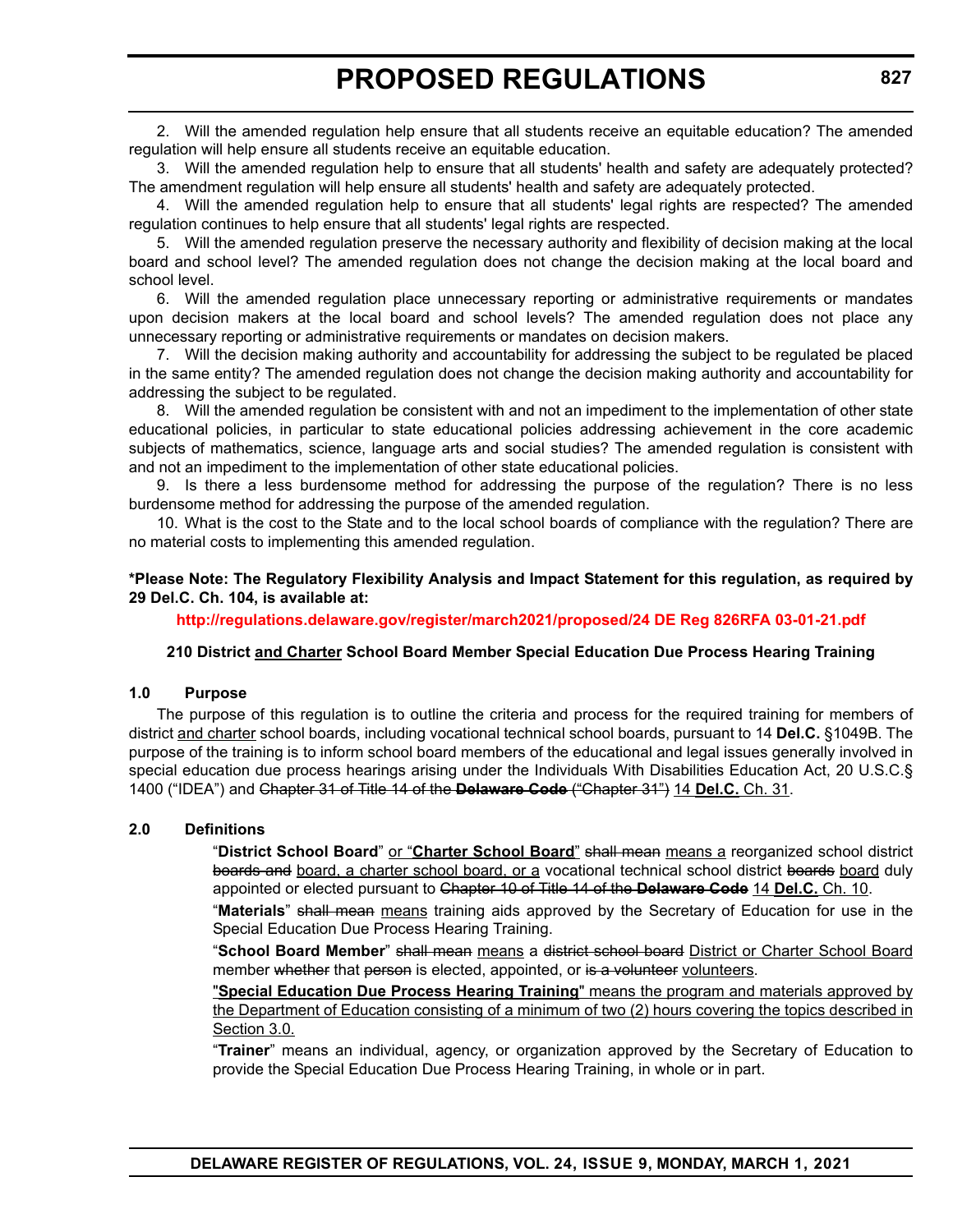2. Will the amended regulation help ensure that all students receive an equitable education? The amended regulation will help ensure all students receive an equitable education.

3. Will the amended regulation help to ensure that all students' health and safety are adequately protected? The amendment regulation will help ensure all students' health and safety are adequately protected.

4. Will the amended regulation help to ensure that all students' legal rights are respected? The amended regulation continues to help ensure that all students' legal rights are respected.

5. Will the amended regulation preserve the necessary authority and flexibility of decision making at the local board and school level? The amended regulation does not change the decision making at the local board and school level.

6. Will the amended regulation place unnecessary reporting or administrative requirements or mandates upon decision makers at the local board and school levels? The amended regulation does not place any unnecessary reporting or administrative requirements or mandates on decision makers.

7. Will the decision making authority and accountability for addressing the subject to be regulated be placed in the same entity? The amended regulation does not change the decision making authority and accountability for addressing the subject to be regulated.

8. Will the amended regulation be consistent with and not an impediment to the implementation of other state educational policies, in particular to state educational policies addressing achievement in the core academic subjects of mathematics, science, language arts and social studies? The amended regulation is consistent with and not an impediment to the implementation of other state educational policies.

9. Is there a less burdensome method for addressing the purpose of the regulation? There is no less burdensome method for addressing the purpose of the amended regulation.

10. What is the cost to the State and to the local school boards of compliance with the regulation? There are no material costs to implementing this amended regulation.

**\*Please Note: The Regulatory Flexibility Analysis and Impact Statement for this regulation, as required by 29 Del.C. Ch. 104, is available at:**

**http://regulations.delaware.gov/register/march2021/proposed/24 DE Reg 826RFA 03-01-21.pdf**

**210 District <u>and Charter</u> School Board Member Special Education Due Process Hearing Training**

**1.0 Purpose**

The purpose of this regulation is to outline the criteria and process for the required training for members of district <u>and charter</u> school boards, including vocational technical school boards, pursuant to 14 **Del.C.** §1049B. The purpose of the training is to inform school board members of the educational and legal issues generally involved in special education due process hearings arising under the Individuals With Disabilities Education Act, 20 U.S.C.§ 1400 ("IDEA") and ~~Chapter 31 of Title 14 of the **Delaware Code** ("Chapter 31")~~ <u>14 **Del.C.** Ch. 31</u>.

**2.0 Definitions**

"**District School Board**" <u>or "**Charter School Board**"</u> ~~shall mean~~ <u>means a</u> reorganized school district ~~boards and~~ <u>board, a charter school board, or a</u> vocational technical school district ~~boards~~ <u>board</u> duly appointed or elected pursuant to ~~Chapter 10 of Title 14 of the **Delaware Code**~~ <u>14 **Del.C.** Ch. 10</u>.

"**Materials**" ~~shall mean~~ <u>means</u> training aids approved by the Secretary of Education for use in the Special Education Due Process Hearing Training.

"**School Board Member**" ~~shall mean~~ <u>means</u> a ~~district school board~~ <u>District or Charter School Board</u> member ~~whether~~ that ~~person~~ is elected, appointed, or ~~is a volunteer~~ <u>volunteers</u>.

<u>"**Special Education Due Process Hearing Training**" means the program and materials approved by the Department of Education consisting of a minimum of two (2) hours covering the topics described in Section 3.0.</u>

"**Trainer**" means an individual, agency, or organization approved by the Secretary of Education to provide the Special Education Due Process Hearing Training, in whole or in part.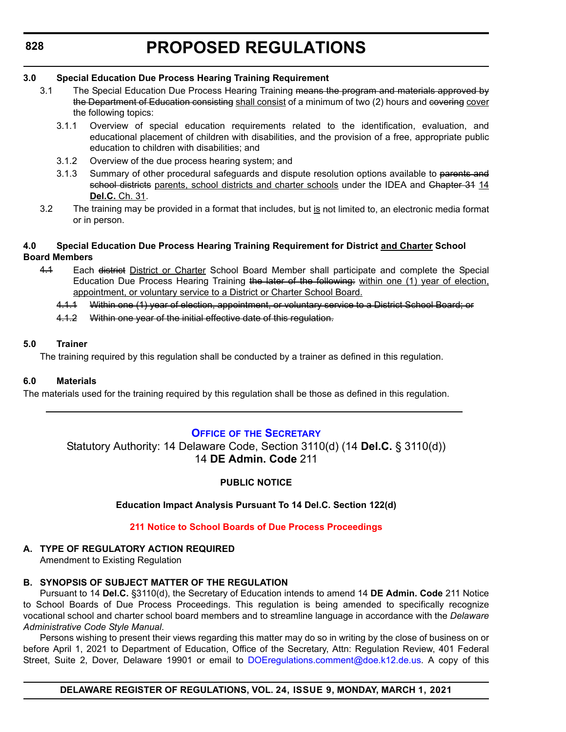### 3.0 Special Education Due Process Hearing Training Requirement

3.1 The Special Education Due Process Hearing Training ~~means the program and materials approved by the Department of Education consisting~~ <u>shall consist</u> of a minimum of two (2) hours and ~~covering~~ <u>cover</u> the following topics:

3.1.1 Overview of special education requirements related to the identification, evaluation, and educational placement of children with disabilities, and the provision of a free, appropriate public education to children with disabilities; and

3.1.2 Overview of the due process hearing system; and

3.1.3 Summary of other procedural safeguards and dispute resolution options available to ~~parents and school districts~~ <u>parents, school districts and charter schools</u> under the IDEA and ~~Chapter 31~~ <u>14 **Del.C.** Ch. 31</u>.

3.2 The training may be provided in a format that includes, but <u>is</u> not limited to, an electronic media format or in person.

### 4.0 Special Education Due Process Hearing Training Requirement for District <u>and Charter</u> School Board Members

~~4.1~~ Each ~~district~~ <u>District or Charter</u> School Board Member shall participate and complete the Special Education Due Process Hearing Training ~~the later of the following:~~ <u>within one (1) year of election, appointment, or voluntary service to a District or Charter School Board.</u>

~~4.1.1 Within one (1) year of election, appointment, or voluntary service to a District School Board; or~~

~~4.1.2 Within one year of the initial effective date of this regulation.~~

### 5.0 Trainer

The training required by this regulation shall be conducted by a trainer as defined in this regulation.

### 6.0 Materials

The materials used for the training required by this regulation shall be those as defined in this regulation.

---

## OFFICE OF THE SECRETARY

Statutory Authority: 14 Delaware Code, Section 3110(d) (14 **Del.C.** § 3110(d))
14 **DE Admin. Code** 211

**PUBLIC NOTICE**

**Education Impact Analysis Pursuant To 14 Del.C. Section 122(d)**

**211 Notice to School Boards of Due Process Proceedings**

**A. TYPE OF REGULATORY ACTION REQUIRED**

Amendment to Existing Regulation

**B. SYNOPSIS OF SUBJECT MATTER OF THE REGULATION**

Pursuant to 14 **Del.C.** §3110(d), the Secretary of Education intends to amend 14 **DE Admin. Code** 211 Notice to School Boards of Due Process Proceedings. This regulation is being amended to specifically recognize vocational school and charter school board members and to streamline language in accordance with the *Delaware Administrative Code Style Manual*.

Persons wishing to present their views regarding this matter may do so in writing by the close of business on or before April 1, 2021 to Department of Education, Office of the Secretary, Attn: Regulation Review, 401 Federal Street, Suite 2, Dover, Delaware 19901 or email to DOEregulations.comment@doe.k12.de.us. A copy of this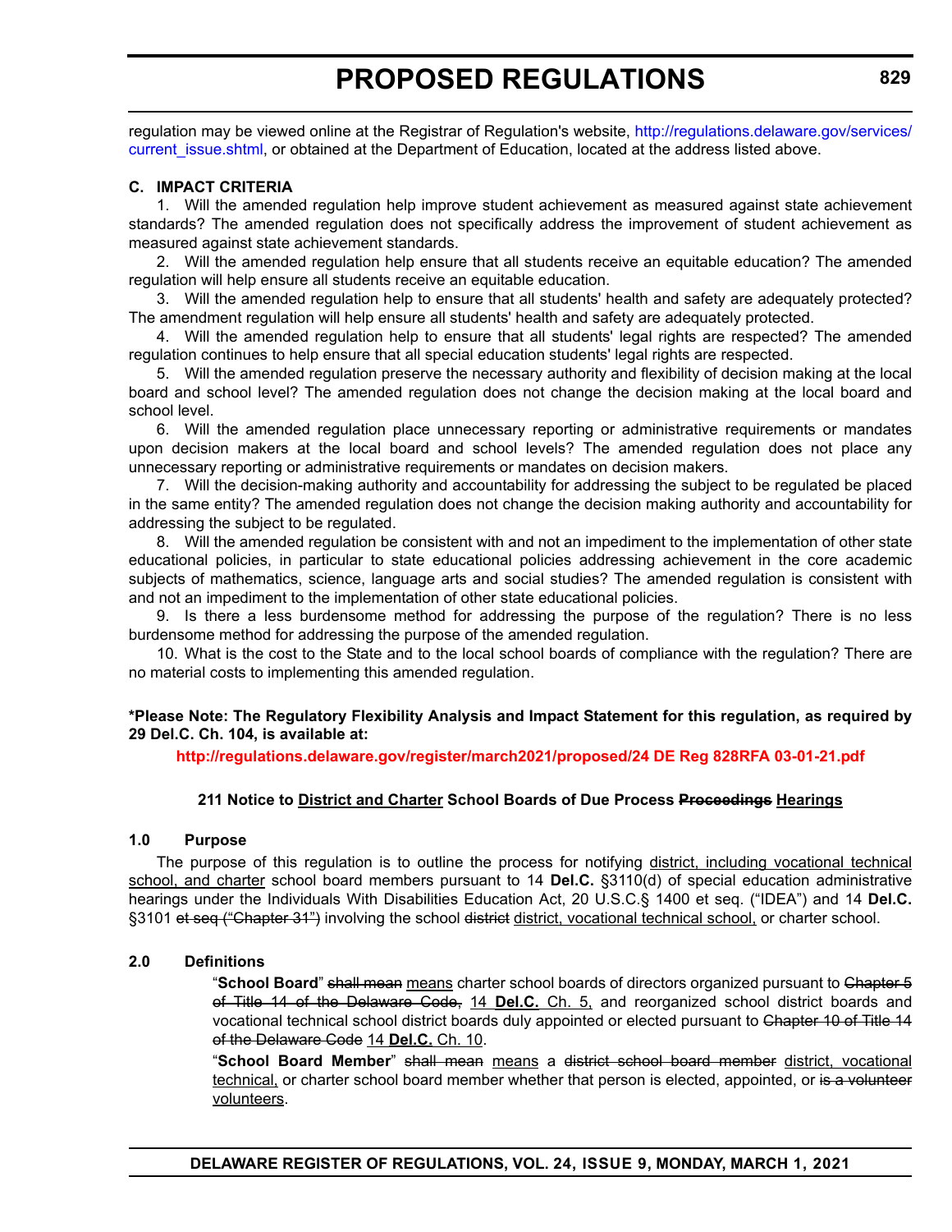regulation may be viewed online at the Registrar of Regulation's website, http://regulations.delaware.gov/services/current_issue.shtml, or obtained at the Department of Education, located at the address listed above.

**C. IMPACT CRITERIA**

1. Will the amended regulation help improve student achievement as measured against state achievement standards? The amended regulation does not specifically address the improvement of student achievement as measured against state achievement standards.

2. Will the amended regulation help ensure that all students receive an equitable education? The amended regulation will help ensure all students receive an equitable education.

3. Will the amended regulation help to ensure that all students' health and safety are adequately protected? The amendment regulation will help ensure all students' health and safety are adequately protected.

4. Will the amended regulation help to ensure that all students' legal rights are respected? The amended regulation continues to help ensure that all special education students' legal rights are respected.

5. Will the amended regulation preserve the necessary authority and flexibility of decision making at the local board and school level? The amended regulation does not change the decision making at the local board and school level.

6. Will the amended regulation place unnecessary reporting or administrative requirements or mandates upon decision makers at the local board and school levels? The amended regulation does not place any unnecessary reporting or administrative requirements or mandates on decision makers.

7. Will the decision-making authority and accountability for addressing the subject to be regulated be placed in the same entity? The amended regulation does not change the decision making authority and accountability for addressing the subject to be regulated.

8. Will the amended regulation be consistent with and not an impediment to the implementation of other state educational policies, in particular to state educational policies addressing achievement in the core academic subjects of mathematics, science, language arts and social studies? The amended regulation is consistent with and not an impediment to the implementation of other state educational policies.

9. Is there a less burdensome method for addressing the purpose of the regulation? There is no less burdensome method for addressing the purpose of the amended regulation.

10. What is the cost to the State and to the local school boards of compliance with the regulation? There are no material costs to implementing this amended regulation.

**\*Please Note: The Regulatory Flexibility Analysis and Impact Statement for this regulation, as required by 29 Del.C. Ch. 104, is available at:**

**http://regulations.delaware.gov/register/march2021/proposed/24 DE Reg 828RFA 03-01-21.pdf**

### 211 Notice to <u>District and Charter</u> School Boards of Due Process ~~Proceedings~~ <u>Hearings</u>

**1.0 Purpose**

The purpose of this regulation is to outline the process for notifying <u>district, including vocational technical school, and charter</u> school board members pursuant to 14 **Del.C.** §3110(d) of special education administrative hearings under the Individuals With Disabilities Education Act, 20 U.S.C.§ 1400 et seq. ("IDEA") and 14 **Del.C.** §3101 ~~et seq ("Chapter 31")~~ involving the school ~~district~~ <u>district, vocational technical school,</u> or charter school.

**2.0 Definitions**

"**School Board**" ~~shall mean~~ <u>means</u> charter school boards of directors organized pursuant to ~~Chapter 5 of Title 14 of the Delaware Code,~~ <u>14 **Del.C.** Ch. 5,</u> and reorganized school district boards and vocational technical school district boards duly appointed or elected pursuant to ~~Chapter 10 of Title 14 of the Delaware Code~~ <u>14 **Del.C.** Ch. 10</u>.

"**School Board Member**" ~~shall mean~~ <u>means</u> a ~~district school board member~~ <u>district, vocational technical,</u> or charter school board member whether that person is elected, appointed, or ~~is a volunteer~~ <u>volunteers</u>.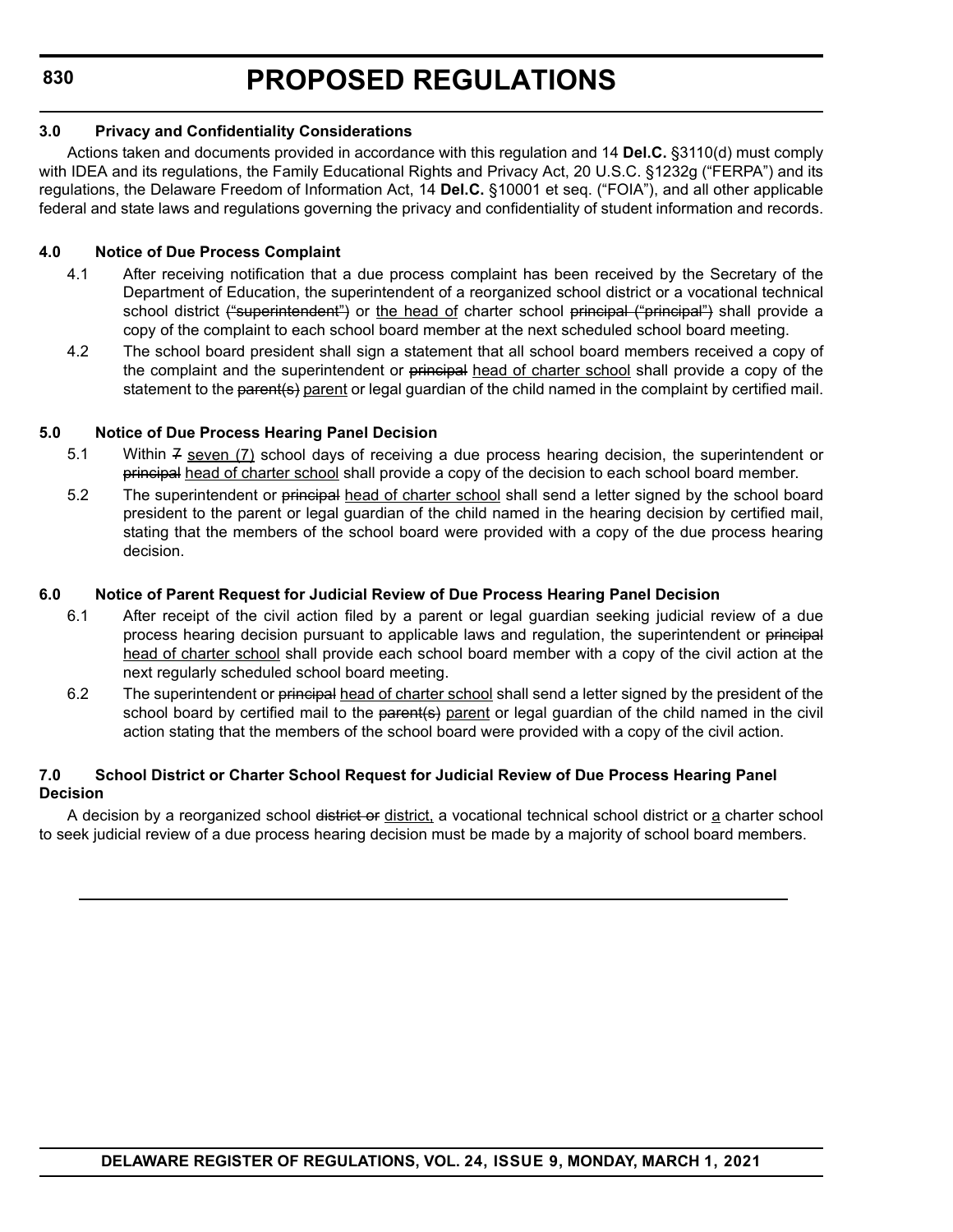### 3.0 Privacy and Confidentiality Considerations

Actions taken and documents provided in accordance with this regulation and 14 **Del.C.** §3110(d) must comply with IDEA and its regulations, the Family Educational Rights and Privacy Act, 20 U.S.C. §1232g ("FERPA") and its regulations, the Delaware Freedom of Information Act, 14 **Del.C.** §10001 et seq. ("FOIA"), and all other applicable federal and state laws and regulations governing the privacy and confidentiality of student information and records.

### 4.0 Notice of Due Process Complaint

4.1 After receiving notification that a due process complaint has been received by the Secretary of the Department of Education, the superintendent of a reorganized school district or a vocational technical school district ~~("superintendent")~~ or <u>the head of</u> charter school ~~principal ("principal")~~ shall provide a copy of the complaint to each school board member at the next scheduled school board meeting.

4.2 The school board president shall sign a statement that all school board members received a copy of the complaint and the superintendent or ~~principal~~ <u>head of charter school</u> shall provide a copy of the statement to the ~~parent(s)~~ <u>parent</u> or legal guardian of the child named in the complaint by certified mail.

### 5.0 Notice of Due Process Hearing Panel Decision

5.1 Within ~~7~~ <u>seven (7)</u> school days of receiving a due process hearing decision, the superintendent or ~~principal~~ <u>head of charter school</u> shall provide a copy of the decision to each school board member.

5.2 The superintendent or ~~principal~~ <u>head of charter school</u> shall send a letter signed by the school board president to the parent or legal guardian of the child named in the hearing decision by certified mail, stating that the members of the school board were provided with a copy of the due process hearing decision.

### 6.0 Notice of Parent Request for Judicial Review of Due Process Hearing Panel Decision

6.1 After receipt of the civil action filed by a parent or legal guardian seeking judicial review of a due process hearing decision pursuant to applicable laws and regulation, the superintendent or ~~principal~~ <u>head of charter school</u> shall provide each school board member with a copy of the civil action at the next regularly scheduled school board meeting.

6.2 The superintendent or ~~principal~~ <u>head of charter school</u> shall send a letter signed by the president of the school board by certified mail to the ~~parent(s)~~ <u>parent</u> or legal guardian of the child named in the civil action stating that the members of the school board were provided with a copy of the civil action.

### 7.0 School District or Charter School Request for Judicial Review of Due Process Hearing Panel Decision

A decision by a reorganized school ~~district or~~ <u>district,</u> a vocational technical school district or <u>a</u> charter school to seek judicial review of a due process hearing decision must be made by a majority of school board members.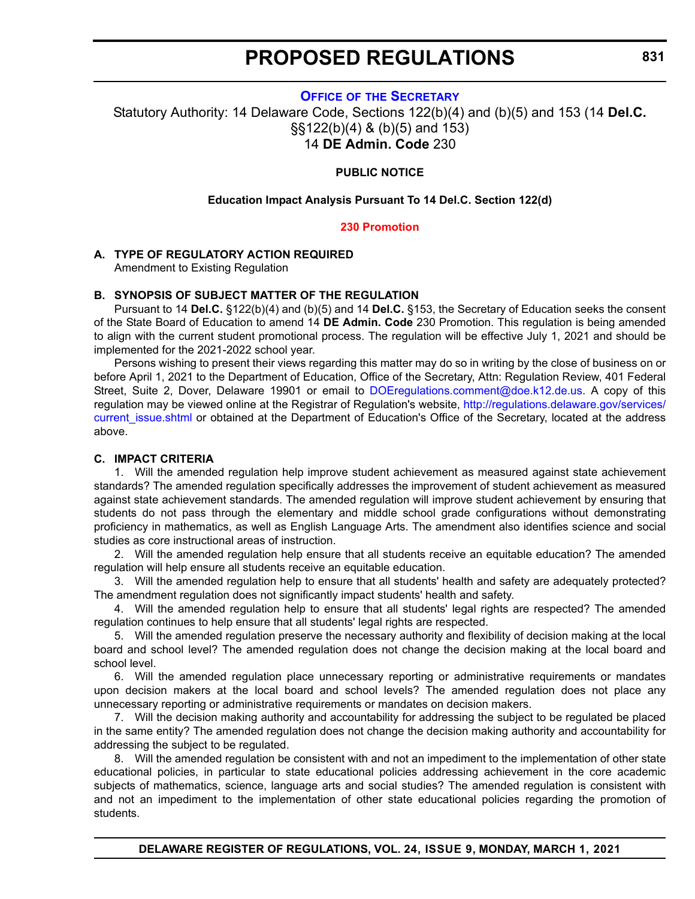# PROPOSED REGULATIONS

## Office of the Secretary

Statutory Authority: 14 Delaware Code, Sections 122(b)(4) and (b)(5) and 153 (14 **Del.C.** §§122(b)(4) & (b)(5) and 153)
14 **DE Admin. Code** 230

**PUBLIC NOTICE**

**Education Impact Analysis Pursuant To 14 Del.C. Section 122(d)**

**230 Promotion**

**A. TYPE OF REGULATORY ACTION REQUIRED**

Amendment to Existing Regulation

**B. SYNOPSIS OF SUBJECT MATTER OF THE REGULATION**

Pursuant to 14 **Del.C.** §122(b)(4) and (b)(5) and 14 **Del.C.** §153, the Secretary of Education seeks the consent of the State Board of Education to amend 14 **DE Admin. Code** 230 Promotion. This regulation is being amended to align with the current student promotional process. The regulation will be effective July 1, 2021 and should be implemented for the 2021-2022 school year.

Persons wishing to present their views regarding this matter may do so in writing by the close of business on or before April 1, 2021 to the Department of Education, Office of the Secretary, Attn: Regulation Review, 401 Federal Street, Suite 2, Dover, Delaware 19901 or email to DOEregulations.comment@doe.k12.de.us. A copy of this regulation may be viewed online at the Registrar of Regulation's website, http://regulations.delaware.gov/services/current_issue.shtml or obtained at the Department of Education's Office of the Secretary, located at the address above.

**C. IMPACT CRITERIA**

1. Will the amended regulation help improve student achievement as measured against state achievement standards? The amended regulation specifically addresses the improvement of student achievement as measured against state achievement standards. The amended regulation will improve student achievement by ensuring that students do not pass through the elementary and middle school grade configurations without demonstrating proficiency in mathematics, as well as English Language Arts. The amendment also identifies science and social studies as core instructional areas of instruction.

2. Will the amended regulation help ensure that all students receive an equitable education? The amended regulation will help ensure all students receive an equitable education.

3. Will the amended regulation help to ensure that all students' health and safety are adequately protected? The amendment regulation does not significantly impact students' health and safety.

4. Will the amended regulation help to ensure that all students' legal rights are respected? The amended regulation continues to help ensure that all students' legal rights are respected.

5. Will the amended regulation preserve the necessary authority and flexibility of decision making at the local board and school level? The amended regulation does not change the decision making at the local board and school level.

6. Will the amended regulation place unnecessary reporting or administrative requirements or mandates upon decision makers at the local board and school levels? The amended regulation does not place any unnecessary reporting or administrative requirements or mandates on decision makers.

7. Will the decision making authority and accountability for addressing the subject to be regulated be placed in the same entity? The amended regulation does not change the decision making authority and accountability for addressing the subject to be regulated.

8. Will the amended regulation be consistent with and not an impediment to the implementation of other state educational policies, in particular to state educational policies addressing achievement in the core academic subjects of mathematics, science, language arts and social studies? The amended regulation is consistent with and not an impediment to the implementation of other state educational policies regarding the promotion of students.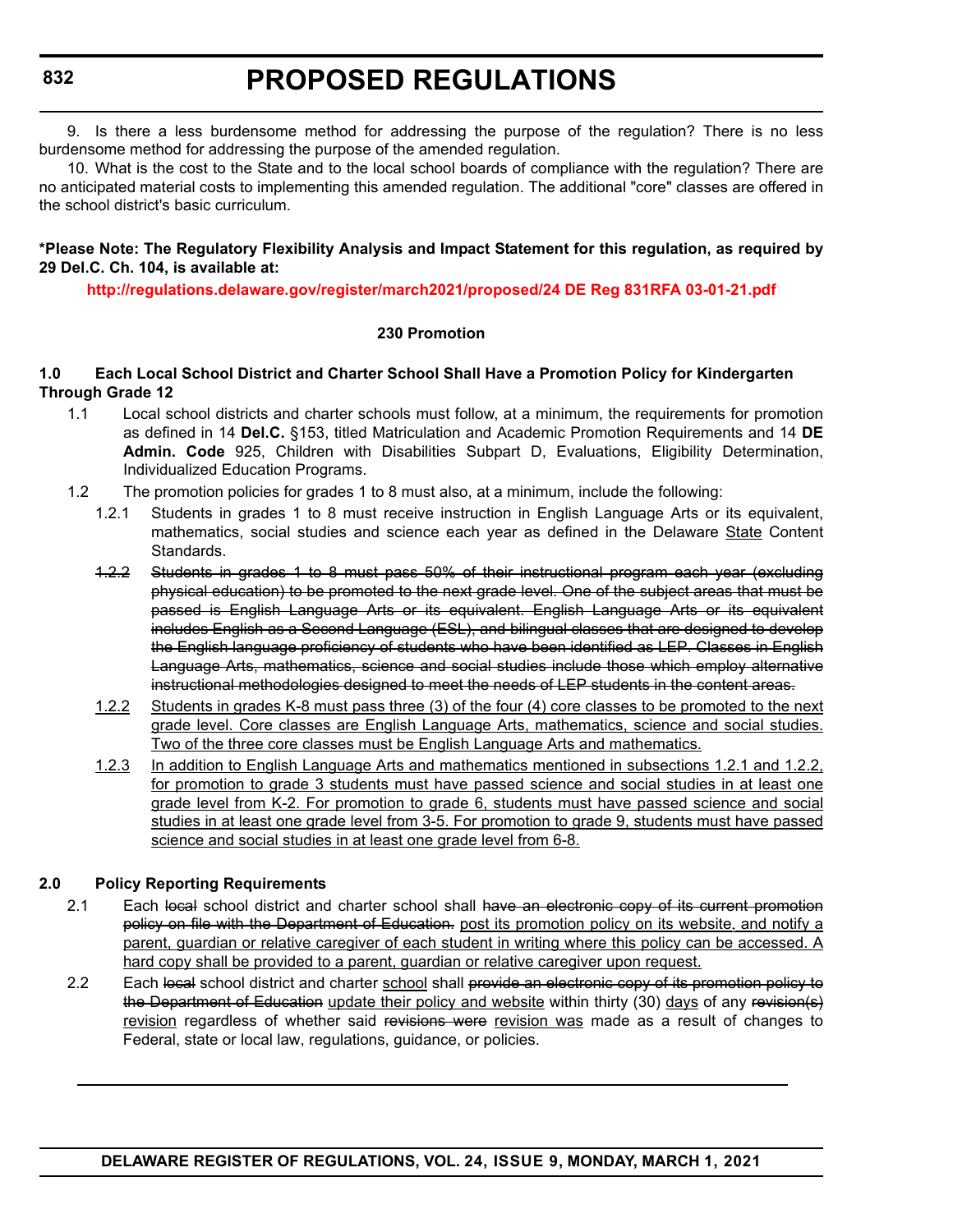9. Is there a less burdensome method for addressing the purpose of the regulation? There is no less burdensome method for addressing the purpose of the amended regulation.

10. What is the cost to the State and to the local school boards of compliance with the regulation? There are no anticipated material costs to implementing this amended regulation. The additional "core" classes are offered in the school district's basic curriculum.

**\*Please Note: The Regulatory Flexibility Analysis and Impact Statement for this regulation, as required by 29 Del.C. Ch. 104, is available at:**

**http://regulations.delaware.gov/register/march2021/proposed/24 DE Reg 831RFA 03-01-21.pdf**

**230 Promotion**

**1.0 Each Local School District and Charter School Shall Have a Promotion Policy for Kindergarten Through Grade 12**

1.1 Local school districts and charter schools must follow, at a minimum, the requirements for promotion as defined in 14 **Del.C.** §153, titled Matriculation and Academic Promotion Requirements and 14 **DE Admin. Code** 925, Children with Disabilities Subpart D, Evaluations, Eligibility Determination, Individualized Education Programs.

1.2 The promotion policies for grades 1 to 8 must also, at a minimum, include the following:

1.2.1 Students in grades 1 to 8 must receive instruction in English Language Arts or its equivalent, mathematics, social studies and science each year as defined in the Delaware <u>State</u> Content Standards.

~~1.2.2 Students in grades 1 to 8 must pass 50% of their instructional program each year (excluding physical education) to be promoted to the next grade level. One of the subject areas that must be passed is English Language Arts or its equivalent. English Language Arts or its equivalent includes English as a Second Language (ESL), and bilingual classes that are designed to develop the English language proficiency of students who have been identified as LEP. Classes in English Language Arts, mathematics, science and social studies include those which employ alternative instructional methodologies designed to meet the needs of LEP students in the content areas.~~

<u>1.2.2 Students in grades K-8 must pass three (3) of the four (4) core classes to be promoted to the next grade level. Core classes are English Language Arts, mathematics, science and social studies. Two of the three core classes must be English Language Arts and mathematics.</u>

<u>1.2.3 In addition to English Language Arts and mathematics mentioned in subsections 1.2.1 and 1.2.2, for promotion to grade 3 students must have passed science and social studies in at least one grade level from K-2. For promotion to grade 6, students must have passed science and social studies in at least one grade level from 3-5. For promotion to grade 9, students must have passed science and social studies in at least one grade level from 6-8.</u>

**2.0 Policy Reporting Requirements**

2.1 Each ~~local~~ school district and charter school shall ~~have an electronic copy of its current promotion policy on file with the Department of Education.~~ <u>post its promotion policy on its website, and notify a parent, guardian or relative caregiver of each student in writing where this policy can be accessed. A hard copy shall be provided to a parent, guardian or relative caregiver upon request.</u>

2.2 Each ~~local~~ school district and charter <u>school</u> shall ~~provide an electronic copy of its promotion policy to the Department of Education~~ <u>update their policy and website</u> within thirty (30) <u>days</u> of any ~~revision(s)~~ <u>revision</u> regardless of whether said ~~revisions were~~ <u>revision was</u> made as a result of changes to Federal, state or local law, regulations, guidance, or policies.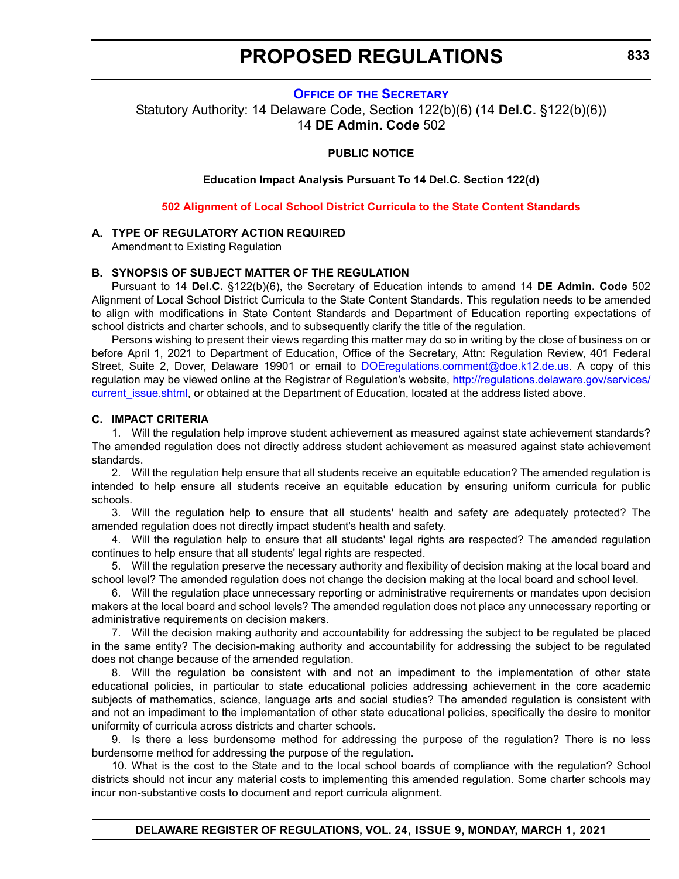## Office of the Secretary

Statutory Authority: 14 Delaware Code, Section 122(b)(6) (14 **Del.C.** §122(b)(6))
14 **DE Admin. Code** 502

**PUBLIC NOTICE**

**Education Impact Analysis Pursuant To 14 Del.C. Section 122(d)**

**502 Alignment of Local School District Curricula to the State Content Standards**

**A. TYPE OF REGULATORY ACTION REQUIRED**

Amendment to Existing Regulation

**B. SYNOPSIS OF SUBJECT MATTER OF THE REGULATION**

Pursuant to 14 **Del.C.** §122(b)(6), the Secretary of Education intends to amend 14 **DE Admin. Code** 502 Alignment of Local School District Curricula to the State Content Standards. This regulation needs to be amended to align with modifications in State Content Standards and Department of Education reporting expectations of school districts and charter schools, and to subsequently clarify the title of the regulation.

Persons wishing to present their views regarding this matter may do so in writing by the close of business on or before April 1, 2021 to Department of Education, Office of the Secretary, Attn: Regulation Review, 401 Federal Street, Suite 2, Dover, Delaware 19901 or email to DOEregulations.comment@doe.k12.de.us. A copy of this regulation may be viewed online at the Registrar of Regulation's website, http://regulations.delaware.gov/services/current_issue.shtml, or obtained at the Department of Education, located at the address listed above.

**C. IMPACT CRITERIA**

1. Will the regulation help improve student achievement as measured against state achievement standards? The amended regulation does not directly address student achievement as measured against state achievement standards.

2. Will the regulation help ensure that all students receive an equitable education? The amended regulation is intended to help ensure all students receive an equitable education by ensuring uniform curricula for public schools.

3. Will the regulation help to ensure that all students' health and safety are adequately protected? The amended regulation does not directly impact student's health and safety.

4. Will the regulation help to ensure that all students' legal rights are respected? The amended regulation continues to help ensure that all students' legal rights are respected.

5. Will the regulation preserve the necessary authority and flexibility of decision making at the local board and school level? The amended regulation does not change the decision making at the local board and school level.

6. Will the regulation place unnecessary reporting or administrative requirements or mandates upon decision makers at the local board and school levels? The amended regulation does not place any unnecessary reporting or administrative requirements on decision makers.

7. Will the decision making authority and accountability for addressing the subject to be regulated be placed in the same entity? The decision-making authority and accountability for addressing the subject to be regulated does not change because of the amended regulation.

8. Will the regulation be consistent with and not an impediment to the implementation of other state educational policies, in particular to state educational policies addressing achievement in the core academic subjects of mathematics, science, language arts and social studies? The amended regulation is consistent with and not an impediment to the implementation of other state educational policies, specifically the desire to monitor uniformity of curricula across districts and charter schools.

9. Is there a less burdensome method for addressing the purpose of the regulation? There is no less burdensome method for addressing the purpose of the regulation.

10. What is the cost to the State and to the local school boards of compliance with the regulation? School districts should not incur any material costs to implementing this amended regulation. Some charter schools may incur non-substantive costs to document and report curricula alignment.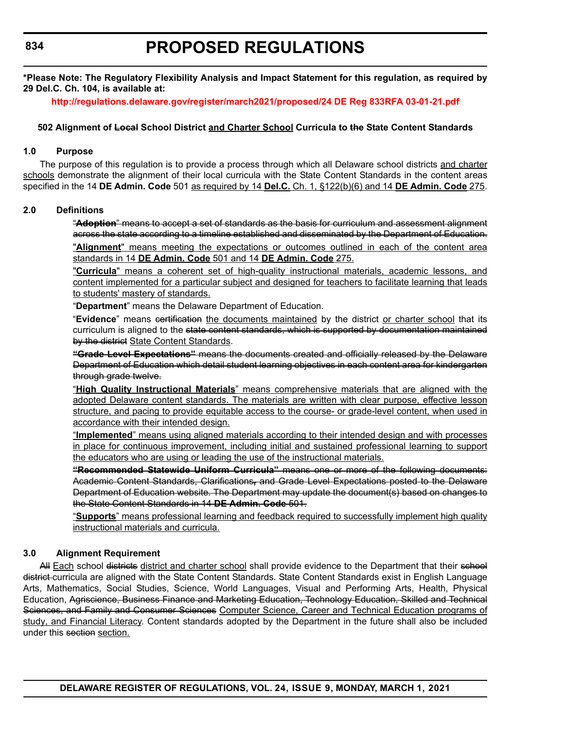**\*Please Note: The Regulatory Flexibility Analysis and Impact Statement for this regulation, as required by 29 Del.C. Ch. 104, is available at:**

**http://regulations.delaware.gov/register/march2021/proposed/24 DE Reg 833RFA 03-01-21.pdf**

**502 Alignment of ~~Local~~ School District <u>and Charter School</u> Curricula to ~~the~~ State Content Standards**

**1.0 Purpose**

The purpose of this regulation is to provide a process through which all Delaware school districts <u>and charter schools</u> demonstrate the alignment of their local curricula with the State Content Standards in the content areas specified in the 14 **DE Admin. Code** 501 <u>as required by 14 **Del.C.** Ch. 1, §122(b)(6) and 14 **DE Admin. Code** 275</u>.

**2.0 Definitions**

~~"**Adoption**" means to accept a set of standards as the basis for curriculum and assessment alignment across the state according to a timeline established and disseminated by the Department of Education.~~

<u>"**Alignment**" means meeting the expectations or outcomes outlined in each of the content area standards in 14 **DE Admin. Code** 501 and 14 **DE Admin. Code** 275.</u>

<u>"**Curricula**" means a coherent set of high-quality instructional materials, academic lessons, and content implemented for a particular subject and designed for teachers to facilitate learning that leads to students' mastery of standards.</u>

"**Department**" means the Delaware Department of Education.

"**Evidence**" means ~~certification~~ <u>the documents maintained</u> by the district <u>or charter school</u> that its curriculum is aligned to the ~~state content standards, which is supported by documentation maintained by the district~~ <u>State Content Standards</u>.

~~**"Grade Level Expectations"** means the documents created and officially released by the Delaware Department of Education which detail student learning objectives in each content area for kindergarten through grade twelve.~~

<u>"**High Quality Instructional Materials**" means comprehensive materials that are aligned with the adopted Delaware content standards. The materials are written with clear purpose, effective lesson structure, and pacing to provide equitable access to the course- or grade-level content, when used in accordance with their intended design.</u>

<u>"**Implemented**" means using aligned materials according to their intended design and with processes in place for continuous improvement, including initial and sustained professional learning to support the educators who are using or leading the use of the instructional materials.</u>

~~**"Recommended Statewide Uniform Curricula"** means one or more of the following documents: Academic Content Standards, Clarifications, and Grade Level Expectations posted to the Delaware Department of Education website. The Department may update the document(s) based on changes to the State Content Standards in 14 **DE Admin. Code** 501.~~

<u>"**Supports**" means professional learning and feedback required to successfully implement high quality instructional materials and curricula.</u>

**3.0 Alignment Requirement**

~~All~~ <u>Each</u> school ~~districts~~ <u>district and charter school</u> shall provide evidence to the Department that their ~~school district~~ curricula are aligned with the State Content Standards. State Content Standards exist in English Language Arts, Mathematics, Social Studies, Science, World Languages, Visual and Performing Arts, Health, Physical Education, ~~Agriscience, Business Finance and Marketing Education, Technology Education, Skilled and Technical Sciences, and Family and Consumer Sciences~~ <u>Computer Science, Career and Technical Education programs of study, and Financial Literacy</u>. Content standards adopted by the Department in the future shall also be included under this ~~section~~ <u>section.</u>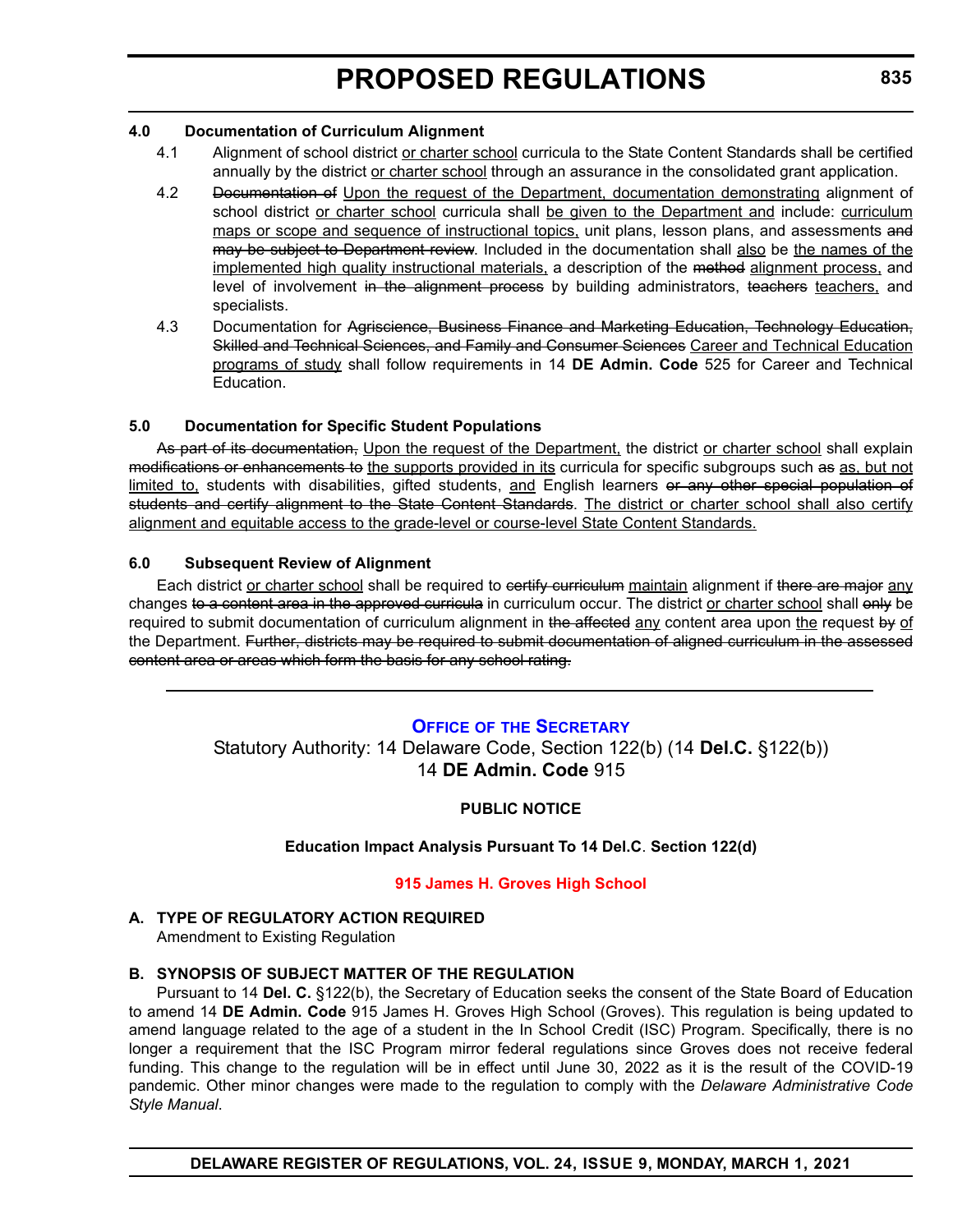### 4.0 Documentation of Curriculum Alignment

4.1 Alignment of school district <u>or charter school</u> curricula to the State Content Standards shall be certified annually by the district <u>or charter school</u> through an assurance in the consolidated grant application.

4.2 ~~Documentation of~~ <u>Upon the request of the Department, documentation demonstrating</u> alignment of school district <u>or charter school</u> curricula shall <u>be given to the Department and</u> include: <u>curriculum maps or scope and sequence of instructional topics,</u> unit plans, lesson plans, and assessments ~~and may be subject to Department review~~. Included in the documentation shall <u>also</u> be <u>the names of the implemented high quality instructional materials,</u> a description of the ~~method~~ <u>alignment process,</u> and level of involvement ~~in the alignment process~~ by building administrators, ~~teachers~~ <u>teachers,</u> and specialists.

4.3 Documentation for ~~Agriscience, Business Finance and Marketing Education, Technology Education, Skilled and Technical Sciences, and Family and Consumer Sciences~~ <u>Career and Technical Education programs of study</u> shall follow requirements in 14 **DE Admin. Code** 525 for Career and Technical Education.

### 5.0 Documentation for Specific Student Populations

~~As part of its documentation,~~ <u>Upon the request of the Department,</u> the district <u>or charter school</u> shall explain ~~modifications or enhancements to~~ <u>the supports provided in its</u> curricula for specific subgroups such ~~as~~ <u>as, but not limited to,</u> students with disabilities, gifted students, <u>and</u> English learners ~~or any other special population of students and certify alignment to the State Content Standards~~. <u>The district or charter school shall also certify alignment and equitable access to the grade-level or course-level State Content Standards.</u>

### 6.0 Subsequent Review of Alignment

Each district <u>or charter school</u> shall be required to ~~certify curriculum~~ <u>maintain</u> alignment if ~~there are major~~ <u>any</u> changes ~~to a content area in the approved curricula~~ in curriculum occur. The district <u>or charter school</u> shall ~~only~~ be required to submit documentation of curriculum alignment in ~~the affected~~ <u>any</u> content area upon <u>the</u> request ~~by~~ <u>of</u> the Department. ~~Further, districts may be required to submit documentation of aligned curriculum in the assessed content area or areas which form the basis for any school rating.~~

---

## Office of the Secretary

Statutory Authority: 14 Delaware Code, Section 122(b) (14 **Del.C.** §122(b))
14 **DE Admin. Code** 915

**PUBLIC NOTICE**

**Education Impact Analysis Pursuant To 14 Del.C. Section 122(d)**

**915 James H. Groves High School**

**A. TYPE OF REGULATORY ACTION REQUIRED**

Amendment to Existing Regulation

**B. SYNOPSIS OF SUBJECT MATTER OF THE REGULATION**

Pursuant to 14 **Del. C.** §122(b), the Secretary of Education seeks the consent of the State Board of Education to amend 14 **DE Admin. Code** 915 James H. Groves High School (Groves). This regulation is being updated to amend language related to the age of a student in the In School Credit (ISC) Program. Specifically, there is no longer a requirement that the ISC Program mirror federal regulations since Groves does not receive federal funding. This change to the regulation will be in effect until June 30, 2022 as it is the result of the COVID-19 pandemic. Other minor changes were made to the regulation to comply with the *Delaware Administrative Code Style Manual*.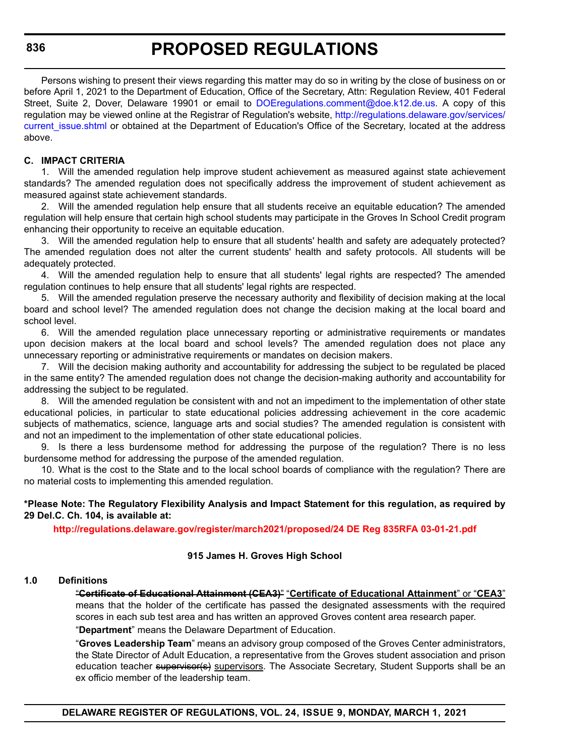Persons wishing to present their views regarding this matter may do so in writing by the close of business on or before April 1, 2021 to the Department of Education, Office of the Secretary, Attn: Regulation Review, 401 Federal Street, Suite 2, Dover, Delaware 19901 or email to DOEregulations.comment@doe.k12.de.us. A copy of this regulation may be viewed online at the Registrar of Regulation's website, http://regulations.delaware.gov/services/current_issue.shtml or obtained at the Department of Education's Office of the Secretary, located at the address above.

**C. IMPACT CRITERIA**

1. Will the amended regulation help improve student achievement as measured against state achievement standards? The amended regulation does not specifically address the improvement of student achievement as measured against state achievement standards.

2. Will the amended regulation help ensure that all students receive an equitable education? The amended regulation will help ensure that certain high school students may participate in the Groves In School Credit program enhancing their opportunity to receive an equitable education.

3. Will the amended regulation help to ensure that all students' health and safety are adequately protected? The amended regulation does not alter the current students' health and safety protocols. All students will be adequately protected.

4. Will the amended regulation help to ensure that all students' legal rights are respected? The amended regulation continues to help ensure that all students' legal rights are respected.

5. Will the amended regulation preserve the necessary authority and flexibility of decision making at the local board and school level? The amended regulation does not change the decision making at the local board and school level.

6. Will the amended regulation place unnecessary reporting or administrative requirements or mandates upon decision makers at the local board and school levels? The amended regulation does not place any unnecessary reporting or administrative requirements or mandates on decision makers.

7. Will the decision making authority and accountability for addressing the subject to be regulated be placed in the same entity? The amended regulation does not change the decision-making authority and accountability for addressing the subject to be regulated.

8. Will the amended regulation be consistent with and not an impediment to the implementation of other state educational policies, in particular to state educational policies addressing achievement in the core academic subjects of mathematics, science, language arts and social studies? The amended regulation is consistent with and not an impediment to the implementation of other state educational policies.

9. Is there a less burdensome method for addressing the purpose of the regulation? There is no less burdensome method for addressing the purpose of the amended regulation.

10. What is the cost to the State and to the local school boards of compliance with the regulation? There are no material costs to implementing this amended regulation.

**\*Please Note: The Regulatory Flexibility Analysis and Impact Statement for this regulation, as required by 29 Del.C. Ch. 104, is available at:**

**http://regulations.delaware.gov/register/march2021/proposed/24 DE Reg 835RFA 03-01-21.pdf**

**915 James H. Groves High School**

**1.0 Definitions**

~~"**Certificate of Educational Attainment (CEA3)**"~~ "<u>**Certificate of Educational Attainment**</u>" <u>or</u> "<u>**CEA3**</u>" means that the holder of the certificate has passed the designated assessments with the required scores in each sub test area and has written an approved Groves content area research paper.

"**Department**" means the Delaware Department of Education.

"**Groves Leadership Team**" means an advisory group composed of the Groves Center administrators, the State Director of Adult Education, a representative from the Groves student association and prison education teacher ~~supervisor(s)~~ <u>supervisors</u>. The Associate Secretary, Student Supports shall be an ex officio member of the leadership team.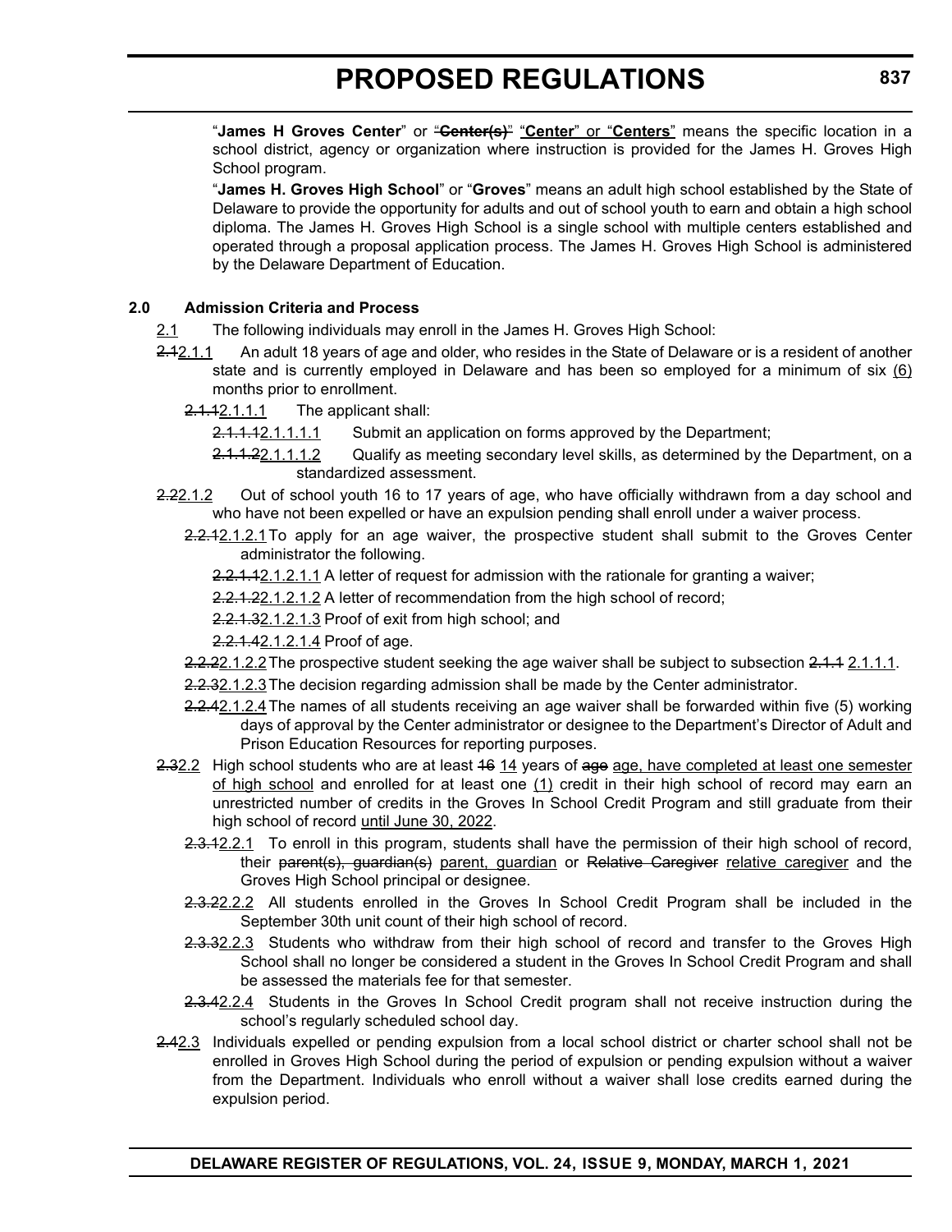"**James H Groves Center**" or ~~"**Center(s)**"~~ <u>"**Center**" or "**Centers**"</u> means the specific location in a school district, agency or organization where instruction is provided for the James H. Groves High School program.

"**James H. Groves High School**" or "**Groves**" means an adult high school established by the State of Delaware to provide the opportunity for adults and out of school youth to earn and obtain a high school diploma. The James H. Groves High School is a single school with multiple centers established and operated through a proposal application process. The James H. Groves High School is administered by the Delaware Department of Education.

**2.0 Admission Criteria and Process**

<u>2.1</u> The following individuals may enroll in the James H. Groves High School:

~~2.1~~<u>2.1.1</u> An adult 18 years of age and older, who resides in the State of Delaware or is a resident of another state and is currently employed in Delaware and has been so employed for a minimum of six <u>(6)</u> months prior to enrollment.

~~2.1.1~~<u>2.1.1.1</u> The applicant shall:

~~2.1.1.1~~<u>2.1.1.1.1</u> Submit an application on forms approved by the Department;

~~2.1.1.2~~<u>2.1.1.1.2</u> Qualify as meeting secondary level skills, as determined by the Department, on a standardized assessment.

~~2.2~~<u>2.1.2</u> Out of school youth 16 to 17 years of age, who have officially withdrawn from a day school and who have not been expelled or have an expulsion pending shall enroll under a waiver process.

~~2.2.1~~<u>2.1.2.1</u> To apply for an age waiver, the prospective student shall submit to the Groves Center administrator the following.

~~2.2.1.1~~<u>2.1.2.1.1</u> A letter of request for admission with the rationale for granting a waiver;

~~2.2.1.2~~<u>2.1.2.1.2</u> A letter of recommendation from the high school of record;

~~2.2.1.3~~<u>2.1.2.1.3</u> Proof of exit from high school; and

~~2.2.1.4~~<u>2.1.2.1.4</u> Proof of age.

~~2.2.2~~<u>2.1.2.2</u> The prospective student seeking the age waiver shall be subject to subsection ~~2.1.1~~ <u>2.1.1.1</u>.

~~2.2.3~~<u>2.1.2.3</u> The decision regarding admission shall be made by the Center administrator.

~~2.2.4~~<u>2.1.2.4</u> The names of all students receiving an age waiver shall be forwarded within five (5) working days of approval by the Center administrator or designee to the Department's Director of Adult and Prison Education Resources for reporting purposes.

~~2.3~~<u>2.2</u> High school students who are at least ~~16~~ <u>14</u> years of ~~age~~ <u>age, have completed at least one semester of high school</u> and enrolled for at least one <u>(1)</u> credit in their high school of record may earn an unrestricted number of credits in the Groves In School Credit Program and still graduate from their high school of record <u>until June 30, 2022</u>.

~~2.3.1~~<u>2.2.1</u> To enroll in this program, students shall have the permission of their high school of record, their ~~parent(s), guardian(s)~~ <u>parent, guardian</u> or ~~Relative Caregiver~~ <u>relative caregiver</u> and the Groves High School principal or designee.

~~2.3.2~~<u>2.2.2</u> All students enrolled in the Groves In School Credit Program shall be included in the September 30th unit count of their high school of record.

~~2.3.3~~<u>2.2.3</u> Students who withdraw from their high school of record and transfer to the Groves High School shall no longer be considered a student in the Groves In School Credit Program and shall be assessed the materials fee for that semester.

~~2.3.4~~<u>2.2.4</u> Students in the Groves In School Credit program shall not receive instruction during the school's regularly scheduled school day.

~~2.4~~<u>2.3</u> Individuals expelled or pending expulsion from a local school district or charter school shall not be enrolled in Groves High School during the period of expulsion or pending expulsion without a waiver from the Department. Individuals who enroll without a waiver shall lose credits earned during the expulsion period.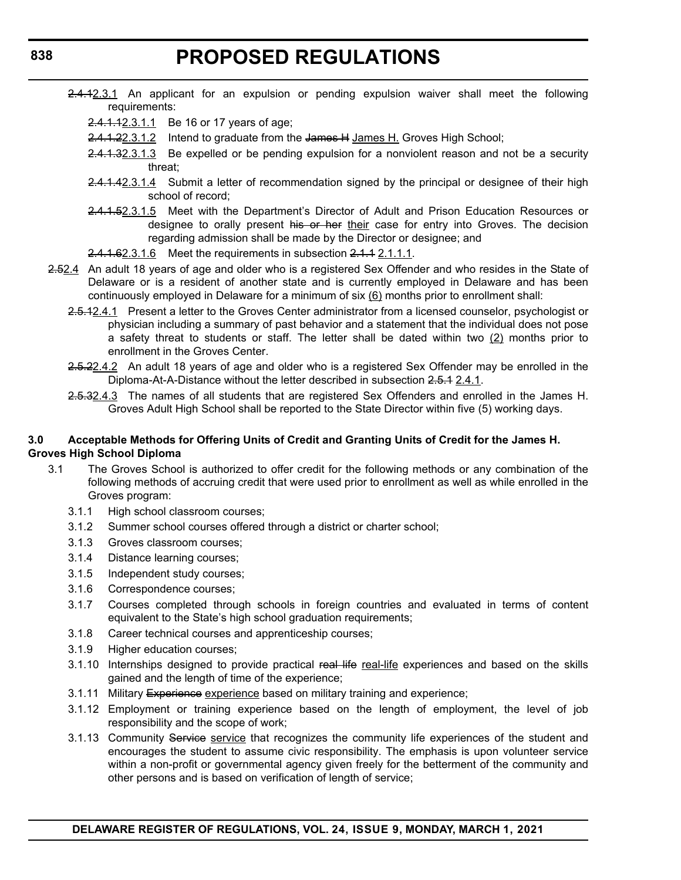~~2.4.1~~2.3.1 An applicant for an expulsion or pending expulsion waiver shall meet the following requirements:

~~2.4.1.1~~2.3.1.1 Be 16 or 17 years of age;

~~2.4.1.2~~2.3.1.2 Intend to graduate from the ~~James H~~ James H. Groves High School;

~~2.4.1.3~~2.3.1.3 Be expelled or be pending expulsion for a nonviolent reason and not be a security threat;

~~2.4.1.4~~2.3.1.4 Submit a letter of recommendation signed by the principal or designee of their high school of record;

~~2.4.1.5~~2.3.1.5 Meet with the Department's Director of Adult and Prison Education Resources or designee to orally present ~~his or her~~ their case for entry into Groves. The decision regarding admission shall be made by the Director or designee; and

~~2.4.1.6~~2.3.1.6 Meet the requirements in subsection ~~2.1.1~~ 2.1.1.1.

~~2.5~~2.4 An adult 18 years of age and older who is a registered Sex Offender and who resides in the State of Delaware or is a resident of another state and is currently employed in Delaware and has been continuously employed in Delaware for a minimum of six (6) months prior to enrollment shall:

~~2.5.1~~2.4.1 Present a letter to the Groves Center administrator from a licensed counselor, psychologist or physician including a summary of past behavior and a statement that the individual does not pose a safety threat to students or staff. The letter shall be dated within two (2) months prior to enrollment in the Groves Center.

~~2.5.2~~2.4.2 An adult 18 years of age and older who is a registered Sex Offender may be enrolled in the Diploma-At-A-Distance without the letter described in subsection ~~2.5.1~~ 2.4.1.

~~2.5.3~~2.4.3 The names of all students that are registered Sex Offenders and enrolled in the James H. Groves Adult High School shall be reported to the State Director within five (5) working days.

**3.0 Acceptable Methods for Offering Units of Credit and Granting Units of Credit for the James H. Groves High School Diploma**

3.1 The Groves School is authorized to offer credit for the following methods or any combination of the following methods of accruing credit that were used prior to enrollment as well as while enrolled in the Groves program:

3.1.1 High school classroom courses;

3.1.2 Summer school courses offered through a district or charter school;

3.1.3 Groves classroom courses;

3.1.4 Distance learning courses;

3.1.5 Independent study courses;

3.1.6 Correspondence courses;

3.1.7 Courses completed through schools in foreign countries and evaluated in terms of content equivalent to the State's high school graduation requirements;

3.1.8 Career technical courses and apprenticeship courses;

3.1.9 Higher education courses;

3.1.10 Internships designed to provide practical ~~real life~~ real-life experiences and based on the skills gained and the length of time of the experience;

3.1.11 Military ~~Experience~~ experience based on military training and experience;

3.1.12 Employment or training experience based on the length of employment, the level of job responsibility and the scope of work;

3.1.13 Community ~~Service~~ service that recognizes the community life experiences of the student and encourages the student to assume civic responsibility. The emphasis is upon volunteer service within a non-profit or governmental agency given freely for the betterment of the community and other persons and is based on verification of length of service;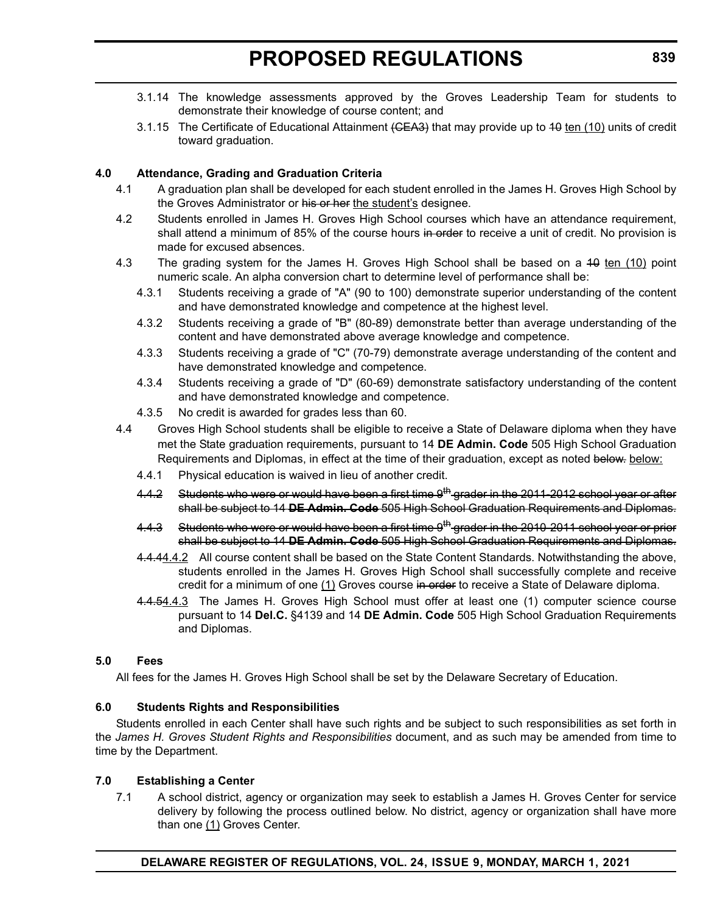3.1.14 The knowledge assessments approved by the Groves Leadership Team for students to demonstrate their knowledge of course content; and

3.1.15 The Certificate of Educational Attainment ~~(CEA3)~~ that may provide up to ~~10~~ <u>ten (10)</u> units of credit toward graduation.

**4.0 Attendance, Grading and Graduation Criteria**

4.1 A graduation plan shall be developed for each student enrolled in the James H. Groves High School by the Groves Administrator or ~~his or her~~ <u>the student's</u> designee.

4.2 Students enrolled in James H. Groves High School courses which have an attendance requirement, shall attend a minimum of 85% of the course hours ~~in order~~ to receive a unit of credit. No provision is made for excused absences.

4.3 The grading system for the James H. Groves High School shall be based on a ~~10~~ <u>ten (10)</u> point numeric scale. An alpha conversion chart to determine level of performance shall be:

4.3.1 Students receiving a grade of "A" (90 to 100) demonstrate superior understanding of the content and have demonstrated knowledge and competence at the highest level.

4.3.2 Students receiving a grade of "B" (80-89) demonstrate better than average understanding of the content and have demonstrated above average knowledge and competence.

4.3.3 Students receiving a grade of "C" (70-79) demonstrate average understanding of the content and have demonstrated knowledge and competence.

4.3.4 Students receiving a grade of "D" (60-69) demonstrate satisfactory understanding of the content and have demonstrated knowledge and competence.

4.3.5 No credit is awarded for grades less than 60.

4.4 Groves High School students shall be eligible to receive a State of Delaware diploma when they have met the State graduation requirements, pursuant to 14 **DE Admin. Code** 505 High School Graduation Requirements and Diplomas, in effect at the time of their graduation, except as noted ~~below.~~ <u>below:</u>

4.4.1 Physical education is waived in lieu of another credit.

~~4.4.2 Students who were or would have been a first time 9th grader in the 2011-2012 school year or after shall be subject to 14 **DE Admin. Code** 505 High School Graduation Requirements and Diplomas.~~

~~4.4.3 Students who were or would have been a first time 9th grader in the 2010-2011 school year or prior shall be subject to 14 **DE Admin. Code** 505 High School Graduation Requirements and Diplomas.~~

~~4.4.4~~<u>4.4.2</u> All course content shall be based on the State Content Standards. Notwithstanding the above, students enrolled in the James H. Groves High School shall successfully complete and receive credit for a minimum of one <u>(1)</u> Groves course ~~in order~~ to receive a State of Delaware diploma.

~~4.4.5~~<u>4.4.3</u> The James H. Groves High School must offer at least one (1) computer science course pursuant to 14 **Del.C.** §4139 and 14 **DE Admin. Code** 505 High School Graduation Requirements and Diplomas.

**5.0 Fees**

All fees for the James H. Groves High School shall be set by the Delaware Secretary of Education.

**6.0 Students Rights and Responsibilities**

Students enrolled in each Center shall have such rights and be subject to such responsibilities as set forth in the *James H. Groves Student Rights and Responsibilities* document, and as such may be amended from time to time by the Department.

**7.0 Establishing a Center**

7.1 A school district, agency or organization may seek to establish a James H. Groves Center for service delivery by following the process outlined below. No district, agency or organization shall have more than one <u>(1)</u> Groves Center.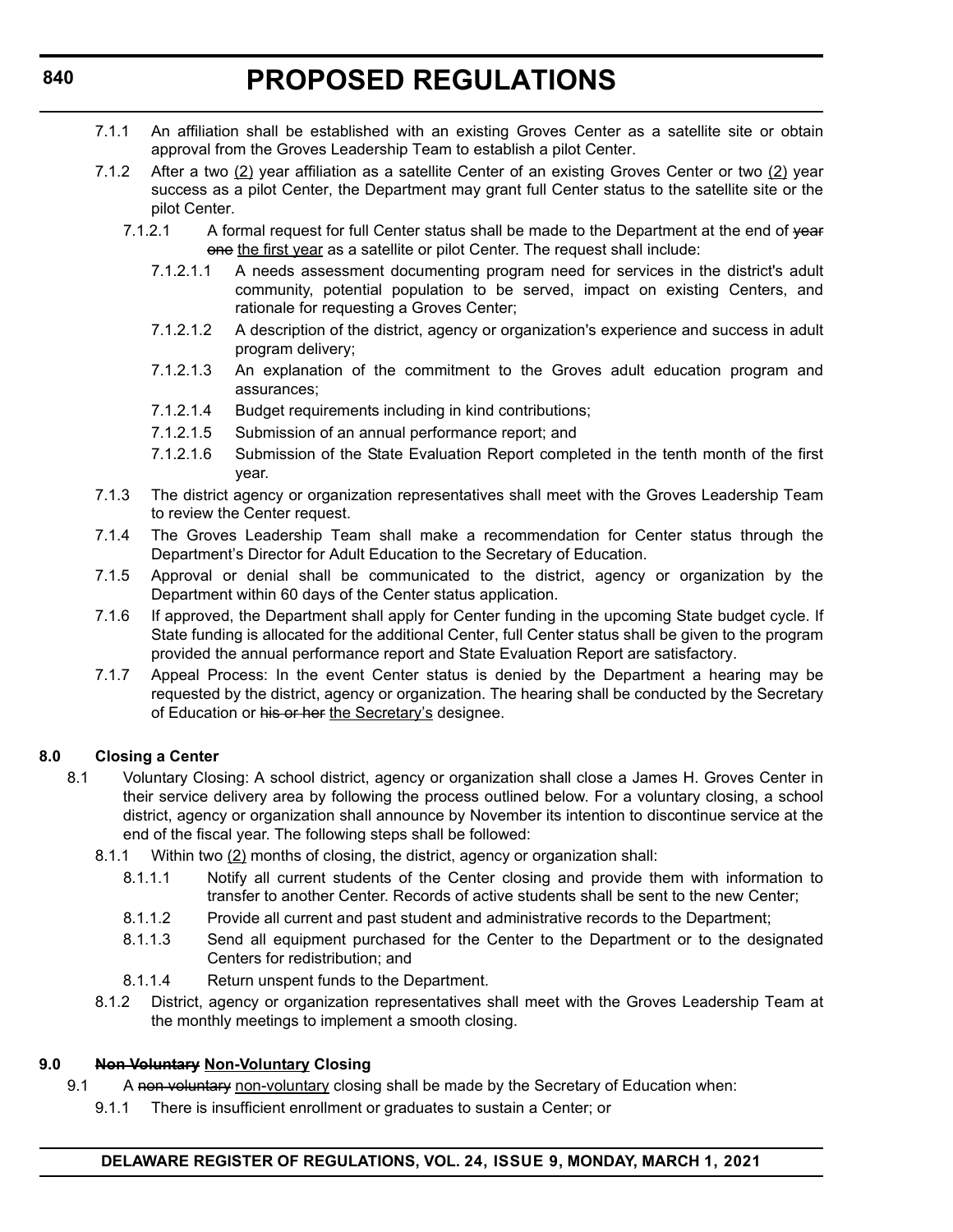7.1.1 An affiliation shall be established with an existing Groves Center as a satellite site or obtain approval from the Groves Leadership Team to establish a pilot Center.

7.1.2 After a two (2) year affiliation as a satellite Center of an existing Groves Center or two (2) year success as a pilot Center, the Department may grant full Center status to the satellite site or the pilot Center.

7.1.2.1 A formal request for full Center status shall be made to the Department at the end of ~~year one~~ the first year as a satellite or pilot Center. The request shall include:

7.1.2.1.1 A needs assessment documenting program need for services in the district's adult community, potential population to be served, impact on existing Centers, and rationale for requesting a Groves Center;

7.1.2.1.2 A description of the district, agency or organization's experience and success in adult program delivery;

7.1.2.1.3 An explanation of the commitment to the Groves adult education program and assurances;

7.1.2.1.4 Budget requirements including in kind contributions;

7.1.2.1.5 Submission of an annual performance report; and

7.1.2.1.6 Submission of the State Evaluation Report completed in the tenth month of the first year.

7.1.3 The district agency or organization representatives shall meet with the Groves Leadership Team to review the Center request.

7.1.4 The Groves Leadership Team shall make a recommendation for Center status through the Department's Director for Adult Education to the Secretary of Education.

7.1.5 Approval or denial shall be communicated to the district, agency or organization by the Department within 60 days of the Center status application.

7.1.6 If approved, the Department shall apply for Center funding in the upcoming State budget cycle. If State funding is allocated for the additional Center, full Center status shall be given to the program provided the annual performance report and State Evaluation Report are satisfactory.

7.1.7 Appeal Process: In the event Center status is denied by the Department a hearing may be requested by the district, agency or organization. The hearing shall be conducted by the Secretary of Education or ~~his or her~~ the Secretary's designee.

**8.0 Closing a Center**

8.1 Voluntary Closing: A school district, agency or organization shall close a James H. Groves Center in their service delivery area by following the process outlined below. For a voluntary closing, a school district, agency or organization shall announce by November its intention to discontinue service at the end of the fiscal year. The following steps shall be followed:

8.1.1 Within two (2) months of closing, the district, agency or organization shall:

8.1.1.1 Notify all current students of the Center closing and provide them with information to transfer to another Center. Records of active students shall be sent to the new Center;

8.1.1.2 Provide all current and past student and administrative records to the Department;

8.1.1.3 Send all equipment purchased for the Center to the Department or to the designated Centers for redistribution; and

8.1.1.4 Return unspent funds to the Department.

8.1.2 District, agency or organization representatives shall meet with the Groves Leadership Team at the monthly meetings to implement a smooth closing.

**9.0 ~~Non Voluntary~~ Non-Voluntary Closing**

9.1 A ~~non voluntary~~ non-voluntary closing shall be made by the Secretary of Education when:

9.1.1 There is insufficient enrollment or graduates to sustain a Center; or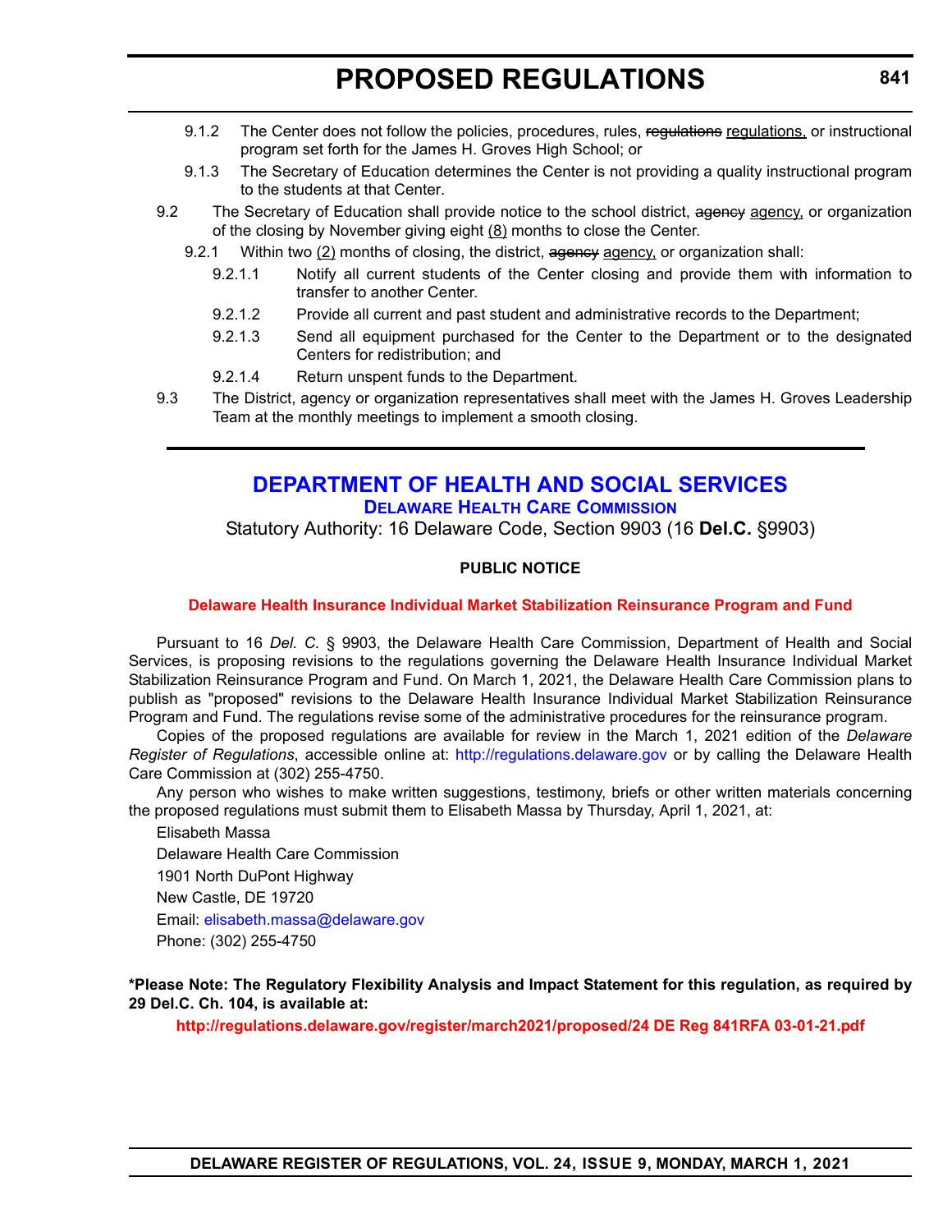9.1.2 The Center does not follow the policies, procedures, rules, ~~regulations~~ regulations, or instructional program set forth for the James H. Groves High School; or

9.1.3 The Secretary of Education determines the Center is not providing a quality instructional program to the students at that Center.

9.2 The Secretary of Education shall provide notice to the school district, ~~agency~~ agency, or organization of the closing by November giving eight (8) months to close the Center.

9.2.1 Within two (2) months of closing, the district, ~~agency~~ agency, or organization shall:

9.2.1.1 Notify all current students of the Center closing and provide them with information to transfer to another Center.

9.2.1.2 Provide all current and past student and administrative records to the Department;

9.2.1.3 Send all equipment purchased for the Center to the Department or to the designated Centers for redistribution; and

9.2.1.4 Return unspent funds to the Department.

9.3 The District, agency or organization representatives shall meet with the James H. Groves Leadership Team at the monthly meetings to implement a smooth closing.

---

# DEPARTMENT OF HEALTH AND SOCIAL SERVICES

## Delaware Health Care Commission

Statutory Authority: 16 Delaware Code, Section 9903 (16 **Del.C.** §9903)

**PUBLIC NOTICE**

**Delaware Health Insurance Individual Market Stabilization Reinsurance Program and Fund**

Pursuant to 16 *Del. C.* § 9903, the Delaware Health Care Commission, Department of Health and Social Services, is proposing revisions to the regulations governing the Delaware Health Insurance Individual Market Stabilization Reinsurance Program and Fund. On March 1, 2021, the Delaware Health Care Commission plans to publish as "proposed" revisions to the Delaware Health Insurance Individual Market Stabilization Reinsurance Program and Fund. The regulations revise some of the administrative procedures for the reinsurance program.

Copies of the proposed regulations are available for review in the March 1, 2021 edition of the *Delaware Register of Regulations*, accessible online at: http://regulations.delaware.gov or by calling the Delaware Health Care Commission at (302) 255-4750.

Any person who wishes to make written suggestions, testimony, briefs or other written materials concerning the proposed regulations must submit them to Elisabeth Massa by Thursday, April 1, 2021, at:

Elisabeth Massa
Delaware Health Care Commission
1901 North DuPont Highway
New Castle, DE 19720
Email: elisabeth.massa@delaware.gov
Phone: (302) 255-4750

**\*Please Note: The Regulatory Flexibility Analysis and Impact Statement for this regulation, as required by 29 Del.C. Ch. 104, is available at:**

**http://regulations.delaware.gov/register/march2021/proposed/24 DE Reg 841RFA 03-01-21.pdf**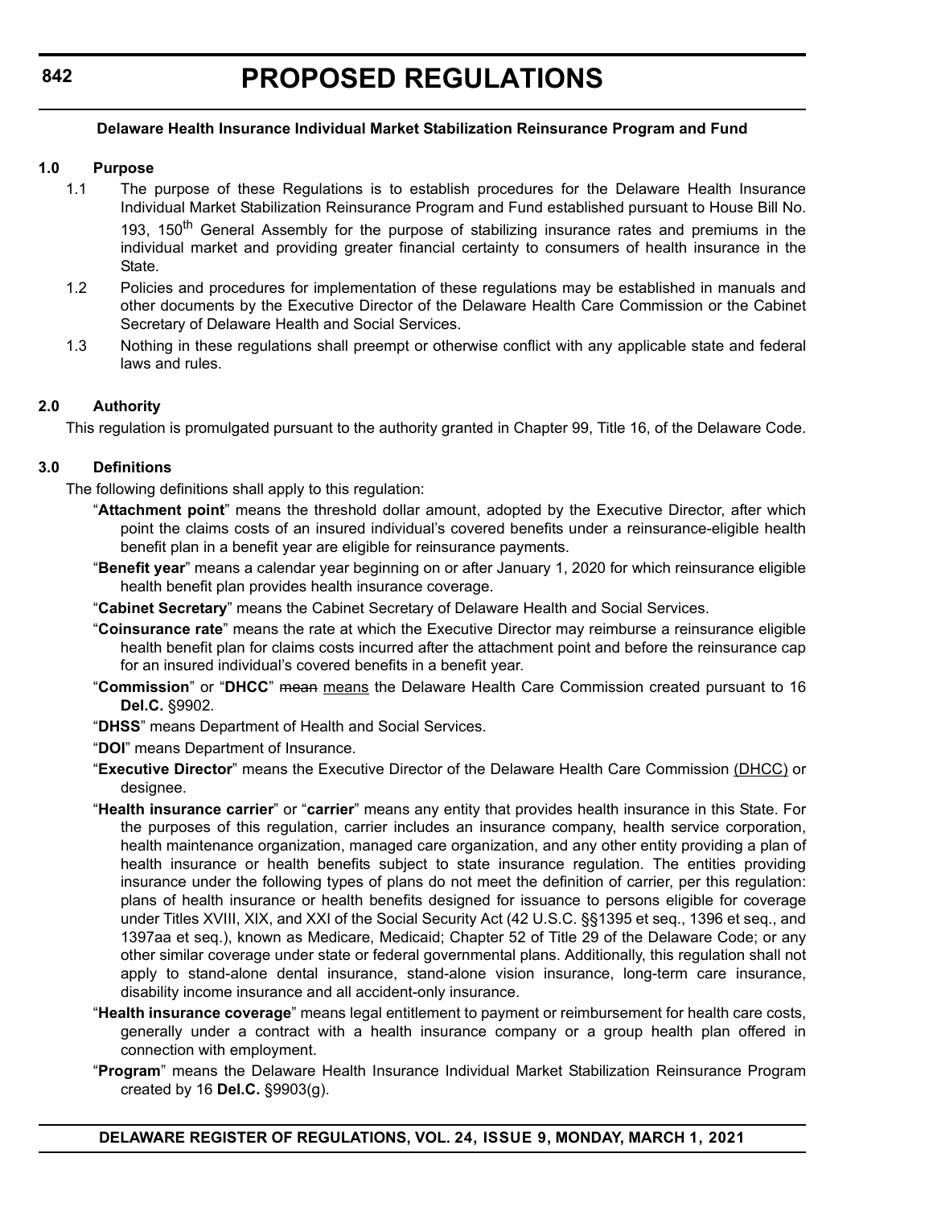## Delaware Health Insurance Individual Market Stabilization Reinsurance Program and Fund

### 1.0 Purpose

1.1 The purpose of these Regulations is to establish procedures for the Delaware Health Insurance Individual Market Stabilization Reinsurance Program and Fund established pursuant to House Bill No. 193, 150th General Assembly for the purpose of stabilizing insurance rates and premiums in the individual market and providing greater financial certainty to consumers of health insurance in the State.

1.2 Policies and procedures for implementation of these regulations may be established in manuals and other documents by the Executive Director of the Delaware Health Care Commission or the Cabinet Secretary of Delaware Health and Social Services.

1.3 Nothing in these regulations shall preempt or otherwise conflict with any applicable state and federal laws and rules.

### 2.0 Authority

This regulation is promulgated pursuant to the authority granted in Chapter 99, Title 16, of the Delaware Code.

### 3.0 Definitions

The following definitions shall apply to this regulation:

"**Attachment point**" means the threshold dollar amount, adopted by the Executive Director, after which point the claims costs of an insured individual's covered benefits under a reinsurance-eligible health benefit plan in a benefit year are eligible for reinsurance payments.

"**Benefit year**" means a calendar year beginning on or after January 1, 2020 for which reinsurance eligible health benefit plan provides health insurance coverage.

"**Cabinet Secretary**" means the Cabinet Secretary of Delaware Health and Social Services.

"**Coinsurance rate**" means the rate at which the Executive Director may reimburse a reinsurance eligible health benefit plan for claims costs incurred after the attachment point and before the reinsurance cap for an insured individual's covered benefits in a benefit year.

"**Commission**" or "**DHCC**" ~~mean~~ means the Delaware Health Care Commission created pursuant to 16 **Del.C.** §9902.

"**DHSS**" means Department of Health and Social Services.

"**DOI**" means Department of Insurance.

"**Executive Director**" means the Executive Director of the Delaware Health Care Commission (DHCC) or designee.

"**Health insurance carrier**" or "**carrier**" means any entity that provides health insurance in this State. For the purposes of this regulation, carrier includes an insurance company, health service corporation, health maintenance organization, managed care organization, and any other entity providing a plan of health insurance or health benefits subject to state insurance regulation. The entities providing insurance under the following types of plans do not meet the definition of carrier, per this regulation: plans of health insurance or health benefits designed for issuance to persons eligible for coverage under Titles XVIII, XIX, and XXI of the Social Security Act (42 U.S.C. §§1395 et seq., 1396 et seq., and 1397aa et seq.), known as Medicare, Medicaid; Chapter 52 of Title 29 of the Delaware Code; or any other similar coverage under state or federal governmental plans. Additionally, this regulation shall not apply to stand-alone dental insurance, stand-alone vision insurance, long-term care insurance, disability income insurance and all accident-only insurance.

"**Health insurance coverage**" means legal entitlement to payment or reimbursement for health care costs, generally under a contract with a health insurance company or a group health plan offered in connection with employment.

"**Program**" means the Delaware Health Insurance Individual Market Stabilization Reinsurance Program created by 16 **Del.C.** §9903(g).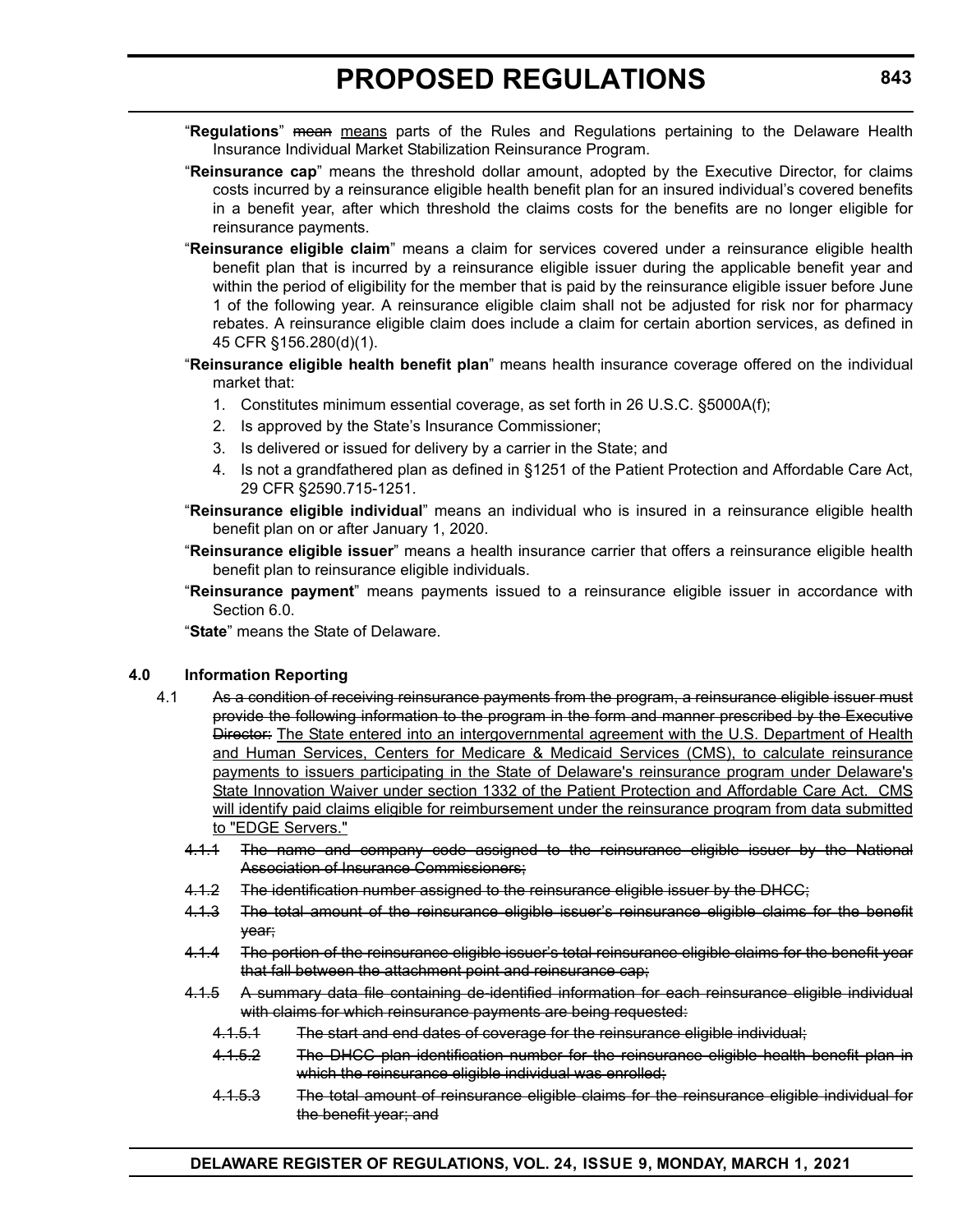"**Regulations**" ~~mean~~ means parts of the Rules and Regulations pertaining to the Delaware Health Insurance Individual Market Stabilization Reinsurance Program.

"**Reinsurance cap**" means the threshold dollar amount, adopted by the Executive Director, for claims costs incurred by a reinsurance eligible health benefit plan for an insured individual's covered benefits in a benefit year, after which threshold the claims costs for the benefits are no longer eligible for reinsurance payments.

"**Reinsurance eligible claim**" means a claim for services covered under a reinsurance eligible health benefit plan that is incurred by a reinsurance eligible issuer during the applicable benefit year and within the period of eligibility for the member that is paid by the reinsurance eligible issuer before June 1 of the following year. A reinsurance eligible claim shall not be adjusted for risk nor for pharmacy rebates. A reinsurance eligible claim does include a claim for certain abortion services, as defined in 45 CFR §156.280(d)(1).

"**Reinsurance eligible health benefit plan**" means health insurance coverage offered on the individual market that:

1. Constitutes minimum essential coverage, as set forth in 26 U.S.C. §5000A(f);
2. Is approved by the State's Insurance Commissioner;
3. Is delivered or issued for delivery by a carrier in the State; and
4. Is not a grandfathered plan as defined in §1251 of the Patient Protection and Affordable Care Act, 29 CFR §2590.715-1251.

"**Reinsurance eligible individual**" means an individual who is insured in a reinsurance eligible health benefit plan on or after January 1, 2020.

"**Reinsurance eligible issuer**" means a health insurance carrier that offers a reinsurance eligible health benefit plan to reinsurance eligible individuals.

"**Reinsurance payment**" means payments issued to a reinsurance eligible issuer in accordance with Section 6.0.

"**State**" means the State of Delaware.

**4.0 Information Reporting**

4.1 ~~As a condition of receiving reinsurance payments from the program, a reinsurance eligible issuer must provide the following information to the program in the form and manner prescribed by the Executive Director:~~ The State entered into an intergovernmental agreement with the U.S. Department of Health and Human Services, Centers for Medicare & Medicaid Services (CMS), to calculate reinsurance payments to issuers participating in the State of Delaware's reinsurance program under Delaware's State Innovation Waiver under section 1332 of the Patient Protection and Affordable Care Act. CMS will identify paid claims eligible for reimbursement under the reinsurance program from data submitted to "EDGE Servers."

~~4.1.1 The name and company code assigned to the reinsurance eligible issuer by the National Association of Insurance Commissioners;~~

~~4.1.2 The identification number assigned to the reinsurance eligible issuer by the DHCC;~~

~~4.1.3 The total amount of the reinsurance eligible issuer's reinsurance eligible claims for the benefit year;~~

~~4.1.4 The portion of the reinsurance eligible issuer's total reinsurance eligible claims for the benefit year that fall between the attachment point and reinsurance cap;~~

~~4.1.5 A summary data file containing de-identified information for each reinsurance eligible individual with claims for which reinsurance payments are being requested:~~

~~4.1.5.1 The start and end dates of coverage for the reinsurance eligible individual;~~

~~4.1.5.2 The DHCC plan identification number for the reinsurance eligible health benefit plan in which the reinsurance eligible individual was enrolled;~~

~~4.1.5.3 The total amount of reinsurance eligible claims for the reinsurance eligible individual for the benefit year; and~~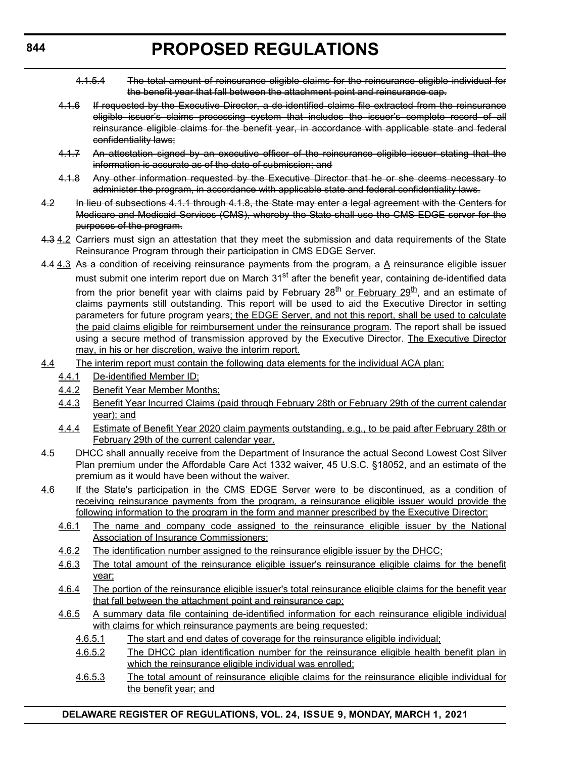~~4.1.5.4 The total amount of reinsurance eligible claims for the reinsurance eligible individual for the benefit year that fall between the attachment point and reinsurance cap.~~

~~4.1.6 If requested by the Executive Director, a de-identified claims file extracted from the reinsurance eligible issuer's claims processing system that includes the issuer's complete record of all reinsurance eligible claims for the benefit year, in accordance with applicable state and federal confidentiality laws;~~

~~4.1.7 An attestation signed by an executive officer of the reinsurance eligible issuer stating that the information is accurate as of the date of submission; and~~

~~4.1.8 Any other information requested by the Executive Director that he or she deems necessary to administer the program, in accordance with applicable state and federal confidentiality laws.~~

~~4.2 In lieu of subsections 4.1.1 through 4.1.8, the State may enter a legal agreement with the Centers for Medicare and Medicaid Services (CMS), whereby the State shall use the CMS EDGE server for the purposes of the program.~~

~~4.3~~ <u>4.2</u> Carriers must sign an attestation that they meet the submission and data requirements of the State Reinsurance Program through their participation in CMS EDGE Server.

~~4.4~~ <u>4.3</u> ~~As a condition of receiving reinsurance payments from the program, a~~ <u>A</u> reinsurance eligible issuer must submit one interim report due on March 31st after the benefit year, containing de-identified data from the prior benefit year with claims paid by February 28th <u>or February 29th</u>, and an estimate of claims payments still outstanding. This report will be used to aid the Executive Director in setting parameters for future program years<u>; the EDGE Server, and not this report, shall be used to calculate the paid claims eligible for reimbursement under the reinsurance program</u>. The report shall be issued using a secure method of transmission approved by the Executive Director. <u>The Executive Director may, in his or her discretion, waive the interim report.</u>

<u>4.4 The interim report must contain the following data elements for the individual ACA plan:</u>

<u>4.4.1 De-identified Member ID;</u>

<u>4.4.2 Benefit Year Member Months;</u>

<u>4.4.3 Benefit Year Incurred Claims (paid through February 28th or February 29th of the current calendar year); and</u>

<u>4.4.4 Estimate of Benefit Year 2020 claim payments outstanding, e.g., to be paid after February 28th or February 29th of the current calendar year.</u>

4.5 DHCC shall annually receive from the Department of Insurance the actual Second Lowest Cost Silver Plan premium under the Affordable Care Act 1332 waiver, 45 U.S.C. §18052, and an estimate of the premium as it would have been without the waiver.

<u>4.6 If the State's participation in the CMS EDGE Server were to be discontinued, as a condition of receiving reinsurance payments from the program, a reinsurance eligible issuer would provide the following information to the program in the form and manner prescribed by the Executive Director:</u>

<u>4.6.1 The name and company code assigned to the reinsurance eligible issuer by the National Association of Insurance Commissioners;</u>

<u>4.6.2 The identification number assigned to the reinsurance eligible issuer by the DHCC;</u>

<u>4.6.3 The total amount of the reinsurance eligible issuer's reinsurance eligible claims for the benefit year;</u>

<u>4.6.4 The portion of the reinsurance eligible issuer's total reinsurance eligible claims for the benefit year that fall between the attachment point and reinsurance cap;</u>

<u>4.6.5 A summary data file containing de-identified information for each reinsurance eligible individual with claims for which reinsurance payments are being requested:</u>

<u>4.6.5.1 The start and end dates of coverage for the reinsurance eligible individual;</u>

<u>4.6.5.2 The DHCC plan identification number for the reinsurance eligible health benefit plan in which the reinsurance eligible individual was enrolled;</u>

<u>4.6.5.3 The total amount of reinsurance eligible claims for the reinsurance eligible individual for the benefit year; and</u>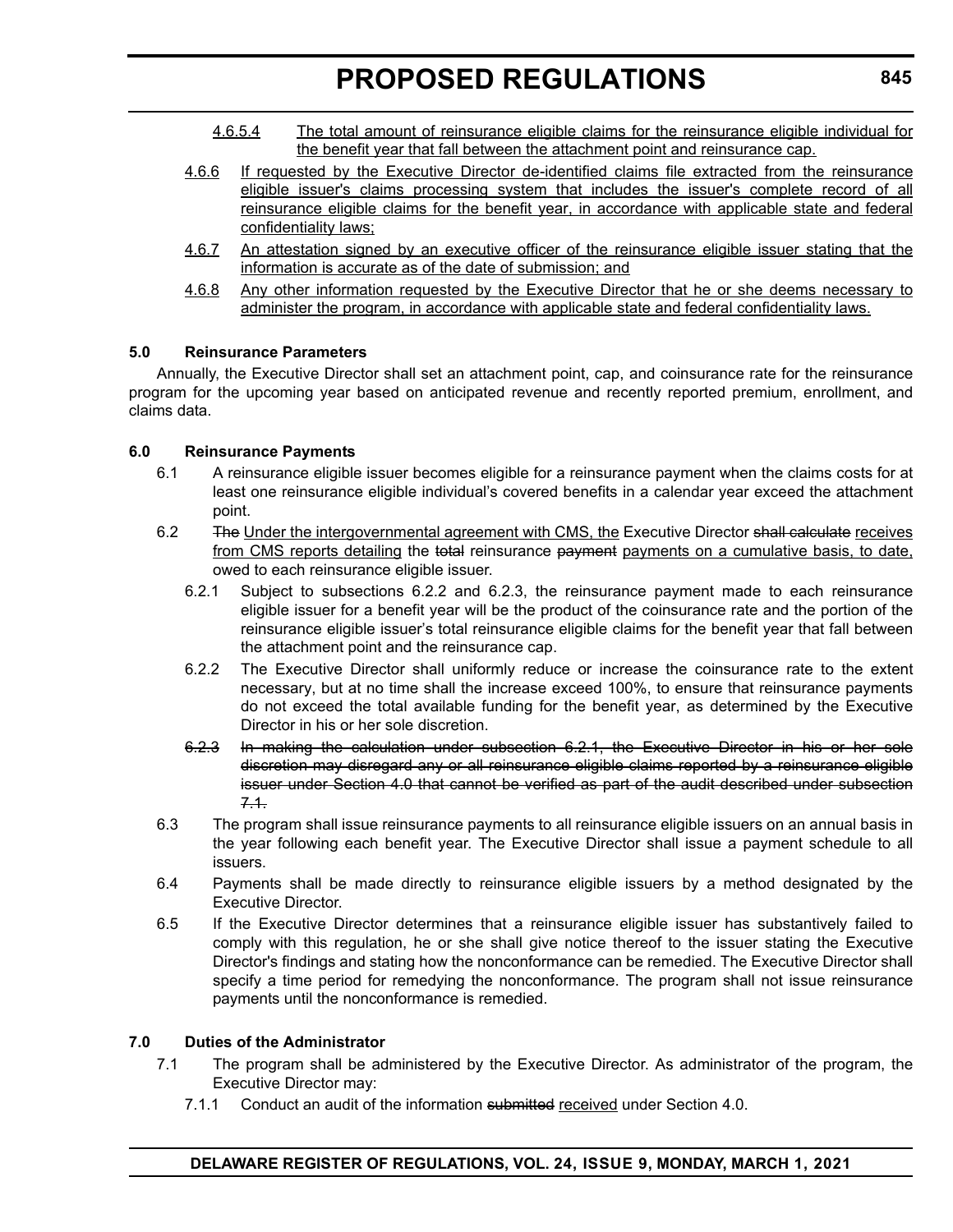4.6.5.4 The total amount of reinsurance eligible claims for the reinsurance eligible individual for the benefit year that fall between the attachment point and reinsurance cap.

4.6.6 If requested by the Executive Director de-identified claims file extracted from the reinsurance eligible issuer's claims processing system that includes the issuer's complete record of all reinsurance eligible claims for the benefit year, in accordance with applicable state and federal confidentiality laws;

4.6.7 An attestation signed by an executive officer of the reinsurance eligible issuer stating that the information is accurate as of the date of submission; and

4.6.8 Any other information requested by the Executive Director that he or she deems necessary to administer the program, in accordance with applicable state and federal confidentiality laws.

**5.0 Reinsurance Parameters**

Annually, the Executive Director shall set an attachment point, cap, and coinsurance rate for the reinsurance program for the upcoming year based on anticipated revenue and recently reported premium, enrollment, and claims data.

**6.0 Reinsurance Payments**

6.1 A reinsurance eligible issuer becomes eligible for a reinsurance payment when the claims costs for at least one reinsurance eligible individual's covered benefits in a calendar year exceed the attachment point.

6.2 ~~The~~ Under the intergovernmental agreement with CMS, the Executive Director ~~shall calculate~~ receives from CMS reports detailing the ~~total~~ reinsurance ~~payment~~ payments on a cumulative basis, to date, owed to each reinsurance eligible issuer.

6.2.1 Subject to subsections 6.2.2 and 6.2.3, the reinsurance payment made to each reinsurance eligible issuer for a benefit year will be the product of the coinsurance rate and the portion of the reinsurance eligible issuer's total reinsurance eligible claims for the benefit year that fall between the attachment point and the reinsurance cap.

6.2.2 The Executive Director shall uniformly reduce or increase the coinsurance rate to the extent necessary, but at no time shall the increase exceed 100%, to ensure that reinsurance payments do not exceed the total available funding for the benefit year, as determined by the Executive Director in his or her sole discretion.

~~6.2.3 In making the calculation under subsection 6.2.1, the Executive Director in his or her sole discretion may disregard any or all reinsurance eligible claims reported by a reinsurance eligible issuer under Section 4.0 that cannot be verified as part of the audit described under subsection 7.1.~~

6.3 The program shall issue reinsurance payments to all reinsurance eligible issuers on an annual basis in the year following each benefit year. The Executive Director shall issue a payment schedule to all issuers.

6.4 Payments shall be made directly to reinsurance eligible issuers by a method designated by the Executive Director.

6.5 If the Executive Director determines that a reinsurance eligible issuer has substantively failed to comply with this regulation, he or she shall give notice thereof to the issuer stating the Executive Director's findings and stating how the nonconformance can be remedied. The Executive Director shall specify a time period for remedying the nonconformance. The program shall not issue reinsurance payments until the nonconformance is remedied.

**7.0 Duties of the Administrator**

7.1 The program shall be administered by the Executive Director. As administrator of the program, the Executive Director may:

7.1.1 Conduct an audit of the information ~~submitted~~ received under Section 4.0.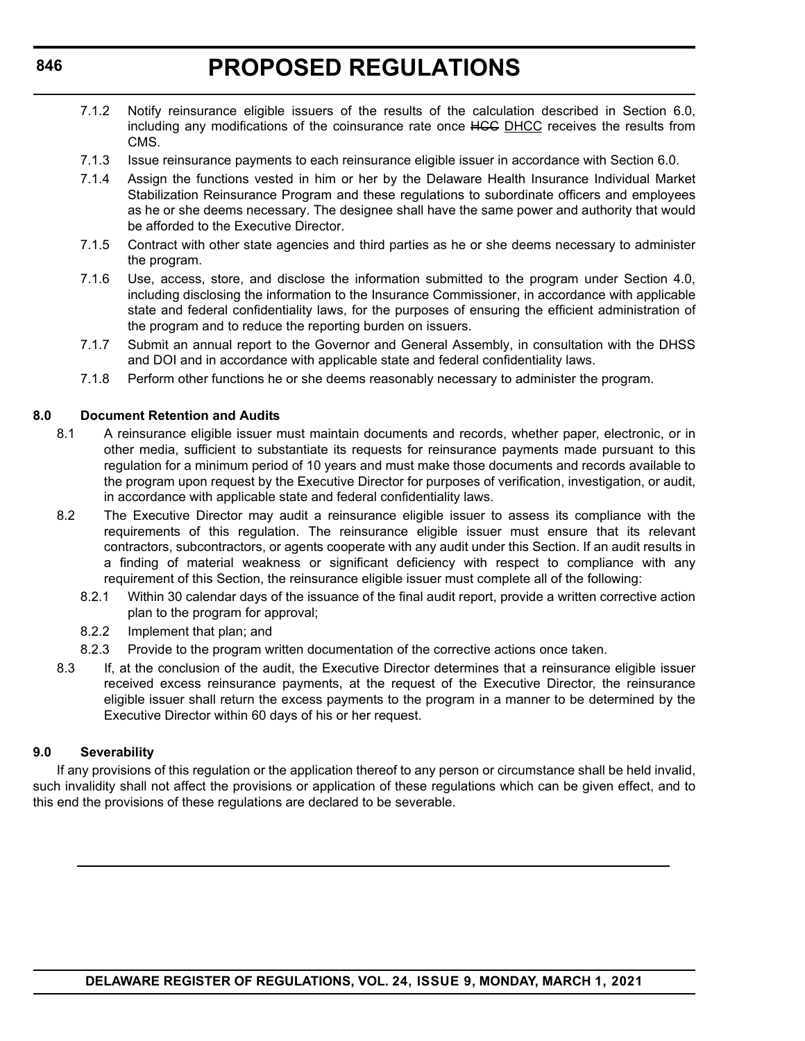7.1.2 Notify reinsurance eligible issuers of the results of the calculation described in Section 6.0, including any modifications of the coinsurance rate once ~~HCC~~ DHCC receives the results from CMS.

7.1.3 Issue reinsurance payments to each reinsurance eligible issuer in accordance with Section 6.0.

7.1.4 Assign the functions vested in him or her by the Delaware Health Insurance Individual Market Stabilization Reinsurance Program and these regulations to subordinate officers and employees as he or she deems necessary. The designee shall have the same power and authority that would be afforded to the Executive Director.

7.1.5 Contract with other state agencies and third parties as he or she deems necessary to administer the program.

7.1.6 Use, access, store, and disclose the information submitted to the program under Section 4.0, including disclosing the information to the Insurance Commissioner, in accordance with applicable state and federal confidentiality laws, for the purposes of ensuring the efficient administration of the program and to reduce the reporting burden on issuers.

7.1.7 Submit an annual report to the Governor and General Assembly, in consultation with the DHSS and DOI and in accordance with applicable state and federal confidentiality laws.

7.1.8 Perform other functions he or she deems reasonably necessary to administer the program.

**8.0 Document Retention and Audits**

8.1 A reinsurance eligible issuer must maintain documents and records, whether paper, electronic, or in other media, sufficient to substantiate its requests for reinsurance payments made pursuant to this regulation for a minimum period of 10 years and must make those documents and records available to the program upon request by the Executive Director for purposes of verification, investigation, or audit, in accordance with applicable state and federal confidentiality laws.

8.2 The Executive Director may audit a reinsurance eligible issuer to assess its compliance with the requirements of this regulation. The reinsurance eligible issuer must ensure that its relevant contractors, subcontractors, or agents cooperate with any audit under this Section. If an audit results in a finding of material weakness or significant deficiency with respect to compliance with any requirement of this Section, the reinsurance eligible issuer must complete all of the following:

8.2.1 Within 30 calendar days of the issuance of the final audit report, provide a written corrective action plan to the program for approval;

8.2.2 Implement that plan; and

8.2.3 Provide to the program written documentation of the corrective actions once taken.

8.3 If, at the conclusion of the audit, the Executive Director determines that a reinsurance eligible issuer received excess reinsurance payments, at the request of the Executive Director, the reinsurance eligible issuer shall return the excess payments to the program in a manner to be determined by the Executive Director within 60 days of his or her request.

**9.0 Severability**

If any provisions of this regulation or the application thereof to any person or circumstance shall be held invalid, such invalidity shall not affect the provisions or application of these regulations which can be given effect, and to this end the provisions of these regulations are declared to be severable.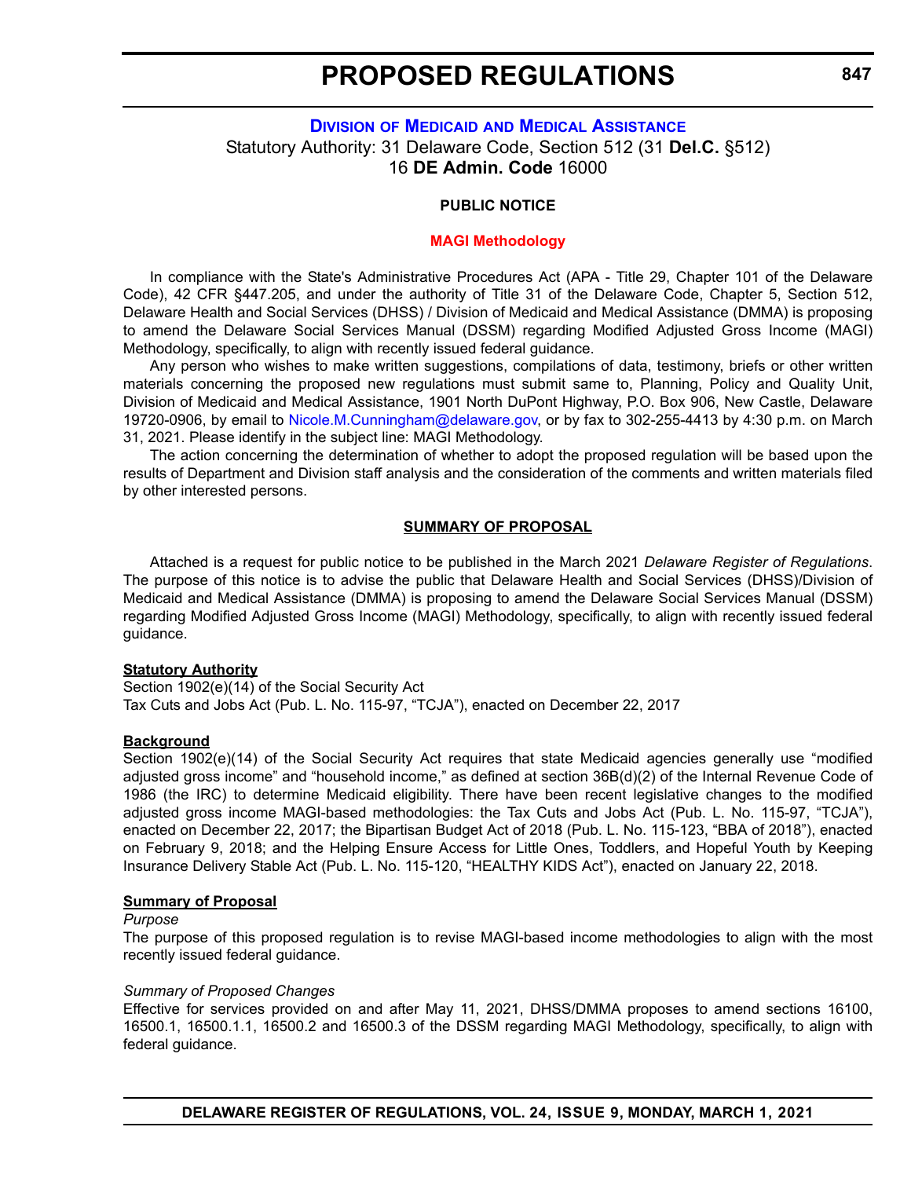## Division of Medicaid and Medical Assistance

Statutory Authority: 31 Delaware Code, Section 512 (31 **Del.C.** §512)
16 **DE Admin. Code** 16000

**PUBLIC NOTICE**

### MAGI Methodology

In compliance with the State's Administrative Procedures Act (APA - Title 29, Chapter 101 of the Delaware Code), 42 CFR §447.205, and under the authority of Title 31 of the Delaware Code, Chapter 5, Section 512, Delaware Health and Social Services (DHSS) / Division of Medicaid and Medical Assistance (DMMA) is proposing to amend the Delaware Social Services Manual (DSSM) regarding Modified Adjusted Gross Income (MAGI) Methodology, specifically, to align with recently issued federal guidance.

Any person who wishes to make written suggestions, compilations of data, testimony, briefs or other written materials concerning the proposed new regulations must submit same to, Planning, Policy and Quality Unit, Division of Medicaid and Medical Assistance, 1901 North DuPont Highway, P.O. Box 906, New Castle, Delaware 19720-0906, by email to Nicole.M.Cunningham@delaware.gov, or by fax to 302-255-4413 by 4:30 p.m. on March 31, 2021. Please identify in the subject line: MAGI Methodology.

The action concerning the determination of whether to adopt the proposed regulation will be based upon the results of Department and Division staff analysis and the consideration of the comments and written materials filed by other interested persons.

**SUMMARY OF PROPOSAL**

Attached is a request for public notice to be published in the March 2021 *Delaware Register of Regulations*. The purpose of this notice is to advise the public that Delaware Health and Social Services (DHSS)/Division of Medicaid and Medical Assistance (DMMA) is proposing to amend the Delaware Social Services Manual (DSSM) regarding Modified Adjusted Gross Income (MAGI) Methodology, specifically, to align with recently issued federal guidance.

**Statutory Authority**

Section 1902(e)(14) of the Social Security Act
Tax Cuts and Jobs Act (Pub. L. No. 115-97, "TCJA"), enacted on December 22, 2017

**Background**

Section 1902(e)(14) of the Social Security Act requires that state Medicaid agencies generally use "modified adjusted gross income" and "household income," as defined at section 36B(d)(2) of the Internal Revenue Code of 1986 (the IRC) to determine Medicaid eligibility. There have been recent legislative changes to the modified adjusted gross income MAGI-based methodologies: the Tax Cuts and Jobs Act (Pub. L. No. 115-97, "TCJA"), enacted on December 22, 2017; the Bipartisan Budget Act of 2018 (Pub. L. No. 115-123, "BBA of 2018"), enacted on February 9, 2018; and the Helping Ensure Access for Little Ones, Toddlers, and Hopeful Youth by Keeping Insurance Delivery Stable Act (Pub. L. No. 115-120, "HEALTHY KIDS Act"), enacted on January 22, 2018.

**Summary of Proposal**

*Purpose*

The purpose of this proposed regulation is to revise MAGI-based income methodologies to align with the most recently issued federal guidance.

*Summary of Proposed Changes*

Effective for services provided on and after May 11, 2021, DHSS/DMMA proposes to amend sections 16100, 16500.1, 16500.1.1, 16500.2 and 16500.3 of the DSSM regarding MAGI Methodology, specifically, to align with federal guidance.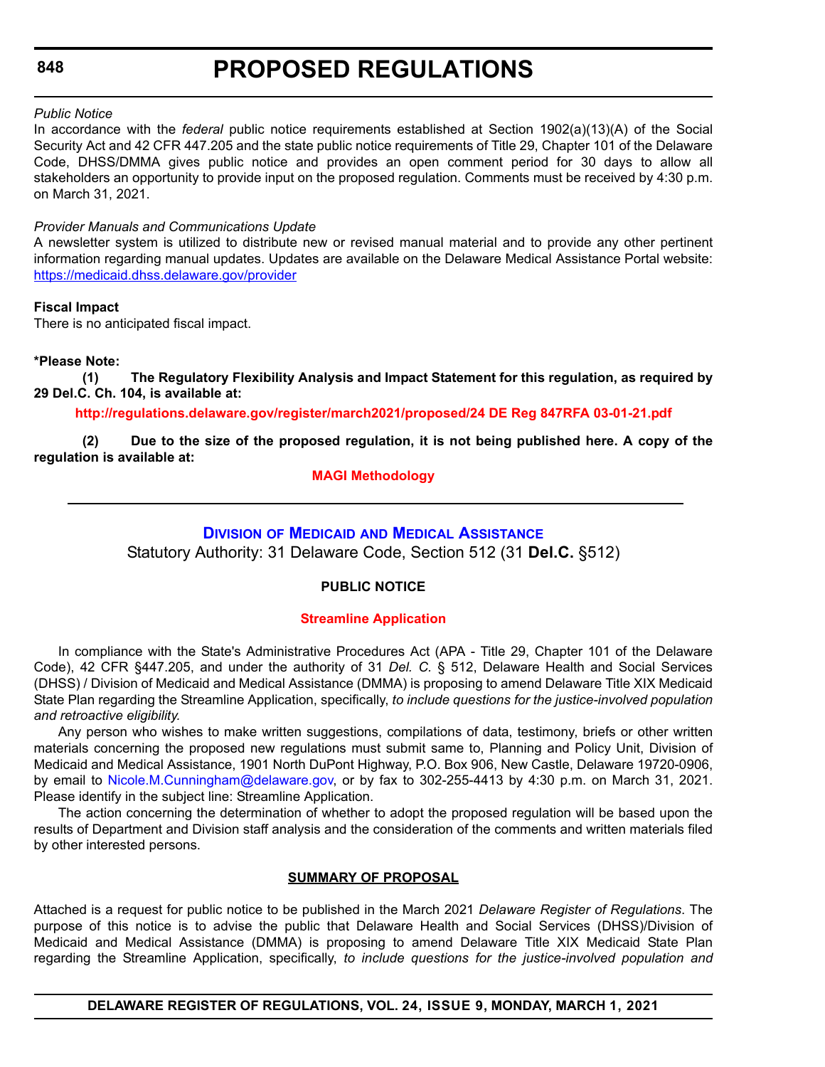*Public Notice*

In accordance with the *federal* public notice requirements established at Section 1902(a)(13)(A) of the Social Security Act and 42 CFR 447.205 and the state public notice requirements of Title 29, Chapter 101 of the Delaware Code, DHSS/DMMA gives public notice and provides an open comment period for 30 days to allow all stakeholders an opportunity to provide input on the proposed regulation. Comments must be received by 4:30 p.m. on March 31, 2021.

*Provider Manuals and Communications Update*

A newsletter system is utilized to distribute new or revised manual material and to provide any other pertinent information regarding manual updates. Updates are available on the Delaware Medical Assistance Portal website: https://medicaid.dhss.delaware.gov/provider

**Fiscal Impact**

There is no anticipated fiscal impact.

**\*Please Note:**

**(1) The Regulatory Flexibility Analysis and Impact Statement for this regulation, as required by 29 Del.C. Ch. 104, is available at:**

**http://regulations.delaware.gov/register/march2021/proposed/24 DE Reg 847RFA 03-01-21.pdf**

**(2) Due to the size of the proposed regulation, it is not being published here. A copy of the regulation is available at:**

**MAGI Methodology**

---

## Division of Medicaid and Medical Assistance

Statutory Authority: 31 Delaware Code, Section 512 (31 **Del.C.** §512)

**PUBLIC NOTICE**

**Streamline Application**

In compliance with the State's Administrative Procedures Act (APA - Title 29, Chapter 101 of the Delaware Code), 42 CFR §447.205, and under the authority of 31 *Del. C.* § 512, Delaware Health and Social Services (DHSS) / Division of Medicaid and Medical Assistance (DMMA) is proposing to amend Delaware Title XIX Medicaid State Plan regarding the Streamline Application, specifically, *to include questions for the justice-involved population and retroactive eligibility.*

Any person who wishes to make written suggestions, compilations of data, testimony, briefs or other written materials concerning the proposed new regulations must submit same to, Planning and Policy Unit, Division of Medicaid and Medical Assistance, 1901 North DuPont Highway, P.O. Box 906, New Castle, Delaware 19720-0906, by email to Nicole.M.Cunningham@delaware.gov, or by fax to 302-255-4413 by 4:30 p.m. on March 31, 2021. Please identify in the subject line: Streamline Application.

The action concerning the determination of whether to adopt the proposed regulation will be based upon the results of Department and Division staff analysis and the consideration of the comments and written materials filed by other interested persons.

**SUMMARY OF PROPOSAL**

Attached is a request for public notice to be published in the March 2021 *Delaware Register of Regulations*. The purpose of this notice is to advise the public that Delaware Health and Social Services (DHSS)/Division of Medicaid and Medical Assistance (DMMA) is proposing to amend Delaware Title XIX Medicaid State Plan regarding the Streamline Application, specifically, *to include questions for the justice-involved population and*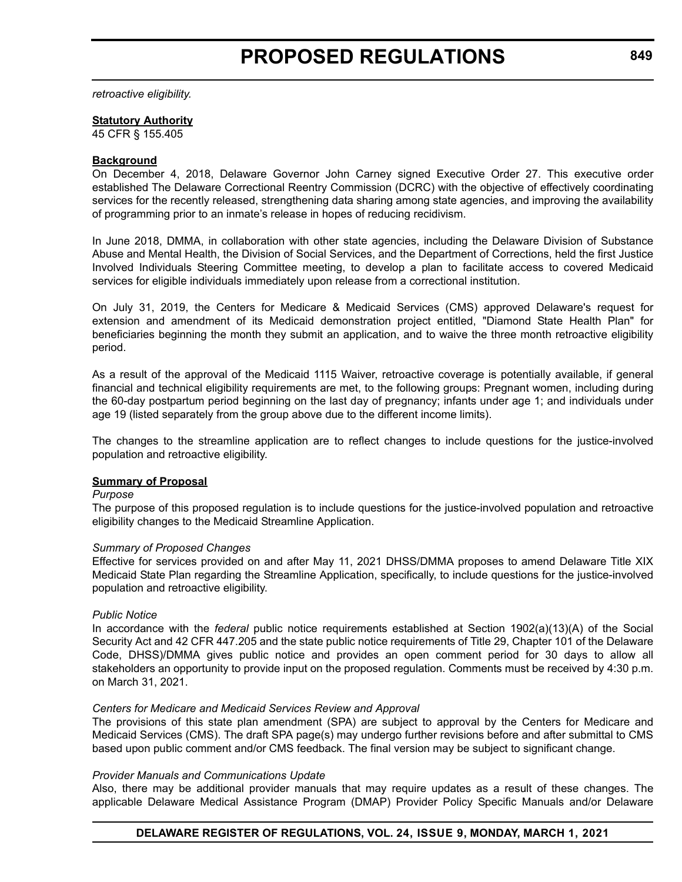*retroactive eligibility.*

**Statutory Authority**

45 CFR § 155.405

**Background**

On December 4, 2018, Delaware Governor John Carney signed Executive Order 27. This executive order established The Delaware Correctional Reentry Commission (DCRC) with the objective of effectively coordinating services for the recently released, strengthening data sharing among state agencies, and improving the availability of programming prior to an inmate's release in hopes of reducing recidivism.

In June 2018, DMMA, in collaboration with other state agencies, including the Delaware Division of Substance Abuse and Mental Health, the Division of Social Services, and the Department of Corrections, held the first Justice Involved Individuals Steering Committee meeting, to develop a plan to facilitate access to covered Medicaid services for eligible individuals immediately upon release from a correctional institution.

On July 31, 2019, the Centers for Medicare & Medicaid Services (CMS) approved Delaware's request for extension and amendment of its Medicaid demonstration project entitled, "Diamond State Health Plan" for beneficiaries beginning the month they submit an application, and to waive the three month retroactive eligibility period.

As a result of the approval of the Medicaid 1115 Waiver, retroactive coverage is potentially available, if general financial and technical eligibility requirements are met, to the following groups: Pregnant women, including during the 60-day postpartum period beginning on the last day of pregnancy; infants under age 1; and individuals under age 19 (listed separately from the group above due to the different income limits).

The changes to the streamline application are to reflect changes to include questions for the justice-involved population and retroactive eligibility.

**Summary of Proposal**

*Purpose*

The purpose of this proposed regulation is to include questions for the justice-involved population and retroactive eligibility changes to the Medicaid Streamline Application.

*Summary of Proposed Changes*

Effective for services provided on and after May 11, 2021 DHSS/DMMA proposes to amend Delaware Title XIX Medicaid State Plan regarding the Streamline Application, specifically, to include questions for the justice-involved population and retroactive eligibility.

*Public Notice*

In accordance with the *federal* public notice requirements established at Section 1902(a)(13)(A) of the Social Security Act and 42 CFR 447.205 and the state public notice requirements of Title 29, Chapter 101 of the Delaware Code, DHSS)/DMMA gives public notice and provides an open comment period for 30 days to allow all stakeholders an opportunity to provide input on the proposed regulation. Comments must be received by 4:30 p.m. on March 31, 2021.

*Centers for Medicare and Medicaid Services Review and Approval*

The provisions of this state plan amendment (SPA) are subject to approval by the Centers for Medicare and Medicaid Services (CMS). The draft SPA page(s) may undergo further revisions before and after submittal to CMS based upon public comment and/or CMS feedback. The final version may be subject to significant change.

*Provider Manuals and Communications Update*

Also, there may be additional provider manuals that may require updates as a result of these changes. The applicable Delaware Medical Assistance Program (DMAP) Provider Policy Specific Manuals and/or Delaware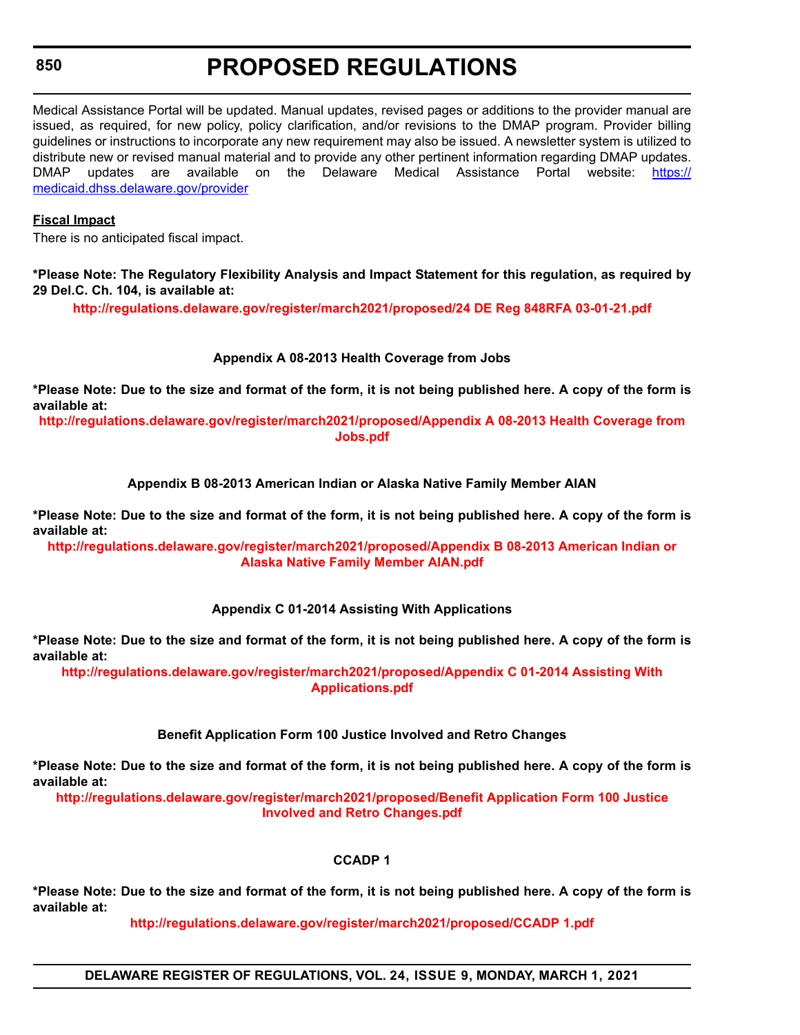Medical Assistance Portal will be updated. Manual updates, revised pages or additions to the provider manual are issued, as required, for new policy, policy clarification, and/or revisions to the DMAP program. Provider billing guidelines or instructions to incorporate any new requirement may also be issued. A newsletter system is utilized to distribute new or revised manual material and to provide any other pertinent information regarding DMAP updates. DMAP updates are available on the Delaware Medical Assistance Portal website: https://medicaid.dhss.delaware.gov/provider

**Fiscal Impact**

There is no anticipated fiscal impact.

**\*Please Note: The Regulatory Flexibility Analysis and Impact Statement for this regulation, as required by 29 Del.C. Ch. 104, is available at:**

**http://regulations.delaware.gov/register/march2021/proposed/24 DE Reg 848RFA 03-01-21.pdf**

**Appendix A 08-2013 Health Coverage from Jobs**

**\*Please Note: Due to the size and format of the form, it is not being published here. A copy of the form is available at:**

**http://regulations.delaware.gov/register/march2021/proposed/Appendix A 08-2013 Health Coverage from Jobs.pdf**

**Appendix B 08-2013 American Indian or Alaska Native Family Member AIAN**

**\*Please Note: Due to the size and format of the form, it is not being published here. A copy of the form is available at:**

**http://regulations.delaware.gov/register/march2021/proposed/Appendix B 08-2013 American Indian or Alaska Native Family Member AIAN.pdf**

**Appendix C 01-2014 Assisting With Applications**

**\*Please Note: Due to the size and format of the form, it is not being published here. A copy of the form is available at:**

**http://regulations.delaware.gov/register/march2021/proposed/Appendix C 01-2014 Assisting With Applications.pdf**

**Benefit Application Form 100 Justice Involved and Retro Changes**

**\*Please Note: Due to the size and format of the form, it is not being published here. A copy of the form is available at:**

**http://regulations.delaware.gov/register/march2021/proposed/Benefit Application Form 100 Justice Involved and Retro Changes.pdf**

**CCADP 1**

**\*Please Note: Due to the size and format of the form, it is not being published here. A copy of the form is available at:**

**http://regulations.delaware.gov/register/march2021/proposed/CCADP 1.pdf**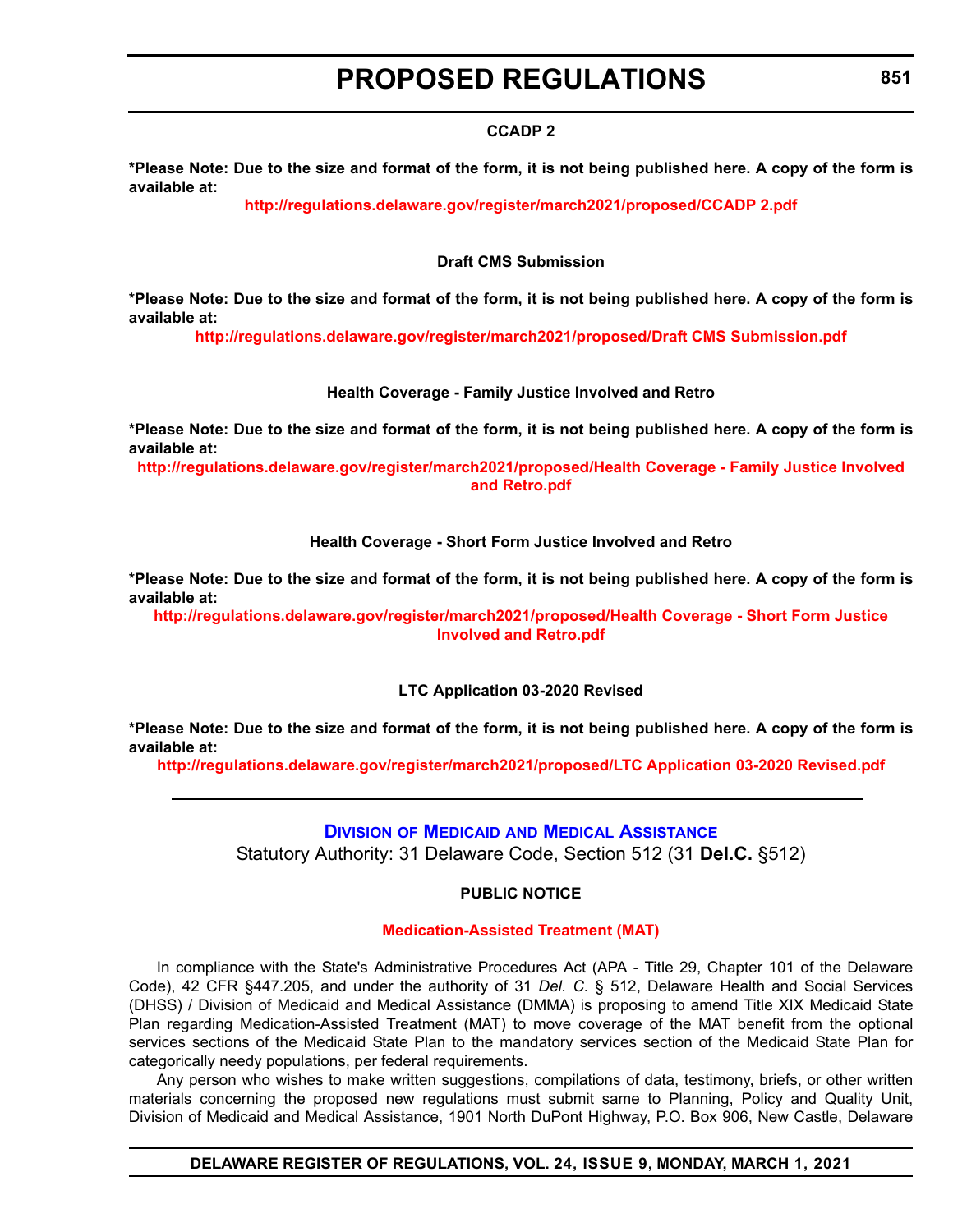**CCADP 2**

**\*Please Note: Due to the size and format of the form, it is not being published here. A copy of the form is available at:**

**http://regulations.delaware.gov/register/march2021/proposed/CCADP 2.pdf**

**Draft CMS Submission**

**\*Please Note: Due to the size and format of the form, it is not being published here. A copy of the form is available at:**

**http://regulations.delaware.gov/register/march2021/proposed/Draft CMS Submission.pdf**

**Health Coverage - Family Justice Involved and Retro**

**\*Please Note: Due to the size and format of the form, it is not being published here. A copy of the form is available at:**

**http://regulations.delaware.gov/register/march2021/proposed/Health Coverage - Family Justice Involved and Retro.pdf**

**Health Coverage - Short Form Justice Involved and Retro**

**\*Please Note: Due to the size and format of the form, it is not being published here. A copy of the form is available at:**

**http://regulations.delaware.gov/register/march2021/proposed/Health Coverage - Short Form Justice Involved and Retro.pdf**

**LTC Application 03-2020 Revised**

**\*Please Note: Due to the size and format of the form, it is not being published here. A copy of the form is available at:**

**http://regulations.delaware.gov/register/march2021/proposed/LTC Application 03-2020 Revised.pdf**

---

## Division of Medicaid and Medical Assistance

Statutory Authority: 31 Delaware Code, Section 512 (31 **Del.C.** §512)

**PUBLIC NOTICE**

**Medication-Assisted Treatment (MAT)**

In compliance with the State's Administrative Procedures Act (APA - Title 29, Chapter 101 of the Delaware Code), 42 CFR §447.205, and under the authority of 31 *Del. C.* § 512, Delaware Health and Social Services (DHSS) / Division of Medicaid and Medical Assistance (DMMA) is proposing to amend Title XIX Medicaid State Plan regarding Medication-Assisted Treatment (MAT) to move coverage of the MAT benefit from the optional services sections of the Medicaid State Plan to the mandatory services section of the Medicaid State Plan for categorically needy populations, per federal requirements.

Any person who wishes to make written suggestions, compilations of data, testimony, briefs, or other written materials concerning the proposed new regulations must submit same to Planning, Policy and Quality Unit, Division of Medicaid and Medical Assistance, 1901 North DuPont Highway, P.O. Box 906, New Castle, Delaware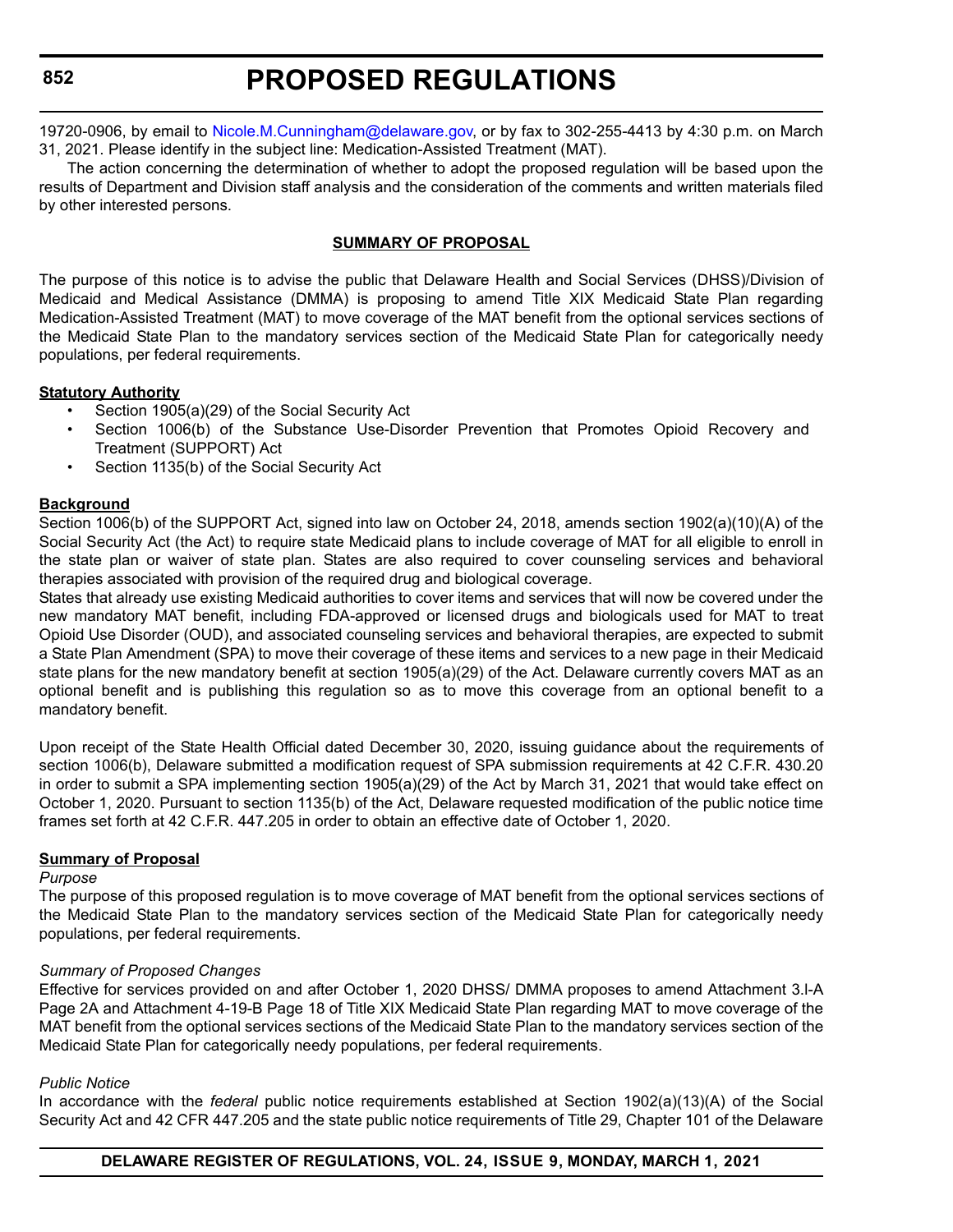19720-0906, by email to Nicole.M.Cunningham@delaware.gov, or by fax to 302-255-4413 by 4:30 p.m. on March 31, 2021. Please identify in the subject line: Medication-Assisted Treatment (MAT).

The action concerning the determination of whether to adopt the proposed regulation will be based upon the results of Department and Division staff analysis and the consideration of the comments and written materials filed by other interested persons.

**SUMMARY OF PROPOSAL**

The purpose of this notice is to advise the public that Delaware Health and Social Services (DHSS)/Division of Medicaid and Medical Assistance (DMMA) is proposing to amend Title XIX Medicaid State Plan regarding Medication-Assisted Treatment (MAT) to move coverage of the MAT benefit from the optional services sections of the Medicaid State Plan to the mandatory services section of the Medicaid State Plan for categorically needy populations, per federal requirements.

**Statutory Authority**

- Section 1905(a)(29) of the Social Security Act
- Section 1006(b) of the Substance Use-Disorder Prevention that Promotes Opioid Recovery and Treatment (SUPPORT) Act
- Section 1135(b) of the Social Security Act

**Background**

Section 1006(b) of the SUPPORT Act, signed into law on October 24, 2018, amends section 1902(a)(10)(A) of the Social Security Act (the Act) to require state Medicaid plans to include coverage of MAT for all eligible to enroll in the state plan or waiver of state plan. States are also required to cover counseling services and behavioral therapies associated with provision of the required drug and biological coverage.

States that already use existing Medicaid authorities to cover items and services that will now be covered under the new mandatory MAT benefit, including FDA-approved or licensed drugs and biologicals used for MAT to treat Opioid Use Disorder (OUD), and associated counseling services and behavioral therapies, are expected to submit a State Plan Amendment (SPA) to move their coverage of these items and services to a new page in their Medicaid state plans for the new mandatory benefit at section 1905(a)(29) of the Act. Delaware currently covers MAT as an optional benefit and is publishing this regulation so as to move this coverage from an optional benefit to a mandatory benefit.

Upon receipt of the State Health Official dated December 30, 2020, issuing guidance about the requirements of section 1006(b), Delaware submitted a modification request of SPA submission requirements at 42 C.F.R. 430.20 in order to submit a SPA implementing section 1905(a)(29) of the Act by March 31, 2021 that would take effect on October 1, 2020. Pursuant to section 1135(b) of the Act, Delaware requested modification of the public notice time frames set forth at 42 C.F.R. 447.205 in order to obtain an effective date of October 1, 2020.

**Summary of Proposal**

*Purpose*

The purpose of this proposed regulation is to move coverage of MAT benefit from the optional services sections of the Medicaid State Plan to the mandatory services section of the Medicaid State Plan for categorically needy populations, per federal requirements.

*Summary of Proposed Changes*

Effective for services provided on and after October 1, 2020 DHSS/ DMMA proposes to amend Attachment 3.l-A Page 2A and Attachment 4-19-B Page 18 of Title XIX Medicaid State Plan regarding MAT to move coverage of the MAT benefit from the optional services sections of the Medicaid State Plan to the mandatory services section of the Medicaid State Plan for categorically needy populations, per federal requirements.

*Public Notice*

In accordance with the *federal* public notice requirements established at Section 1902(a)(13)(A) of the Social Security Act and 42 CFR 447.205 and the state public notice requirements of Title 29, Chapter 101 of the Delaware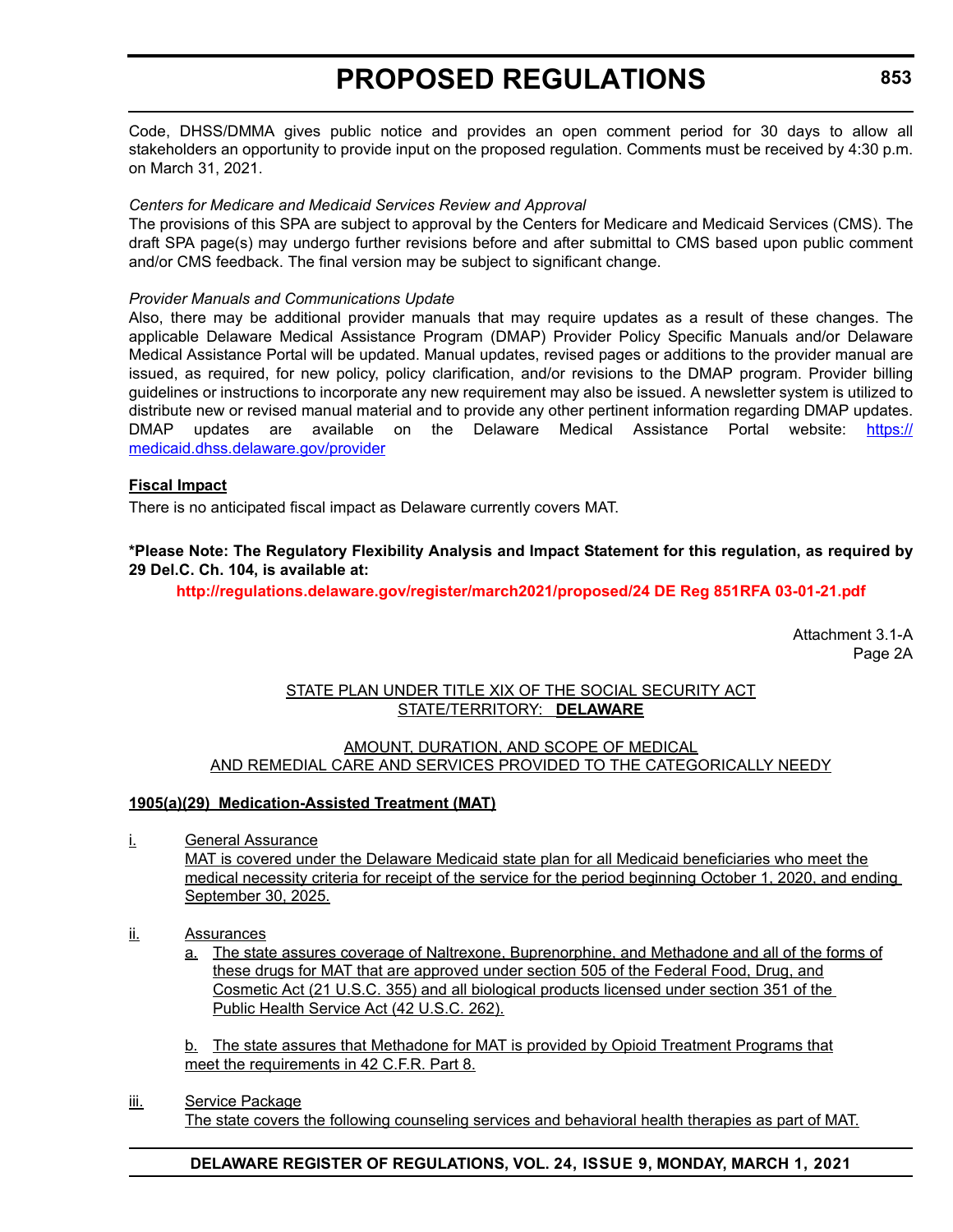Code, DHSS/DMMA gives public notice and provides an open comment period for 30 days to allow all stakeholders an opportunity to provide input on the proposed regulation. Comments must be received by 4:30 p.m. on March 31, 2021.

*Centers for Medicare and Medicaid Services Review and Approval*

The provisions of this SPA are subject to approval by the Centers for Medicare and Medicaid Services (CMS). The draft SPA page(s) may undergo further revisions before and after submittal to CMS based upon public comment and/or CMS feedback. The final version may be subject to significant change.

*Provider Manuals and Communications Update*

Also, there may be additional provider manuals that may require updates as a result of these changes. The applicable Delaware Medical Assistance Program (DMAP) Provider Policy Specific Manuals and/or Delaware Medical Assistance Portal will be updated. Manual updates, revised pages or additions to the provider manual are issued, as required, for new policy, policy clarification, and/or revisions to the DMAP program. Provider billing guidelines or instructions to incorporate any new requirement may also be issued. A newsletter system is utilized to distribute new or revised manual material and to provide any other pertinent information regarding DMAP updates. DMAP updates are available on the Delaware Medical Assistance Portal website: https://medicaid.dhss.delaware.gov/provider

**Fiscal Impact**

There is no anticipated fiscal impact as Delaware currently covers MAT.

**\*Please Note: The Regulatory Flexibility Analysis and Impact Statement for this regulation, as required by 29 Del.C. Ch. 104, is available at:**

**http://regulations.delaware.gov/register/march2021/proposed/24 DE Reg 851RFA 03-01-21.pdf**

Attachment 3.1-A
Page 2A

STATE PLAN UNDER TITLE XIX OF THE SOCIAL SECURITY ACT
STATE/TERRITORY: **DELAWARE**

AMOUNT, DURATION, AND SCOPE OF MEDICAL
AND REMEDIAL CARE AND SERVICES PROVIDED TO THE CATEGORICALLY NEEDY

**1905(a)(29) Medication-Assisted Treatment (MAT)**

i. General Assurance

MAT is covered under the Delaware Medicaid state plan for all Medicaid beneficiaries who meet the medical necessity criteria for receipt of the service for the period beginning October 1, 2020, and ending September 30, 2025.

ii. Assurances

a. The state assures coverage of Naltrexone, Buprenorphine, and Methadone and all of the forms of these drugs for MAT that are approved under section 505 of the Federal Food, Drug, and Cosmetic Act (21 U.S.C. 355) and all biological products licensed under section 351 of the Public Health Service Act (42 U.S.C. 262).

b. The state assures that Methadone for MAT is provided by Opioid Treatment Programs that meet the requirements in 42 C.F.R. Part 8.

iii. Service Package

The state covers the following counseling services and behavioral health therapies as part of MAT.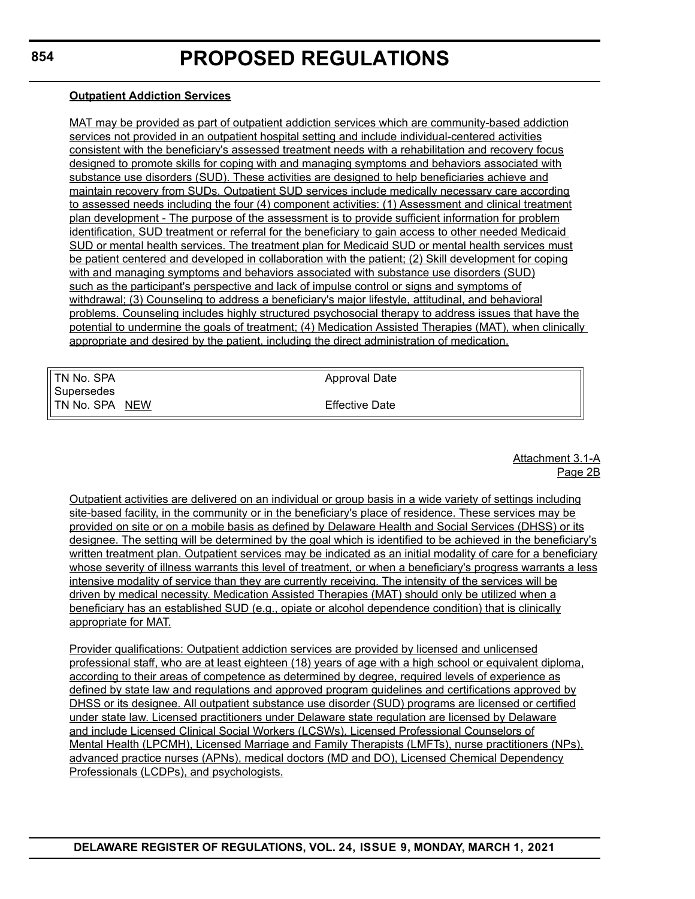**Outpatient Addiction Services**

MAT may be provided as part of outpatient addiction services which are community-based addiction services not provided in an outpatient hospital setting and include individual-centered activities consistent with the beneficiary's assessed treatment needs with a rehabilitation and recovery focus designed to promote skills for coping with and managing symptoms and behaviors associated with substance use disorders (SUD). These activities are designed to help beneficiaries achieve and maintain recovery from SUDs. Outpatient SUD services include medically necessary care according to assessed needs including the four (4) component activities: (1) Assessment and clinical treatment plan development - The purpose of the assessment is to provide sufficient information for problem identification, SUD treatment or referral for the beneficiary to gain access to other needed Medicaid SUD or mental health services. The treatment plan for Medicaid SUD or mental health services must be patient centered and developed in collaboration with the patient; (2) Skill development for coping with and managing symptoms and behaviors associated with substance use disorders (SUD) such as the participant's perspective and lack of impulse control or signs and symptoms of withdrawal; (3) Counseling to address a beneficiary's major lifestyle, attitudinal, and behavioral problems. Counseling includes highly structured psychosocial therapy to address issues that have the potential to undermine the goals of treatment; (4) Medication Assisted Therapies (MAT), when clinically appropriate and desired by the patient, including the direct administration of medication.

| | |
|---|---|
| TN No. SPA | Approval Date |
| Supersedes | |
| TN No. SPA NEW | Effective Date |

Attachment 3.1-A
Page 2B

Outpatient activities are delivered on an individual or group basis in a wide variety of settings including site-based facility, in the community or in the beneficiary's place of residence. These services may be provided on site or on a mobile basis as defined by Delaware Health and Social Services (DHSS) or its designee. The setting will be determined by the goal which is identified to be achieved in the beneficiary's written treatment plan. Outpatient services may be indicated as an initial modality of care for a beneficiary whose severity of illness warrants this level of treatment, or when a beneficiary's progress warrants a less intensive modality of service than they are currently receiving. The intensity of the services will be driven by medical necessity. Medication Assisted Therapies (MAT) should only be utilized when a beneficiary has an established SUD (e.g., opiate or alcohol dependence condition) that is clinically appropriate for MAT.

Provider qualifications: Outpatient addiction services are provided by licensed and unlicensed professional staff, who are at least eighteen (18) years of age with a high school or equivalent diploma, according to their areas of competence as determined by degree, required levels of experience as defined by state law and regulations and approved program guidelines and certifications approved by DHSS or its designee. All outpatient substance use disorder (SUD) programs are licensed or certified under state law. Licensed practitioners under Delaware state regulation are licensed by Delaware and include Licensed Clinical Social Workers (LCSWs), Licensed Professional Counselors of Mental Health (LPCMH), Licensed Marriage and Family Therapists (LMFTs), nurse practitioners (NPs), advanced practice nurses (APNs), medical doctors (MD and DO), Licensed Chemical Dependency Professionals (LCDPs), and psychologists.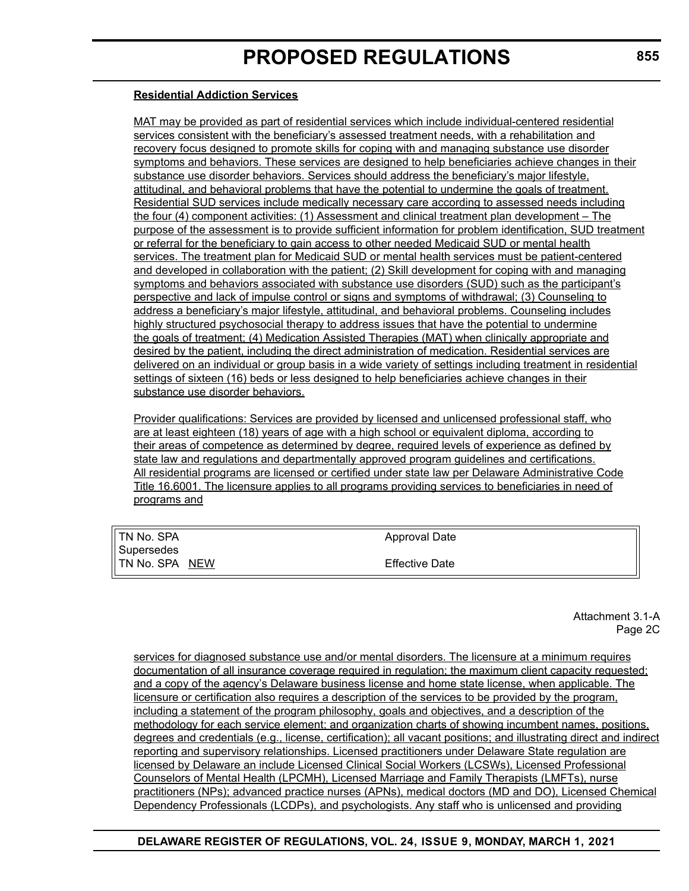**Residential Addiction Services**

MAT may be provided as part of residential services which include individual-centered residential services consistent with the beneficiary's assessed treatment needs, with a rehabilitation and recovery focus designed to promote skills for coping with and managing substance use disorder symptoms and behaviors. These services are designed to help beneficiaries achieve changes in their substance use disorder behaviors. Services should address the beneficiary's major lifestyle, attitudinal, and behavioral problems that have the potential to undermine the goals of treatment. Residential SUD services include medically necessary care according to assessed needs including the four (4) component activities: (1) Assessment and clinical treatment plan development – The purpose of the assessment is to provide sufficient information for problem identification, SUD treatment or referral for the beneficiary to gain access to other needed Medicaid SUD or mental health services. The treatment plan for Medicaid SUD or mental health services must be patient-centered and developed in collaboration with the patient; (2) Skill development for coping with and managing symptoms and behaviors associated with substance use disorders (SUD) such as the participant's perspective and lack of impulse control or signs and symptoms of withdrawal; (3) Counseling to address a beneficiary's major lifestyle, attitudinal, and behavioral problems. Counseling includes highly structured psychosocial therapy to address issues that have the potential to undermine the goals of treatment; (4) Medication Assisted Therapies (MAT) when clinically appropriate and desired by the patient, including the direct administration of medication. Residential services are delivered on an individual or group basis in a wide variety of settings including treatment in residential settings of sixteen (16) beds or less designed to help beneficiaries achieve changes in their substance use disorder behaviors.

Provider qualifications: Services are provided by licensed and unlicensed professional staff, who are at least eighteen (18) years of age with a high school or equivalent diploma, according to their areas of competence as determined by degree, required levels of experience as defined by state law and regulations and departmentally approved program guidelines and certifications. All residential programs are licensed or certified under state law per Delaware Administrative Code Title 16.6001. The licensure applies to all programs providing services to beneficiaries in need of programs and

| TN No. SPA | Approval Date |
|---|---|
| Supersedes | |
| TN No. SPA NEW | Effective Date |

Attachment 3.1-A
Page 2C

services for diagnosed substance use and/or mental disorders. The licensure at a minimum requires documentation of all insurance coverage required in regulation; the maximum client capacity requested; and a copy of the agency's Delaware business license and home state license, when applicable. The licensure or certification also requires a description of the services to be provided by the program, including a statement of the program philosophy, goals and objectives, and a description of the methodology for each service element; and organization charts of showing incumbent names, positions, degrees and credentials (e.g., license, certification); all vacant positions; and illustrating direct and indirect reporting and supervisory relationships. Licensed practitioners under Delaware State regulation are licensed by Delaware an include Licensed Clinical Social Workers (LCSWs), Licensed Professional Counselors of Mental Health (LPCMH), Licensed Marriage and Family Therapists (LMFTs), nurse practitioners (NPs); advanced practice nurses (APNs), medical doctors (MD and DO), Licensed Chemical Dependency Professionals (LCDPs), and psychologists. Any staff who is unlicensed and providing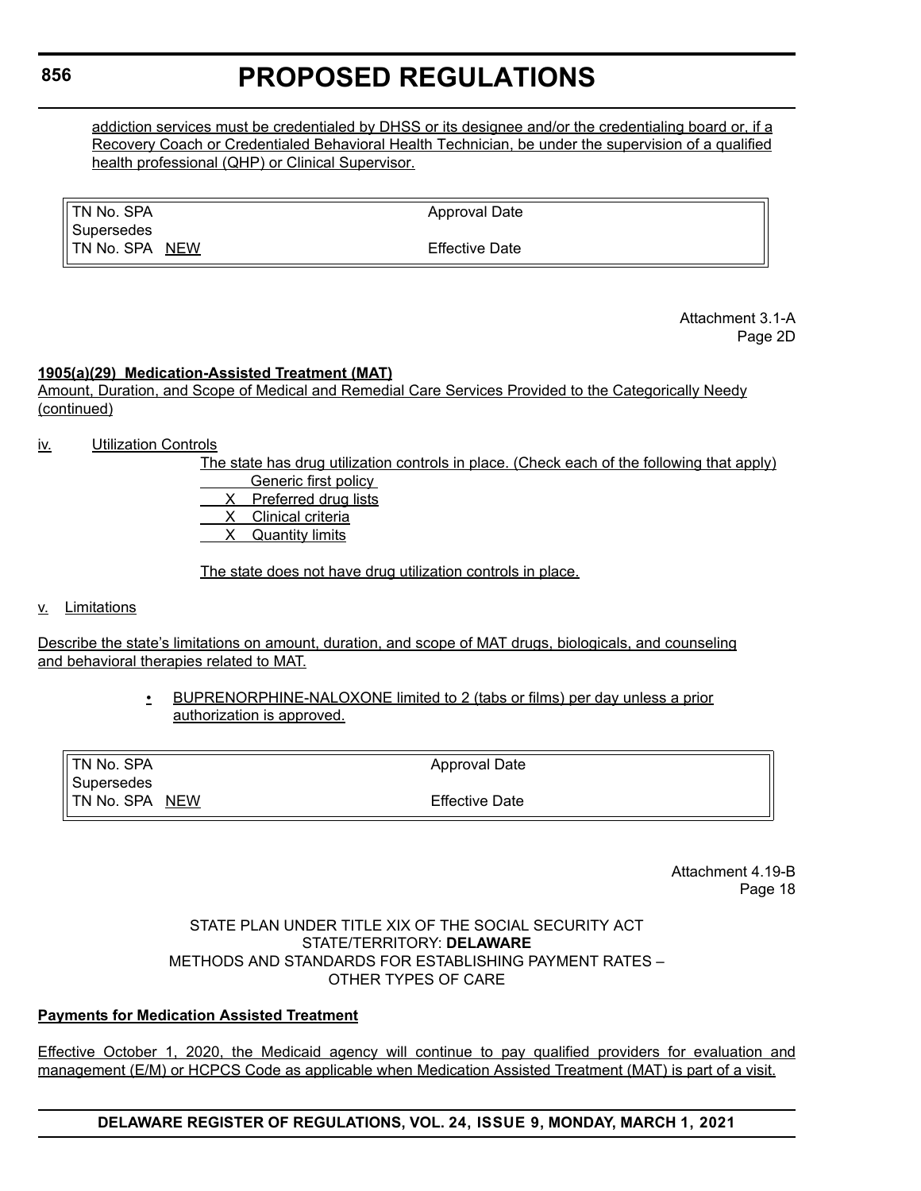addiction services must be credentialed by DHSS or its designee and/or the credentialing board or, if a Recovery Coach or Credentialed Behavioral Health Technician, be under the supervision of a qualified health professional (QHP) or Clinical Supervisor.

| TN No. SPA | Approval Date |
|---|---|
| Supersedes | |
| TN No. SPA NEW | Effective Date |

Attachment 3.1-A
Page 2D

**1905(a)(29) Medication-Assisted Treatment (MAT)**

Amount, Duration, and Scope of Medical and Remedial Care Services Provided to the Categorically Needy (continued)

iv. Utilization Controls

The state has drug utilization controls in place. (Check each of the following that apply)

\_\_\_\_ Generic first policy
\_\_X\_\_ Preferred drug lists
\_\_X\_\_ Clinical criteria
\_\_X\_\_ Quantity limits

The state does not have drug utilization controls in place.

v. Limitations

Describe the state's limitations on amount, duration, and scope of MAT drugs, biologicals, and counseling and behavioral therapies related to MAT.

- BUPRENORPHINE-NALOXONE limited to 2 (tabs or films) per day unless a prior authorization is approved.

| TN No. SPA | Approval Date |
|---|---|
| Supersedes | |
| TN No. SPA NEW | Effective Date |

Attachment 4.19-B
Page 18

STATE PLAN UNDER TITLE XIX OF THE SOCIAL SECURITY ACT
STATE/TERRITORY: **DELAWARE**
METHODS AND STANDARDS FOR ESTABLISHING PAYMENT RATES – OTHER TYPES OF CARE

**Payments for Medication Assisted Treatment**

Effective October 1, 2020, the Medicaid agency will continue to pay qualified providers for evaluation and management (E/M) or HCPCS Code as applicable when Medication Assisted Treatment (MAT) is part of a visit.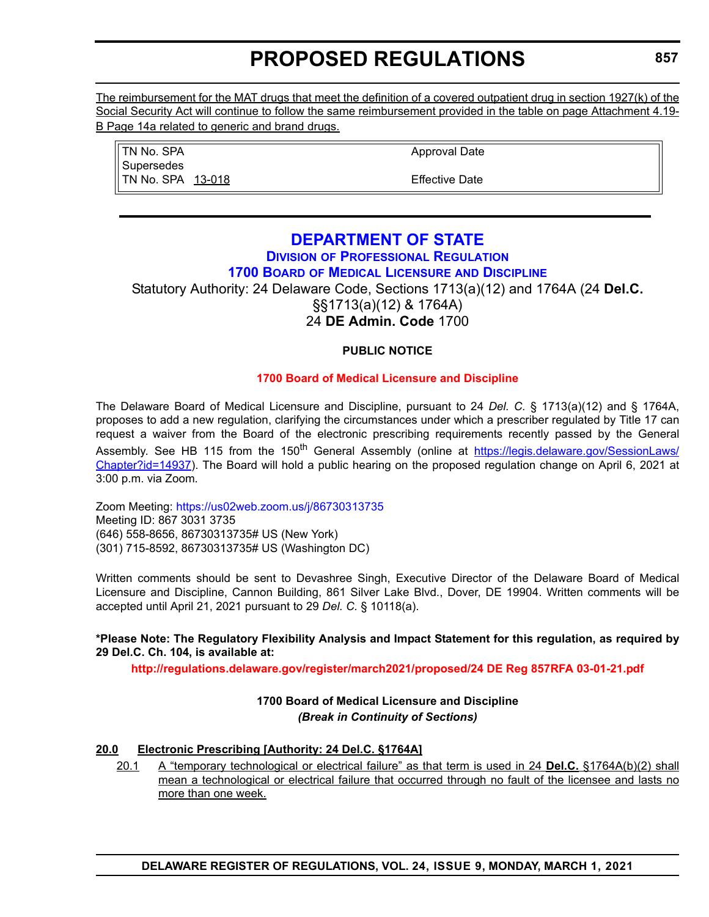The reimbursement for the MAT drugs that meet the definition of a covered outpatient drug in section 1927(k) of the Social Security Act will continue to follow the same reimbursement provided in the table on page Attachment 4.19-B Page 14a related to generic and brand drugs.

| | |
|---|---|
| TN No. SPA<br>Supersedes<br>TN No. SPA 13-018 | Approval Date<br><br>Effective Date |

# DEPARTMENT OF STATE

## Division of Professional Regulation

## 1700 Board of Medical Licensure and Discipline

Statutory Authority: 24 Delaware Code, Sections 1713(a)(12) and 1764A (24 **Del.C.** §§1713(a)(12) & 1764A)
24 **DE Admin. Code** 1700

**PUBLIC NOTICE**

**1700 Board of Medical Licensure and Discipline**

The Delaware Board of Medical Licensure and Discipline, pursuant to 24 *Del. C.* § 1713(a)(12) and § 1764A, proposes to add a new regulation, clarifying the circumstances under which a prescriber regulated by Title 17 can request a waiver from the Board of the electronic prescribing requirements recently passed by the General Assembly. See HB 115 from the 150th General Assembly (online at https://legis.delaware.gov/SessionLaws/Chapter?id=14937). The Board will hold a public hearing on the proposed regulation change on April 6, 2021 at 3:00 p.m. via Zoom.

Zoom Meeting: https://us02web.zoom.us/j/86730313735
Meeting ID: 867 3031 3735
(646) 558-8656, 86730313735# US (New York)
(301) 715-8592, 86730313735# US (Washington DC)

Written comments should be sent to Devashree Singh, Executive Director of the Delaware Board of Medical Licensure and Discipline, Cannon Building, 861 Silver Lake Blvd., Dover, DE 19904. Written comments will be accepted until April 21, 2021 pursuant to 29 *Del. C.* § 10118(a).

**\*Please Note: The Regulatory Flexibility Analysis and Impact Statement for this regulation, as required by 29 Del.C. Ch. 104, is available at:**

**http://regulations.delaware.gov/register/march2021/proposed/24 DE Reg 857RFA 03-01-21.pdf**

**1700 Board of Medical Licensure and Discipline**
***(Break in Continuity of Sections)***

**20.0 Electronic Prescribing [Authority: 24 Del.C. §1764A]**

20.1 A "temporary technological or electrical failure" as that term is used in 24 **Del.C.** §1764A(b)(2) shall mean a technological or electrical failure that occurred through no fault of the licensee and lasts no more than one week.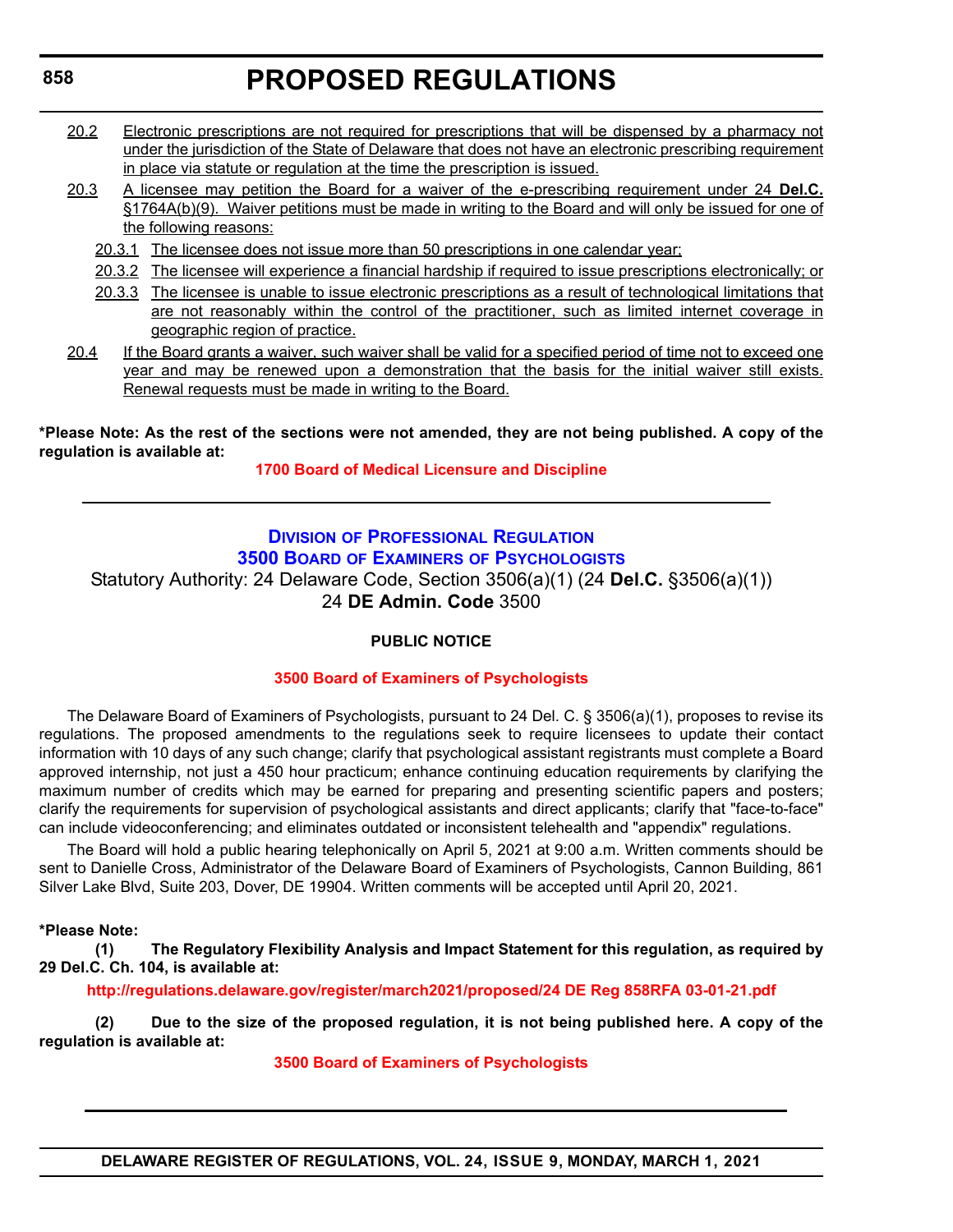20.2 Electronic prescriptions are not required for prescriptions that will be dispensed by a pharmacy not under the jurisdiction of the State of Delaware that does not have an electronic prescribing requirement in place via statute or regulation at the time the prescription is issued.

20.3 A licensee may petition the Board for a waiver of the e-prescribing requirement under 24 **Del.C.** §1764A(b)(9). Waiver petitions must be made in writing to the Board and will only be issued for one of the following reasons:

- 20.3.1 The licensee does not issue more than 50 prescriptions in one calendar year;
- 20.3.2 The licensee will experience a financial hardship if required to issue prescriptions electronically; or
- 20.3.3 The licensee is unable to issue electronic prescriptions as a result of technological limitations that are not reasonably within the control of the practitioner, such as limited internet coverage in geographic region of practice.

20.4 If the Board grants a waiver, such waiver shall be valid for a specified period of time not to exceed one year and may be renewed upon a demonstration that the basis for the initial waiver still exists. Renewal requests must be made in writing to the Board.

**\*Please Note: As the rest of the sections were not amended, they are not being published. A copy of the regulation is available at:**

**1700 Board of Medical Licensure and Discipline**

---

## Division of Professional Regulation
## 3500 Board of Examiners of Psychologists

Statutory Authority: 24 Delaware Code, Section 3506(a)(1) (24 **Del.C.** §3506(a)(1))
24 **DE Admin. Code** 3500

**PUBLIC NOTICE**

**3500 Board of Examiners of Psychologists**

The Delaware Board of Examiners of Psychologists, pursuant to 24 Del. C. § 3506(a)(1), proposes to revise its regulations. The proposed amendments to the regulations seek to require licensees to update their contact information with 10 days of any such change; clarify that psychological assistant registrants must complete a Board approved internship, not just a 450 hour practicum; enhance continuing education requirements by clarifying the maximum number of credits which may be earned for preparing and presenting scientific papers and posters; clarify the requirements for supervision of psychological assistants and direct applicants; clarify that "face-to-face" can include videoconferencing; and eliminates outdated or inconsistent telehealth and "appendix" regulations.

The Board will hold a public hearing telephonically on April 5, 2021 at 9:00 a.m. Written comments should be sent to Danielle Cross, Administrator of the Delaware Board of Examiners of Psychologists, Cannon Building, 861 Silver Lake Blvd, Suite 203, Dover, DE 19904. Written comments will be accepted until April 20, 2021.

**\*Please Note:**

**(1) The Regulatory Flexibility Analysis and Impact Statement for this regulation, as required by 29 Del.C. Ch. 104, is available at:**

**http://regulations.delaware.gov/register/march2021/proposed/24 DE Reg 858RFA 03-01-21.pdf**

**(2) Due to the size of the proposed regulation, it is not being published here. A copy of the regulation is available at:**

**3500 Board of Examiners of Psychologists**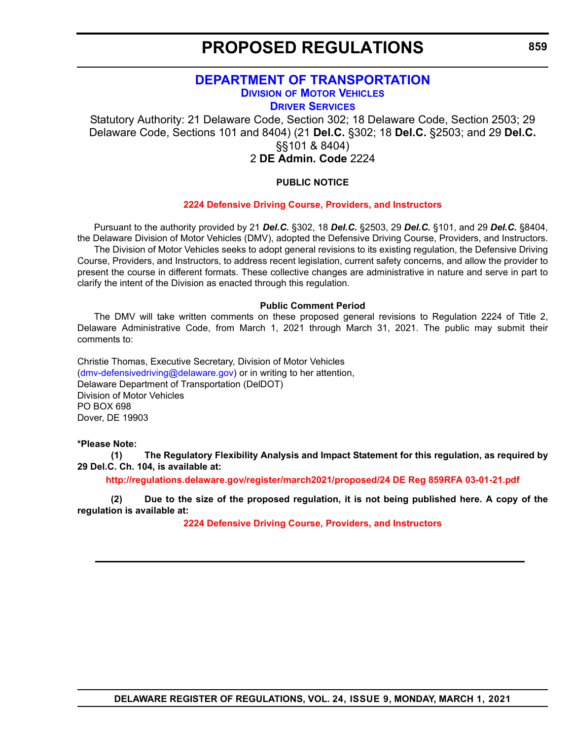# PROPOSED REGULATIONS

## DEPARTMENT OF TRANSPORTATION

### Division of Motor Vehicles

### Driver Services

Statutory Authority: 21 Delaware Code, Section 302; 18 Delaware Code, Section 2503; 29 Delaware Code, Sections 101 and 8404) (21 **Del.C.** §302; 18 **Del.C.** §2503; and 29 **Del.C.** §§101 & 8404)
2 **DE Admin. Code** 2224

**PUBLIC NOTICE**

**2224 Defensive Driving Course, Providers, and Instructors**

Pursuant to the authority provided by 21 ***Del.C.*** §302, 18 ***Del.C.*** §2503, 29 ***Del.C.*** §101, and 29 ***Del.C.*** §8404, the Delaware Division of Motor Vehicles (DMV), adopted the Defensive Driving Course, Providers, and Instructors.

The Division of Motor Vehicles seeks to adopt general revisions to its existing regulation, the Defensive Driving Course, Providers, and Instructors, to address recent legislation, current safety concerns, and allow the provider to present the course in different formats. These collective changes are administrative in nature and serve in part to clarify the intent of the Division as enacted through this regulation.

**Public Comment Period**

The DMV will take written comments on these proposed general revisions to Regulation 2224 of Title 2, Delaware Administrative Code, from March 1, 2021 through March 31, 2021. The public may submit their comments to:

Christie Thomas, Executive Secretary, Division of Motor Vehicles
(dmv-defensivedriving@delaware.gov) or in writing to her attention,
Delaware Department of Transportation (DelDOT)
Division of Motor Vehicles
PO BOX 698
Dover, DE 19903

**\*Please Note:**

**(1) The Regulatory Flexibility Analysis and Impact Statement for this regulation, as required by 29 Del.C. Ch. 104, is available at:**

**http://regulations.delaware.gov/register/march2021/proposed/24 DE Reg 859RFA 03-01-21.pdf**

**(2) Due to the size of the proposed regulation, it is not being published here. A copy of the regulation is available at:**

**2224 Defensive Driving Course, Providers, and Instructors**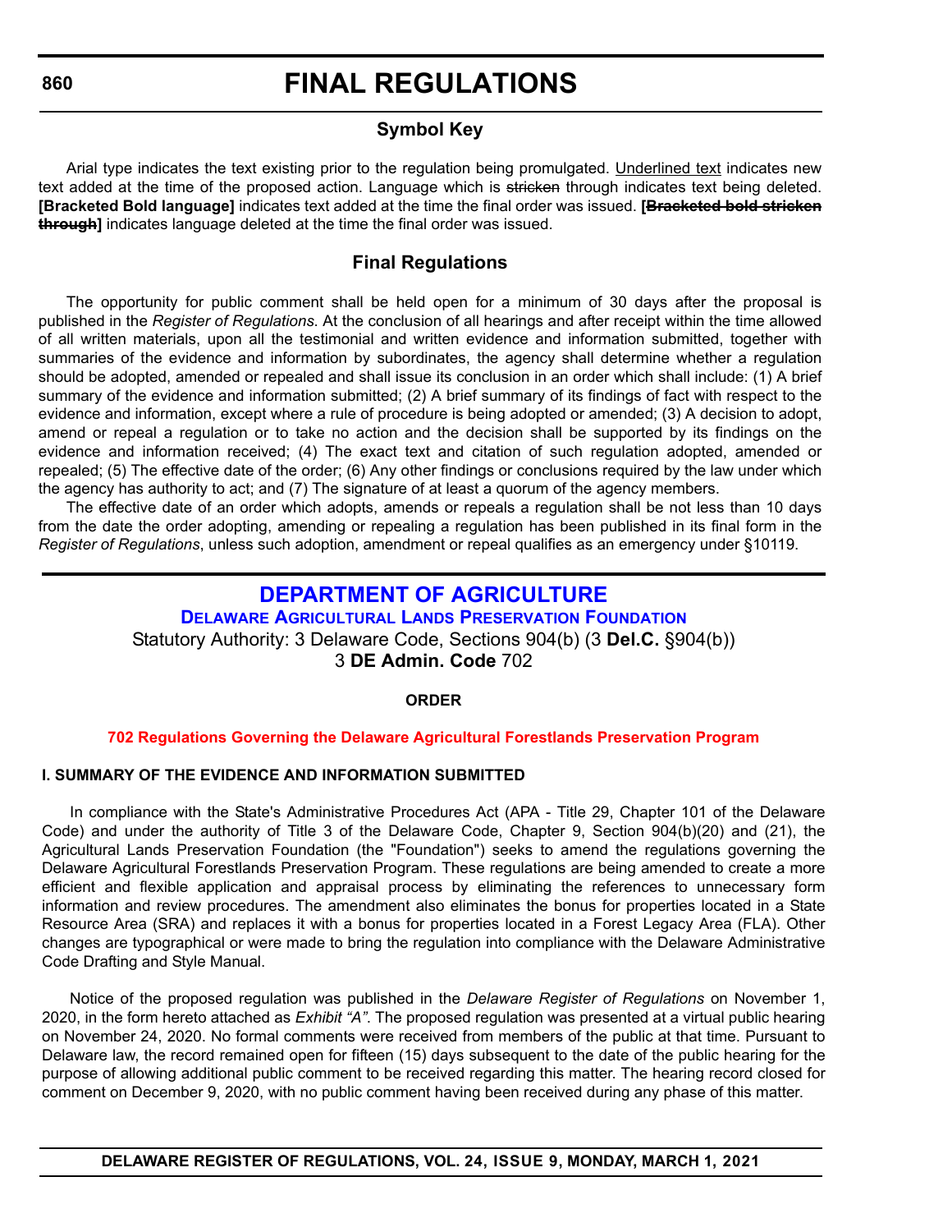# FINAL REGULATIONS

## Symbol Key

Arial type indicates the text existing prior to the regulation being promulgated. Underlined text indicates new text added at the time of the proposed action. Language which is ~~stricken~~ through indicates text being deleted. **[Bracketed Bold language]** indicates text added at the time the final order was issued. **[~~Bracketed bold stricken through~~]** indicates language deleted at the time the final order was issued.

## Final Regulations

The opportunity for public comment shall be held open for a minimum of 30 days after the proposal is published in the *Register of Regulations*. At the conclusion of all hearings and after receipt within the time allowed of all written materials, upon all the testimonial and written evidence and information submitted, together with summaries of the evidence and information by subordinates, the agency shall determine whether a regulation should be adopted, amended or repealed and shall issue its conclusion in an order which shall include: (1) A brief summary of the evidence and information submitted; (2) A brief summary of its findings of fact with respect to the evidence and information, except where a rule of procedure is being adopted or amended; (3) A decision to adopt, amend or repeal a regulation or to take no action and the decision shall be supported by its findings on the evidence and information received; (4) The exact text and citation of such regulation adopted, amended or repealed; (5) The effective date of the order; (6) Any other findings or conclusions required by the law under which the agency has authority to act; and (7) The signature of at least a quorum of the agency members.

The effective date of an order which adopts, amends or repeals a regulation shall be not less than 10 days from the date the order adopting, amending or repealing a regulation has been published in its final form in the *Register of Regulations*, unless such adoption, amendment or repeal qualifies as an emergency under §10119.

## DEPARTMENT OF AGRICULTURE

### Delaware Agricultural Lands Preservation Foundation

Statutory Authority: 3 Delaware Code, Sections 904(b) (3 **Del.C.** §904(b))
3 **DE Admin. Code** 702

**ORDER**

**702 Regulations Governing the Delaware Agricultural Forestlands Preservation Program**

**I. SUMMARY OF THE EVIDENCE AND INFORMATION SUBMITTED**

In compliance with the State's Administrative Procedures Act (APA - Title 29, Chapter 101 of the Delaware Code) and under the authority of Title 3 of the Delaware Code, Chapter 9, Section 904(b)(20) and (21), the Agricultural Lands Preservation Foundation (the "Foundation") seeks to amend the regulations governing the Delaware Agricultural Forestlands Preservation Program. These regulations are being amended to create a more efficient and flexible application and appraisal process by eliminating the references to unnecessary form information and review procedures. The amendment also eliminates the bonus for properties located in a State Resource Area (SRA) and replaces it with a bonus for properties located in a Forest Legacy Area (FLA). Other changes are typographical or were made to bring the regulation into compliance with the Delaware Administrative Code Drafting and Style Manual.

Notice of the proposed regulation was published in the *Delaware Register of Regulations* on November 1, 2020, in the form hereto attached as *Exhibit "A"*. The proposed regulation was presented at a virtual public hearing on November 24, 2020. No formal comments were received from members of the public at that time. Pursuant to Delaware law, the record remained open for fifteen (15) days subsequent to the date of the public hearing for the purpose of allowing additional public comment to be received regarding this matter. The hearing record closed for comment on December 9, 2020, with no public comment having been received during any phase of this matter.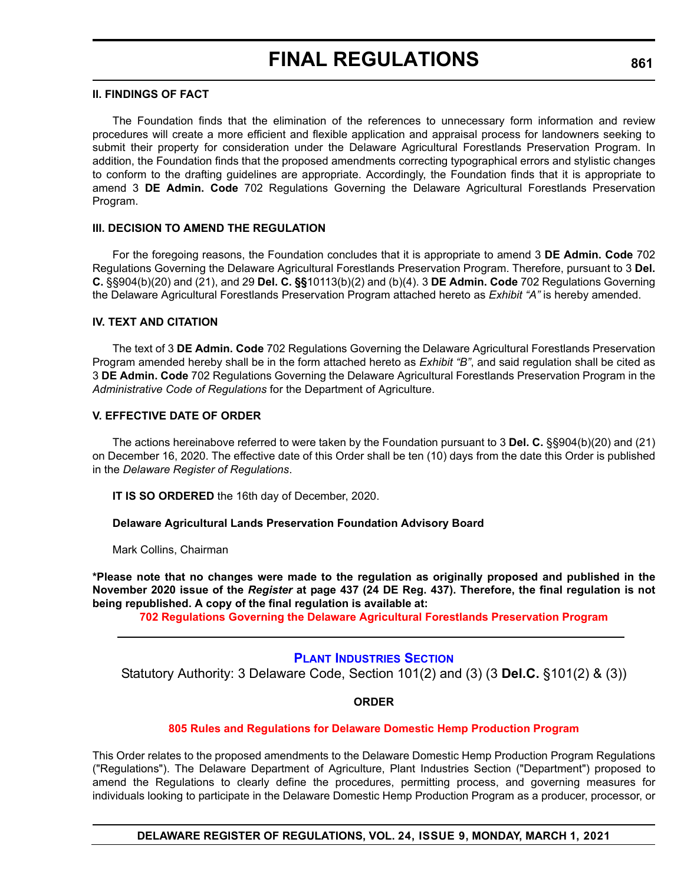#### II. FINDINGS OF FACT

The Foundation finds that the elimination of the references to unnecessary form information and review procedures will create a more efficient and flexible application and appraisal process for landowners seeking to submit their property for consideration under the Delaware Agricultural Forestlands Preservation Program. In addition, the Foundation finds that the proposed amendments correcting typographical errors and stylistic changes to conform to the drafting guidelines are appropriate. Accordingly, the Foundation finds that it is appropriate to amend 3 **DE Admin. Code** 702 Regulations Governing the Delaware Agricultural Forestlands Preservation Program.

#### III. DECISION TO AMEND THE REGULATION

For the foregoing reasons, the Foundation concludes that it is appropriate to amend 3 **DE Admin. Code** 702 Regulations Governing the Delaware Agricultural Forestlands Preservation Program. Therefore, pursuant to 3 **Del. C.** §§904(b)(20) and (21), and 29 **Del. C. §§**10113(b)(2) and (b)(4). 3 **DE Admin. Code** 702 Regulations Governing the Delaware Agricultural Forestlands Preservation Program attached hereto as *Exhibit "A"* is hereby amended.

#### IV. TEXT AND CITATION

The text of 3 **DE Admin. Code** 702 Regulations Governing the Delaware Agricultural Forestlands Preservation Program amended hereby shall be in the form attached hereto as *Exhibit "B"*, and said regulation shall be cited as 3 **DE Admin. Code** 702 Regulations Governing the Delaware Agricultural Forestlands Preservation Program in the *Administrative Code of Regulations* for the Department of Agriculture.

#### V. EFFECTIVE DATE OF ORDER

The actions hereinabove referred to were taken by the Foundation pursuant to 3 **Del. C.** §§904(b)(20) and (21) on December 16, 2020. The effective date of this Order shall be ten (10) days from the date this Order is published in the *Delaware Register of Regulations*.

**IT IS SO ORDERED** the 16th day of December, 2020.

**Delaware Agricultural Lands Preservation Foundation Advisory Board**

Mark Collins, Chairman

**\*Please note that no changes were made to the regulation as originally proposed and published in the November 2020 issue of the *Register* at page 437 (24 DE Reg. 437). Therefore, the final regulation is not being republished. A copy of the final regulation is available at:**

**702 Regulations Governing the Delaware Agricultural Forestlands Preservation Program**

---

### PLANT INDUSTRIES SECTION

Statutory Authority: 3 Delaware Code, Section 101(2) and (3) (3 **Del.C.** §101(2) & (3))

**ORDER**

**805 Rules and Regulations for Delaware Domestic Hemp Production Program**

This Order relates to the proposed amendments to the Delaware Domestic Hemp Production Program Regulations ("Regulations"). The Delaware Department of Agriculture, Plant Industries Section ("Department") proposed to amend the Regulations to clearly define the procedures, permitting process, and governing measures for individuals looking to participate in the Delaware Domestic Hemp Production Program as a producer, processor, or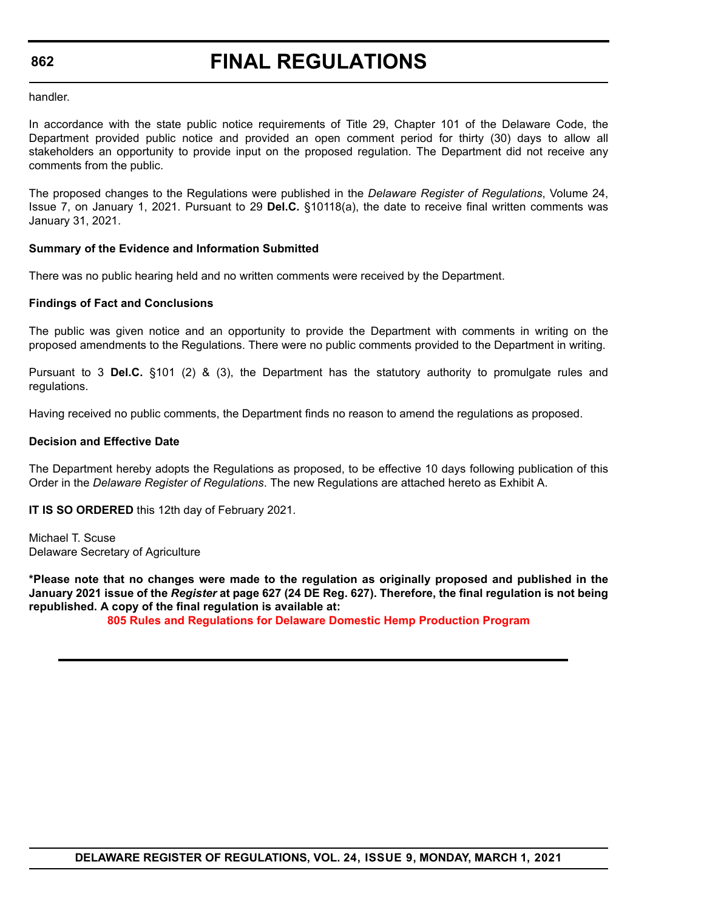handler.

In accordance with the state public notice requirements of Title 29, Chapter 101 of the Delaware Code, the Department provided public notice and provided an open comment period for thirty (30) days to allow all stakeholders an opportunity to provide input on the proposed regulation. The Department did not receive any comments from the public.

The proposed changes to the Regulations were published in the *Delaware Register of Regulations*, Volume 24, Issue 7, on January 1, 2021. Pursuant to 29 **Del.C.** §10118(a), the date to receive final written comments was January 31, 2021.

**Summary of the Evidence and Information Submitted**

There was no public hearing held and no written comments were received by the Department.

**Findings of Fact and Conclusions**

The public was given notice and an opportunity to provide the Department with comments in writing on the proposed amendments to the Regulations. There were no public comments provided to the Department in writing.

Pursuant to 3 **Del.C.** §101 (2) & (3), the Department has the statutory authority to promulgate rules and regulations.

Having received no public comments, the Department finds no reason to amend the regulations as proposed.

**Decision and Effective Date**

The Department hereby adopts the Regulations as proposed, to be effective 10 days following publication of this Order in the *Delaware Register of Regulations*. The new Regulations are attached hereto as Exhibit A.

**IT IS SO ORDERED** this 12th day of February 2021.

Michael T. Scuse
Delaware Secretary of Agriculture

**\*Please note that no changes were made to the regulation as originally proposed and published in the January 2021 issue of the *Register* at page 627 (24 DE Reg. 627). Therefore, the final regulation is not being republished. A copy of the final regulation is available at:**

**805 Rules and Regulations for Delaware Domestic Hemp Production Program**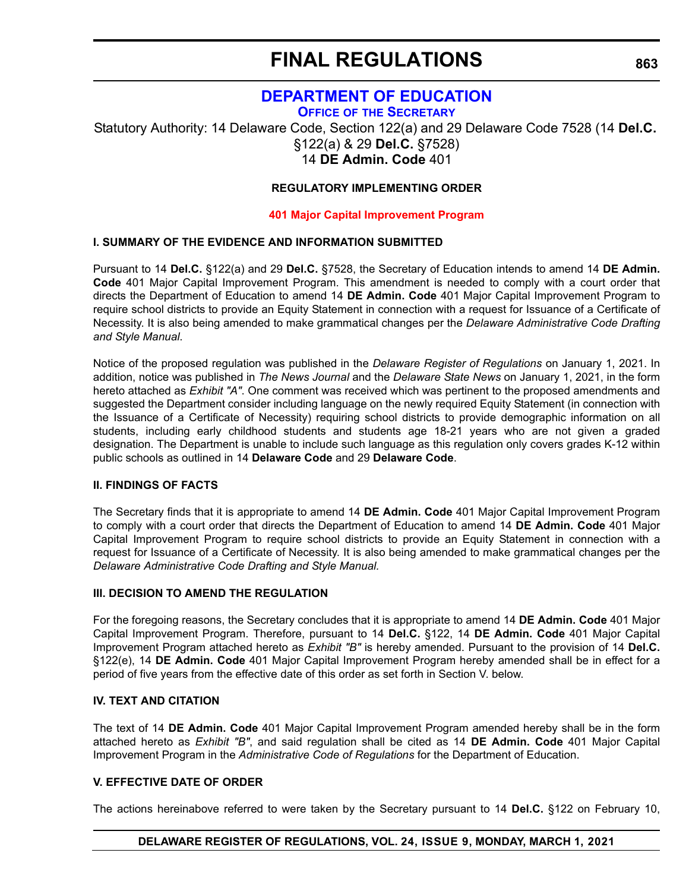# DEPARTMENT OF EDUCATION

## OFFICE OF THE SECRETARY

Statutory Authority: 14 Delaware Code, Section 122(a) and 29 Delaware Code 7528 (14 **Del.C.** §122(a) & 29 **Del.C.** §7528)
14 **DE Admin. Code** 401

**REGULATORY IMPLEMENTING ORDER**

**401 Major Capital Improvement Program**

### I. SUMMARY OF THE EVIDENCE AND INFORMATION SUBMITTED

Pursuant to 14 **Del.C.** §122(a) and 29 **Del.C.** §7528, the Secretary of Education intends to amend 14 **DE Admin. Code** 401 Major Capital Improvement Program. This amendment is needed to comply with a court order that directs the Department of Education to amend 14 **DE Admin. Code** 401 Major Capital Improvement Program to require school districts to provide an Equity Statement in connection with a request for Issuance of a Certificate of Necessity. It is also being amended to make grammatical changes per the *Delaware Administrative Code Drafting and Style Manual*.

Notice of the proposed regulation was published in the *Delaware Register of Regulations* on January 1, 2021. In addition, notice was published in *The News Journal* and the *Delaware State News* on January 1, 2021, in the form hereto attached as *Exhibit "A"*. One comment was received which was pertinent to the proposed amendments and suggested the Department consider including language on the newly required Equity Statement (in connection with the Issuance of a Certificate of Necessity) requiring school districts to provide demographic information on all students, including early childhood students and students age 18-21 years who are not given a graded designation. The Department is unable to include such language as this regulation only covers grades K-12 within public schools as outlined in 14 **Delaware Code** and 29 **Delaware Code**.

### II. FINDINGS OF FACTS

The Secretary finds that it is appropriate to amend 14 **DE Admin. Code** 401 Major Capital Improvement Program to comply with a court order that directs the Department of Education to amend 14 **DE Admin. Code** 401 Major Capital Improvement Program to require school districts to provide an Equity Statement in connection with a request for Issuance of a Certificate of Necessity. It is also being amended to make grammatical changes per the *Delaware Administrative Code Drafting and Style Manual.*

### III. DECISION TO AMEND THE REGULATION

For the foregoing reasons, the Secretary concludes that it is appropriate to amend 14 **DE Admin. Code** 401 Major Capital Improvement Program. Therefore, pursuant to 14 **Del.C.** §122, 14 **DE Admin. Code** 401 Major Capital Improvement Program attached hereto as *Exhibit "B"* is hereby amended. Pursuant to the provision of 14 **Del.C.** §122(e), 14 **DE Admin. Code** 401 Major Capital Improvement Program hereby amended shall be in effect for a period of five years from the effective date of this order as set forth in Section V. below.

### IV. TEXT AND CITATION

The text of 14 **DE Admin. Code** 401 Major Capital Improvement Program amended hereby shall be in the form attached hereto as *Exhibit "B"*, and said regulation shall be cited as 14 **DE Admin. Code** 401 Major Capital Improvement Program in the *Administrative Code of Regulations* for the Department of Education.

### V. EFFECTIVE DATE OF ORDER

The actions hereinabove referred to were taken by the Secretary pursuant to 14 **Del.C.** §122 on February 10,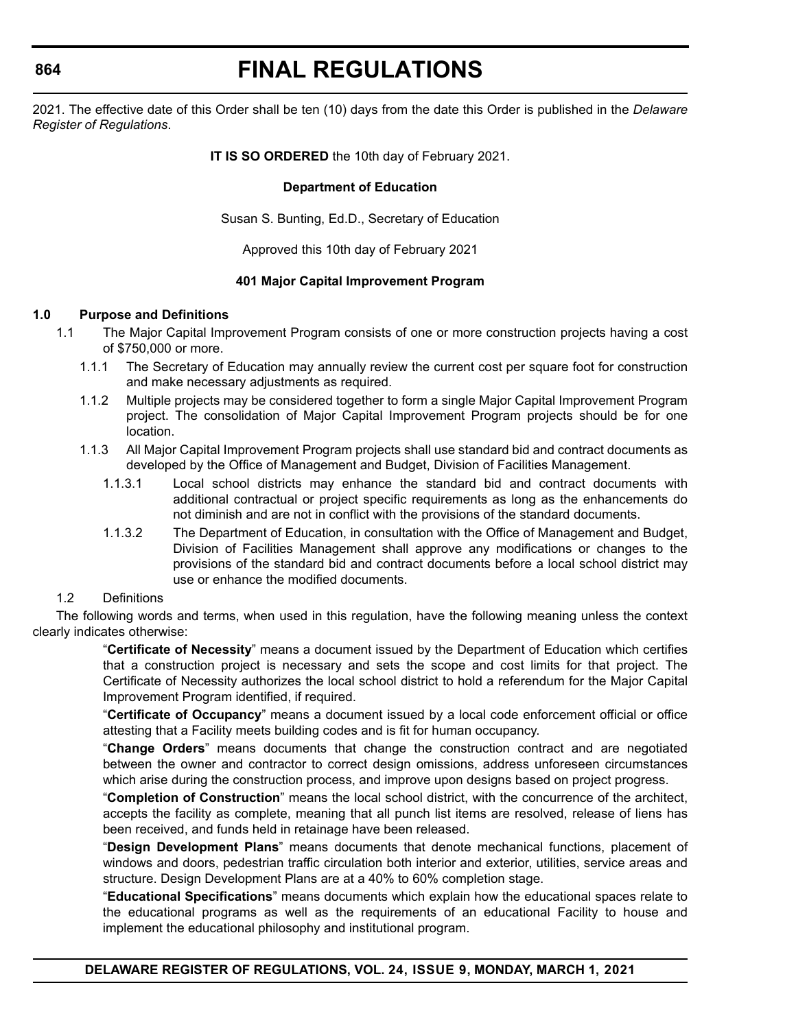2021. The effective date of this Order shall be ten (10) days from the date this Order is published in the *Delaware Register of Regulations*.

**IT IS SO ORDERED** the 10th day of February 2021.

**Department of Education**

Susan S. Bunting, Ed.D., Secretary of Education

Approved this 10th day of February 2021

**401 Major Capital Improvement Program**

**1.0 Purpose and Definitions**

1.1 The Major Capital Improvement Program consists of one or more construction projects having a cost of $750,000 or more.

1.1.1 The Secretary of Education may annually review the current cost per square foot for construction and make necessary adjustments as required.

1.1.2 Multiple projects may be considered together to form a single Major Capital Improvement Program project. The consolidation of Major Capital Improvement Program projects should be for one location.

1.1.3 All Major Capital Improvement Program projects shall use standard bid and contract documents as developed by the Office of Management and Budget, Division of Facilities Management.

1.1.3.1 Local school districts may enhance the standard bid and contract documents with additional contractual or project specific requirements as long as the enhancements do not diminish and are not in conflict with the provisions of the standard documents.

1.1.3.2 The Department of Education, in consultation with the Office of Management and Budget, Division of Facilities Management shall approve any modifications or changes to the provisions of the standard bid and contract documents before a local school district may use or enhance the modified documents.

1.2 Definitions

The following words and terms, when used in this regulation, have the following meaning unless the context clearly indicates otherwise:

"**Certificate of Necessity**" means a document issued by the Department of Education which certifies that a construction project is necessary and sets the scope and cost limits for that project. The Certificate of Necessity authorizes the local school district to hold a referendum for the Major Capital Improvement Program identified, if required.

"**Certificate of Occupancy**" means a document issued by a local code enforcement official or office attesting that a Facility meets building codes and is fit for human occupancy.

"**Change Orders**" means documents that change the construction contract and are negotiated between the owner and contractor to correct design omissions, address unforeseen circumstances which arise during the construction process, and improve upon designs based on project progress.

"**Completion of Construction**" means the local school district, with the concurrence of the architect, accepts the facility as complete, meaning that all punch list items are resolved, release of liens has been received, and funds held in retainage have been released.

"**Design Development Plans**" means documents that denote mechanical functions, placement of windows and doors, pedestrian traffic circulation both interior and exterior, utilities, service areas and structure. Design Development Plans are at a 40% to 60% completion stage.

"**Educational Specifications**" means documents which explain how the educational spaces relate to the educational programs as well as the requirements of an educational Facility to house and implement the educational philosophy and institutional program.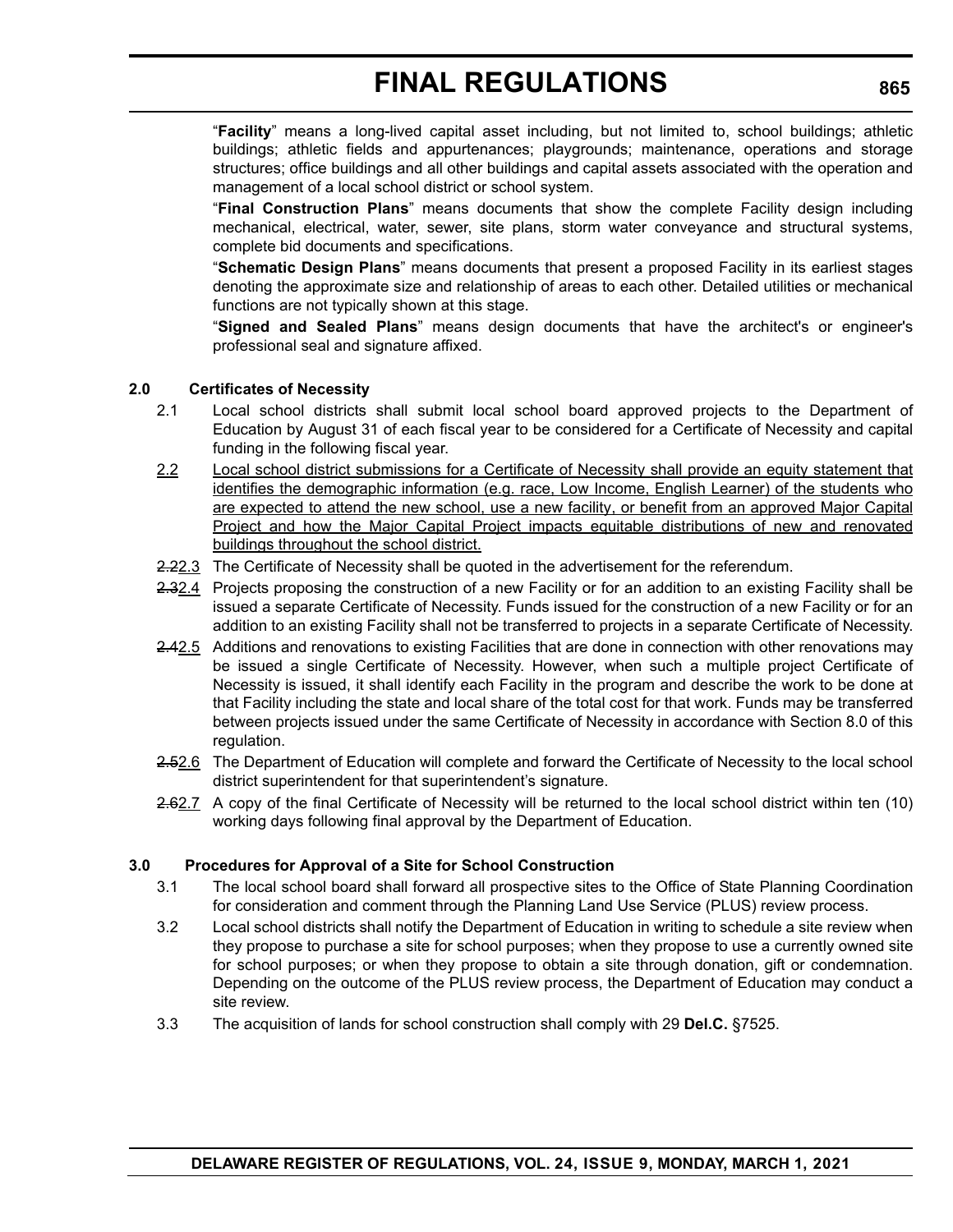"**Facility**" means a long-lived capital asset including, but not limited to, school buildings; athletic buildings; athletic fields and appurtenances; playgrounds; maintenance, operations and storage structures; office buildings and all other buildings and capital assets associated with the operation and management of a local school district or school system.

"**Final Construction Plans**" means documents that show the complete Facility design including mechanical, electrical, water, sewer, site plans, storm water conveyance and structural systems, complete bid documents and specifications.

"**Schematic Design Plans**" means documents that present a proposed Facility in its earliest stages denoting the approximate size and relationship of areas to each other. Detailed utilities or mechanical functions are not typically shown at this stage.

"**Signed and Sealed Plans**" means design documents that have the architect's or engineer's professional seal and signature affixed.

**2.0 Certificates of Necessity**

2.1 Local school districts shall submit local school board approved projects to the Department of Education by August 31 of each fiscal year to be considered for a Certificate of Necessity and capital funding in the following fiscal year.

2.2 Local school district submissions for a Certificate of Necessity shall provide an equity statement that identifies the demographic information (e.g. race, Low Income, English Learner) of the students who are expected to attend the new school, use a new facility, or benefit from an approved Major Capital Project and how the Major Capital Project impacts equitable distributions of new and renovated buildings throughout the school district.

~~2.2~~2.3 The Certificate of Necessity shall be quoted in the advertisement for the referendum.

~~2.3~~2.4 Projects proposing the construction of a new Facility or for an addition to an existing Facility shall be issued a separate Certificate of Necessity. Funds issued for the construction of a new Facility or for an addition to an existing Facility shall not be transferred to projects in a separate Certificate of Necessity.

~~2.4~~2.5 Additions and renovations to existing Facilities that are done in connection with other renovations may be issued a single Certificate of Necessity. However, when such a multiple project Certificate of Necessity is issued, it shall identify each Facility in the program and describe the work to be done at that Facility including the state and local share of the total cost for that work. Funds may be transferred between projects issued under the same Certificate of Necessity in accordance with Section 8.0 of this regulation.

~~2.5~~2.6 The Department of Education will complete and forward the Certificate of Necessity to the local school district superintendent for that superintendent's signature.

~~2.6~~2.7 A copy of the final Certificate of Necessity will be returned to the local school district within ten (10) working days following final approval by the Department of Education.

**3.0 Procedures for Approval of a Site for School Construction**

3.1 The local school board shall forward all prospective sites to the Office of State Planning Coordination for consideration and comment through the Planning Land Use Service (PLUS) review process.

3.2 Local school districts shall notify the Department of Education in writing to schedule a site review when they propose to purchase a site for school purposes; when they propose to use a currently owned site for school purposes; or when they propose to obtain a site through donation, gift or condemnation. Depending on the outcome of the PLUS review process, the Department of Education may conduct a site review.

3.3 The acquisition of lands for school construction shall comply with 29 **Del.C.** §7525.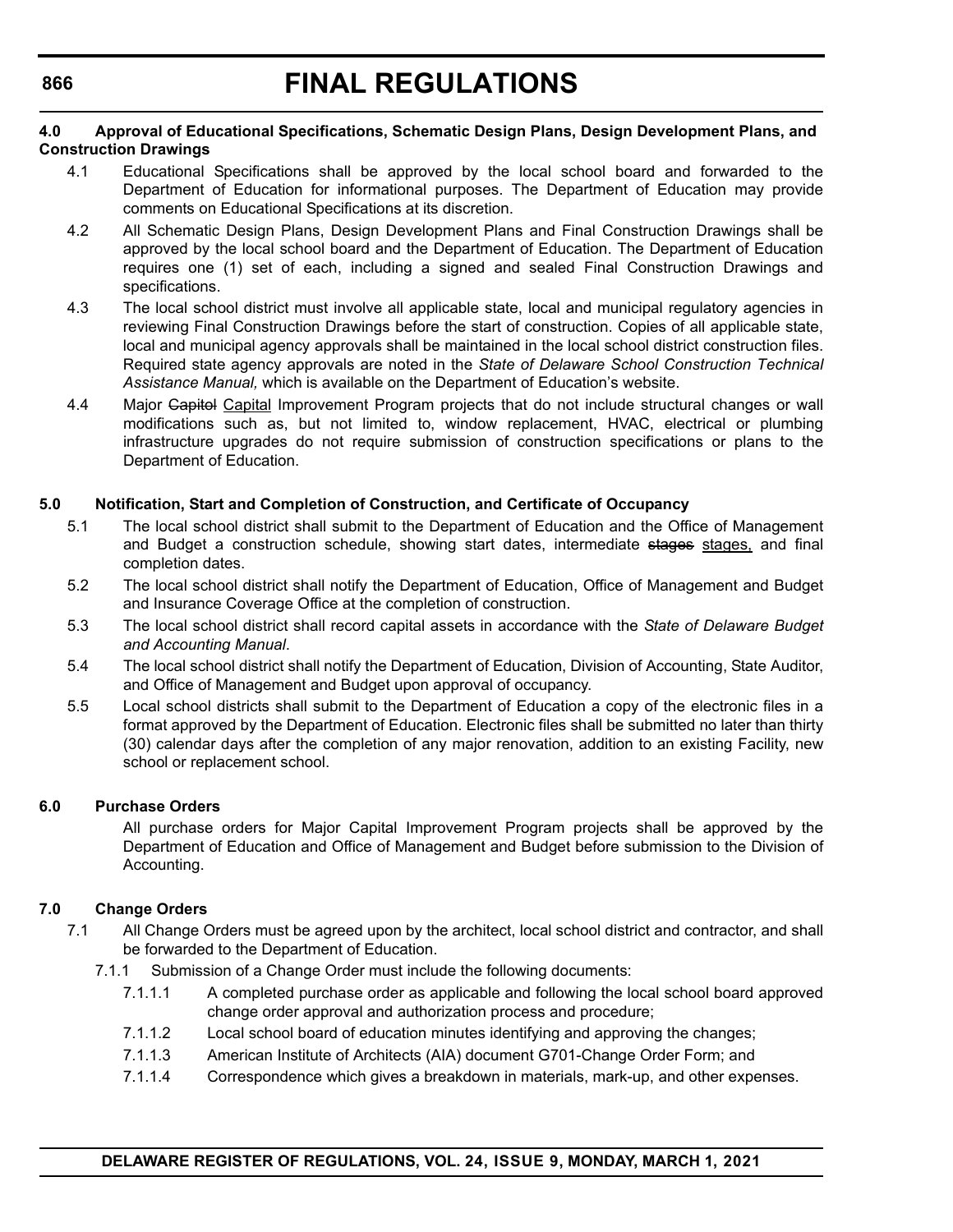**4.0 Approval of Educational Specifications, Schematic Design Plans, Design Development Plans, and Construction Drawings**

4.1 Educational Specifications shall be approved by the local school board and forwarded to the Department of Education for informational purposes. The Department of Education may provide comments on Educational Specifications at its discretion.

4.2 All Schematic Design Plans, Design Development Plans and Final Construction Drawings shall be approved by the local school board and the Department of Education. The Department of Education requires one (1) set of each, including a signed and sealed Final Construction Drawings and specifications.

4.3 The local school district must involve all applicable state, local and municipal regulatory agencies in reviewing Final Construction Drawings before the start of construction. Copies of all applicable state, local and municipal agency approvals shall be maintained in the local school district construction files. Required state agency approvals are noted in the *State of Delaware School Construction Technical Assistance Manual,* which is available on the Department of Education's website.

4.4 Major ~~Capitol~~ Capital Improvement Program projects that do not include structural changes or wall modifications such as, but not limited to, window replacement, HVAC, electrical or plumbing infrastructure upgrades do not require submission of construction specifications or plans to the Department of Education.

**5.0 Notification, Start and Completion of Construction, and Certificate of Occupancy**

5.1 The local school district shall submit to the Department of Education and the Office of Management and Budget a construction schedule, showing start dates, intermediate ~~stages~~ stages, and final completion dates.

5.2 The local school district shall notify the Department of Education, Office of Management and Budget and Insurance Coverage Office at the completion of construction.

5.3 The local school district shall record capital assets in accordance with the *State of Delaware Budget and Accounting Manual*.

5.4 The local school district shall notify the Department of Education, Division of Accounting, State Auditor, and Office of Management and Budget upon approval of occupancy.

5.5 Local school districts shall submit to the Department of Education a copy of the electronic files in a format approved by the Department of Education. Electronic files shall be submitted no later than thirty (30) calendar days after the completion of any major renovation, addition to an existing Facility, new school or replacement school.

**6.0 Purchase Orders**

All purchase orders for Major Capital Improvement Program projects shall be approved by the Department of Education and Office of Management and Budget before submission to the Division of Accounting.

**7.0 Change Orders**

7.1 All Change Orders must be agreed upon by the architect, local school district and contractor, and shall be forwarded to the Department of Education.

7.1.1 Submission of a Change Order must include the following documents:

7.1.1.1 A completed purchase order as applicable and following the local school board approved change order approval and authorization process and procedure;

7.1.1.2 Local school board of education minutes identifying and approving the changes;

7.1.1.3 American Institute of Architects (AIA) document G701-Change Order Form; and

7.1.1.4 Correspondence which gives a breakdown in materials, mark-up, and other expenses.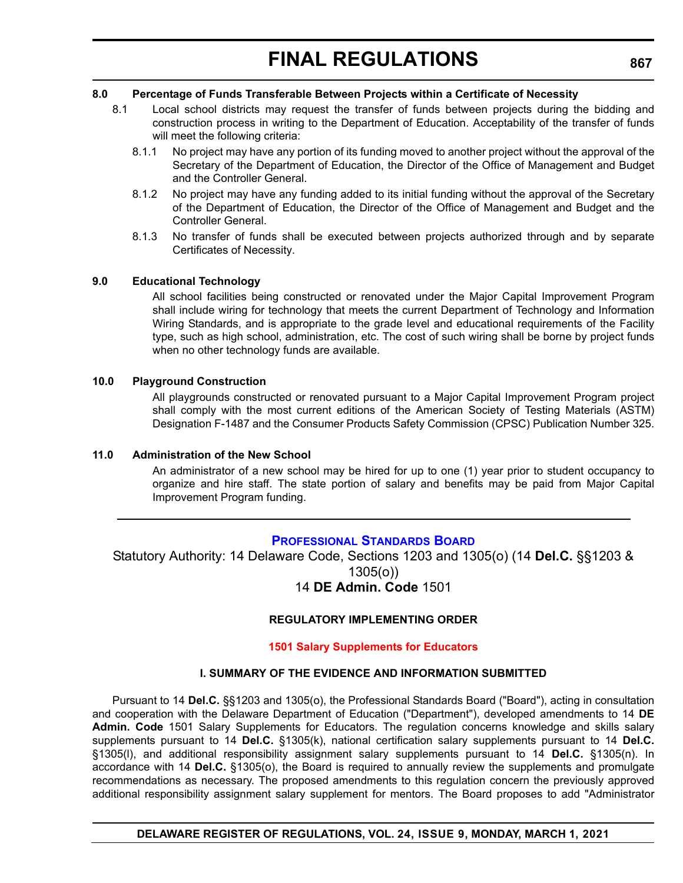### 8.0 Percentage of Funds Transferable Between Projects within a Certificate of Necessity

8.1 Local school districts may request the transfer of funds between projects during the bidding and construction process in writing to the Department of Education. Acceptability of the transfer of funds will meet the following criteria:

8.1.1 No project may have any portion of its funding moved to another project without the approval of the Secretary of the Department of Education, the Director of the Office of Management and Budget and the Controller General.

8.1.2 No project may have any funding added to its initial funding without the approval of the Secretary of the Department of Education, the Director of the Office of Management and Budget and the Controller General.

8.1.3 No transfer of funds shall be executed between projects authorized through and by separate Certificates of Necessity.

### 9.0 Educational Technology

All school facilities being constructed or renovated under the Major Capital Improvement Program shall include wiring for technology that meets the current Department of Technology and Information Wiring Standards, and is appropriate to the grade level and educational requirements of the Facility type, such as high school, administration, etc. The cost of such wiring shall be borne by project funds when no other technology funds are available.

### 10.0 Playground Construction

All playgrounds constructed or renovated pursuant to a Major Capital Improvement Program project shall comply with the most current editions of the American Society of Testing Materials (ASTM) Designation F-1487 and the Consumer Products Safety Commission (CPSC) Publication Number 325.

### 11.0 Administration of the New School

An administrator of a new school may be hired for up to one (1) year prior to student occupancy to organize and hire staff. The state portion of salary and benefits may be paid from Major Capital Improvement Program funding.

---

## Professional Standards Board

Statutory Authority: 14 Delaware Code, Sections 1203 and 1305(o) (14 **Del.C.** §§1203 & 1305(o))
14 **DE Admin. Code** 1501

**REGULATORY IMPLEMENTING ORDER**

**1501 Salary Supplements for Educators**

**I. SUMMARY OF THE EVIDENCE AND INFORMATION SUBMITTED**

Pursuant to 14 **Del.C.** §§1203 and 1305(o), the Professional Standards Board ("Board"), acting in consultation and cooperation with the Delaware Department of Education ("Department"), developed amendments to 14 **DE Admin. Code** 1501 Salary Supplements for Educators. The regulation concerns knowledge and skills salary supplements pursuant to 14 **Del.C.** §1305(k), national certification salary supplements pursuant to 14 **Del.C.** §1305(l), and additional responsibility assignment salary supplements pursuant to 14 **Del.C.** §1305(n). In accordance with 14 **Del.C.** §1305(o), the Board is required to annually review the supplements and promulgate recommendations as necessary. The proposed amendments to this regulation concern the previously approved additional responsibility assignment salary supplement for mentors. The Board proposes to add "Administrator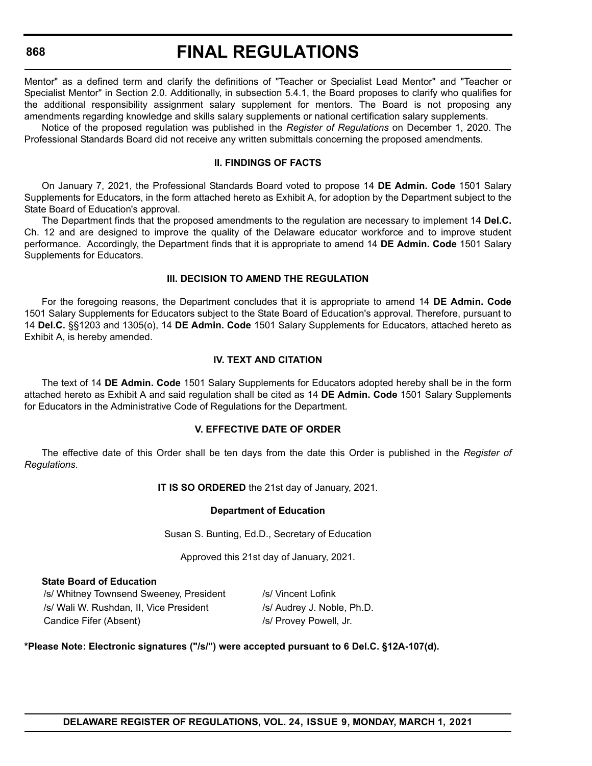Mentor" as a defined term and clarify the definitions of "Teacher or Specialist Lead Mentor" and "Teacher or Specialist Mentor" in Section 2.0. Additionally, in subsection 5.4.1, the Board proposes to clarify who qualifies for the additional responsibility assignment salary supplement for mentors. The Board is not proposing any amendments regarding knowledge and skills salary supplements or national certification salary supplements.

Notice of the proposed regulation was published in the *Register of Regulations* on December 1, 2020. The Professional Standards Board did not receive any written submittals concerning the proposed amendments.

### II. FINDINGS OF FACTS

On January 7, 2021, the Professional Standards Board voted to propose 14 **DE Admin. Code** 1501 Salary Supplements for Educators, in the form attached hereto as Exhibit A, for adoption by the Department subject to the State Board of Education's approval.

The Department finds that the proposed amendments to the regulation are necessary to implement 14 **Del.C.** Ch. 12 and are designed to improve the quality of the Delaware educator workforce and to improve student performance. Accordingly, the Department finds that it is appropriate to amend 14 **DE Admin. Code** 1501 Salary Supplements for Educators.

### III. DECISION TO AMEND THE REGULATION

For the foregoing reasons, the Department concludes that it is appropriate to amend 14 **DE Admin. Code** 1501 Salary Supplements for Educators subject to the State Board of Education's approval. Therefore, pursuant to 14 **Del.C.** §§1203 and 1305(o), 14 **DE Admin. Code** 1501 Salary Supplements for Educators, attached hereto as Exhibit A, is hereby amended.

### IV. TEXT AND CITATION

The text of 14 **DE Admin. Code** 1501 Salary Supplements for Educators adopted hereby shall be in the form attached hereto as Exhibit A and said regulation shall be cited as 14 **DE Admin. Code** 1501 Salary Supplements for Educators in the Administrative Code of Regulations for the Department.

### V. EFFECTIVE DATE OF ORDER

The effective date of this Order shall be ten days from the date this Order is published in the *Register of Regulations*.

**IT IS SO ORDERED** the 21st day of January, 2021.

**Department of Education**

Susan S. Bunting, Ed.D., Secretary of Education

Approved this 21st day of January, 2021.

**State Board of Education**

| | |
|---|---|
| /s/ Whitney Townsend Sweeney, President | /s/ Vincent Lofink |
| /s/ Wali W. Rushdan, II, Vice President | /s/ Audrey J. Noble, Ph.D. |
| Candice Fifer (Absent) | /s/ Provey Powell, Jr. |

**\*Please Note: Electronic signatures ("/s/") were accepted pursuant to 6 Del.C. §12A-107(d).**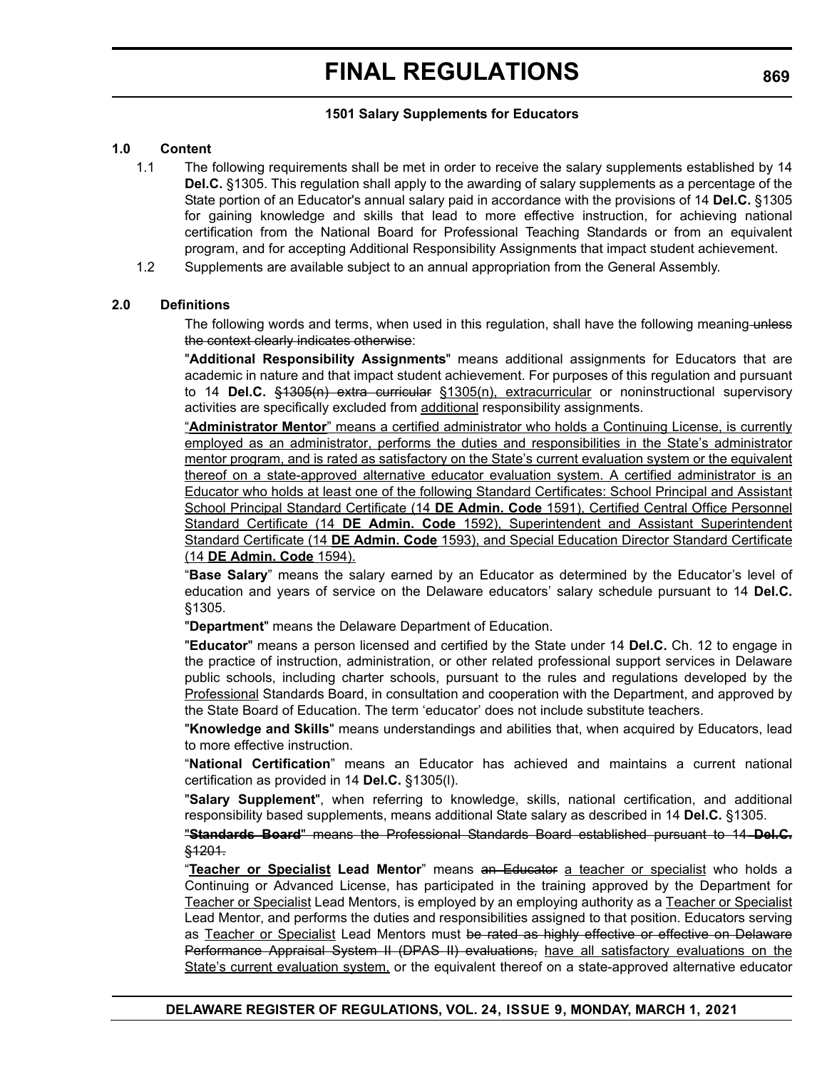### 1501 Salary Supplements for Educators

**1.0 Content**

1.1 The following requirements shall be met in order to receive the salary supplements established by 14 **Del.C.** §1305. This regulation shall apply to the awarding of salary supplements as a percentage of the State portion of an Educator's annual salary paid in accordance with the provisions of 14 **Del.C.** §1305 for gaining knowledge and skills that lead to more effective instruction, for achieving national certification from the National Board for Professional Teaching Standards or from an equivalent program, and for accepting Additional Responsibility Assignments that impact student achievement.

1.2 Supplements are available subject to an annual appropriation from the General Assembly.

**2.0 Definitions**

The following words and terms, when used in this regulation, shall have the following meaning~~ unless the context clearly indicates otherwise~~:

"**Additional Responsibility Assignments**" means additional assignments for Educators that are academic in nature and that impact student achievement. For purposes of this regulation and pursuant to 14 **Del.C.** ~~§1305(n) extra curricular~~ <u>§1305(n), extracurricular</u> or noninstructional supervisory activities are specifically excluded from <u>additional</u> responsibility assignments.

"<u>**Administrator Mentor**" means a certified administrator who holds a Continuing License, is currently employed as an administrator, performs the duties and responsibilities in the State's administrator mentor program, and is rated as satisfactory on the State's current evaluation system or the equivalent thereof on a state-approved alternative educator evaluation system. A certified administrator is an Educator who holds at least one of the following Standard Certificates: School Principal and Assistant School Principal Standard Certificate (14 **DE Admin. Code** 1591), Certified Central Office Personnel Standard Certificate (14 **DE Admin. Code** 1592), Superintendent and Assistant Superintendent Standard Certificate (14 **DE Admin. Code** 1593), and Special Education Director Standard Certificate (14 **DE Admin. Code** 1594).</u>

"**Base Salary**" means the salary earned by an Educator as determined by the Educator's level of education and years of service on the Delaware educators' salary schedule pursuant to 14 **Del.C.** §1305.

"**Department**" means the Delaware Department of Education.

"**Educator**" means a person licensed and certified by the State under 14 **Del.C.** Ch. 12 to engage in the practice of instruction, administration, or other related professional support services in Delaware public schools, including charter schools, pursuant to the rules and regulations developed by the <u>Professional</u> Standards Board, in consultation and cooperation with the Department, and approved by the State Board of Education. The term 'educator' does not include substitute teachers.

"**Knowledge and Skills**" means understandings and abilities that, when acquired by Educators, lead to more effective instruction.

"**National Certification**" means an Educator has achieved and maintains a current national certification as provided in 14 **Del.C.** §1305(l).

"**Salary Supplement**", when referring to knowledge, skills, national certification, and additional responsibility based supplements, means additional State salary as described in 14 **Del.C.** §1305.

~~"**Standards Board**" means the Professional Standards Board established pursuant to 14 **Del.C.** §1201.~~

"<u>**Teacher or Specialist**</u> **Lead Mentor**" means ~~an Educator~~ <u>a teacher or specialist</u> who holds a Continuing or Advanced License, has participated in the training approved by the Department for <u>Teacher or Specialist</u> Lead Mentors, is employed by an employing authority as a <u>Teacher or Specialist</u> Lead Mentor, and performs the duties and responsibilities assigned to that position. Educators serving as <u>Teacher or Specialist</u> Lead Mentors must ~~be rated as highly effective or effective on Delaware Performance Appraisal System II (DPAS II) evaluations,~~ <u>have all satisfactory evaluations on the State's current evaluation system,</u> or the equivalent thereof on a state-approved alternative educator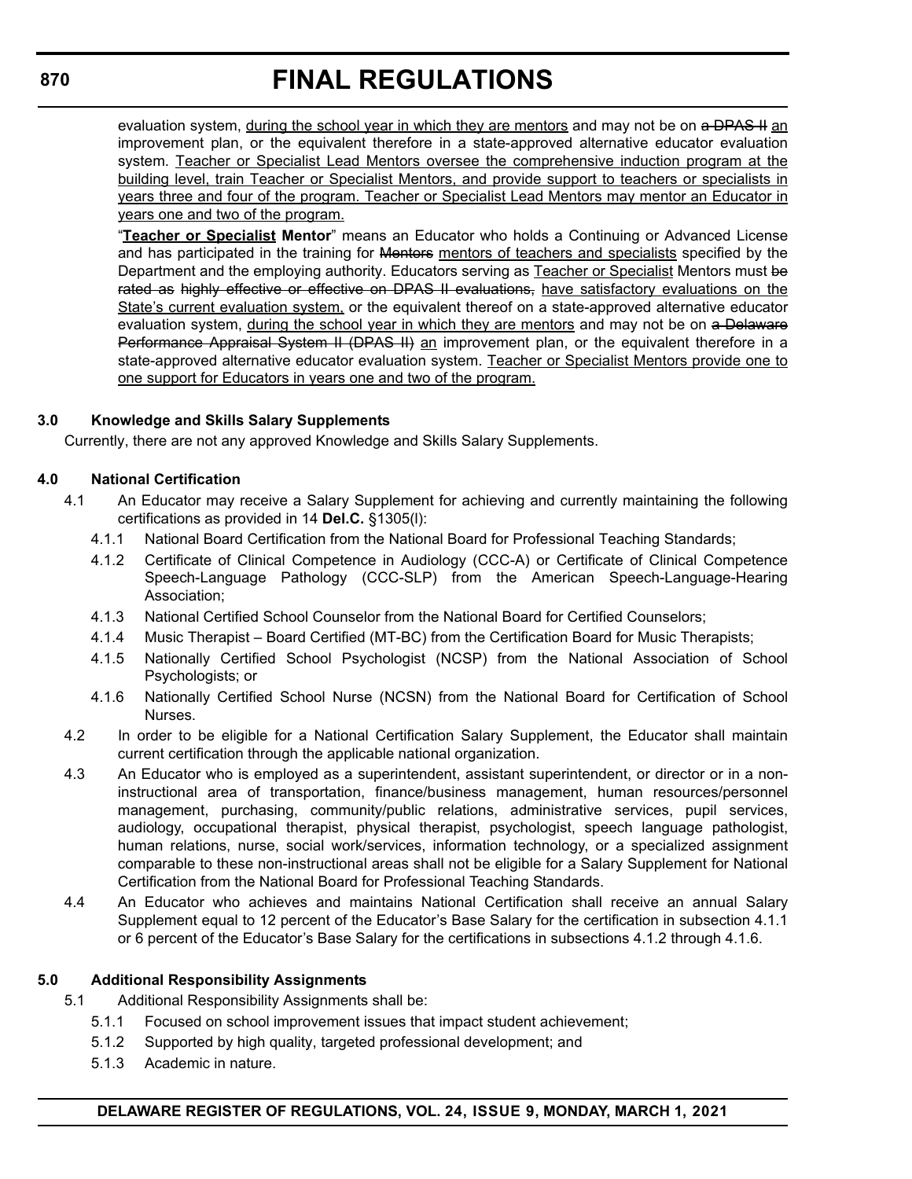evaluation system, during the school year in which they are mentors and may not be on a DPAS II an improvement plan, or the equivalent therefore in a state-approved alternative educator evaluation system. Teacher or Specialist Lead Mentors oversee the comprehensive induction program at the building level, train Teacher or Specialist Mentors, and provide support to teachers or specialists in years three and four of the program. Teacher or Specialist Lead Mentors may mentor an Educator in years one and two of the program.

"**Teacher or Specialist Mentor**" means an Educator who holds a Continuing or Advanced License and has participated in the training for Mentors mentors of teachers and specialists specified by the Department and the employing authority. Educators serving as Teacher or Specialist Mentors must be rated as highly effective or effective on DPAS II evaluations, have satisfactory evaluations on the State's current evaluation system, or the equivalent thereof on a state-approved alternative educator evaluation system, during the school year in which they are mentors and may not be on a Delaware Performance Appraisal System II (DPAS II) an improvement plan, or the equivalent therefore in a state-approved alternative educator evaluation system. Teacher or Specialist Mentors provide one to one support for Educators in years one and two of the program.

**3.0 Knowledge and Skills Salary Supplements**

Currently, there are not any approved Knowledge and Skills Salary Supplements.

**4.0 National Certification**

4.1 An Educator may receive a Salary Supplement for achieving and currently maintaining the following certifications as provided in 14 **Del.C.** §1305(l):

4.1.1 National Board Certification from the National Board for Professional Teaching Standards;

4.1.2 Certificate of Clinical Competence in Audiology (CCC-A) or Certificate of Clinical Competence Speech-Language Pathology (CCC-SLP) from the American Speech-Language-Hearing Association;

4.1.3 National Certified School Counselor from the National Board for Certified Counselors;

4.1.4 Music Therapist – Board Certified (MT-BC) from the Certification Board for Music Therapists;

4.1.5 Nationally Certified School Psychologist (NCSP) from the National Association of School Psychologists; or

4.1.6 Nationally Certified School Nurse (NCSN) from the National Board for Certification of School Nurses.

4.2 In order to be eligible for a National Certification Salary Supplement, the Educator shall maintain current certification through the applicable national organization.

4.3 An Educator who is employed as a superintendent, assistant superintendent, or director or in a non-instructional area of transportation, finance/business management, human resources/personnel management, purchasing, community/public relations, administrative services, pupil services, audiology, occupational therapist, physical therapist, psychologist, speech language pathologist, human relations, nurse, social work/services, information technology, or a specialized assignment comparable to these non-instructional areas shall not be eligible for a Salary Supplement for National Certification from the National Board for Professional Teaching Standards.

4.4 An Educator who achieves and maintains National Certification shall receive an annual Salary Supplement equal to 12 percent of the Educator's Base Salary for the certification in subsection 4.1.1 or 6 percent of the Educator's Base Salary for the certifications in subsections 4.1.2 through 4.1.6.

**5.0 Additional Responsibility Assignments**

5.1 Additional Responsibility Assignments shall be:

5.1.1 Focused on school improvement issues that impact student achievement;

5.1.2 Supported by high quality, targeted professional development; and

5.1.3 Academic in nature.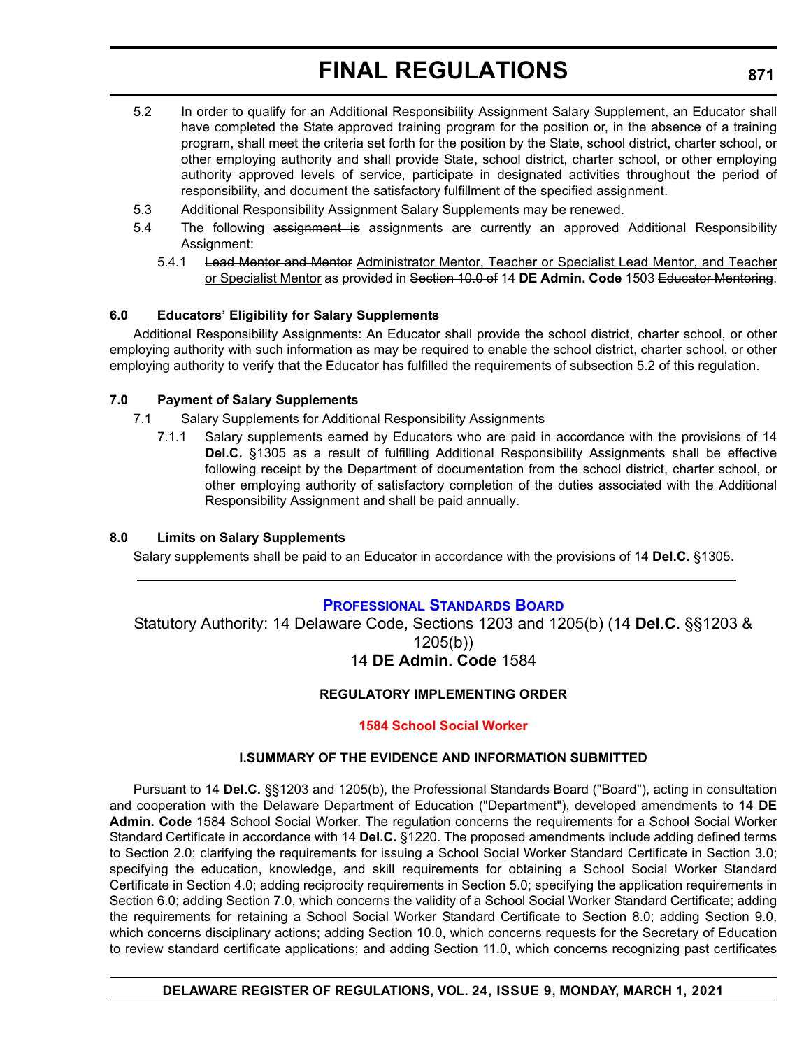5.2 In order to qualify for an Additional Responsibility Assignment Salary Supplement, an Educator shall have completed the State approved training program for the position or, in the absence of a training program, shall meet the criteria set forth for the position by the State, school district, charter school, or other employing authority and shall provide State, school district, charter school, or other employing authority approved levels of service, participate in designated activities throughout the period of responsibility, and document the satisfactory fulfillment of the specified assignment.

5.3 Additional Responsibility Assignment Salary Supplements may be renewed.

5.4 The following ~~assignment is~~ <u>assignments are</u> currently an approved Additional Responsibility Assignment:

5.4.1 ~~Lead Mentor and Mentor~~ <u>Administrator Mentor, Teacher or Specialist Lead Mentor, and Teacher or Specialist Mentor</u> as provided in ~~Section 10.0 of~~ 14 **DE Admin. Code** 1503 ~~Educator Mentoring~~.

**6.0 Educators' Eligibility for Salary Supplements**

Additional Responsibility Assignments: An Educator shall provide the school district, charter school, or other employing authority with such information as may be required to enable the school district, charter school, or other employing authority to verify that the Educator has fulfilled the requirements of subsection 5.2 of this regulation.

**7.0 Payment of Salary Supplements**

7.1 Salary Supplements for Additional Responsibility Assignments

7.1.1 Salary supplements earned by Educators who are paid in accordance with the provisions of 14 **Del.C.** §1305 as a result of fulfilling Additional Responsibility Assignments shall be effective following receipt by the Department of documentation from the school district, charter school, or other employing authority of satisfactory completion of the duties associated with the Additional Responsibility Assignment and shall be paid annually.

**8.0 Limits on Salary Supplements**

Salary supplements shall be paid to an Educator in accordance with the provisions of 14 **Del.C.** §1305.

---

## PROFESSIONAL STANDARDS BOARD

Statutory Authority: 14 Delaware Code, Sections 1203 and 1205(b) (14 **Del.C.** §§1203 & 1205(b))
14 **DE Admin. Code** 1584

### REGULATORY IMPLEMENTING ORDER

### 1584 School Social Worker

#### I.SUMMARY OF THE EVIDENCE AND INFORMATION SUBMITTED

Pursuant to 14 **Del.C.** §§1203 and 1205(b), the Professional Standards Board ("Board"), acting in consultation and cooperation with the Delaware Department of Education ("Department"), developed amendments to 14 **DE Admin. Code** 1584 School Social Worker. The regulation concerns the requirements for a School Social Worker Standard Certificate in accordance with 14 **Del.C.** §1220. The proposed amendments include adding defined terms to Section 2.0; clarifying the requirements for issuing a School Social Worker Standard Certificate in Section 3.0; specifying the education, knowledge, and skill requirements for obtaining a School Social Worker Standard Certificate in Section 4.0; adding reciprocity requirements in Section 5.0; specifying the application requirements in Section 6.0; adding Section 7.0, which concerns the validity of a School Social Worker Standard Certificate; adding the requirements for retaining a School Social Worker Standard Certificate to Section 8.0; adding Section 9.0, which concerns disciplinary actions; adding Section 10.0, which concerns requests for the Secretary of Education to review standard certificate applications; and adding Section 11.0, which concerns recognizing past certificates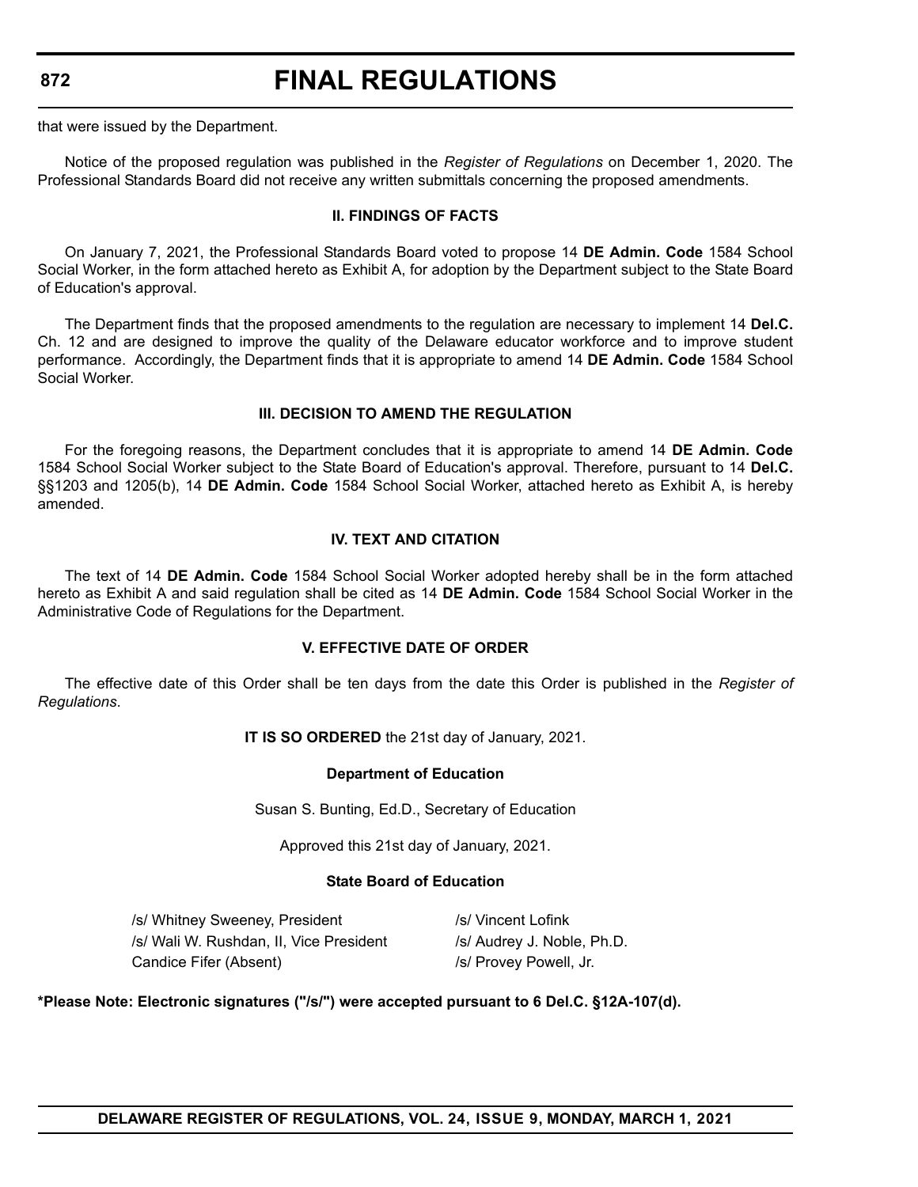that were issued by the Department.

Notice of the proposed regulation was published in the *Register of Regulations* on December 1, 2020. The Professional Standards Board did not receive any written submittals concerning the proposed amendments.

### II. FINDINGS OF FACTS

On January 7, 2021, the Professional Standards Board voted to propose 14 **DE Admin. Code** 1584 School Social Worker, in the form attached hereto as Exhibit A, for adoption by the Department subject to the State Board of Education's approval.

The Department finds that the proposed amendments to the regulation are necessary to implement 14 **Del.C.** Ch. 12 and are designed to improve the quality of the Delaware educator workforce and to improve student performance. Accordingly, the Department finds that it is appropriate to amend 14 **DE Admin. Code** 1584 School Social Worker.

### III. DECISION TO AMEND THE REGULATION

For the foregoing reasons, the Department concludes that it is appropriate to amend 14 **DE Admin. Code** 1584 School Social Worker subject to the State Board of Education's approval. Therefore, pursuant to 14 **Del.C.** §§1203 and 1205(b), 14 **DE Admin. Code** 1584 School Social Worker, attached hereto as Exhibit A, is hereby amended.

### IV. TEXT AND CITATION

The text of 14 **DE Admin. Code** 1584 School Social Worker adopted hereby shall be in the form attached hereto as Exhibit A and said regulation shall be cited as 14 **DE Admin. Code** 1584 School Social Worker in the Administrative Code of Regulations for the Department.

### V. EFFECTIVE DATE OF ORDER

The effective date of this Order shall be ten days from the date this Order is published in the *Register of Regulations*.

**IT IS SO ORDERED** the 21st day of January, 2021.

**Department of Education**

Susan S. Bunting, Ed.D., Secretary of Education

Approved this 21st day of January, 2021.

**State Board of Education**

/s/ Whitney Sweeney, President
/s/ Wali W. Rushdan, II, Vice President
Candice Fifer (Absent)
/s/ Vincent Lofink
/s/ Audrey J. Noble, Ph.D.
/s/ Provey Powell, Jr.

**\*Please Note: Electronic signatures ("/s/") were accepted pursuant to 6 Del.C. §12A-107(d).**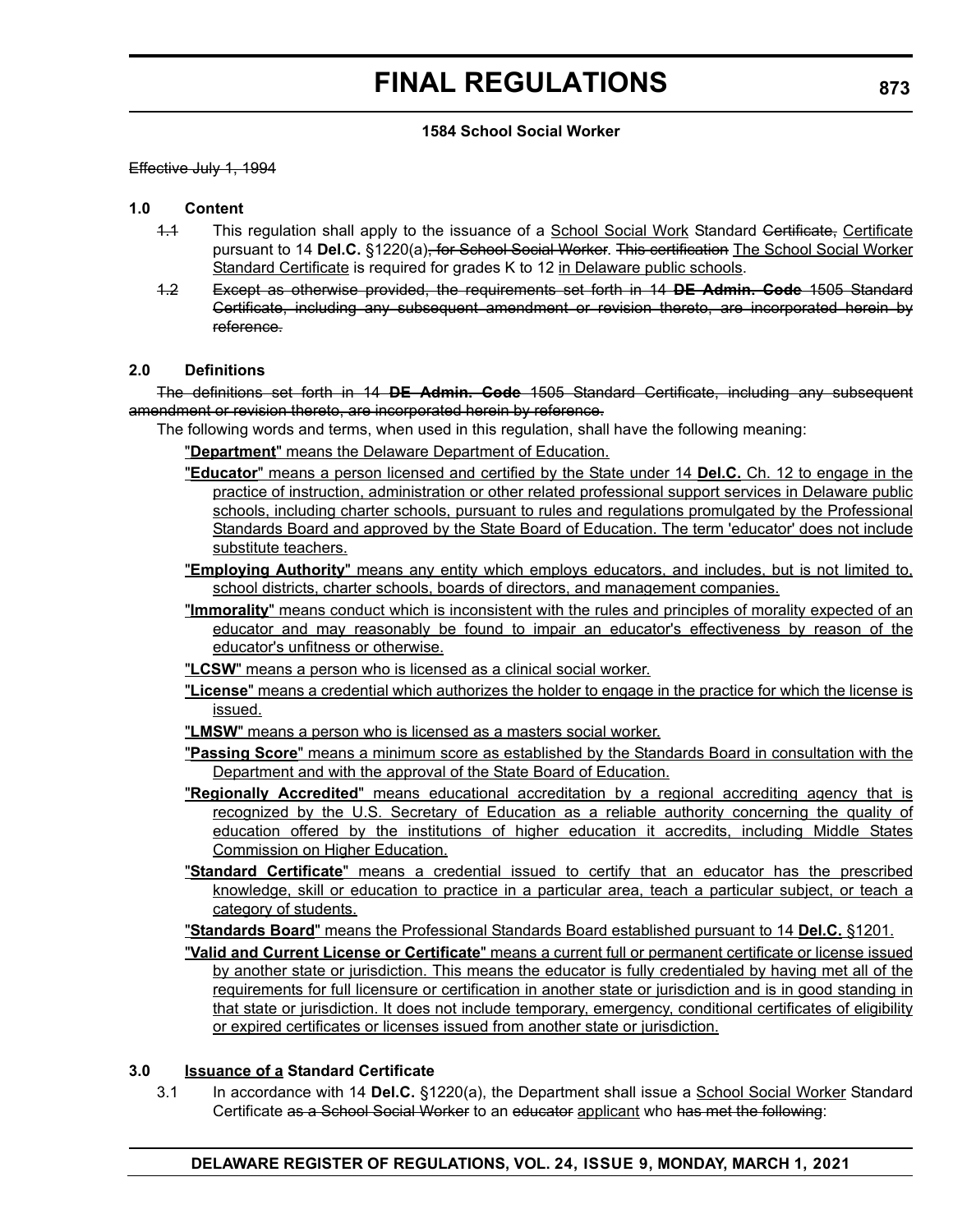**1584 School Social Worker**

~~Effective July 1, 1994~~

**1.0 Content**

~~1.1~~ This regulation shall apply to the issuance of a <u>School Social Work</u> Standard ~~Certificate,~~ <u>Certificate</u> pursuant to 14 **Del.C.** §1220(a)~~, for School Social Worker~~. ~~This certification~~ <u>The School Social Worker Standard Certificate</u> is required for grades K to 12 <u>in Delaware public schools</u>.

~~1.2 Except as otherwise provided, the requirements set forth in 14 **DE Admin. Code** 1505 Standard Certificate, including any subsequent amendment or revision thereto, are incorporated herein by reference.~~

**2.0 Definitions**

~~The definitions set forth in 14 **DE Admin. Code** 1505 Standard Certificate, including any subsequent amendment or revision thereto, are incorporated herein by reference.~~

The following words and terms, when used in this regulation, shall have the following meaning:

<u>"**Department**" means the Delaware Department of Education.</u>

<u>"**Educator**" means a person licensed and certified by the State under 14 **Del.C.** Ch. 12 to engage in the practice of instruction, administration or other related professional support services in Delaware public schools, including charter schools, pursuant to rules and regulations promulgated by the Professional Standards Board and approved by the State Board of Education. The term 'educator' does not include substitute teachers.</u>

<u>"**Employing Authority**" means any entity which employs educators, and includes, but is not limited to, school districts, charter schools, boards of directors, and management companies.</u>

<u>"**Immorality**" means conduct which is inconsistent with the rules and principles of morality expected of an educator and may reasonably be found to impair an educator's effectiveness by reason of the educator's unfitness or otherwise.</u>

<u>"**LCSW**" means a person who is licensed as a clinical social worker.</u>

<u>"**License**" means a credential which authorizes the holder to engage in the practice for which the license is issued.</u>

<u>"**LMSW**" means a person who is licensed as a masters social worker.</u>

<u>"**Passing Score**" means a minimum score as established by the Standards Board in consultation with the Department and with the approval of the State Board of Education.</u>

<u>"**Regionally Accredited**" means educational accreditation by a regional accrediting agency that is recognized by the U.S. Secretary of Education as a reliable authority concerning the quality of education offered by the institutions of higher education it accredits, including Middle States Commission on Higher Education.</u>

<u>"**Standard Certificate**" means a credential issued to certify that an educator has the prescribed knowledge, skill or education to practice in a particular area, teach a particular subject, or teach a category of students.</u>

<u>"**Standards Board**" means the Professional Standards Board established pursuant to 14 **Del.C.** §1201.</u>

<u>"**Valid and Current License or Certificate**" means a current full or permanent certificate or license issued by another state or jurisdiction. This means the educator is fully credentialed by having met all of the requirements for full licensure or certification in another state or jurisdiction and is in good standing in that state or jurisdiction. It does not include temporary, emergency, conditional certificates of eligibility or expired certificates or licenses issued from another state or jurisdiction.</u>

**3.0 <u>Issuance of a</u> Standard Certificate**

3.1 In accordance with 14 **Del.C.** §1220(a), the Department shall issue a <u>School Social Worker</u> Standard Certificate ~~as a School Social Worker~~ to an ~~educator~~ <u>applicant</u> who ~~has met the following~~: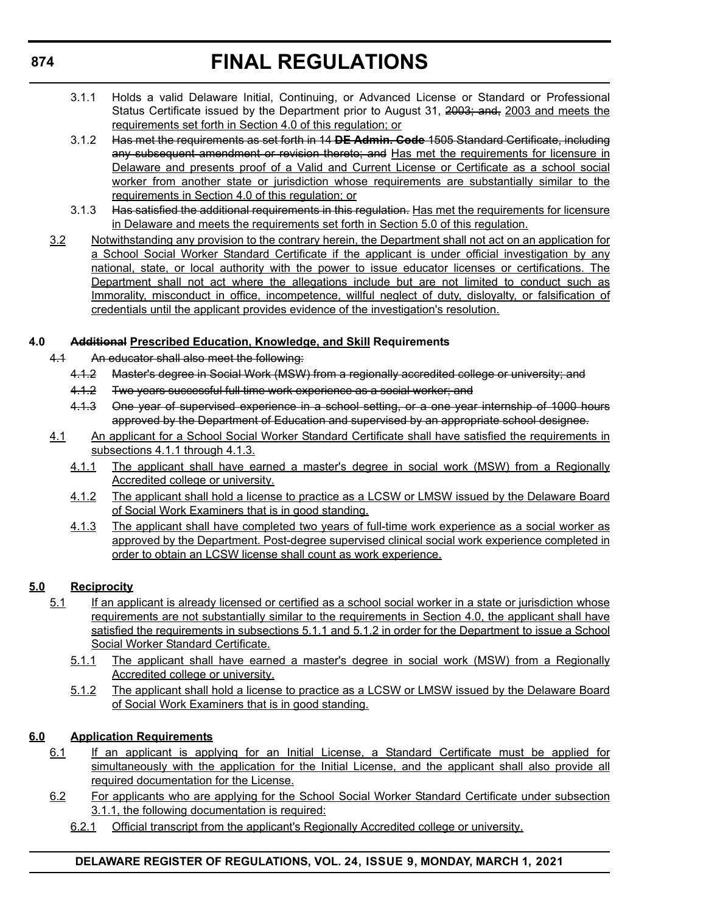3.1.1 Holds a valid Delaware Initial, Continuing, or Advanced License or Standard or Professional Status Certificate issued by the Department prior to August 31, ~~2003; and,~~ <u>2003 and meets the requirements set forth in Section 4.0 of this regulation; or</u>

3.1.2 ~~Has met the requirements as set forth in 14 **DE Admin. Code** 1505 Standard Certificate, including any subsequent amendment or revision thereto; and~~ <u>Has met the requirements for licensure in Delaware and presents proof of a Valid and Current License or Certificate as a school social worker from another state or jurisdiction whose requirements are substantially similar to the requirements in Section 4.0 of this regulation; or</u>

3.1.3 ~~Has satisfied the additional requirements in this regulation.~~ <u>Has met the requirements for licensure in Delaware and meets the requirements set forth in Section 5.0 of this regulation.</u>

<u>3.2</u> <u>Notwithstanding any provision to the contrary herein, the Department shall not act on an application for a School Social Worker Standard Certificate if the applicant is under official investigation by any national, state, or local authority with the power to issue educator licenses or certifications. The Department shall not act where the allegations include but are not limited to conduct such as Immorality, misconduct in office, incompetence, willful neglect of duty, disloyalty, or falsification of credentials until the applicant provides evidence of the investigation's resolution.</u>

**4.0 ~~Additional~~ <u>Prescribed Education, Knowledge, and Skill</u> Requirements**

~~4.1 An educator shall also meet the following:~~

~~4.1.2 Master's degree in Social Work (MSW) from a regionally accredited college or university; and~~

~~4.1.2 Two years successful full time work experience as a social worker; and~~

~~4.1.3 One year of supervised experience in a school setting, or a one year internship of 1000 hours approved by the Department of Education and supervised by an appropriate school designee.~~

<u>4.1</u> <u>An applicant for a School Social Worker Standard Certificate shall have satisfied the requirements in subsections 4.1.1 through 4.1.3.</u>

<u>4.1.1</u> <u>The applicant shall have earned a master's degree in social work (MSW) from a Regionally Accredited college or university.</u>

<u>4.1.2</u> <u>The applicant shall hold a license to practice as a LCSW or LMSW issued by the Delaware Board of Social Work Examiners that is in good standing.</u>

<u>4.1.3</u> <u>The applicant shall have completed two years of full-time work experience as a social worker as approved by the Department. Post-degree supervised clinical social work experience completed in order to obtain an LCSW license shall count as work experience.</u>

**<u>5.0</u> <u>Reciprocity</u>**

<u>5.1</u> <u>If an applicant is already licensed or certified as a school social worker in a state or jurisdiction whose requirements are not substantially similar to the requirements in Section 4.0, the applicant shall have satisfied the requirements in subsections 5.1.1 and 5.1.2 in order for the Department to issue a School Social Worker Standard Certificate.</u>

<u>5.1.1</u> <u>The applicant shall have earned a master's degree in social work (MSW) from a Regionally Accredited college or university.</u>

<u>5.1.2</u> <u>The applicant shall hold a license to practice as a LCSW or LMSW issued by the Delaware Board of Social Work Examiners that is in good standing.</u>

**<u>6.0</u> <u>Application Requirements</u>**

<u>6.1</u> <u>If an applicant is applying for an Initial License, a Standard Certificate must be applied for simultaneously with the application for the Initial License, and the applicant shall also provide all required documentation for the License.</u>

<u>6.2</u> <u>For applicants who are applying for the School Social Worker Standard Certificate under subsection 3.1.1, the following documentation is required:</u>

<u>6.2.1</u> <u>Official transcript from the applicant's Regionally Accredited college or university.</u>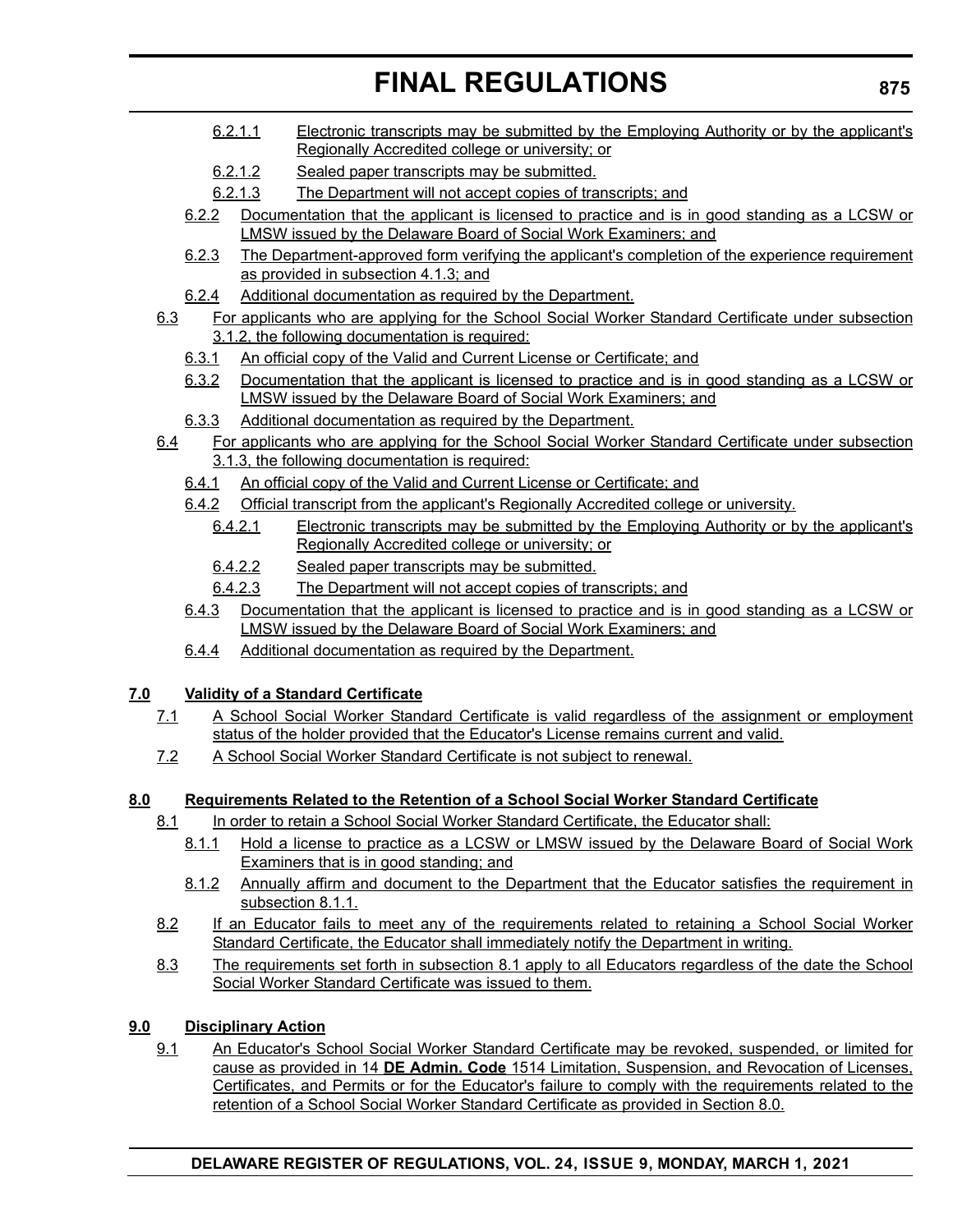6.2.1.1 Electronic transcripts may be submitted by the Employing Authority or by the applicant's Regionally Accredited college or university; or

6.2.1.2 Sealed paper transcripts may be submitted.

6.2.1.3 The Department will not accept copies of transcripts; and

6.2.2 Documentation that the applicant is licensed to practice and is in good standing as a LCSW or LMSW issued by the Delaware Board of Social Work Examiners; and

6.2.3 The Department-approved form verifying the applicant's completion of the experience requirement as provided in subsection 4.1.3; and

6.2.4 Additional documentation as required by the Department.

6.3 For applicants who are applying for the School Social Worker Standard Certificate under subsection 3.1.2, the following documentation is required:

6.3.1 An official copy of the Valid and Current License or Certificate; and

6.3.2 Documentation that the applicant is licensed to practice and is in good standing as a LCSW or LMSW issued by the Delaware Board of Social Work Examiners; and

6.3.3 Additional documentation as required by the Department.

6.4 For applicants who are applying for the School Social Worker Standard Certificate under subsection 3.1.3, the following documentation is required:

6.4.1 An official copy of the Valid and Current License or Certificate; and

6.4.2 Official transcript from the applicant's Regionally Accredited college or university.

6.4.2.1 Electronic transcripts may be submitted by the Employing Authority or by the applicant's Regionally Accredited college or university; or

6.4.2.2 Sealed paper transcripts may be submitted.

6.4.2.3 The Department will not accept copies of transcripts; and

6.4.3 Documentation that the applicant is licensed to practice and is in good standing as a LCSW or LMSW issued by the Delaware Board of Social Work Examiners; and

6.4.4 Additional documentation as required by the Department.

**7.0 Validity of a Standard Certificate**

7.1 A School Social Worker Standard Certificate is valid regardless of the assignment or employment status of the holder provided that the Educator's License remains current and valid.

7.2 A School Social Worker Standard Certificate is not subject to renewal.

**8.0 Requirements Related to the Retention of a School Social Worker Standard Certificate**

8.1 In order to retain a School Social Worker Standard Certificate, the Educator shall:

8.1.1 Hold a license to practice as a LCSW or LMSW issued by the Delaware Board of Social Work Examiners that is in good standing; and

8.1.2 Annually affirm and document to the Department that the Educator satisfies the requirement in subsection 8.1.1.

8.2 If an Educator fails to meet any of the requirements related to retaining a School Social Worker Standard Certificate, the Educator shall immediately notify the Department in writing.

8.3 The requirements set forth in subsection 8.1 apply to all Educators regardless of the date the School Social Worker Standard Certificate was issued to them.

**9.0 Disciplinary Action**

9.1 An Educator's School Social Worker Standard Certificate may be revoked, suspended, or limited for cause as provided in 14 **DE Admin. Code** 1514 Limitation, Suspension, and Revocation of Licenses, Certificates, and Permits or for the Educator's failure to comply with the requirements related to the retention of a School Social Worker Standard Certificate as provided in Section 8.0.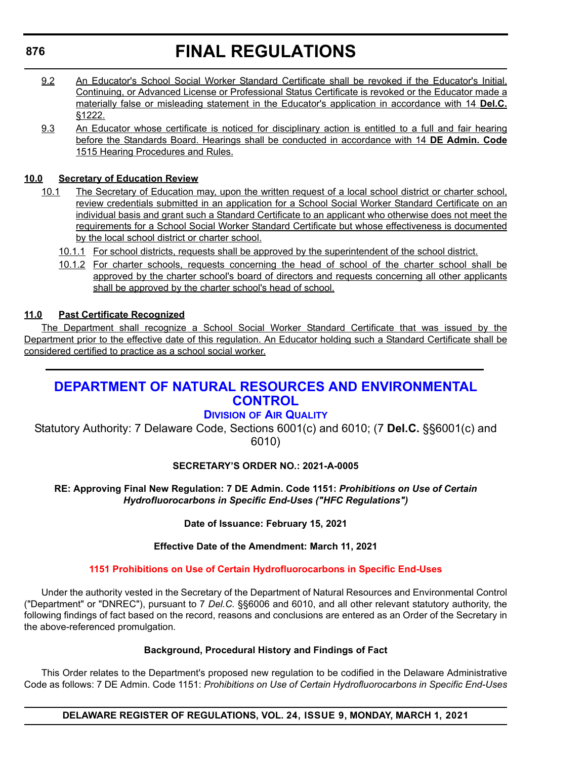9.2 An Educator's School Social Worker Standard Certificate shall be revoked if the Educator's Initial, Continuing, or Advanced License or Professional Status Certificate is revoked or the Educator made a materially false or misleading statement in the Educator's application in accordance with 14 **Del.C.** §1222.

9.3 An Educator whose certificate is noticed for disciplinary action is entitled to a full and fair hearing before the Standards Board. Hearings shall be conducted in accordance with 14 **DE Admin. Code** 1515 Hearing Procedures and Rules.

**10.0 Secretary of Education Review**

10.1 The Secretary of Education may, upon the written request of a local school district or charter school, review credentials submitted in an application for a School Social Worker Standard Certificate on an individual basis and grant such a Standard Certificate to an applicant who otherwise does not meet the requirements for a School Social Worker Standard Certificate but whose effectiveness is documented by the local school district or charter school.

10.1.1 For school districts, requests shall be approved by the superintendent of the school district.

10.1.2 For charter schools, requests concerning the head of school of the charter school shall be approved by the charter school's board of directors and requests concerning all other applicants shall be approved by the charter school's head of school.

**11.0 Past Certificate Recognized**

The Department shall recognize a School Social Worker Standard Certificate that was issued by the Department prior to the effective date of this regulation. An Educator holding such a Standard Certificate shall be considered certified to practice as a school social worker.

---

# DEPARTMENT OF NATURAL RESOURCES AND ENVIRONMENTAL CONTROL

## DIVISION OF AIR QUALITY

Statutory Authority: 7 Delaware Code, Sections 6001(c) and 6010; (7 **Del.C.** §§6001(c) and 6010)

**SECRETARY'S ORDER NO.: 2021-A-0005**

**RE: Approving Final New Regulation: 7 DE Admin. Code 1151: *Prohibitions on Use of Certain Hydrofluorocarbons in Specific End-Uses ("HFC Regulations")***

**Date of Issuance: February 15, 2021**

**Effective Date of the Amendment: March 11, 2021**

**1151 Prohibitions on Use of Certain Hydrofluorocarbons in Specific End-Uses**

Under the authority vested in the Secretary of the Department of Natural Resources and Environmental Control ("Department" or "DNREC"), pursuant to 7 *Del.C.* §§6006 and 6010, and all other relevant statutory authority, the following findings of fact based on the record, reasons and conclusions are entered as an Order of the Secretary in the above-referenced promulgation.

**Background, Procedural History and Findings of Fact**

This Order relates to the Department's proposed new regulation to be codified in the Delaware Administrative Code as follows: 7 DE Admin. Code 1151: *Prohibitions on Use of Certain Hydrofluorocarbons in Specific End-Uses*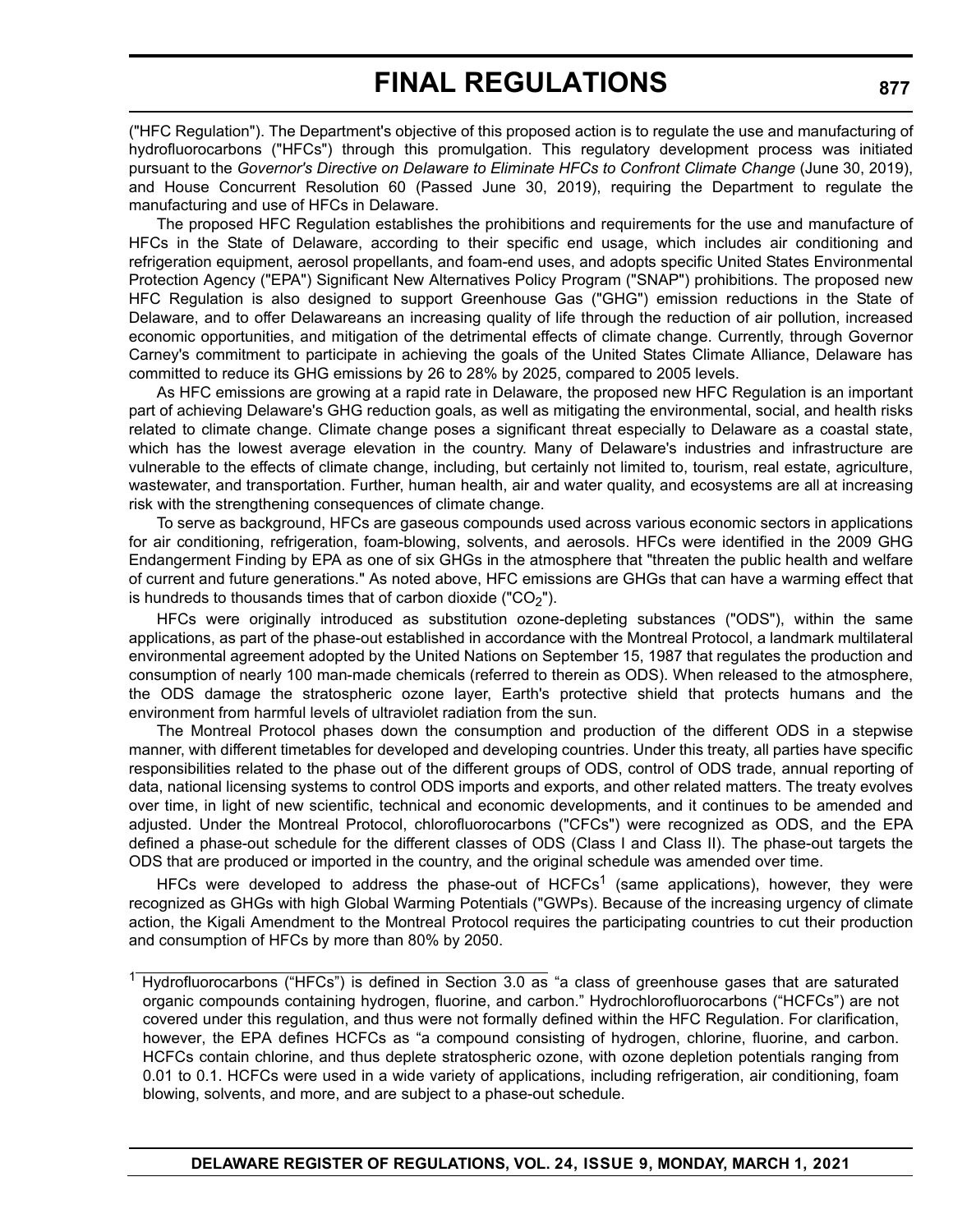("HFC Regulation"). The Department's objective of this proposed action is to regulate the use and manufacturing of hydrofluorocarbons ("HFCs") through this promulgation. This regulatory development process was initiated pursuant to the *Governor's Directive on Delaware to Eliminate HFCs to Confront Climate Change* (June 30, 2019), and House Concurrent Resolution 60 (Passed June 30, 2019), requiring the Department to regulate the manufacturing and use of HFCs in Delaware.

The proposed HFC Regulation establishes the prohibitions and requirements for the use and manufacture of HFCs in the State of Delaware, according to their specific end usage, which includes air conditioning and refrigeration equipment, aerosol propellants, and foam-end uses, and adopts specific United States Environmental Protection Agency ("EPA") Significant New Alternatives Policy Program ("SNAP") prohibitions. The proposed new HFC Regulation is also designed to support Greenhouse Gas ("GHG") emission reductions in the State of Delaware, and to offer Delawareans an increasing quality of life through the reduction of air pollution, increased economic opportunities, and mitigation of the detrimental effects of climate change. Currently, through Governor Carney's commitment to participate in achieving the goals of the United States Climate Alliance, Delaware has committed to reduce its GHG emissions by 26 to 28% by 2025, compared to 2005 levels.

As HFC emissions are growing at a rapid rate in Delaware, the proposed new HFC Regulation is an important part of achieving Delaware's GHG reduction goals, as well as mitigating the environmental, social, and health risks related to climate change. Climate change poses a significant threat especially to Delaware as a coastal state, which has the lowest average elevation in the country. Many of Delaware's industries and infrastructure are vulnerable to the effects of climate change, including, but certainly not limited to, tourism, real estate, agriculture, wastewater, and transportation. Further, human health, air and water quality, and ecosystems are all at increasing risk with the strengthening consequences of climate change.

To serve as background, HFCs are gaseous compounds used across various economic sectors in applications for air conditioning, refrigeration, foam-blowing, solvents, and aerosols. HFCs were identified in the 2009 GHG Endangerment Finding by EPA as one of six GHGs in the atmosphere that "threaten the public health and welfare of current and future generations." As noted above, HFC emissions are GHGs that can have a warming effect that is hundreds to thousands times that of carbon dioxide ("$CO_2$").

HFCs were originally introduced as substitution ozone-depleting substances ("ODS"), within the same applications, as part of the phase-out established in accordance with the Montreal Protocol, a landmark multilateral environmental agreement adopted by the United Nations on September 15, 1987 that regulates the production and consumption of nearly 100 man-made chemicals (referred to therein as ODS). When released to the atmosphere, the ODS damage the stratospheric ozone layer, Earth's protective shield that protects humans and the environment from harmful levels of ultraviolet radiation from the sun.

The Montreal Protocol phases down the consumption and production of the different ODS in a stepwise manner, with different timetables for developed and developing countries. Under this treaty, all parties have specific responsibilities related to the phase out of the different groups of ODS, control of ODS trade, annual reporting of data, national licensing systems to control ODS imports and exports, and other related matters. The treaty evolves over time, in light of new scientific, technical and economic developments, and it continues to be amended and adjusted. Under the Montreal Protocol, chlorofluorocarbons ("CFCs") were recognized as ODS, and the EPA defined a phase-out schedule for the different classes of ODS (Class I and Class II). The phase-out targets the ODS that are produced or imported in the country, and the original schedule was amended over time.

HFCs were developed to address the phase-out of HCFCs[1] (same applications), however, they were recognized as GHGs with high Global Warming Potentials ("GWPs). Because of the increasing urgency of climate action, the Kigali Amendment to the Montreal Protocol requires the participating countries to cut their production and consumption of HFCs by more than 80% by 2050.

---

[1] Hydrofluorocarbons ("HFCs") is defined in Section 3.0 as "a class of greenhouse gases that are saturated organic compounds containing hydrogen, fluorine, and carbon." Hydrochlorofluorocarbons ("HCFCs") are not covered under this regulation, and thus were not formally defined within the HFC Regulation. For clarification, however, the EPA defines HCFCs as "a compound consisting of hydrogen, chlorine, fluorine, and carbon. HCFCs contain chlorine, and thus deplete stratospheric ozone, with ozone depletion potentials ranging from 0.01 to 0.1. HCFCs were used in a wide variety of applications, including refrigeration, air conditioning, foam blowing, solvents, and more, and are subject to a phase-out schedule.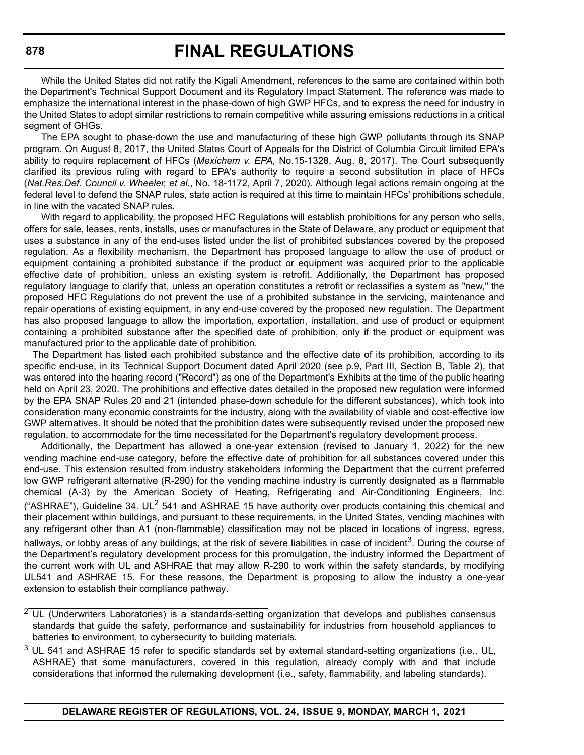While the United States did not ratify the Kigali Amendment, references to the same are contained within both the Department's Technical Support Document and its Regulatory Impact Statement. The reference was made to emphasize the international interest in the phase-down of high GWP HFCs, and to express the need for industry in the United States to adopt similar restrictions to remain competitive while assuring emissions reductions in a critical segment of GHGs.

The EPA sought to phase-down the use and manufacturing of these high GWP pollutants through its SNAP program. On August 8, 2017, the United States Court of Appeals for the District of Columbia Circuit limited EPA's ability to require replacement of HFCs (*Mexichem v. EPA*, No.15-1328, Aug. 8, 2017). The Court subsequently clarified its previous ruling with regard to EPA's authority to require a second substitution in place of HFCs (*Nat.Res.Def. Council v. Wheeler, et al.*, No. 18-1172, April 7, 2020). Although legal actions remain ongoing at the federal level to defend the SNAP rules, state action is required at this time to maintain HFCs' prohibitions schedule, in line with the vacated SNAP rules.

With regard to applicability, the proposed HFC Regulations will establish prohibitions for any person who sells, offers for sale, leases, rents, installs, uses or manufactures in the State of Delaware, any product or equipment that uses a substance in any of the end-uses listed under the list of prohibited substances covered by the proposed regulation. As a flexibility mechanism, the Department has proposed language to allow the use of product or equipment containing a prohibited substance if the product or equipment was acquired prior to the applicable effective date of prohibition, unless an existing system is retrofit. Additionally, the Department has proposed regulatory language to clarify that, unless an operation constitutes a retrofit or reclassifies a system as "new," the proposed HFC Regulations do not prevent the use of a prohibited substance in the servicing, maintenance and repair operations of existing equipment, in any end-use covered by the proposed new regulation. The Department has also proposed language to allow the importation, exportation, installation, and use of product or equipment containing a prohibited substance after the specified date of prohibition, only if the product or equipment was manufactured prior to the applicable date of prohibition.

The Department has listed each prohibited substance and the effective date of its prohibition, according to its specific end-use, in its Technical Support Document dated April 2020 (see p.9, Part III, Section B, Table 2), that was entered into the hearing record ("Record") as one of the Department's Exhibits at the time of the public hearing held on April 23, 2020. The prohibitions and effective dates detailed in the proposed new regulation were informed by the EPA SNAP Rules 20 and 21 (intended phase-down schedule for the different substances), which took into consideration many economic constraints for the industry, along with the availability of viable and cost-effective low GWP alternatives. It should be noted that the prohibition dates were subsequently revised under the proposed new regulation, to accommodate for the time necessitated for the Department's regulatory development process.

Additionally, the Department has allowed a one-year extension (revised to January 1, 2022) for the new vending machine end-use category, before the effective date of prohibition for all substances covered under this end-use. This extension resulted from industry stakeholders informing the Department that the current preferred low GWP refrigerant alternative (R-290) for the vending machine industry is currently designated as a flammable chemical (A-3) by the American Society of Heating, Refrigerating and Air-Conditioning Engineers, Inc. ("ASHRAE"), Guideline 34. UL[2] 541 and ASHRAE 15 have authority over products containing this chemical and their placement within buildings, and pursuant to these requirements, in the United States, vending machines with any refrigerant other than A1 (non-flammable) classification may not be placed in locations of ingress, egress, hallways, or lobby areas of any buildings, at the risk of severe liabilities in case of incident[3]. During the course of the Department's regulatory development process for this promulgation, the industry informed the Department of the current work with UL and ASHRAE that may allow R-290 to work within the safety standards, by modifying UL541 and ASHRAE 15. For these reasons, the Department is proposing to allow the industry a one-year extension to establish their compliance pathway.

[2] UL (Underwriters Laboratories) is a standards-setting organization that develops and publishes consensus standards that guide the safety, performance and sustainability for industries from household appliances to batteries to environment, to cybersecurity to building materials.

[3] UL 541 and ASHRAE 15 refer to specific standards set by external standard-setting organizations (i.e., UL, ASHRAE) that some manufacturers, covered in this regulation, already comply with and that include considerations that informed the rulemaking development (i.e., safety, flammability, and labeling standards).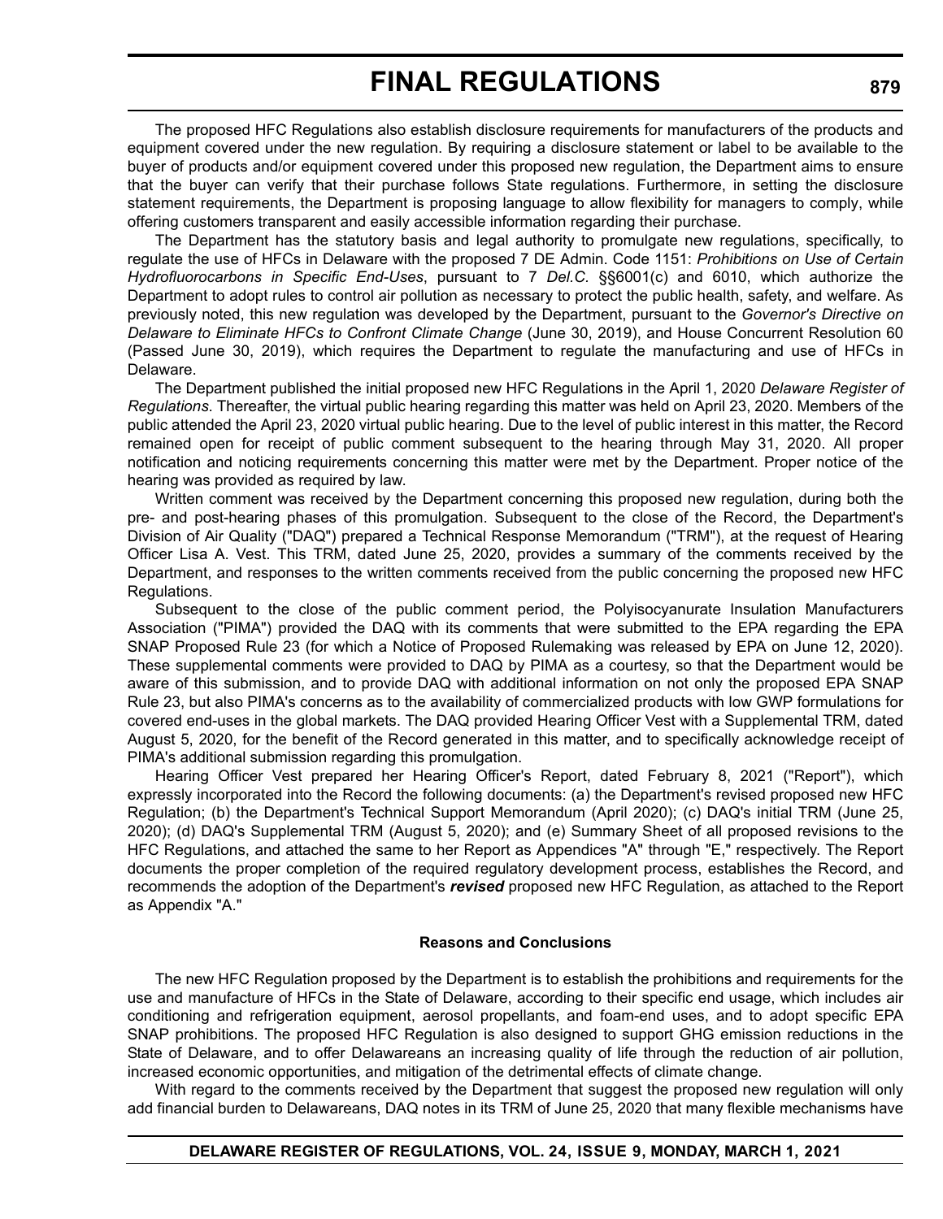The proposed HFC Regulations also establish disclosure requirements for manufacturers of the products and equipment covered under the new regulation. By requiring a disclosure statement or label to be available to the buyer of products and/or equipment covered under this proposed new regulation, the Department aims to ensure that the buyer can verify that their purchase follows State regulations. Furthermore, in setting the disclosure statement requirements, the Department is proposing language to allow flexibility for managers to comply, while offering customers transparent and easily accessible information regarding their purchase.

The Department has the statutory basis and legal authority to promulgate new regulations, specifically, to regulate the use of HFCs in Delaware with the proposed 7 DE Admin. Code 1151: *Prohibitions on Use of Certain Hydrofluorocarbons in Specific End-Uses*, pursuant to 7 *Del.C.* §§6001(c) and 6010, which authorize the Department to adopt rules to control air pollution as necessary to protect the public health, safety, and welfare. As previously noted, this new regulation was developed by the Department, pursuant to the *Governor's Directive on Delaware to Eliminate HFCs to Confront Climate Change* (June 30, 2019), and House Concurrent Resolution 60 (Passed June 30, 2019), which requires the Department to regulate the manufacturing and use of HFCs in Delaware.

The Department published the initial proposed new HFC Regulations in the April 1, 2020 *Delaware Register of Regulations*. Thereafter, the virtual public hearing regarding this matter was held on April 23, 2020. Members of the public attended the April 23, 2020 virtual public hearing. Due to the level of public interest in this matter, the Record remained open for receipt of public comment subsequent to the hearing through May 31, 2020. All proper notification and noticing requirements concerning this matter were met by the Department. Proper notice of the hearing was provided as required by law.

Written comment was received by the Department concerning this proposed new regulation, during both the pre- and post-hearing phases of this promulgation. Subsequent to the close of the Record, the Department's Division of Air Quality ("DAQ") prepared a Technical Response Memorandum ("TRM"), at the request of Hearing Officer Lisa A. Vest. This TRM, dated June 25, 2020, provides a summary of the comments received by the Department, and responses to the written comments received from the public concerning the proposed new HFC Regulations.

Subsequent to the close of the public comment period, the Polyisocyanurate Insulation Manufacturers Association ("PIMA") provided the DAQ with its comments that were submitted to the EPA regarding the EPA SNAP Proposed Rule 23 (for which a Notice of Proposed Rulemaking was released by EPA on June 12, 2020). These supplemental comments were provided to DAQ by PIMA as a courtesy, so that the Department would be aware of this submission, and to provide DAQ with additional information on not only the proposed EPA SNAP Rule 23, but also PIMA's concerns as to the availability of commercialized products with low GWP formulations for covered end-uses in the global markets. The DAQ provided Hearing Officer Vest with a Supplemental TRM, dated August 5, 2020, for the benefit of the Record generated in this matter, and to specifically acknowledge receipt of PIMA's additional submission regarding this promulgation.

Hearing Officer Vest prepared her Hearing Officer's Report, dated February 8, 2021 ("Report"), which expressly incorporated into the Record the following documents: (a) the Department's revised proposed new HFC Regulation; (b) the Department's Technical Support Memorandum (April 2020); (c) DAQ's initial TRM (June 25, 2020); (d) DAQ's Supplemental TRM (August 5, 2020); and (e) Summary Sheet of all proposed revisions to the HFC Regulations, and attached the same to her Report as Appendices "A" through "E," respectively. The Report documents the proper completion of the required regulatory development process, establishes the Record, and recommends the adoption of the Department's ***revised*** proposed new HFC Regulation, as attached to the Report as Appendix "A."

**Reasons and Conclusions**

The new HFC Regulation proposed by the Department is to establish the prohibitions and requirements for the use and manufacture of HFCs in the State of Delaware, according to their specific end usage, which includes air conditioning and refrigeration equipment, aerosol propellants, and foam-end uses, and to adopt specific EPA SNAP prohibitions. The proposed HFC Regulation is also designed to support GHG emission reductions in the State of Delaware, and to offer Delawareans an increasing quality of life through the reduction of air pollution, increased economic opportunities, and mitigation of the detrimental effects of climate change.

With regard to the comments received by the Department that suggest the proposed new regulation will only add financial burden to Delawareans, DAQ notes in its TRM of June 25, 2020 that many flexible mechanisms have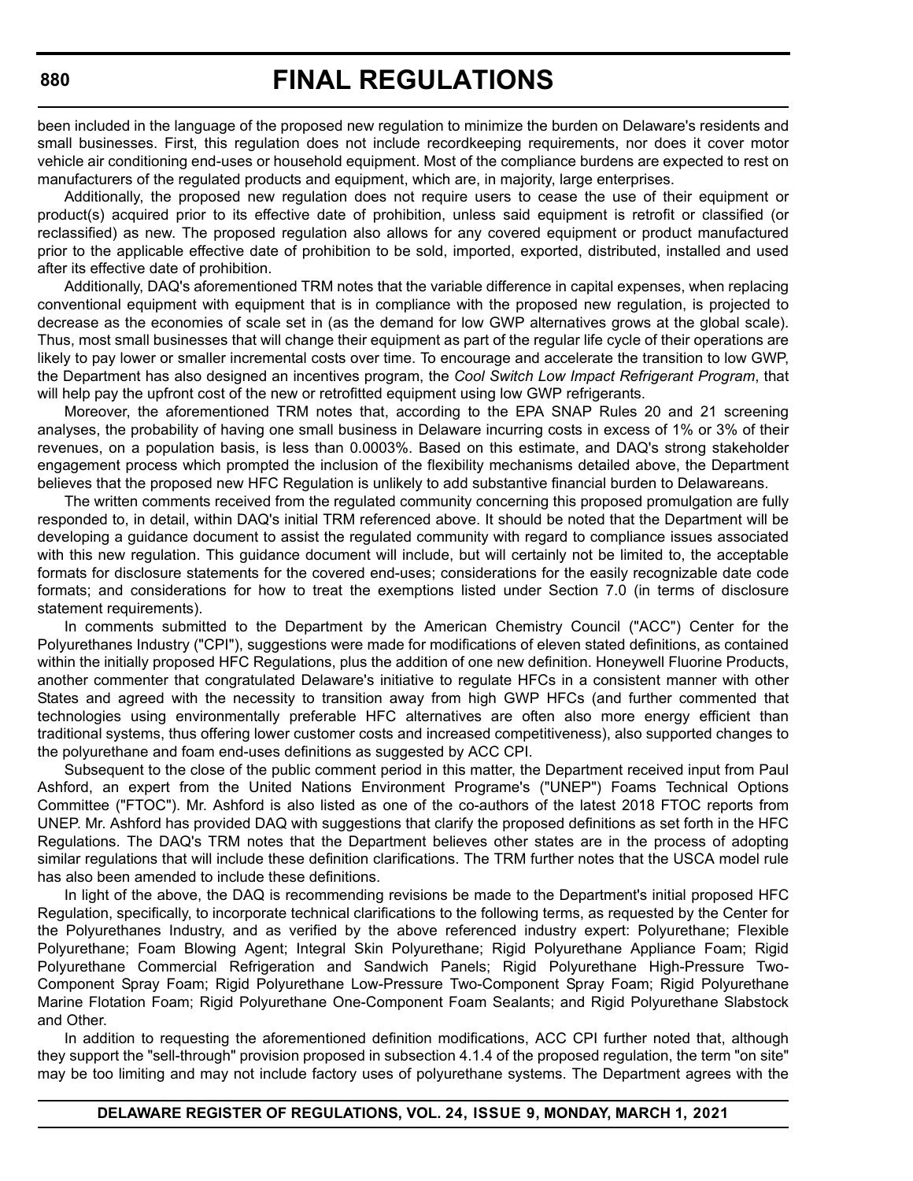been included in the language of the proposed new regulation to minimize the burden on Delaware's residents and small businesses. First, this regulation does not include recordkeeping requirements, nor does it cover motor vehicle air conditioning end-uses or household equipment. Most of the compliance burdens are expected to rest on manufacturers of the regulated products and equipment, which are, in majority, large enterprises.

Additionally, the proposed new regulation does not require users to cease the use of their equipment or product(s) acquired prior to its effective date of prohibition, unless said equipment is retrofit or classified (or reclassified) as new. The proposed regulation also allows for any covered equipment or product manufactured prior to the applicable effective date of prohibition to be sold, imported, exported, distributed, installed and used after its effective date of prohibition.

Additionally, DAQ's aforementioned TRM notes that the variable difference in capital expenses, when replacing conventional equipment with equipment that is in compliance with the proposed new regulation, is projected to decrease as the economies of scale set in (as the demand for low GWP alternatives grows at the global scale). Thus, most small businesses that will change their equipment as part of the regular life cycle of their operations are likely to pay lower or smaller incremental costs over time. To encourage and accelerate the transition to low GWP, the Department has also designed an incentives program, the *Cool Switch Low Impact Refrigerant Program*, that will help pay the upfront cost of the new or retrofitted equipment using low GWP refrigerants.

Moreover, the aforementioned TRM notes that, according to the EPA SNAP Rules 20 and 21 screening analyses, the probability of having one small business in Delaware incurring costs in excess of 1% or 3% of their revenues, on a population basis, is less than 0.0003%. Based on this estimate, and DAQ's strong stakeholder engagement process which prompted the inclusion of the flexibility mechanisms detailed above, the Department believes that the proposed new HFC Regulation is unlikely to add substantive financial burden to Delawareans.

The written comments received from the regulated community concerning this proposed promulgation are fully responded to, in detail, within DAQ's initial TRM referenced above. It should be noted that the Department will be developing a guidance document to assist the regulated community with regard to compliance issues associated with this new regulation. This guidance document will include, but will certainly not be limited to, the acceptable formats for disclosure statements for the covered end-uses; considerations for the easily recognizable date code formats; and considerations for how to treat the exemptions listed under Section 7.0 (in terms of disclosure statement requirements).

In comments submitted to the Department by the American Chemistry Council ("ACC") Center for the Polyurethanes Industry ("CPI"), suggestions were made for modifications of eleven stated definitions, as contained within the initially proposed HFC Regulations, plus the addition of one new definition. Honeywell Fluorine Products, another commenter that congratulated Delaware's initiative to regulate HFCs in a consistent manner with other States and agreed with the necessity to transition away from high GWP HFCs (and further commented that technologies using environmentally preferable HFC alternatives are often also more energy efficient than traditional systems, thus offering lower customer costs and increased competitiveness), also supported changes to the polyurethane and foam end-uses definitions as suggested by ACC CPI.

Subsequent to the close of the public comment period in this matter, the Department received input from Paul Ashford, an expert from the United Nations Environment Programe's ("UNEP") Foams Technical Options Committee ("FTOC"). Mr. Ashford is also listed as one of the co-authors of the latest 2018 FTOC reports from UNEP. Mr. Ashford has provided DAQ with suggestions that clarify the proposed definitions as set forth in the HFC Regulations. The DAQ's TRM notes that the Department believes other states are in the process of adopting similar regulations that will include these definition clarifications. The TRM further notes that the USCA model rule has also been amended to include these definitions.

In light of the above, the DAQ is recommending revisions be made to the Department's initial proposed HFC Regulation, specifically, to incorporate technical clarifications to the following terms, as requested by the Center for the Polyurethanes Industry, and as verified by the above referenced industry expert: Polyurethane; Flexible Polyurethane; Foam Blowing Agent; Integral Skin Polyurethane; Rigid Polyurethane Appliance Foam; Rigid Polyurethane Commercial Refrigeration and Sandwich Panels; Rigid Polyurethane High-Pressure Two-Component Spray Foam; Rigid Polyurethane Low-Pressure Two-Component Spray Foam; Rigid Polyurethane Marine Flotation Foam; Rigid Polyurethane One-Component Foam Sealants; and Rigid Polyurethane Slabstock and Other.

In addition to requesting the aforementioned definition modifications, ACC CPI further noted that, although they support the "sell-through" provision proposed in subsection 4.1.4 of the proposed regulation, the term "on site" may be too limiting and may not include factory uses of polyurethane systems. The Department agrees with the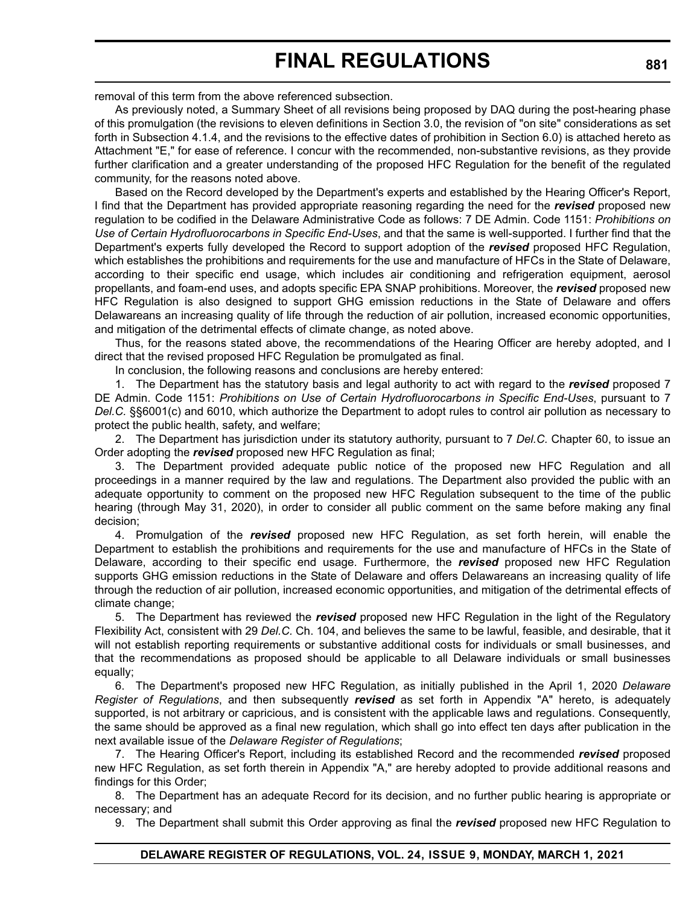removal of this term from the above referenced subsection.

As previously noted, a Summary Sheet of all revisions being proposed by DAQ during the post-hearing phase of this promulgation (the revisions to eleven definitions in Section 3.0, the revision of "on site" considerations as set forth in Subsection 4.1.4, and the revisions to the effective dates of prohibition in Section 6.0) is attached hereto as Attachment "E," for ease of reference. I concur with the recommended, non-substantive revisions, as they provide further clarification and a greater understanding of the proposed HFC Regulation for the benefit of the regulated community, for the reasons noted above.

Based on the Record developed by the Department's experts and established by the Hearing Officer's Report, I find that the Department has provided appropriate reasoning regarding the need for the ***revised*** proposed new regulation to be codified in the Delaware Administrative Code as follows: 7 DE Admin. Code 1151: *Prohibitions on Use of Certain Hydrofluorocarbons in Specific End-Uses*, and that the same is well-supported. I further find that the Department's experts fully developed the Record to support adoption of the ***revised*** proposed HFC Regulation, which establishes the prohibitions and requirements for the use and manufacture of HFCs in the State of Delaware, according to their specific end usage, which includes air conditioning and refrigeration equipment, aerosol propellants, and foam-end uses, and adopts specific EPA SNAP prohibitions. Moreover, the ***revised*** proposed new HFC Regulation is also designed to support GHG emission reductions in the State of Delaware and offers Delawareans an increasing quality of life through the reduction of air pollution, increased economic opportunities, and mitigation of the detrimental effects of climate change, as noted above.

Thus, for the reasons stated above, the recommendations of the Hearing Officer are hereby adopted, and I direct that the revised proposed HFC Regulation be promulgated as final.

In conclusion, the following reasons and conclusions are hereby entered:

1. The Department has the statutory basis and legal authority to act with regard to the ***revised*** proposed 7 DE Admin. Code 1151: *Prohibitions on Use of Certain Hydrofluorocarbons in Specific End-Uses*, pursuant to 7 *Del.C.* §§6001(c) and 6010, which authorize the Department to adopt rules to control air pollution as necessary to protect the public health, safety, and welfare;

2. The Department has jurisdiction under its statutory authority, pursuant to 7 *Del.C.* Chapter 60, to issue an Order adopting the ***revised*** proposed new HFC Regulation as final;

3. The Department provided adequate public notice of the proposed new HFC Regulation and all proceedings in a manner required by the law and regulations. The Department also provided the public with an adequate opportunity to comment on the proposed new HFC Regulation subsequent to the time of the public hearing (through May 31, 2020), in order to consider all public comment on the same before making any final decision;

4. Promulgation of the ***revised*** proposed new HFC Regulation, as set forth herein, will enable the Department to establish the prohibitions and requirements for the use and manufacture of HFCs in the State of Delaware, according to their specific end usage. Furthermore, the ***revised*** proposed new HFC Regulation supports GHG emission reductions in the State of Delaware and offers Delawareans an increasing quality of life through the reduction of air pollution, increased economic opportunities, and mitigation of the detrimental effects of climate change;

5. The Department has reviewed the ***revised*** proposed new HFC Regulation in the light of the Regulatory Flexibility Act, consistent with 29 *Del.C.* Ch. 104, and believes the same to be lawful, feasible, and desirable, that it will not establish reporting requirements or substantive additional costs for individuals or small businesses, and that the recommendations as proposed should be applicable to all Delaware individuals or small businesses equally;

6. The Department's proposed new HFC Regulation, as initially published in the April 1, 2020 *Delaware Register of Regulations*, and then subsequently ***revised*** as set forth in Appendix "A" hereto, is adequately supported, is not arbitrary or capricious, and is consistent with the applicable laws and regulations. Consequently, the same should be approved as a final new regulation, which shall go into effect ten days after publication in the next available issue of the *Delaware Register of Regulations*;

7. The Hearing Officer's Report, including its established Record and the recommended ***revised*** proposed new HFC Regulation, as set forth therein in Appendix "A," are hereby adopted to provide additional reasons and findings for this Order;

8. The Department has an adequate Record for its decision, and no further public hearing is appropriate or necessary; and

9. The Department shall submit this Order approving as final the ***revised*** proposed new HFC Regulation to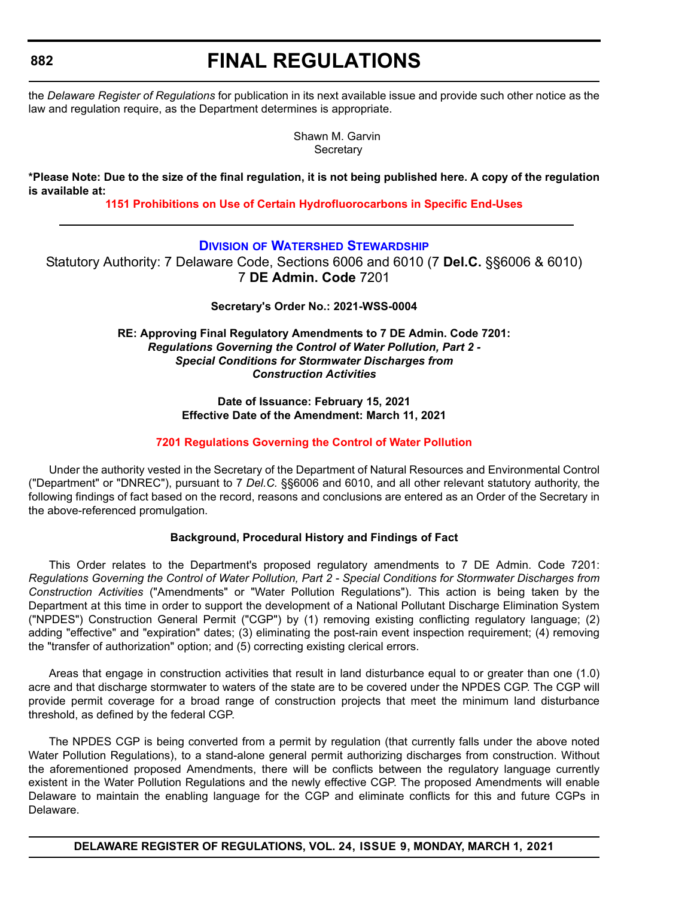the *Delaware Register of Regulations* for publication in its next available issue and provide such other notice as the law and regulation require, as the Department determines is appropriate.

Shawn M. Garvin
Secretary

**\*Please Note: Due to the size of the final regulation, it is not being published here. A copy of the regulation is available at:**

**1151 Prohibitions on Use of Certain Hydrofluorocarbons in Specific End-Uses**

---

## DIVISION OF WATERSHED STEWARDSHIP

Statutory Authority: 7 Delaware Code, Sections 6006 and 6010 (7 **Del.C.** §§6006 & 6010)
7 **DE Admin. Code** 7201

**Secretary's Order No.: 2021-WSS-0004**

**RE: Approving Final Regulatory Amendments to 7 DE Admin. Code 7201:**
***Regulations Governing the Control of Water Pollution, Part 2 - Special Conditions for Stormwater Discharges from Construction Activities***

**Date of Issuance: February 15, 2021**
**Effective Date of the Amendment: March 11, 2021**

**7201 Regulations Governing the Control of Water Pollution**

Under the authority vested in the Secretary of the Department of Natural Resources and Environmental Control ("Department" or "DNREC"), pursuant to 7 *Del.C.* §§6006 and 6010, and all other relevant statutory authority, the following findings of fact based on the record, reasons and conclusions are entered as an Order of the Secretary in the above-referenced promulgation.

**Background, Procedural History and Findings of Fact**

This Order relates to the Department's proposed regulatory amendments to 7 DE Admin. Code 7201: *Regulations Governing the Control of Water Pollution, Part 2 - Special Conditions for Stormwater Discharges from Construction Activities* ("Amendments" or "Water Pollution Regulations"). This action is being taken by the Department at this time in order to support the development of a National Pollutant Discharge Elimination System ("NPDES") Construction General Permit ("CGP") by (1) removing existing conflicting regulatory language; (2) adding "effective" and "expiration" dates; (3) eliminating the post-rain event inspection requirement; (4) removing the "transfer of authorization" option; and (5) correcting existing clerical errors.

Areas that engage in construction activities that result in land disturbance equal to or greater than one (1.0) acre and that discharge stormwater to waters of the state are to be covered under the NPDES CGP. The CGP will provide permit coverage for a broad range of construction projects that meet the minimum land disturbance threshold, as defined by the federal CGP.

The NPDES CGP is being converted from a permit by regulation (that currently falls under the above noted Water Pollution Regulations), to a stand-alone general permit authorizing discharges from construction. Without the aforementioned proposed Amendments, there will be conflicts between the regulatory language currently existent in the Water Pollution Regulations and the newly effective CGP. The proposed Amendments will enable Delaware to maintain the enabling language for the CGP and eliminate conflicts for this and future CGPs in Delaware.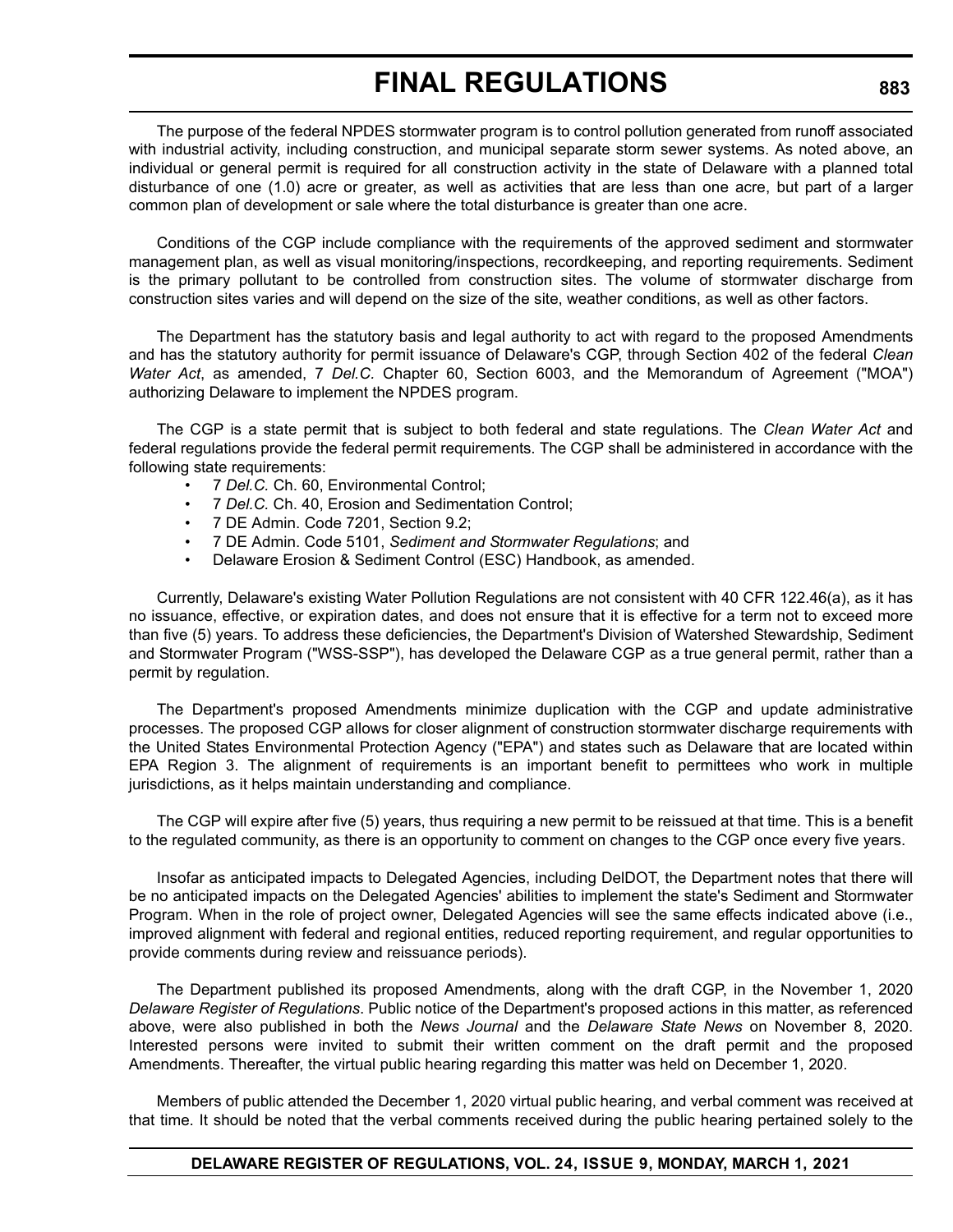The purpose of the federal NPDES stormwater program is to control pollution generated from runoff associated with industrial activity, including construction, and municipal separate storm sewer systems. As noted above, an individual or general permit is required for all construction activity in the state of Delaware with a planned total disturbance of one (1.0) acre or greater, as well as activities that are less than one acre, but part of a larger common plan of development or sale where the total disturbance is greater than one acre.

Conditions of the CGP include compliance with the requirements of the approved sediment and stormwater management plan, as well as visual monitoring/inspections, recordkeeping, and reporting requirements. Sediment is the primary pollutant to be controlled from construction sites. The volume of stormwater discharge from construction sites varies and will depend on the size of the site, weather conditions, as well as other factors.

The Department has the statutory basis and legal authority to act with regard to the proposed Amendments and has the statutory authority for permit issuance of Delaware's CGP, through Section 402 of the federal *Clean Water Act*, as amended, 7 *Del.C.* Chapter 60, Section 6003, and the Memorandum of Agreement ("MOA") authorizing Delaware to implement the NPDES program.

The CGP is a state permit that is subject to both federal and state regulations. The *Clean Water Act* and federal regulations provide the federal permit requirements. The CGP shall be administered in accordance with the following state requirements:

- 7 *Del.C.* Ch. 60, Environmental Control;
- 7 *Del.C.* Ch. 40, Erosion and Sedimentation Control;
- 7 DE Admin. Code 7201, Section 9.2;
- 7 DE Admin. Code 5101, *Sediment and Stormwater Regulations*; and
- Delaware Erosion & Sediment Control (ESC) Handbook, as amended.

Currently, Delaware's existing Water Pollution Regulations are not consistent with 40 CFR 122.46(a), as it has no issuance, effective, or expiration dates, and does not ensure that it is effective for a term not to exceed more than five (5) years. To address these deficiencies, the Department's Division of Watershed Stewardship, Sediment and Stormwater Program ("WSS-SSP"), has developed the Delaware CGP as a true general permit, rather than a permit by regulation.

The Department's proposed Amendments minimize duplication with the CGP and update administrative processes. The proposed CGP allows for closer alignment of construction stormwater discharge requirements with the United States Environmental Protection Agency ("EPA") and states such as Delaware that are located within EPA Region 3. The alignment of requirements is an important benefit to permittees who work in multiple jurisdictions, as it helps maintain understanding and compliance.

The CGP will expire after five (5) years, thus requiring a new permit to be reissued at that time. This is a benefit to the regulated community, as there is an opportunity to comment on changes to the CGP once every five years.

Insofar as anticipated impacts to Delegated Agencies, including DelDOT, the Department notes that there will be no anticipated impacts on the Delegated Agencies' abilities to implement the state's Sediment and Stormwater Program. When in the role of project owner, Delegated Agencies will see the same effects indicated above (i.e., improved alignment with federal and regional entities, reduced reporting requirement, and regular opportunities to provide comments during review and reissuance periods).

The Department published its proposed Amendments, along with the draft CGP, in the November 1, 2020 *Delaware Register of Regulations*. Public notice of the Department's proposed actions in this matter, as referenced above, were also published in both the *News Journal* and the *Delaware State News* on November 8, 2020. Interested persons were invited to submit their written comment on the draft permit and the proposed Amendments. Thereafter, the virtual public hearing regarding this matter was held on December 1, 2020.

Members of public attended the December 1, 2020 virtual public hearing, and verbal comment was received at that time. It should be noted that the verbal comments received during the public hearing pertained solely to the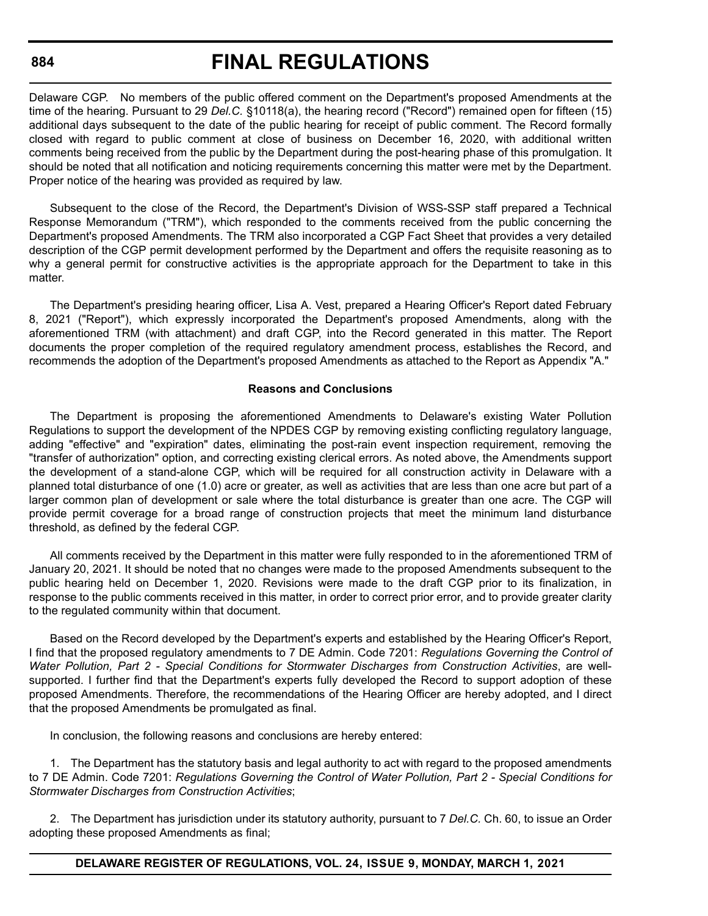Delaware CGP. No members of the public offered comment on the Department's proposed Amendments at the time of the hearing. Pursuant to 29 *Del.C.* §10118(a), the hearing record ("Record") remained open for fifteen (15) additional days subsequent to the date of the public hearing for receipt of public comment. The Record formally closed with regard to public comment at close of business on December 16, 2020, with additional written comments being received from the public by the Department during the post-hearing phase of this promulgation. It should be noted that all notification and noticing requirements concerning this matter were met by the Department. Proper notice of the hearing was provided as required by law.

Subsequent to the close of the Record, the Department's Division of WSS-SSP staff prepared a Technical Response Memorandum ("TRM"), which responded to the comments received from the public concerning the Department's proposed Amendments. The TRM also incorporated a CGP Fact Sheet that provides a very detailed description of the CGP permit development performed by the Department and offers the requisite reasoning as to why a general permit for constructive activities is the appropriate approach for the Department to take in this matter.

The Department's presiding hearing officer, Lisa A. Vest, prepared a Hearing Officer's Report dated February 8, 2021 ("Report"), which expressly incorporated the Department's proposed Amendments, along with the aforementioned TRM (with attachment) and draft CGP, into the Record generated in this matter. The Report documents the proper completion of the required regulatory amendment process, establishes the Record, and recommends the adoption of the Department's proposed Amendments as attached to the Report as Appendix "A."

**Reasons and Conclusions**

The Department is proposing the aforementioned Amendments to Delaware's existing Water Pollution Regulations to support the development of the NPDES CGP by removing existing conflicting regulatory language, adding "effective" and "expiration" dates, eliminating the post-rain event inspection requirement, removing the "transfer of authorization" option, and correcting existing clerical errors. As noted above, the Amendments support the development of a stand-alone CGP, which will be required for all construction activity in Delaware with a planned total disturbance of one (1.0) acre or greater, as well as activities that are less than one acre but part of a larger common plan of development or sale where the total disturbance is greater than one acre. The CGP will provide permit coverage for a broad range of construction projects that meet the minimum land disturbance threshold, as defined by the federal CGP.

All comments received by the Department in this matter were fully responded to in the aforementioned TRM of January 20, 2021. It should be noted that no changes were made to the proposed Amendments subsequent to the public hearing held on December 1, 2020. Revisions were made to the draft CGP prior to its finalization, in response to the public comments received in this matter, in order to correct prior error, and to provide greater clarity to the regulated community within that document.

Based on the Record developed by the Department's experts and established by the Hearing Officer's Report, I find that the proposed regulatory amendments to 7 DE Admin. Code 7201: *Regulations Governing the Control of Water Pollution, Part 2 - Special Conditions for Stormwater Discharges from Construction Activities*, are well-supported. I further find that the Department's experts fully developed the Record to support adoption of these proposed Amendments. Therefore, the recommendations of the Hearing Officer are hereby adopted, and I direct that the proposed Amendments be promulgated as final.

In conclusion, the following reasons and conclusions are hereby entered:

1. The Department has the statutory basis and legal authority to act with regard to the proposed amendments to 7 DE Admin. Code 7201: *Regulations Governing the Control of Water Pollution, Part 2 - Special Conditions for Stormwater Discharges from Construction Activities*;

2. The Department has jurisdiction under its statutory authority, pursuant to 7 *Del.C.* Ch. 60, to issue an Order adopting these proposed Amendments as final;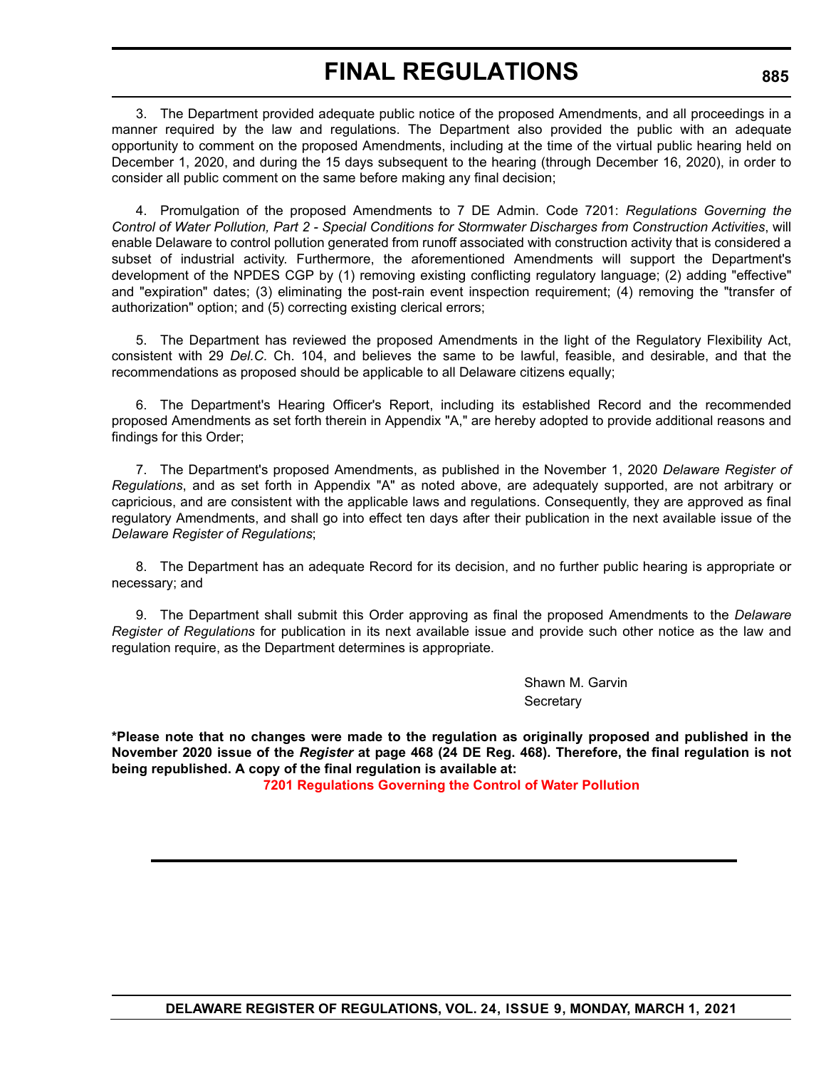3. The Department provided adequate public notice of the proposed Amendments, and all proceedings in a manner required by the law and regulations. The Department also provided the public with an adequate opportunity to comment on the proposed Amendments, including at the time of the virtual public hearing held on December 1, 2020, and during the 15 days subsequent to the hearing (through December 16, 2020), in order to consider all public comment on the same before making any final decision;

4. Promulgation of the proposed Amendments to 7 DE Admin. Code 7201: *Regulations Governing the Control of Water Pollution, Part 2 - Special Conditions for Stormwater Discharges from Construction Activities*, will enable Delaware to control pollution generated from runoff associated with construction activity that is considered a subset of industrial activity. Furthermore, the aforementioned Amendments will support the Department's development of the NPDES CGP by (1) removing existing conflicting regulatory language; (2) adding "effective" and "expiration" dates; (3) eliminating the post-rain event inspection requirement; (4) removing the "transfer of authorization" option; and (5) correcting existing clerical errors;

5. The Department has reviewed the proposed Amendments in the light of the Regulatory Flexibility Act, consistent with 29 *Del.C.* Ch. 104, and believes the same to be lawful, feasible, and desirable, and that the recommendations as proposed should be applicable to all Delaware citizens equally;

6. The Department's Hearing Officer's Report, including its established Record and the recommended proposed Amendments as set forth therein in Appendix "A," are hereby adopted to provide additional reasons and findings for this Order;

7. The Department's proposed Amendments, as published in the November 1, 2020 *Delaware Register of Regulations*, and as set forth in Appendix "A" as noted above, are adequately supported, are not arbitrary or capricious, and are consistent with the applicable laws and regulations. Consequently, they are approved as final regulatory Amendments, and shall go into effect ten days after their publication in the next available issue of the *Delaware Register of Regulations*;

8. The Department has an adequate Record for its decision, and no further public hearing is appropriate or necessary; and

9. The Department shall submit this Order approving as final the proposed Amendments to the *Delaware Register of Regulations* for publication in its next available issue and provide such other notice as the law and regulation require, as the Department determines is appropriate.

Shawn M. Garvin
Secretary

**\*Please note that no changes were made to the regulation as originally proposed and published in the November 2020 issue of the *Register* at page 468 (24 DE Reg. 468). Therefore, the final regulation is not being republished. A copy of the final regulation is available at:**

**7201 Regulations Governing the Control of Water Pollution**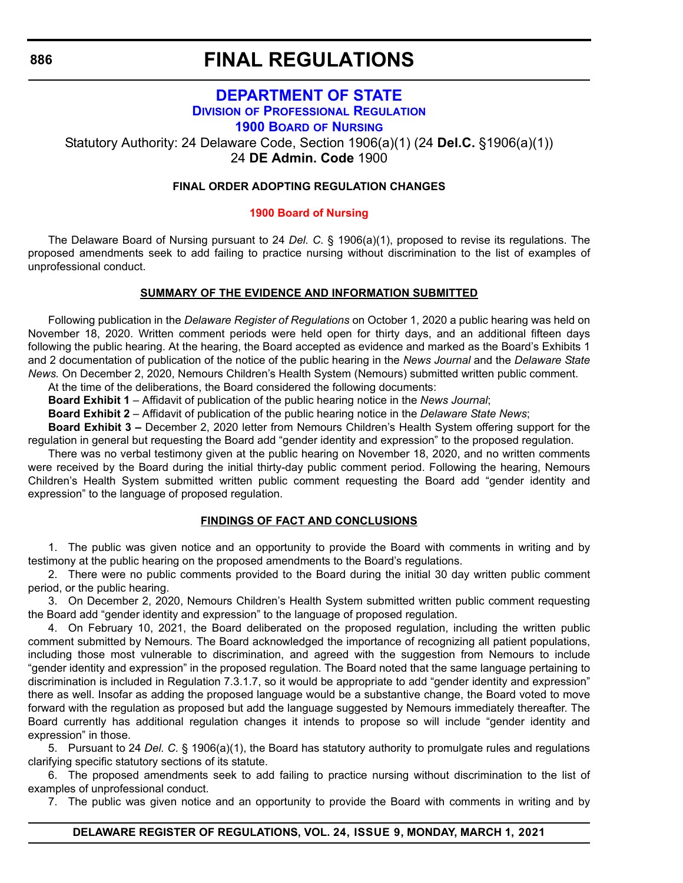# FINAL REGULATIONS

## DEPARTMENT OF STATE

### DIVISION OF PROFESSIONAL REGULATION

### 1900 BOARD OF NURSING

Statutory Authority: 24 Delaware Code, Section 1906(a)(1) (24 **Del.C.** §1906(a)(1))
24 **DE Admin. Code** 1900

**FINAL ORDER ADOPTING REGULATION CHANGES**

**1900 Board of Nursing**

The Delaware Board of Nursing pursuant to 24 *Del. C.* § 1906(a)(1), proposed to revise its regulations. The proposed amendments seek to add failing to practice nursing without discrimination to the list of examples of unprofessional conduct.

**SUMMARY OF THE EVIDENCE AND INFORMATION SUBMITTED**

Following publication in the *Delaware Register of Regulations* on October 1, 2020 a public hearing was held on November 18, 2020. Written comment periods were held open for thirty days, and an additional fifteen days following the public hearing. At the hearing, the Board accepted as evidence and marked as the Board's Exhibits 1 and 2 documentation of publication of the notice of the public hearing in the *News Journal* and the *Delaware State News.* On December 2, 2020, Nemours Children's Health System (Nemours) submitted written public comment.

At the time of the deliberations, the Board considered the following documents:

**Board Exhibit 1** – Affidavit of publication of the public hearing notice in the *News Journal*;

**Board Exhibit 2** – Affidavit of publication of the public hearing notice in the *Delaware State News*;

**Board Exhibit 3 –** December 2, 2020 letter from Nemours Children's Health System offering support for the regulation in general but requesting the Board add "gender identity and expression" to the proposed regulation.

There was no verbal testimony given at the public hearing on November 18, 2020, and no written comments were received by the Board during the initial thirty-day public comment period. Following the hearing, Nemours Children's Health System submitted written public comment requesting the Board add "gender identity and expression" to the language of proposed regulation.

**FINDINGS OF FACT AND CONCLUSIONS**

1. The public was given notice and an opportunity to provide the Board with comments in writing and by testimony at the public hearing on the proposed amendments to the Board's regulations.

2. There were no public comments provided to the Board during the initial 30 day written public comment period, or the public hearing.

3. On December 2, 2020, Nemours Children's Health System submitted written public comment requesting the Board add "gender identity and expression" to the language of proposed regulation.

4. On February 10, 2021, the Board deliberated on the proposed regulation, including the written public comment submitted by Nemours. The Board acknowledged the importance of recognizing all patient populations, including those most vulnerable to discrimination, and agreed with the suggestion from Nemours to include "gender identity and expression" in the proposed regulation. The Board noted that the same language pertaining to discrimination is included in Regulation 7.3.1.7, so it would be appropriate to add "gender identity and expression" there as well. Insofar as adding the proposed language would be a substantive change, the Board voted to move forward with the regulation as proposed but add the language suggested by Nemours immediately thereafter. The Board currently has additional regulation changes it intends to propose so will include "gender identity and expression" in those.

5. Pursuant to 24 *Del. C.* § 1906(a)(1), the Board has statutory authority to promulgate rules and regulations clarifying specific statutory sections of its statute.

6. The proposed amendments seek to add failing to practice nursing without discrimination to the list of examples of unprofessional conduct.

7. The public was given notice and an opportunity to provide the Board with comments in writing and by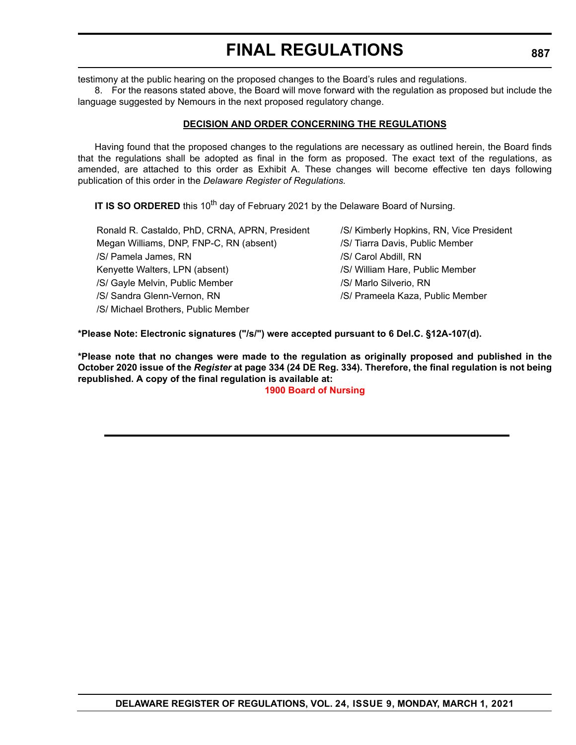testimony at the public hearing on the proposed changes to the Board's rules and regulations.

8. For the reasons stated above, the Board will move forward with the regulation as proposed but include the language suggested by Nemours in the next proposed regulatory change.

**DECISION AND ORDER CONCERNING THE REGULATIONS**

Having found that the proposed changes to the regulations are necessary as outlined herein, the Board finds that the regulations shall be adopted as final in the form as proposed. The exact text of the regulations, as amended, are attached to this order as Exhibit A. These changes will become effective ten days following publication of this order in the *Delaware Register of Regulations.*

**IT IS SO ORDERED** this 10th day of February 2021 by the Delaware Board of Nursing.

Ronald R. Castaldo, PhD, CRNA, APRN, President
/S/ Kimberly Hopkins, RN, Vice President
Megan Williams, DNP, FNP-C, RN (absent)
/S/ Tiarra Davis, Public Member
/S/ Pamela James, RN
/S/ Carol Abdill, RN
Kenyette Walters, LPN (absent)
/S/ William Hare, Public Member
/S/ Gayle Melvin, Public Member
/S/ Marlo Silverio, RN
/S/ Sandra Glenn-Vernon, RN
/S/ Prameela Kaza, Public Member
/S/ Michael Brothers, Public Member

**\*Please Note: Electronic signatures ("/s/") were accepted pursuant to 6 Del.C. §12A-107(d).**

**\*Please note that no changes were made to the regulation as originally proposed and published in the October 2020 issue of the *Register* at page 334 (24 DE Reg. 334). Therefore, the final regulation is not being republished. A copy of the final regulation is available at:**

**1900 Board of Nursing**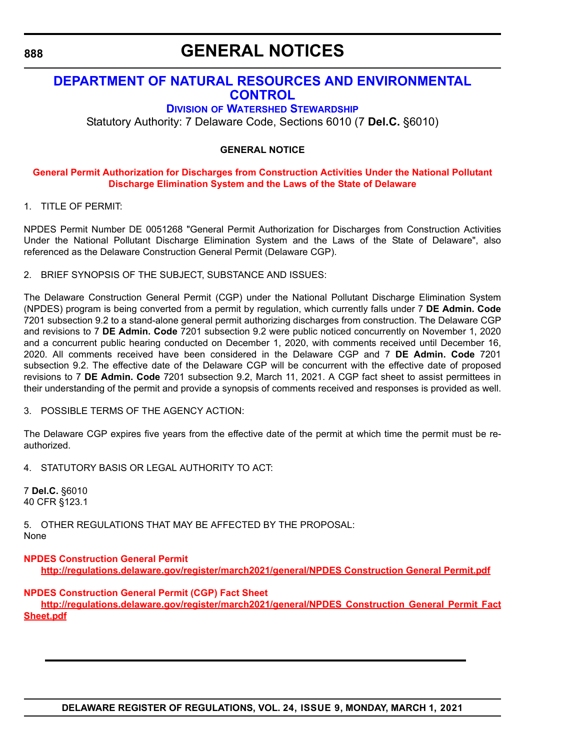# GENERAL NOTICES

## DEPARTMENT OF NATURAL RESOURCES AND ENVIRONMENTAL CONTROL

### DIVISION OF WATERSHED STEWARDSHIP

Statutory Authority: 7 Delaware Code, Sections 6010 (7 **Del.C.** §6010)

**GENERAL NOTICE**

**General Permit Authorization for Discharges from Construction Activities Under the National Pollutant Discharge Elimination System and the Laws of the State of Delaware**

1. TITLE OF PERMIT:

NPDES Permit Number DE 0051268 "General Permit Authorization for Discharges from Construction Activities Under the National Pollutant Discharge Elimination System and the Laws of the State of Delaware", also referenced as the Delaware Construction General Permit (Delaware CGP).

2. BRIEF SYNOPSIS OF THE SUBJECT, SUBSTANCE AND ISSUES:

The Delaware Construction General Permit (CGP) under the National Pollutant Discharge Elimination System (NPDES) program is being converted from a permit by regulation, which currently falls under 7 **DE Admin. Code** 7201 subsection 9.2 to a stand-alone general permit authorizing discharges from construction. The Delaware CGP and revisions to 7 **DE Admin. Code** 7201 subsection 9.2 were public noticed concurrently on November 1, 2020 and a concurrent public hearing conducted on December 1, 2020, with comments received until December 16, 2020. All comments received have been considered in the Delaware CGP and 7 **DE Admin. Code** 7201 subsection 9.2. The effective date of the Delaware CGP will be concurrent with the effective date of proposed revisions to 7 **DE Admin. Code** 7201 subsection 9.2, March 11, 2021. A CGP fact sheet to assist permittees in their understanding of the permit and provide a synopsis of comments received and responses is provided as well.

3. POSSIBLE TERMS OF THE AGENCY ACTION:

The Delaware CGP expires five years from the effective date of the permit at which time the permit must be re-authorized.

4. STATUTORY BASIS OR LEGAL AUTHORITY TO ACT:

7 **Del.C.** §6010
40 CFR §123.1

5. OTHER REGULATIONS THAT MAY BE AFFECTED BY THE PROPOSAL:
None

**NPDES Construction General Permit**
**http://regulations.delaware.gov/register/march2021/general/NPDES Construction General Permit.pdf**

**NPDES Construction General Permit (CGP) Fact Sheet**
**http://regulations.delaware.gov/register/march2021/general/NPDES Construction General Permit Fact Sheet.pdf**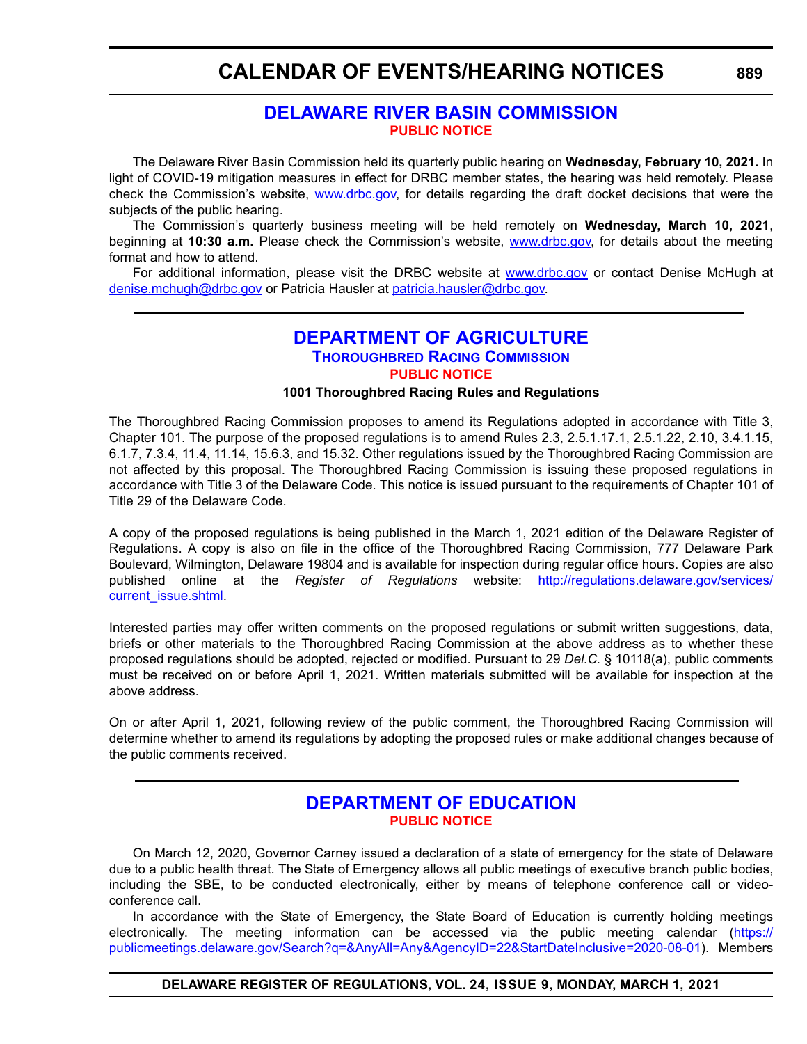## DELAWARE RIVER BASIN COMMISSION

**PUBLIC NOTICE**

The Delaware River Basin Commission held its quarterly public hearing on **Wednesday, February 10, 2021.** In light of COVID-19 mitigation measures in effect for DRBC member states, the hearing was held remotely. Please check the Commission's website, www.drbc.gov, for details regarding the draft docket decisions that were the subjects of the public hearing.

The Commission's quarterly business meeting will be held remotely on **Wednesday, March 10, 2021**, beginning at **10:30 a.m.** Please check the Commission's website, www.drbc.gov, for details about the meeting format and how to attend.

For additional information, please visit the DRBC website at www.drbc.gov or contact Denise McHugh at denise.mchugh@drbc.gov or Patricia Hausler at patricia.hausler@drbc.gov.

## DEPARTMENT OF AGRICULTURE

### Thoroughbred Racing Commission

**PUBLIC NOTICE**

**1001 Thoroughbred Racing Rules and Regulations**

The Thoroughbred Racing Commission proposes to amend its Regulations adopted in accordance with Title 3, Chapter 101. The purpose of the proposed regulations is to amend Rules 2.3, 2.5.1.17.1, 2.5.1.22, 2.10, 3.4.1.15, 6.1.7, 7.3.4, 11.4, 11.14, 15.6.3, and 15.32. Other regulations issued by the Thoroughbred Racing Commission are not affected by this proposal. The Thoroughbred Racing Commission is issuing these proposed regulations in accordance with Title 3 of the Delaware Code. This notice is issued pursuant to the requirements of Chapter 101 of Title 29 of the Delaware Code.

A copy of the proposed regulations is being published in the March 1, 2021 edition of the Delaware Register of Regulations. A copy is also on file in the office of the Thoroughbred Racing Commission, 777 Delaware Park Boulevard, Wilmington, Delaware 19804 and is available for inspection during regular office hours. Copies are also published online at the *Register of Regulations* website: http://regulations.delaware.gov/services/current_issue.shtml.

Interested parties may offer written comments on the proposed regulations or submit written suggestions, data, briefs or other materials to the Thoroughbred Racing Commission at the above address as to whether these proposed regulations should be adopted, rejected or modified. Pursuant to 29 *Del.C.* § 10118(a), public comments must be received on or before April 1, 2021. Written materials submitted will be available for inspection at the above address.

On or after April 1, 2021, following review of the public comment, the Thoroughbred Racing Commission will determine whether to amend its regulations by adopting the proposed rules or make additional changes because of the public comments received.

## DEPARTMENT OF EDUCATION

**PUBLIC NOTICE**

On March 12, 2020, Governor Carney issued a declaration of a state of emergency for the state of Delaware due to a public health threat. The State of Emergency allows all public meetings of executive branch public bodies, including the SBE, to be conducted electronically, either by means of telephone conference call or video-conference call.

In accordance with the State of Emergency, the State Board of Education is currently holding meetings electronically. The meeting information can be accessed via the public meeting calendar (https://publicmeetings.delaware.gov/Search?q=&AnyAll=Any&AgencyID=22&StartDateInclusive=2020-08-01). Members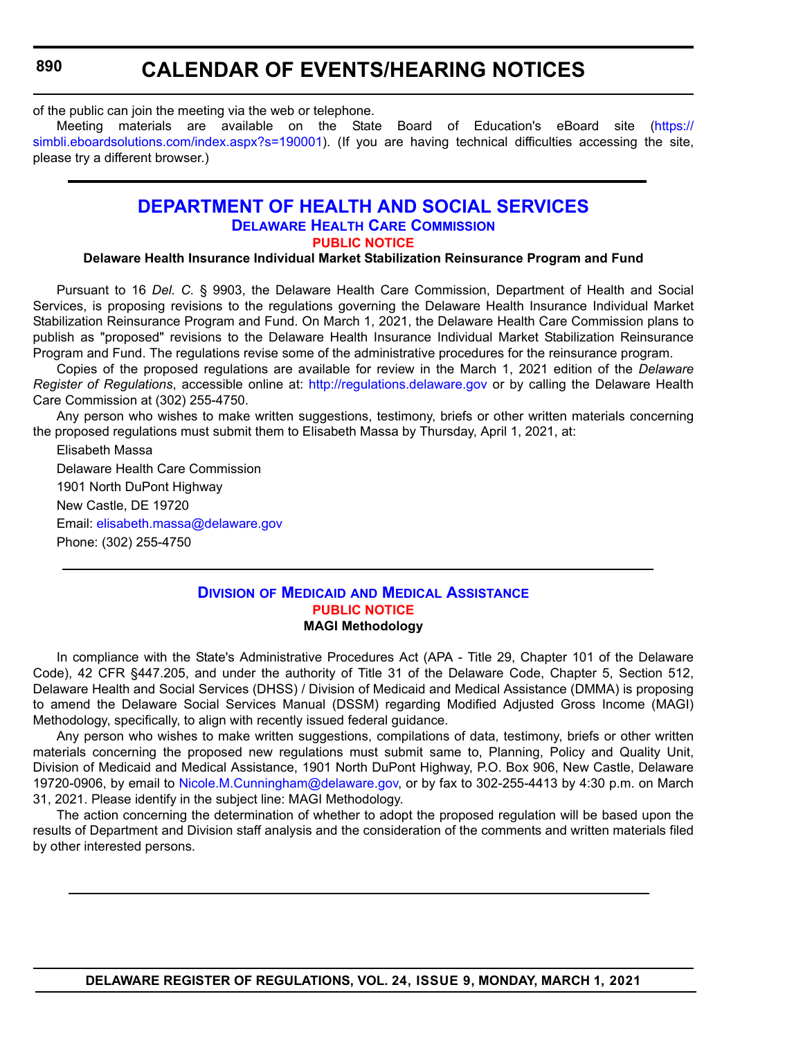of the public can join the meeting via the web or telephone.

Meeting materials are available on the State Board of Education's eBoard site (https://simbli.eboardsolutions.com/index.aspx?s=190001). (If you are having technical difficulties accessing the site, please try a different browser.)

# DEPARTMENT OF HEALTH AND SOCIAL SERVICES

## Delaware Health Care Commission

### PUBLIC NOTICE

**Delaware Health Insurance Individual Market Stabilization Reinsurance Program and Fund**

Pursuant to 16 *Del. C.* § 9903, the Delaware Health Care Commission, Department of Health and Social Services, is proposing revisions to the regulations governing the Delaware Health Insurance Individual Market Stabilization Reinsurance Program and Fund. On March 1, 2021, the Delaware Health Care Commission plans to publish as "proposed" revisions to the Delaware Health Insurance Individual Market Stabilization Reinsurance Program and Fund. The regulations revise some of the administrative procedures for the reinsurance program.

Copies of the proposed regulations are available for review in the March 1, 2021 edition of the *Delaware Register of Regulations*, accessible online at: http://regulations.delaware.gov or by calling the Delaware Health Care Commission at (302) 255-4750.

Any person who wishes to make written suggestions, testimony, briefs or other written materials concerning the proposed regulations must submit them to Elisabeth Massa by Thursday, April 1, 2021, at:

Elisabeth Massa
Delaware Health Care Commission
1901 North DuPont Highway
New Castle, DE 19720
Email: elisabeth.massa@delaware.gov
Phone: (302) 255-4750

## Division of Medicaid and Medical Assistance

### PUBLIC NOTICE

**MAGI Methodology**

In compliance with the State's Administrative Procedures Act (APA - Title 29, Chapter 101 of the Delaware Code), 42 CFR §447.205, and under the authority of Title 31 of the Delaware Code, Chapter 5, Section 512, Delaware Health and Social Services (DHSS) / Division of Medicaid and Medical Assistance (DMMA) is proposing to amend the Delaware Social Services Manual (DSSM) regarding Modified Adjusted Gross Income (MAGI) Methodology, specifically, to align with recently issued federal guidance.

Any person who wishes to make written suggestions, compilations of data, testimony, briefs or other written materials concerning the proposed new regulations must submit same to, Planning, Policy and Quality Unit, Division of Medicaid and Medical Assistance, 1901 North DuPont Highway, P.O. Box 906, New Castle, Delaware 19720-0906, by email to Nicole.M.Cunningham@delaware.gov, or by fax to 302-255-4413 by 4:30 p.m. on March 31, 2021. Please identify in the subject line: MAGI Methodology.

The action concerning the determination of whether to adopt the proposed regulation will be based upon the results of Department and Division staff analysis and the consideration of the comments and written materials filed by other interested persons.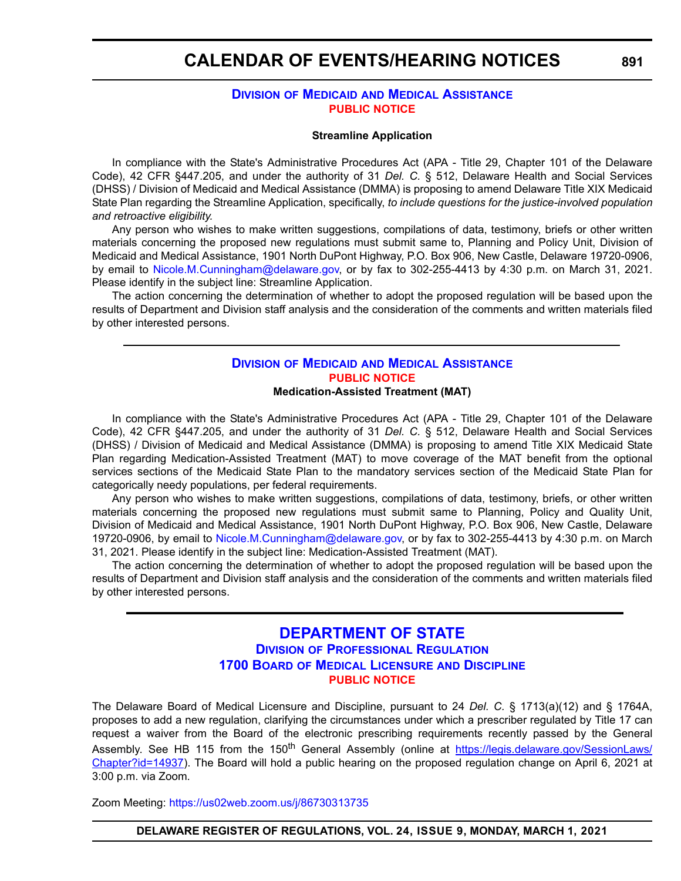## Division of Medicaid and Medical Assistance

**PUBLIC NOTICE**

**Streamline Application**

In compliance with the State's Administrative Procedures Act (APA - Title 29, Chapter 101 of the Delaware Code), 42 CFR §447.205, and under the authority of 31 *Del. C.* § 512, Delaware Health and Social Services (DHSS) / Division of Medicaid and Medical Assistance (DMMA) is proposing to amend Delaware Title XIX Medicaid State Plan regarding the Streamline Application, specifically, *to include questions for the justice-involved population and retroactive eligibility.*

Any person who wishes to make written suggestions, compilations of data, testimony, briefs or other written materials concerning the proposed new regulations must submit same to, Planning and Policy Unit, Division of Medicaid and Medical Assistance, 1901 North DuPont Highway, P.O. Box 906, New Castle, Delaware 19720-0906, by email to Nicole.M.Cunningham@delaware.gov, or by fax to 302-255-4413 by 4:30 p.m. on March 31, 2021. Please identify in the subject line: Streamline Application.

The action concerning the determination of whether to adopt the proposed regulation will be based upon the results of Department and Division staff analysis and the consideration of the comments and written materials filed by other interested persons.

---

## Division of Medicaid and Medical Assistance

**PUBLIC NOTICE**

**Medication-Assisted Treatment (MAT)**

In compliance with the State's Administrative Procedures Act (APA - Title 29, Chapter 101 of the Delaware Code), 42 CFR §447.205, and under the authority of 31 *Del. C.* § 512, Delaware Health and Social Services (DHSS) / Division of Medicaid and Medical Assistance (DMMA) is proposing to amend Title XIX Medicaid State Plan regarding Medication-Assisted Treatment (MAT) to move coverage of the MAT benefit from the optional services sections of the Medicaid State Plan to the mandatory services section of the Medicaid State Plan for categorically needy populations, per federal requirements.

Any person who wishes to make written suggestions, compilations of data, testimony, briefs, or other written materials concerning the proposed new regulations must submit same to Planning, Policy and Quality Unit, Division of Medicaid and Medical Assistance, 1901 North DuPont Highway, P.O. Box 906, New Castle, Delaware 19720-0906, by email to Nicole.M.Cunningham@delaware.gov, or by fax to 302-255-4413 by 4:30 p.m. on March 31, 2021. Please identify in the subject line: Medication-Assisted Treatment (MAT).

The action concerning the determination of whether to adopt the proposed regulation will be based upon the results of Department and Division staff analysis and the consideration of the comments and written materials filed by other interested persons.

---

# DEPARTMENT OF STATE

## Division of Professional Regulation

## 1700 Board of Medical Licensure and Discipline

**PUBLIC NOTICE**

The Delaware Board of Medical Licensure and Discipline, pursuant to 24 *Del. C.* § 1713(a)(12) and § 1764A, proposes to add a new regulation, clarifying the circumstances under which a prescriber regulated by Title 17 can request a waiver from the Board of the electronic prescribing requirements recently passed by the General Assembly. See HB 115 from the 150th General Assembly (online at https://legis.delaware.gov/SessionLaws/Chapter?id=14937). The Board will hold a public hearing on the proposed regulation change on April 6, 2021 at 3:00 p.m. via Zoom.

Zoom Meeting: https://us02web.zoom.us/j/86730313735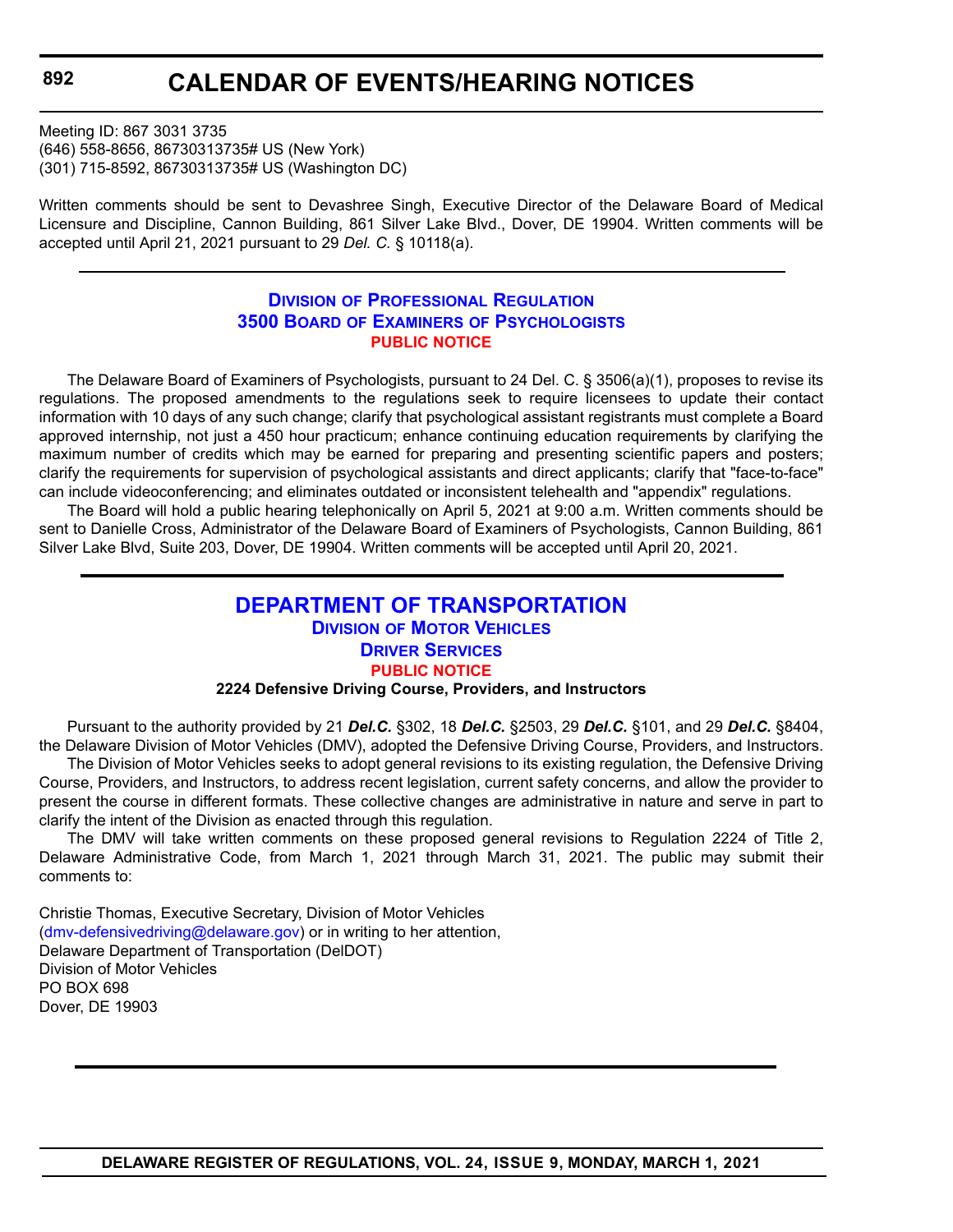Meeting ID: 867 3031 3735
(646) 558-8656, 86730313735# US (New York)
(301) 715-8592, 86730313735# US (Washington DC)

Written comments should be sent to Devashree Singh, Executive Director of the Delaware Board of Medical Licensure and Discipline, Cannon Building, 861 Silver Lake Blvd., Dover, DE 19904. Written comments will be accepted until April 21, 2021 pursuant to 29 *Del. C.* § 10118(a).

---

### Division of Professional Regulation
### 3500 Board of Examiners of Psychologists
### PUBLIC NOTICE

The Delaware Board of Examiners of Psychologists, pursuant to 24 Del. C. § 3506(a)(1), proposes to revise its regulations. The proposed amendments to the regulations seek to require licensees to update their contact information with 10 days of any such change; clarify that psychological assistant registrants must complete a Board approved internship, not just a 450 hour practicum; enhance continuing education requirements by clarifying the maximum number of credits which may be earned for preparing and presenting scientific papers and posters; clarify the requirements for supervision of psychological assistants and direct applicants; clarify that "face-to-face" can include videoconferencing; and eliminates outdated or inconsistent telehealth and "appendix" regulations.

The Board will hold a public hearing telephonically on April 5, 2021 at 9:00 a.m. Written comments should be sent to Danielle Cross, Administrator of the Delaware Board of Examiners of Psychologists, Cannon Building, 861 Silver Lake Blvd, Suite 203, Dover, DE 19904. Written comments will be accepted until April 20, 2021.

---

## DEPARTMENT OF TRANSPORTATION
### Division of Motor Vehicles
### Driver Services
### PUBLIC NOTICE

**2224 Defensive Driving Course, Providers, and Instructors**

Pursuant to the authority provided by 21 ***Del.C.*** §302, 18 ***Del.C.*** §2503, 29 ***Del.C.*** §101, and 29 ***Del.C.*** §8404, the Delaware Division of Motor Vehicles (DMV), adopted the Defensive Driving Course, Providers, and Instructors.

The Division of Motor Vehicles seeks to adopt general revisions to its existing regulation, the Defensive Driving Course, Providers, and Instructors, to address recent legislation, current safety concerns, and allow the provider to present the course in different formats. These collective changes are administrative in nature and serve in part to clarify the intent of the Division as enacted through this regulation.

The DMV will take written comments on these proposed general revisions to Regulation 2224 of Title 2, Delaware Administrative Code, from March 1, 2021 through March 31, 2021. The public may submit their comments to:

Christie Thomas, Executive Secretary, Division of Motor Vehicles
(dmv-defensivedriving@delaware.gov) or in writing to her attention,
Delaware Department of Transportation (DelDOT)
Division of Motor Vehicles
PO BOX 698
Dover, DE 19903